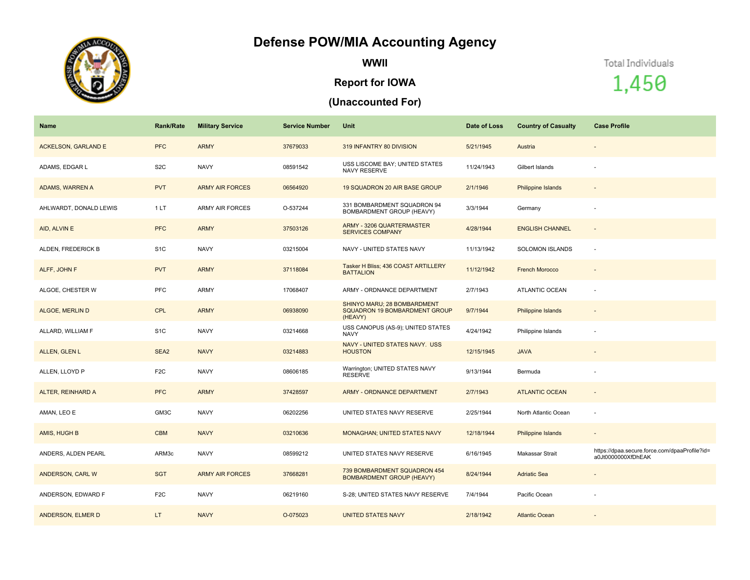# Defense POW/MIA Accounting Agency

## WWII

## Report for IOWA

## (Unaccounted For)

Total Individuals
1,450

| Name | Rank/Rate | Military Service | Service Number | Unit | Date of Loss | Country of Casualty | Case Profile |
|---|---|---|---|---|---|---|---|
| ACKELSON, GARLAND E | PFC | ARMY | 37679033 | 319 INFANTRY 80 DIVISION | 5/21/1945 | Austria | - |
| ADAMS, EDGAR L | S2C | NAVY | 08591542 | USS LISCOME BAY; UNITED STATES NAVY RESERVE | 11/24/1943 | Gilbert Islands | - |
| ADAMS, WARREN A | PVT | ARMY AIR FORCES | 06564920 | 19 SQUADRON 20 AIR BASE GROUP | 2/1/1946 | Philippine Islands | - |
| AHLWARDT, DONALD LEWIS | 1 LT | ARMY AIR FORCES | O-537244 | 331 BOMBARDMENT SQUADRON 94 BOMBARDMENT GROUP (HEAVY) | 3/3/1944 | Germany | - |
| AID, ALVIN E | PFC | ARMY | 37503126 | ARMY - 3206 QUARTERMASTER SERVICES COMPANY | 4/28/1944 | ENGLISH CHANNEL | - |
| ALDEN, FREDERICK B | S1C | NAVY | 03215004 | NAVY - UNITED STATES NAVY | 11/13/1942 | SOLOMON ISLANDS | - |
| ALFF, JOHN F | PVT | ARMY | 37118084 | Tasker H Bliss; 436 COAST ARTILLERY BATTALION | 11/12/1942 | French Morocco | - |
| ALGOE, CHESTER W | PFC | ARMY | 17068407 | ARMY - ORDNANCE DEPARTMENT | 2/7/1943 | ATLANTIC OCEAN | - |
| ALGOE, MERLIN D | CPL | ARMY | 06938090 | SHINYO MARU; 28 BOMBARDMENT SQUADRON 19 BOMBARDMENT GROUP (HEAVY) | 9/7/1944 | Philippine Islands | - |
| ALLARD, WILLIAM F | S1C | NAVY | 03214668 | USS CANOPUS (AS-9); UNITED STATES NAVY | 4/24/1942 | Philippine Islands | - |
| ALLEN, GLEN L | SEA2 | NAVY | 03214883 | NAVY - UNITED STATES NAVY. USS HOUSTON | 12/15/1945 | JAVA | - |
| ALLEN, LLOYD P | F2C | NAVY | 08606185 | Warrington; UNITED STATES NAVY RESERVE | 9/13/1944 | Bermuda | - |
| ALTER, REINHARD A | PFC | ARMY | 37428597 | ARMY - ORDNANCE DEPARTMENT | 2/7/1943 | ATLANTIC OCEAN | - |
| AMAN, LEO E | GM3C | NAVY | 06202256 | UNITED STATES NAVY RESERVE | 2/25/1944 | North Atlantic Ocean | - |
| AMIS, HUGH B | CBM | NAVY | 03210636 | MONAGHAN; UNITED STATES NAVY | 12/18/1944 | Philippine Islands | - |
| ANDERS, ALDEN PEARL | ARM3c | NAVY | 08599212 | UNITED STATES NAVY RESERVE | 6/16/1945 | Makassar Strait | https://dpaa.secure.force.com/dpaaProfile?id=a0Jt0000000XfDhEAK |
| ANDERSON, CARL W | SGT | ARMY AIR FORCES | 37668281 | 739 BOMBARDMENT SQUADRON 454 BOMBARDMENT GROUP (HEAVY) | 8/24/1944 | Adriatic Sea | - |
| ANDERSON, EDWARD F | F2C | NAVY | 06219160 | S-28; UNITED STATES NAVY RESERVE | 7/4/1944 | Pacific Ocean | - |
| ANDERSON, ELMER D | LT | NAVY | O-075023 | UNITED STATES NAVY | 2/18/1942 | Atlantic Ocean | - |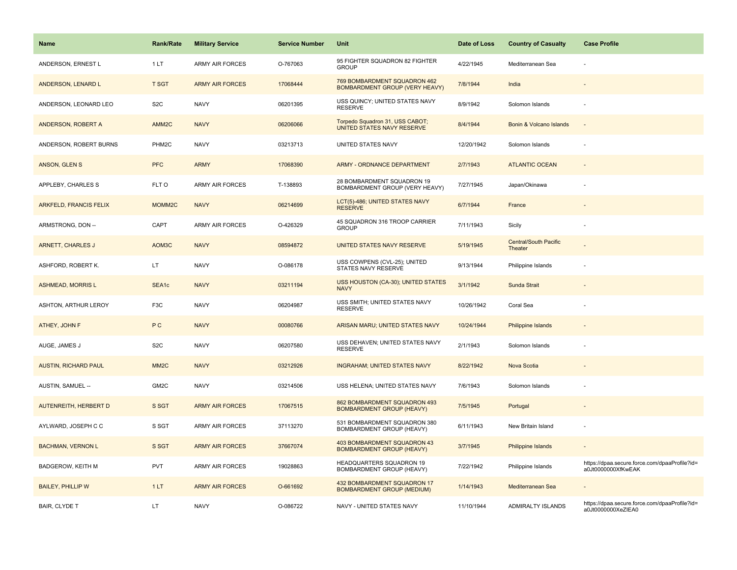| Name | Rank/Rate | Military Service | Service Number | Unit | Date of Loss | Country of Casualty | Case Profile |
|---|---|---|---|---|---|---|---|
| ANDERSON, ERNEST L | 1 LT | ARMY AIR FORCES | O-767063 | 95 FIGHTER SQUADRON 82 FIGHTER GROUP | 4/22/1945 | Mediterranean Sea | - |
| ANDERSON, LENARD L | T SGT | ARMY AIR FORCES | 17068444 | 769 BOMBARDMENT SQUADRON 462 BOMBARDMENT GROUP (VERY HEAVY) | 7/8/1944 | India | - |
| ANDERSON, LEONARD LEO | S2C | NAVY | 06201395 | USS QUINCY; UNITED STATES NAVY RESERVE | 8/9/1942 | Solomon Islands | - |
| ANDERSON, ROBERT A | AMM2C | NAVY | 06206066 | Torpedo Squadron 31, USS CABOT; UNITED STATES NAVY RESERVE | 8/4/1944 | Bonin & Volcano Islands | - |
| ANDERSON, ROBERT BURNS | PHM2C | NAVY | 03213713 | UNITED STATES NAVY | 12/20/1942 | Solomon Islands | - |
| ANSON, GLEN S | PFC | ARMY | 17068390 | ARMY - ORDNANCE DEPARTMENT | 2/7/1943 | ATLANTIC OCEAN | - |
| APPLEBY, CHARLES S | FLT O | ARMY AIR FORCES | T-138893 | 28 BOMBARDMENT SQUADRON 19 BOMBARDMENT GROUP (VERY HEAVY) | 7/27/1945 | Japan/Okinawa | - |
| ARKFELD, FRANCIS FELIX | MOMM2C | NAVY | 06214699 | LCT(5)-486; UNITED STATES NAVY RESERVE | 6/7/1944 | France | - |
| ARMSTRONG, DON -- | CAPT | ARMY AIR FORCES | O-426329 | 45 SQUADRON 316 TROOP CARRIER GROUP | 7/11/1943 | Sicily | - |
| ARNETT, CHARLES J | AOM3C | NAVY | 08594872 | UNITED STATES NAVY RESERVE | 5/19/1945 | Central/South Pacific Theater | - |
| ASHFORD, ROBERT K. | LT | NAVY | O-086178 | USS COWPENS (CVL-25); UNITED STATES NAVY RESERVE | 9/13/1944 | Philippine Islands | - |
| ASHMEAD, MORRIS L | SEA1c | NAVY | 03211194 | USS HOUSTON (CA-30); UNITED STATES NAVY | 3/1/1942 | Sunda Strait | - |
| ASHTON, ARTHUR LEROY | F3C | NAVY | 06204987 | USS SMITH; UNITED STATES NAVY RESERVE | 10/26/1942 | Coral Sea | - |
| ATHEY, JOHN F | P C | NAVY | 00080766 | ARISAN MARU; UNITED STATES NAVY | 10/24/1944 | Philippine Islands | - |
| AUGE, JAMES J | S2C | NAVY | 06207580 | USS DEHAVEN; UNITED STATES NAVY RESERVE | 2/1/1943 | Solomon Islands | - |
| AUSTIN, RICHARD PAUL | MM2C | NAVY | 03212926 | INGRAHAM; UNITED STATES NAVY | 8/22/1942 | Nova Scotia | - |
| AUSTIN, SAMUEL -- | GM2C | NAVY | 03214506 | USS HELENA; UNITED STATES NAVY | 7/6/1943 | Solomon Islands | - |
| AUTENREITH, HERBERT D | S SGT | ARMY AIR FORCES | 17067515 | 862 BOMBARDMENT SQUADRON 493 BOMBARDMENT GROUP (HEAVY) | 7/5/1945 | Portugal | - |
| AYLWARD, JOSEPH C C | S SGT | ARMY AIR FORCES | 37113270 | 531 BOMBARDMENT SQUADRON 380 BOMBARDMENT GROUP (HEAVY) | 6/11/1943 | New Britain Island | - |
| BACHMAN, VERNON L | S SGT | ARMY AIR FORCES | 37667074 | 403 BOMBARDMENT SQUADRON 43 BOMBARDMENT GROUP (HEAVY) | 3/7/1945 | Philippine Islands | - |
| BADGEROW, KEITH M | PVT | ARMY AIR FORCES | 19028863 | HEADQUARTERS SQUADRON 19 BOMBARDMENT GROUP (HEAVY) | 7/22/1942 | Philippine Islands | https://dpaa.secure.force.com/dpaaProfile?id=a0Jt0000000XfKwEAK |
| BAILEY, PHILLIP W | 1 LT | ARMY AIR FORCES | O-661692 | 432 BOMBARDMENT SQUADRON 17 BOMBARDMENT GROUP (MEDIUM) | 1/14/1943 | Mediterranean Sea | - |
| BAIR, CLYDE T | LT | NAVY | O-086722 | NAVY - UNITED STATES NAVY | 11/10/1944 | ADMIRALTY ISLANDS | https://dpaa.secure.force.com/dpaaProfile?id=a0Jt0000000XeZIEA0 |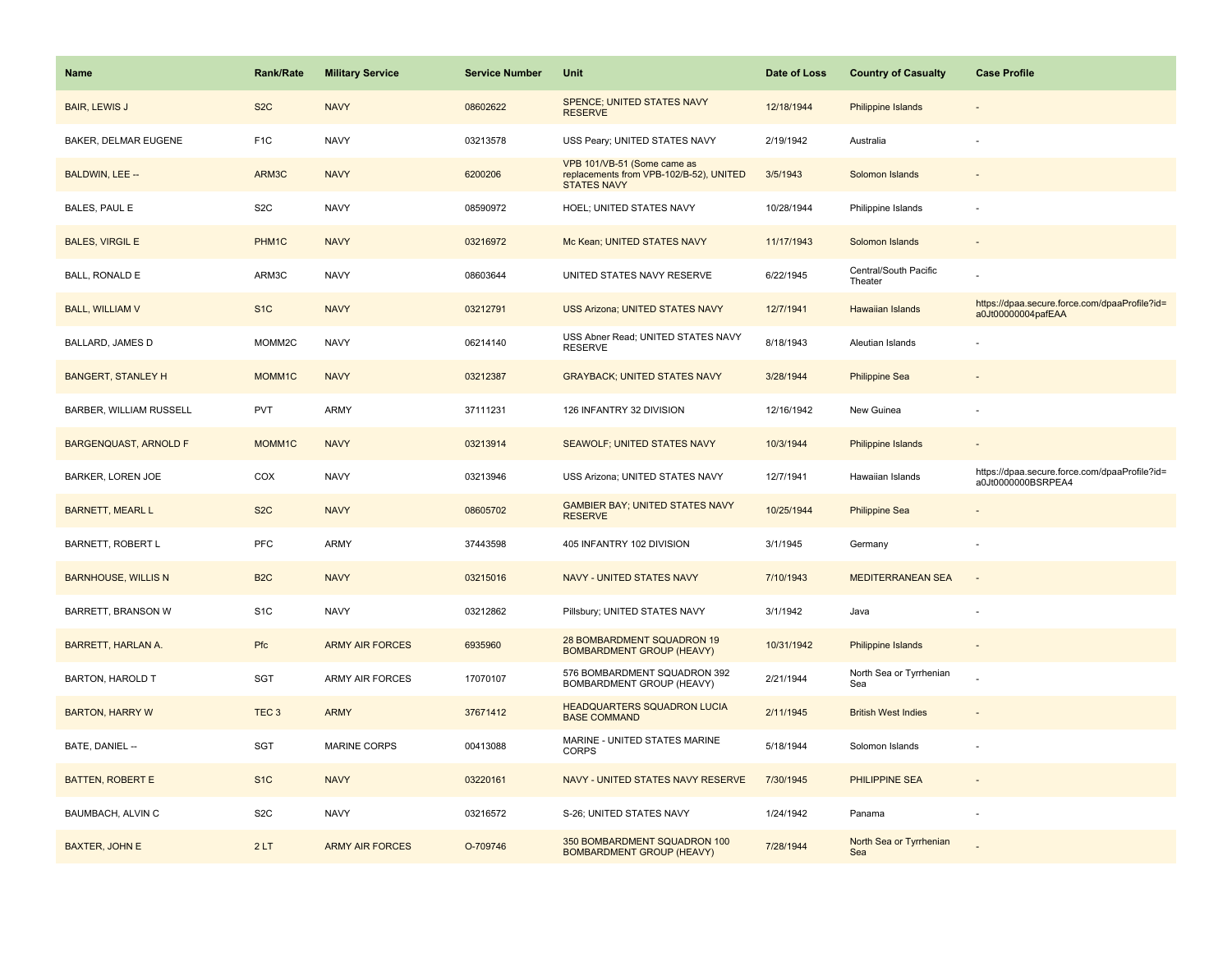| Name | Rank/Rate | Military Service | Service Number | Unit | Date of Loss | Country of Casualty | Case Profile |
|---|---|---|---|---|---|---|---|
| BAIR, LEWIS J | S2C | NAVY | 08602622 | SPENCE; UNITED STATES NAVY RESERVE | 12/18/1944 | Philippine Islands | - |
| BAKER, DELMAR EUGENE | F1C | NAVY | 03213578 | USS Peary; UNITED STATES NAVY | 2/19/1942 | Australia | - |
| BALDWIN, LEE -- | ARM3C | NAVY | 6200206 | VPB 101/VB-51 (Some came as replacements from VPB-102/B-52), UNITED STATES NAVY | 3/5/1943 | Solomon Islands | - |
| BALES, PAUL E | S2C | NAVY | 08590972 | HOEL; UNITED STATES NAVY | 10/28/1944 | Philippine Islands | - |
| BALES, VIRGIL E | PHM1C | NAVY | 03216972 | Mc Kean; UNITED STATES NAVY | 11/17/1943 | Solomon Islands | - |
| BALL, RONALD E | ARM3C | NAVY | 08603644 | UNITED STATES NAVY RESERVE | 6/22/1945 | Central/South Pacific Theater | - |
| BALL, WILLIAM V | S1C | NAVY | 03212791 | USS Arizona; UNITED STATES NAVY | 12/7/1941 | Hawaiian Islands | https://dpaa.secure.force.com/dpaaProfile?id=a0Jt00000004pafEAA |
| BALLARD, JAMES D | MOMM2C | NAVY | 06214140 | USS Abner Read; UNITED STATES NAVY RESERVE | 8/18/1943 | Aleutian Islands | - |
| BANGERT, STANLEY H | MOMM1C | NAVY | 03212387 | GRAYBACK; UNITED STATES NAVY | 3/28/1944 | Philippine Sea | - |
| BARBER, WILLIAM RUSSELL | PVT | ARMY | 37111231 | 126 INFANTRY 32 DIVISION | 12/16/1942 | New Guinea | - |
| BARGENQUAST, ARNOLD F | MOMM1C | NAVY | 03213914 | SEAWOLF; UNITED STATES NAVY | 10/3/1944 | Philippine Islands | - |
| BARKER, LOREN JOE | COX | NAVY | 03213946 | USS Arizona; UNITED STATES NAVY | 12/7/1941 | Hawaiian Islands | https://dpaa.secure.force.com/dpaaProfile?id=a0Jt0000000BSRPEA4 |
| BARNETT, MEARL L | S2C | NAVY | 08605702 | GAMBIER BAY; UNITED STATES NAVY RESERVE | 10/25/1944 | Philippine Sea | - |
| BARNETT, ROBERT L | PFC | ARMY | 37443598 | 405 INFANTRY 102 DIVISION | 3/1/1945 | Germany | - |
| BARNHOUSE, WILLIS N | B2C | NAVY | 03215016 | NAVY - UNITED STATES NAVY | 7/10/1943 | MEDITERRANEAN SEA | - |
| BARRETT, BRANSON W | S1C | NAVY | 03212862 | Pillsbury; UNITED STATES NAVY | 3/1/1942 | Java | - |
| BARRETT, HARLAN A. | Pfc | ARMY AIR FORCES | 6935960 | 28 BOMBARDMENT SQUADRON 19 BOMBARDMENT GROUP (HEAVY) | 10/31/1942 | Philippine Islands | - |
| BARTON, HAROLD T | SGT | ARMY AIR FORCES | 17070107 | 576 BOMBARDMENT SQUADRON 392 BOMBARDMENT GROUP (HEAVY) | 2/21/1944 | North Sea or Tyrrhenian Sea | - |
| BARTON, HARRY W | TEC 3 | ARMY | 37671412 | HEADQUARTERS SQUADRON LUCIA BASE COMMAND | 2/11/1945 | British West Indies | - |
| BATE, DANIEL -- | SGT | MARINE CORPS | 00413088 | MARINE - UNITED STATES MARINE CORPS | 5/18/1944 | Solomon Islands | - |
| BATTEN, ROBERT E | S1C | NAVY | 03220161 | NAVY - UNITED STATES NAVY RESERVE | 7/30/1945 | PHILIPPINE SEA | - |
| BAUMBACH, ALVIN C | S2C | NAVY | 03216572 | S-26; UNITED STATES NAVY | 1/24/1942 | Panama | - |
| BAXTER, JOHN E | 2 LT | ARMY AIR FORCES | O-709746 | 350 BOMBARDMENT SQUADRON 100 BOMBARDMENT GROUP (HEAVY) | 7/28/1944 | North Sea or Tyrrhenian Sea | - |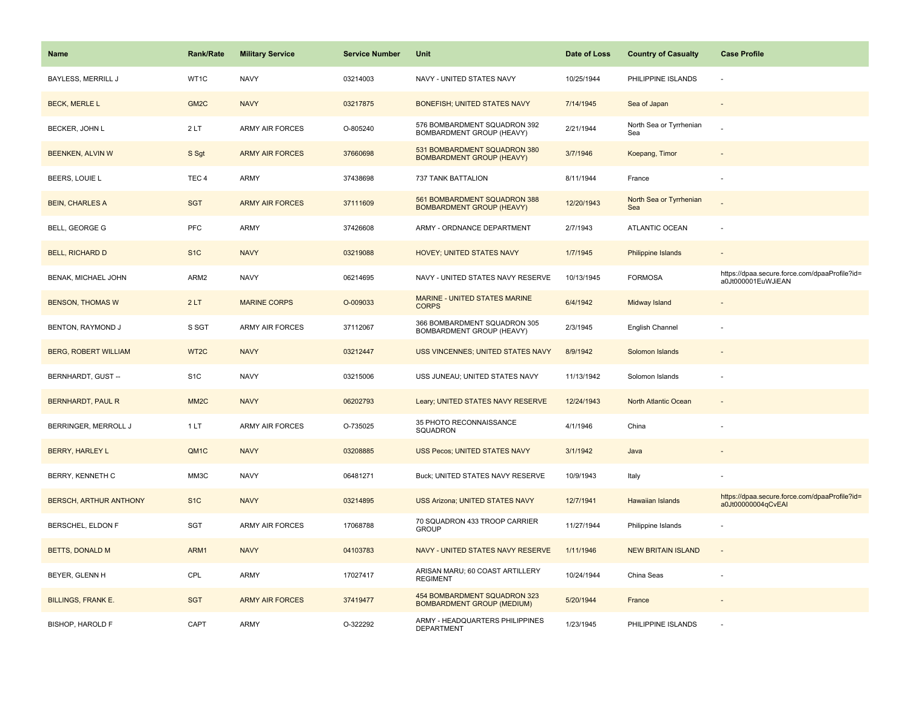| Name | Rank/Rate | Military Service | Service Number | Unit | Date of Loss | Country of Casualty | Case Profile |
|---|---|---|---|---|---|---|---|
| BAYLESS, MERRILL J | WT1C | NAVY | 03214003 | NAVY - UNITED STATES NAVY | 10/25/1944 | PHILIPPINE ISLANDS | - |
| BECK, MERLE L | GM2C | NAVY | 03217875 | BONEFISH; UNITED STATES NAVY | 7/14/1945 | Sea of Japan | - |
| BECKER, JOHN L | 2 LT | ARMY AIR FORCES | O-805240 | 576 BOMBARDMENT SQUADRON 392 BOMBARDMENT GROUP (HEAVY) | 2/21/1944 | North Sea or Tyrrhenian Sea | - |
| BEENKEN, ALVIN W | S Sgt | ARMY AIR FORCES | 37660698 | 531 BOMBARDMENT SQUADRON 380 BOMBARDMENT GROUP (HEAVY) | 3/7/1946 | Koepang, Timor | - |
| BEERS, LOUIE L | TEC 4 | ARMY | 37438698 | 737 TANK BATTALION | 8/11/1944 | France | - |
| BEIN, CHARLES A | SGT | ARMY AIR FORCES | 37111609 | 561 BOMBARDMENT SQUADRON 388 BOMBARDMENT GROUP (HEAVY) | 12/20/1943 | North Sea or Tyrrhenian Sea | - |
| BELL, GEORGE G | PFC | ARMY | 37426608 | ARMY - ORDNANCE DEPARTMENT | 2/7/1943 | ATLANTIC OCEAN | - |
| BELL, RICHARD D | S1C | NAVY | 03219088 | HOVEY; UNITED STATES NAVY | 1/7/1945 | Philippine Islands | - |
| BENAK, MICHAEL JOHN | ARM2 | NAVY | 06214695 | NAVY - UNITED STATES NAVY RESERVE | 10/13/1945 | FORMOSA | https://dpaa.secure.force.com/dpaaProfile?id=a0Jt000001EuWJiEAN |
| BENSON, THOMAS W | 2 LT | MARINE CORPS | O-009033 | MARINE - UNITED STATES MARINE CORPS | 6/4/1942 | Midway Island | - |
| BENTON, RAYMOND J | S SGT | ARMY AIR FORCES | 37112067 | 366 BOMBARDMENT SQUADRON 305 BOMBARDMENT GROUP (HEAVY) | 2/3/1945 | English Channel | - |
| BERG, ROBERT WILLIAM | WT2C | NAVY | 03212447 | USS VINCENNES; UNITED STATES NAVY | 8/9/1942 | Solomon Islands | - |
| BERNHARDT, GUST -- | S1C | NAVY | 03215006 | USS JUNEAU; UNITED STATES NAVY | 11/13/1942 | Solomon Islands | - |
| BERNHARDT, PAUL R | MM2C | NAVY | 06202793 | Leary; UNITED STATES NAVY RESERVE | 12/24/1943 | North Atlantic Ocean | - |
| BERRINGER, MERROLL J | 1 LT | ARMY AIR FORCES | O-735025 | 35 PHOTO RECONNAISSANCE SQUADRON | 4/1/1946 | China | - |
| BERRY, HARLEY L | QM1C | NAVY | 03208885 | USS Pecos; UNITED STATES NAVY | 3/1/1942 | Java | - |
| BERRY, KENNETH C | MM3C | NAVY | 06481271 | Buck; UNITED STATES NAVY RESERVE | 10/9/1943 | Italy | - |
| BERSCH, ARTHUR ANTHONY | S1C | NAVY | 03214895 | USS Arizona; UNITED STATES NAVY | 12/7/1941 | Hawaiian Islands | https://dpaa.secure.force.com/dpaaProfile?id=a0Jt00000004qCvEAI |
| BERSCHEL, ELDON F | SGT | ARMY AIR FORCES | 17068788 | 70 SQUADRON 433 TROOP CARRIER GROUP | 11/27/1944 | Philippine Islands | - |
| BETTS, DONALD M | ARM1 | NAVY | 04103783 | NAVY - UNITED STATES NAVY RESERVE | 1/11/1946 | NEW BRITAIN ISLAND | - |
| BEYER, GLENN H | CPL | ARMY | 17027417 | ARISAN MARU; 60 COAST ARTILLERY REGIMENT | 10/24/1944 | China Seas | - |
| BILLINGS, FRANK E. | SGT | ARMY AIR FORCES | 37419477 | 454 BOMBARDMENT SQUADRON 323 BOMBARDMENT GROUP (MEDIUM) | 5/20/1944 | France | - |
| BISHOP, HAROLD F | CAPT | ARMY | O-322292 | ARMY - HEADQUARTERS PHILIPPINES DEPARTMENT | 1/23/1945 | PHILIPPINE ISLANDS | - |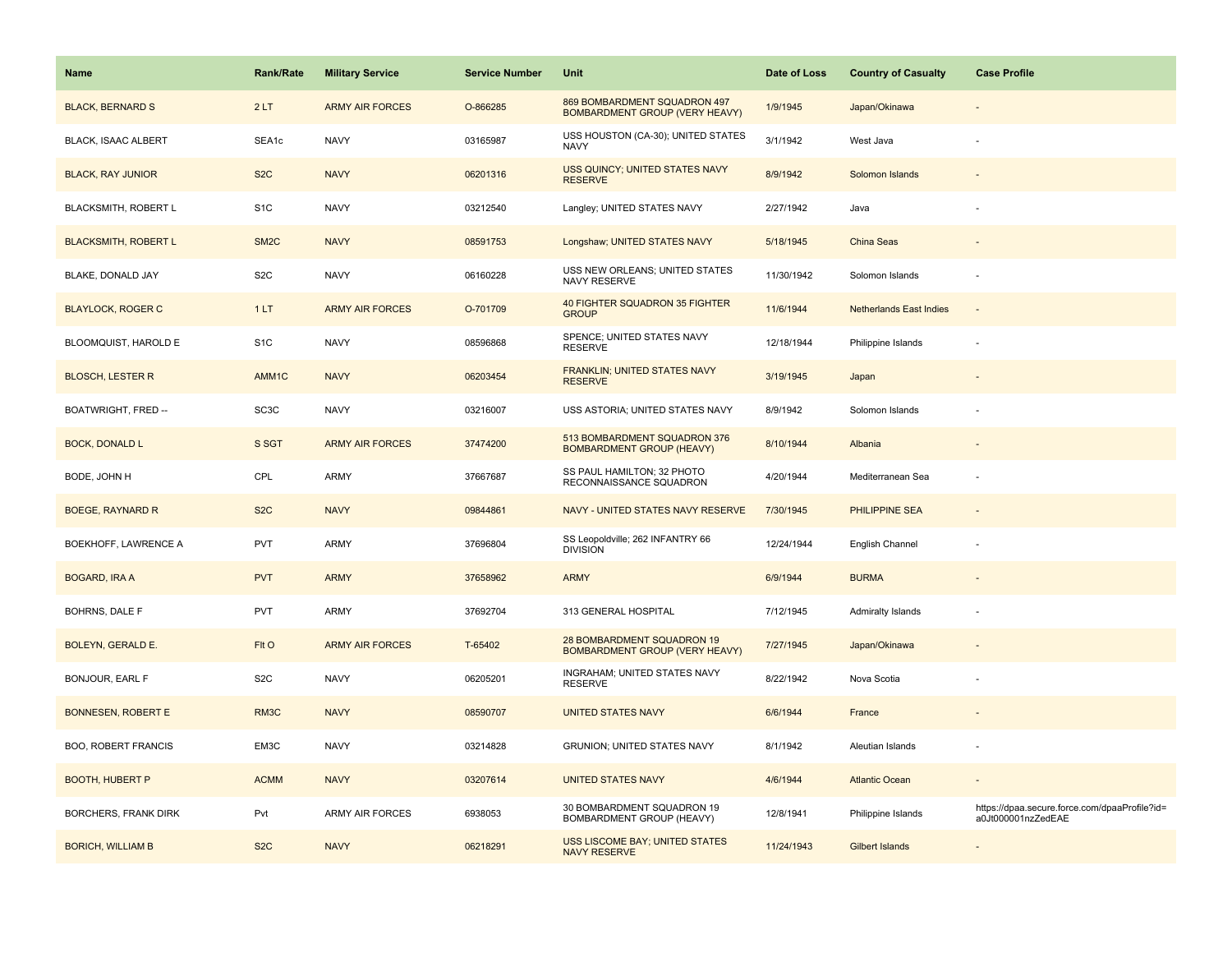| Name | Rank/Rate | Military Service | Service Number | Unit | Date of Loss | Country of Casualty | Case Profile |
|---|---|---|---|---|---|---|---|
| BLACK, BERNARD S | 2 LT | ARMY AIR FORCES | O-866285 | 869 BOMBARDMENT SQUADRON 497 BOMBARDMENT GROUP (VERY HEAVY) | 1/9/1945 | Japan/Okinawa | - |
| BLACK, ISAAC ALBERT | SEA1c | NAVY | 03165987 | USS HOUSTON (CA-30); UNITED STATES NAVY | 3/1/1942 | West Java | - |
| BLACK, RAY JUNIOR | S2C | NAVY | 06201316 | USS QUINCY; UNITED STATES NAVY RESERVE | 8/9/1942 | Solomon Islands | - |
| BLACKSMITH, ROBERT L | S1C | NAVY | 03212540 | Langley; UNITED STATES NAVY | 2/27/1942 | Java | - |
| BLACKSMITH, ROBERT L | SM2C | NAVY | 08591753 | Longshaw; UNITED STATES NAVY | 5/18/1945 | China Seas | - |
| BLAKE, DONALD JAY | S2C | NAVY | 06160228 | USS NEW ORLEANS; UNITED STATES NAVY RESERVE | 11/30/1942 | Solomon Islands | - |
| BLAYLOCK, ROGER C | 1 LT | ARMY AIR FORCES | O-701709 | 40 FIGHTER SQUADRON 35 FIGHTER GROUP | 11/6/1944 | Netherlands East Indies | - |
| BLOOMQUIST, HAROLD E | S1C | NAVY | 08596868 | SPENCE; UNITED STATES NAVY RESERVE | 12/18/1944 | Philippine Islands | - |
| BLOSCH, LESTER R | AMM1C | NAVY | 06203454 | FRANKLIN; UNITED STATES NAVY RESERVE | 3/19/1945 | Japan | - |
| BOATWRIGHT, FRED -- | SC3C | NAVY | 03216007 | USS ASTORIA; UNITED STATES NAVY | 8/9/1942 | Solomon Islands | - |
| BOCK, DONALD L | S SGT | ARMY AIR FORCES | 37474200 | 513 BOMBARDMENT SQUADRON 376 BOMBARDMENT GROUP (HEAVY) | 8/10/1944 | Albania | - |
| BODE, JOHN H | CPL | ARMY | 37667687 | SS PAUL HAMILTON; 32 PHOTO RECONNAISSANCE SQUADRON | 4/20/1944 | Mediterranean Sea | - |
| BOEGE, RAYNARD R | S2C | NAVY | 09844861 | NAVY - UNITED STATES NAVY RESERVE | 7/30/1945 | PHILIPPINE SEA | - |
| BOEKHOFF, LAWRENCE A | PVT | ARMY | 37696804 | SS Leopoldville; 262 INFANTRY 66 DIVISION | 12/24/1944 | English Channel | - |
| BOGARD, IRA A | PVT | ARMY | 37658962 | ARMY | 6/9/1944 | BURMA | - |
| BOHRNS, DALE F | PVT | ARMY | 37692704 | 313 GENERAL HOSPITAL | 7/12/1945 | Admiralty Islands | - |
| BOLEYN, GERALD E. | Flt O | ARMY AIR FORCES | T-65402 | 28 BOMBARDMENT SQUADRON 19 BOMBARDMENT GROUP (VERY HEAVY) | 7/27/1945 | Japan/Okinawa | - |
| BONJOUR, EARL F | S2C | NAVY | 06205201 | INGRAHAM; UNITED STATES NAVY RESERVE | 8/22/1942 | Nova Scotia | - |
| BONNESEN, ROBERT E | RM3C | NAVY | 08590707 | UNITED STATES NAVY | 6/6/1944 | France | - |
| BOO, ROBERT FRANCIS | EM3C | NAVY | 03214828 | GRUNION; UNITED STATES NAVY | 8/1/1942 | Aleutian Islands | - |
| BOOTH, HUBERT P | ACMM | NAVY | 03207614 | UNITED STATES NAVY | 4/6/1944 | Atlantic Ocean | - |
| BORCHERS, FRANK DIRK | Pvt | ARMY AIR FORCES | 6938053 | 30 BOMBARDMENT SQUADRON 19 BOMBARDMENT GROUP (HEAVY) | 12/8/1941 | Philippine Islands | https://dpaa.secure.force.com/dpaaProfile?id=a0Jt000001nzZedEAE |
| BORICH, WILLIAM B | S2C | NAVY | 06218291 | USS LISCOME BAY; UNITED STATES NAVY RESERVE | 11/24/1943 | Gilbert Islands | - |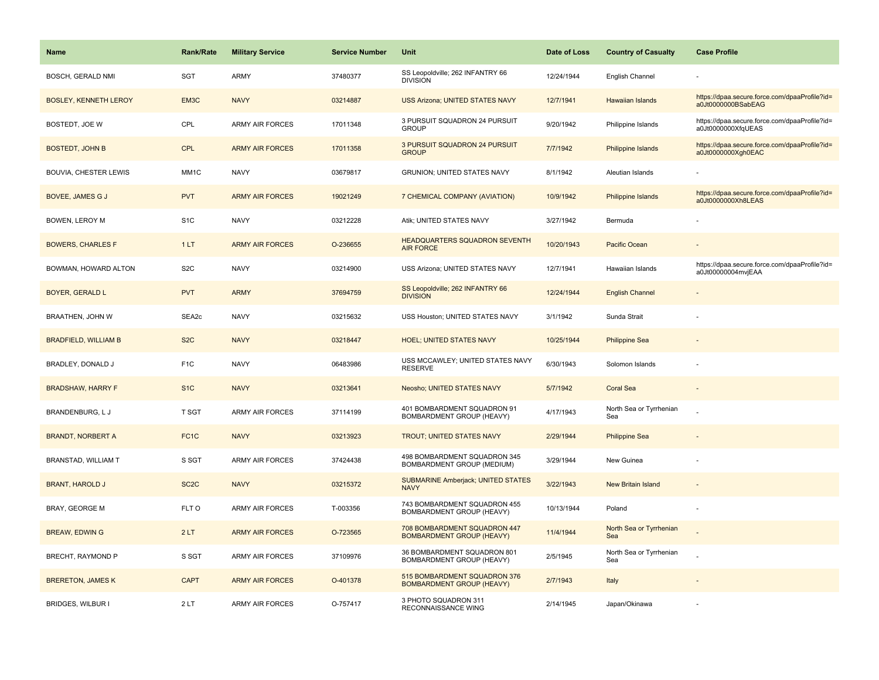| Name | Rank/Rate | Military Service | Service Number | Unit | Date of Loss | Country of Casualty | Case Profile |
| --- | --- | --- | --- | --- | --- | --- | --- |
| BOSCH, GERALD NMI | SGT | ARMY | 37480377 | SS Leopoldville; 262 INFANTRY 66 DIVISION | 12/24/1944 | English Channel | - |
| BOSLEY, KENNETH LEROY | EM3C | NAVY | 03214887 | USS Arizona; UNITED STATES NAVY | 12/7/1941 | Hawaiian Islands | https://dpaa.secure.force.com/dpaaProfile?id=a0Jt0000000BSabEAG |
| BOSTEDT, JOE W | CPL | ARMY AIR FORCES | 17011348 | 3 PURSUIT SQUADRON 24 PURSUIT GROUP | 9/20/1942 | Philippine Islands | https://dpaa.secure.force.com/dpaaProfile?id=a0Jt0000000XfqUEAS |
| BOSTEDT, JOHN B | CPL | ARMY AIR FORCES | 17011358 | 3 PURSUIT SQUADRON 24 PURSUIT GROUP | 7/7/1942 | Philippine Islands | https://dpaa.secure.force.com/dpaaProfile?id=a0Jt0000000Xgh0EAC |
| BOUVIA, CHESTER LEWIS | MM1C | NAVY | 03679817 | GRUNION; UNITED STATES NAVY | 8/1/1942 | Aleutian Islands | - |
| BOVEE, JAMES G J | PVT | ARMY AIR FORCES | 19021249 | 7 CHEMICAL COMPANY (AVIATION) | 10/9/1942 | Philippine Islands | https://dpaa.secure.force.com/dpaaProfile?id=a0Jt0000000Xh8LEAS |
| BOWEN, LEROY M | S1C | NAVY | 03212228 | Atik; UNITED STATES NAVY | 3/27/1942 | Bermuda | - |
| BOWERS, CHARLES F | 1 LT | ARMY AIR FORCES | O-236655 | HEADQUARTERS SQUADRON SEVENTH AIR FORCE | 10/20/1943 | Pacific Ocean | - |
| BOWMAN, HOWARD ALTON | S2C | NAVY | 03214900 | USS Arizona; UNITED STATES NAVY | 12/7/1941 | Hawaiian Islands | https://dpaa.secure.force.com/dpaaProfile?id=a0Jt00000004mvjEAA |
| BOYER, GERALD L | PVT | ARMY | 37694759 | SS Leopoldville; 262 INFANTRY 66 DIVISION | 12/24/1944 | English Channel | - |
| BRAATHEN, JOHN W | SEA2c | NAVY | 03215632 | USS Houston; UNITED STATES NAVY | 3/1/1942 | Sunda Strait | - |
| BRADFIELD, WILLIAM B | S2C | NAVY | 03218447 | HOEL; UNITED STATES NAVY | 10/25/1944 | Philippine Sea | - |
| BRADLEY, DONALD J | F1C | NAVY | 06483986 | USS MCCAWLEY; UNITED STATES NAVY RESERVE | 6/30/1943 | Solomon Islands | - |
| BRADSHAW, HARRY F | S1C | NAVY | 03213641 | Neosho; UNITED STATES NAVY | 5/7/1942 | Coral Sea | - |
| BRANDENBURG, L J | T SGT | ARMY AIR FORCES | 37114199 | 401 BOMBARDMENT SQUADRON 91 BOMBARDMENT GROUP (HEAVY) | 4/17/1943 | North Sea or Tyrrhenian Sea | - |
| BRANDT, NORBERT A | FC1C | NAVY | 03213923 | TROUT; UNITED STATES NAVY | 2/29/1944 | Philippine Sea | - |
| BRANSTAD, WILLIAM T | S SGT | ARMY AIR FORCES | 37424438 | 498 BOMBARDMENT SQUADRON 345 BOMBARDMENT GROUP (MEDIUM) | 3/29/1944 | New Guinea | - |
| BRANT, HAROLD J | SC2C | NAVY | 03215372 | SUBMARINE Amberjack; UNITED STATES NAVY | 3/22/1943 | New Britain Island | - |
| BRAY, GEORGE M | FLT O | ARMY AIR FORCES | T-003356 | 743 BOMBARDMENT SQUADRON 455 BOMBARDMENT GROUP (HEAVY) | 10/13/1944 | Poland | - |
| BREAW, EDWIN G | 2 LT | ARMY AIR FORCES | O-723565 | 708 BOMBARDMENT SQUADRON 447 BOMBARDMENT GROUP (HEAVY) | 11/4/1944 | North Sea or Tyrrhenian Sea | - |
| BRECHT, RAYMOND P | S SGT | ARMY AIR FORCES | 37109976 | 36 BOMBARDMENT SQUADRON 801 BOMBARDMENT GROUP (HEAVY) | 2/5/1945 | North Sea or Tyrrhenian Sea | - |
| BRERETON, JAMES K | CAPT | ARMY AIR FORCES | O-401378 | 515 BOMBARDMENT SQUADRON 376 BOMBARDMENT GROUP (HEAVY) | 2/7/1943 | Italy | - |
| BRIDGES, WILBUR I | 2 LT | ARMY AIR FORCES | O-757417 | 3 PHOTO SQUADRON 311 RECONNAISSANCE WING | 2/14/1945 | Japan/Okinawa | - |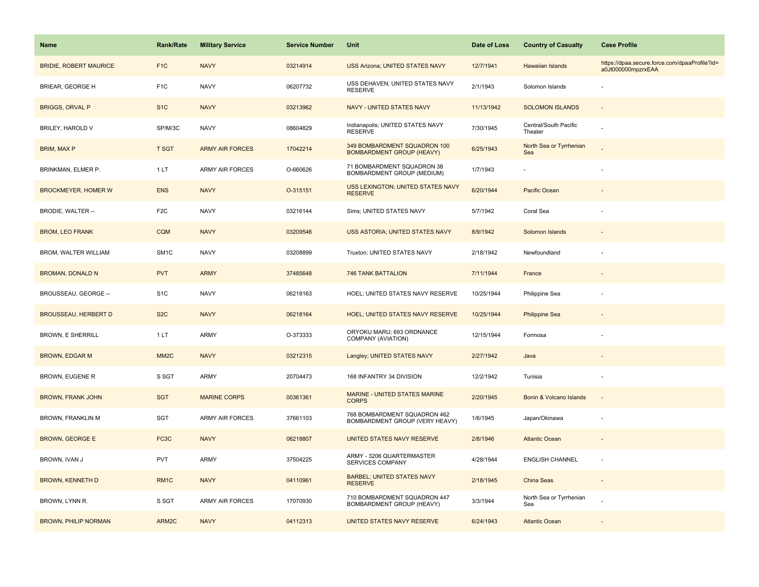| Name | Rank/Rate | Military Service | Service Number | Unit | Date of Loss | Country of Casualty | Case Profile |
| --- | --- | --- | --- | --- | --- | --- | --- |
| BRIDIE, ROBERT MAURICE | F1C | NAVY | 03214914 | USS Arizona; UNITED STATES NAVY | 12/7/1941 | Hawaiian Islands | https://dpaa.secure.force.com/dpaaProfile?id=a0Jt000000mpzrxEAA |
| BRIEAR, GEORGE H | F1C | NAVY | 06207732 | USS DEHAVEN; UNITED STATES NAVY RESERVE | 2/1/1943 | Solomon Islands | - |
| BRIGGS, ORVAL P | S1C | NAVY | 03213962 | NAVY - UNITED STATES NAVY | 11/13/1942 | SOLOMON ISLANDS | - |
| BRILEY, HAROLD V | SP/M/3C | NAVY | 08604829 | Indianapolis; UNITED STATES NAVY RESERVE | 7/30/1945 | Central/South Pacific Theater | - |
| BRIM, MAX P | T SGT | ARMY AIR FORCES | 17042214 | 349 BOMBARDMENT SQUADRON 100 BOMBARDMENT GROUP (HEAVY) | 6/25/1943 | North Sea or Tyrrhenian Sea | - |
| BRINKMAN, ELMER P. | 1 LT | ARMY AIR FORCES | O-660626 | 71 BOMBARDMENT SQUADRON 38 BOMBARDMENT GROUP (MEDIUM) | 1/7/1943 | - | - |
| BROCKMEYER, HOMER W | ENS | NAVY | O-315151 | USS LEXINGTON; UNITED STATES NAVY RESERVE | 6/20/1944 | Pacific Ocean | - |
| BRODIE, WALTER -- | F2C | NAVY | 03216144 | Sims; UNITED STATES NAVY | 5/7/1942 | Coral Sea | - |
| BROM, LEO FRANK | CQM | NAVY | 03209546 | USS ASTORIA; UNITED STATES NAVY | 8/9/1942 | Solomon Islands | - |
| BROM, WALTER WILLIAM | SM1C | NAVY | 03208899 | Truxton; UNITED STATES NAVY | 2/18/1942 | Newfoundland | - |
| BROMAN, DONALD N | PVT | ARMY | 37485648 | 746 TANK BATTALION | 7/11/1944 | France | - |
| BROUSSEAU, GEORGE -- | S1C | NAVY | 06218163 | HOEL; UNITED STATES NAVY RESERVE | 10/25/1944 | Philippine Sea | - |
| BROUSSEAU, HERBERT D | S2C | NAVY | 06218164 | HOEL; UNITED STATES NAVY RESERVE | 10/25/1944 | Philippine Sea | - |
| BROWN, E SHERRILL | 1 LT | ARMY | O-373333 | ORYOKU MARU; 693 ORDNANCE COMPANY (AVIATION) | 12/15/1944 | Formosa | - |
| BROWN, EDGAR M | MM2C | NAVY | 03212315 | Langley; UNITED STATES NAVY | 2/27/1942 | Java | - |
| BROWN, EUGENE R | S SGT | ARMY | 20704473 | 168 INFANTRY 34 DIVISION | 12/2/1942 | Tunisia | - |
| BROWN, FRANK JOHN | SGT | MARINE CORPS | 00361361 | MARINE - UNITED STATES MARINE CORPS | 2/20/1945 | Bonin & Volcano Islands | - |
| BROWN, FRANKLIN M | SGT | ARMY AIR FORCES | 37661103 | 768 BOMBARDMENT SQUADRON 462 BOMBARDMENT GROUP (VERY HEAVY) | 1/6/1945 | Japan/Okinawa | - |
| BROWN, GEORGE E | FC3C | NAVY | 06218807 | UNITED STATES NAVY RESERVE | 2/8/1946 | Atlantic Ocean | - |
| BROWN, IVAN J | PVT | ARMY | 37504225 | ARMY - 3206 QUARTERMASTER SERVICES COMPANY | 4/28/1944 | ENGLISH CHANNEL | - |
| BROWN, KENNETH D | RM1C | NAVY | 04110961 | BARBEL; UNITED STATES NAVY RESERVE | 2/18/1945 | China Seas | - |
| BROWN, LYNN R. | S SGT | ARMY AIR FORCES | 17070930 | 710 BOMBARDMENT SQUADRON 447 BOMBARDMENT GROUP (HEAVY) | 3/3/1944 | North Sea or Tyrrhenian Sea | - |
| BROWN, PHILIP NORMAN | ARM2C | NAVY | 04112313 | UNITED STATES NAVY RESERVE | 6/24/1943 | Atlantic Ocean | - |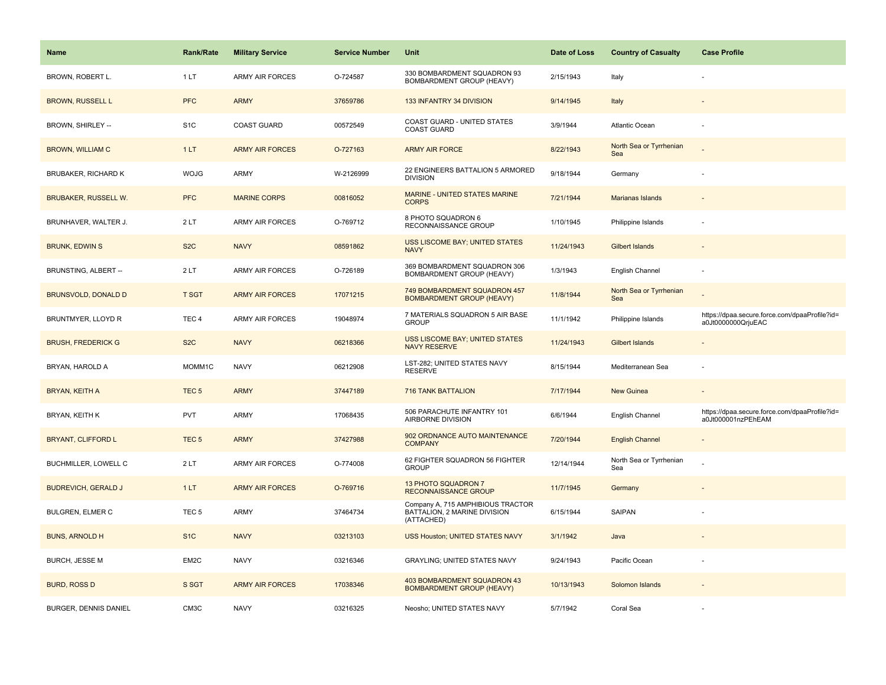| Name | Rank/Rate | Military Service | Service Number | Unit | Date of Loss | Country of Casualty | Case Profile |
|---|---|---|---|---|---|---|---|
| BROWN, ROBERT L. | 1 LT | ARMY AIR FORCES | O-724587 | 330 BOMBARDMENT SQUADRON 93 BOMBARDMENT GROUP (HEAVY) | 2/15/1943 | Italy | - |
| BROWN, RUSSELL L | PFC | ARMY | 37659786 | 133 INFANTRY 34 DIVISION | 9/14/1945 | Italy | - |
| BROWN, SHIRLEY -- | S1C | COAST GUARD | 00572549 | COAST GUARD - UNITED STATES COAST GUARD | 3/9/1944 | Atlantic Ocean | - |
| BROWN, WILLIAM C | 1 LT | ARMY AIR FORCES | O-727163 | ARMY AIR FORCE | 8/22/1943 | North Sea or Tyrrhenian Sea | - |
| BRUBAKER, RICHARD K | WOJG | ARMY | W-2126999 | 22 ENGINEERS BATTALION 5 ARMORED DIVISION | 9/18/1944 | Germany | - |
| BRUBAKER, RUSSELL W. | PFC | MARINE CORPS | 00816052 | MARINE - UNITED STATES MARINE CORPS | 7/21/1944 | Marianas Islands | - |
| BRUNHAVER, WALTER J. | 2 LT | ARMY AIR FORCES | O-769712 | 8 PHOTO SQUADRON 6 RECONNAISSANCE GROUP | 1/10/1945 | Philippine Islands | - |
| BRUNK, EDWIN S | S2C | NAVY | 08591862 | USS LISCOME BAY; UNITED STATES NAVY | 11/24/1943 | Gilbert Islands | - |
| BRUNSTING, ALBERT -- | 2 LT | ARMY AIR FORCES | O-726189 | 369 BOMBARDMENT SQUADRON 306 BOMBARDMENT GROUP (HEAVY) | 1/3/1943 | English Channel | - |
| BRUNSVOLD, DONALD D | T SGT | ARMY AIR FORCES | 17071215 | 749 BOMBARDMENT SQUADRON 457 BOMBARDMENT GROUP (HEAVY) | 11/8/1944 | North Sea or Tyrrhenian Sea | - |
| BRUNTMYER, LLOYD R | TEC 4 | ARMY AIR FORCES | 19048974 | 7 MATERIALS SQUADRON 5 AIR BASE GROUP | 11/1/1942 | Philippine Islands | https://dpaa.secure.force.com/dpaaProfile?id=a0Jt0000000QrjuEAC |
| BRUSH, FREDERICK G | S2C | NAVY | 06218366 | USS LISCOME BAY; UNITED STATES NAVY RESERVE | 11/24/1943 | Gilbert Islands | - |
| BRYAN, HAROLD A | MOMM1C | NAVY | 06212908 | LST-282; UNITED STATES NAVY RESERVE | 8/15/1944 | Mediterranean Sea | - |
| BRYAN, KEITH A | TEC 5 | ARMY | 37447189 | 716 TANK BATTALION | 7/17/1944 | New Guinea | - |
| BRYAN, KEITH K | PVT | ARMY | 17068435 | 506 PARACHUTE INFANTRY 101 AIRBORNE DIVISION | 6/6/1944 | English Channel | https://dpaa.secure.force.com/dpaaProfile?id=a0Jt000001nzPEhEAM |
| BRYANT, CLIFFORD L | TEC 5 | ARMY | 37427988 | 902 ORDNANCE AUTO MAINTENANCE COMPANY | 7/20/1944 | English Channel | - |
| BUCHMILLER, LOWELL C | 2 LT | ARMY AIR FORCES | O-774008 | 62 FIGHTER SQUADRON 56 FIGHTER GROUP | 12/14/1944 | North Sea or Tyrrhenian Sea | - |
| BUDREVICH, GERALD J | 1 LT | ARMY AIR FORCES | O-769716 | 13 PHOTO SQUADRON 7 RECONNAISSANCE GROUP | 11/7/1945 | Germany | - |
| BULGREN, ELMER C | TEC 5 | ARMY | 37464734 | Company A, 715 AMPHIBIOUS TRACTOR BATTALION, 2 MARINE DIVISION (ATTACHED) | 6/15/1944 | SAIPAN | - |
| BUNS, ARNOLD H | S1C | NAVY | 03213103 | USS Houston; UNITED STATES NAVY | 3/1/1942 | Java | - |
| BURCH, JESSE M | EM2C | NAVY | 03216346 | GRAYLING; UNITED STATES NAVY | 9/24/1943 | Pacific Ocean | - |
| BURD, ROSS D | S SGT | ARMY AIR FORCES | 17038346 | 403 BOMBARDMENT SQUADRON 43 BOMBARDMENT GROUP (HEAVY) | 10/13/1943 | Solomon Islands | - |
| BURGER, DENNIS DANIEL | CM3C | NAVY | 03216325 | Neosho; UNITED STATES NAVY | 5/7/1942 | Coral Sea | - |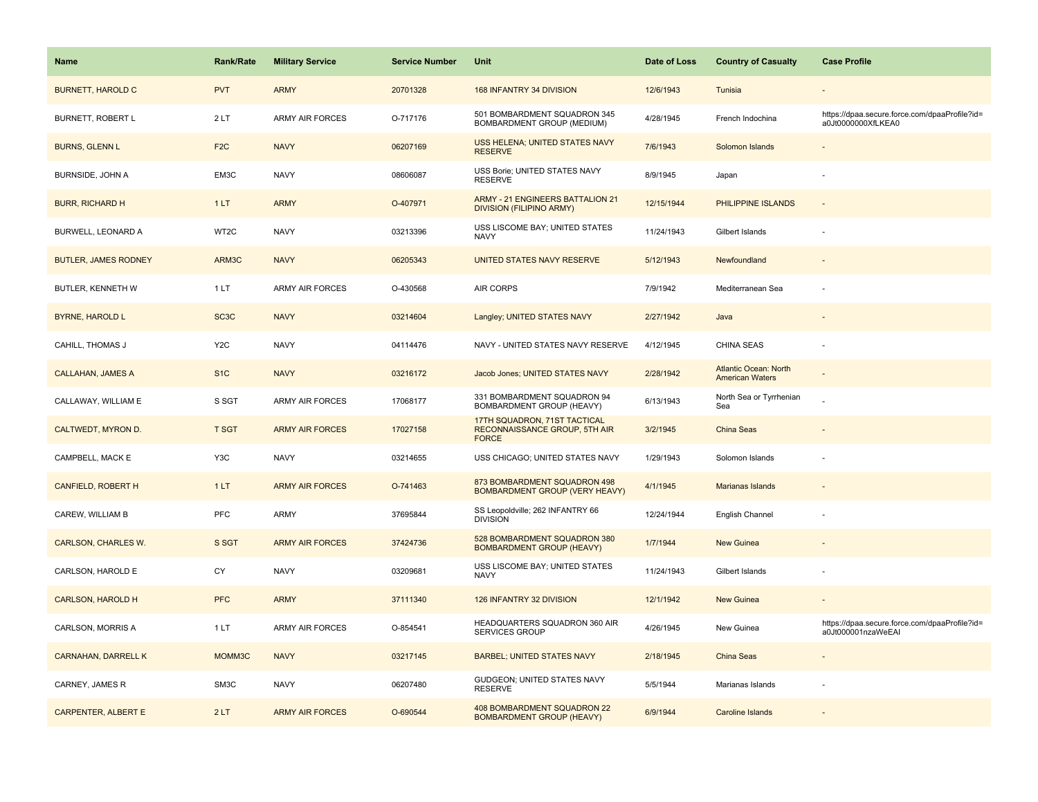| Name | Rank/Rate | Military Service | Service Number | Unit | Date of Loss | Country of Casualty | Case Profile |
|---|---|---|---|---|---|---|---|
| BURNETT, HAROLD C | PVT | ARMY | 20701328 | 168 INFANTRY 34 DIVISION | 12/6/1943 | Tunisia | - |
| BURNETT, ROBERT L | 2 LT | ARMY AIR FORCES | O-717176 | 501 BOMBARDMENT SQUADRON 345 BOMBARDMENT GROUP (MEDIUM) | 4/28/1945 | French Indochina | https://dpaa.secure.force.com/dpaaProfile?id=a0Jt0000000XfLKEA0 |
| BURNS, GLENN L | F2C | NAVY | 06207169 | USS HELENA; UNITED STATES NAVY RESERVE | 7/6/1943 | Solomon Islands | - |
| BURNSIDE, JOHN A | EM3C | NAVY | 08606087 | USS Borie; UNITED STATES NAVY RESERVE | 8/9/1945 | Japan | - |
| BURR, RICHARD H | 1 LT | ARMY | O-407971 | ARMY - 21 ENGINEERS BATTALION 21 DIVISION (FILIPINO ARMY) | 12/15/1944 | PHILIPPINE ISLANDS | - |
| BURWELL, LEONARD A | WT2C | NAVY | 03213396 | USS LISCOME BAY; UNITED STATES NAVY | 11/24/1943 | Gilbert Islands | - |
| BUTLER, JAMES RODNEY | ARM3C | NAVY | 06205343 | UNITED STATES NAVY RESERVE | 5/12/1943 | Newfoundland | - |
| BUTLER, KENNETH W | 1 LT | ARMY AIR FORCES | O-430568 | AIR CORPS | 7/9/1942 | Mediterranean Sea | - |
| BYRNE, HAROLD L | SC3C | NAVY | 03214604 | Langley; UNITED STATES NAVY | 2/27/1942 | Java | - |
| CAHILL, THOMAS J | Y2C | NAVY | 04114476 | NAVY - UNITED STATES NAVY RESERVE | 4/12/1945 | CHINA SEAS | - |
| CALLAHAN, JAMES A | S1C | NAVY | 03216172 | Jacob Jones; UNITED STATES NAVY | 2/28/1942 | Atlantic Ocean: North American Waters | - |
| CALLAWAY, WILLIAM E | S SGT | ARMY AIR FORCES | 17068177 | 331 BOMBARDMENT SQUADRON 94 BOMBARDMENT GROUP (HEAVY) | 6/13/1943 | North Sea or Tyrrhenian Sea | - |
| CALTWEDT, MYRON D. | T SGT | ARMY AIR FORCES | 17027158 | 17TH SQUADRON, 71ST TACTICAL RECONNAISSANCE GROUP, 5TH AIR FORCE | 3/2/1945 | China Seas | - |
| CAMPBELL, MACK E | Y3C | NAVY | 03214655 | USS CHICAGO; UNITED STATES NAVY | 1/29/1943 | Solomon Islands | - |
| CANFIELD, ROBERT H | 1 LT | ARMY AIR FORCES | O-741463 | 873 BOMBARDMENT SQUADRON 498 BOMBARDMENT GROUP (VERY HEAVY) | 4/1/1945 | Marianas Islands | - |
| CAREW, WILLIAM B | PFC | ARMY | 37695844 | SS Leopoldville; 262 INFANTRY 66 DIVISION | 12/24/1944 | English Channel | - |
| CARLSON, CHARLES W. | S SGT | ARMY AIR FORCES | 37424736 | 528 BOMBARDMENT SQUADRON 380 BOMBARDMENT GROUP (HEAVY) | 1/7/1944 | New Guinea | - |
| CARLSON, HAROLD E | CY | NAVY | 03209681 | USS LISCOME BAY; UNITED STATES NAVY | 11/24/1943 | Gilbert Islands | - |
| CARLSON, HAROLD H | PFC | ARMY | 37111340 | 126 INFANTRY 32 DIVISION | 12/1/1942 | New Guinea | - |
| CARLSON, MORRIS A | 1 LT | ARMY AIR FORCES | O-854541 | HEADQUARTERS SQUADRON 360 AIR SERVICES GROUP | 4/26/1945 | New Guinea | https://dpaa.secure.force.com/dpaaProfile?id=a0Jt000001nzaWeEAI |
| CARNAHAN, DARRELL K | MOMM3C | NAVY | 03217145 | BARBEL; UNITED STATES NAVY | 2/18/1945 | China Seas | - |
| CARNEY, JAMES R | SM3C | NAVY | 06207480 | GUDGEON; UNITED STATES NAVY RESERVE | 5/5/1944 | Marianas Islands | - |
| CARPENTER, ALBERT E | 2 LT | ARMY AIR FORCES | O-690544 | 408 BOMBARDMENT SQUADRON 22 BOMBARDMENT GROUP (HEAVY) | 6/9/1944 | Caroline Islands | - |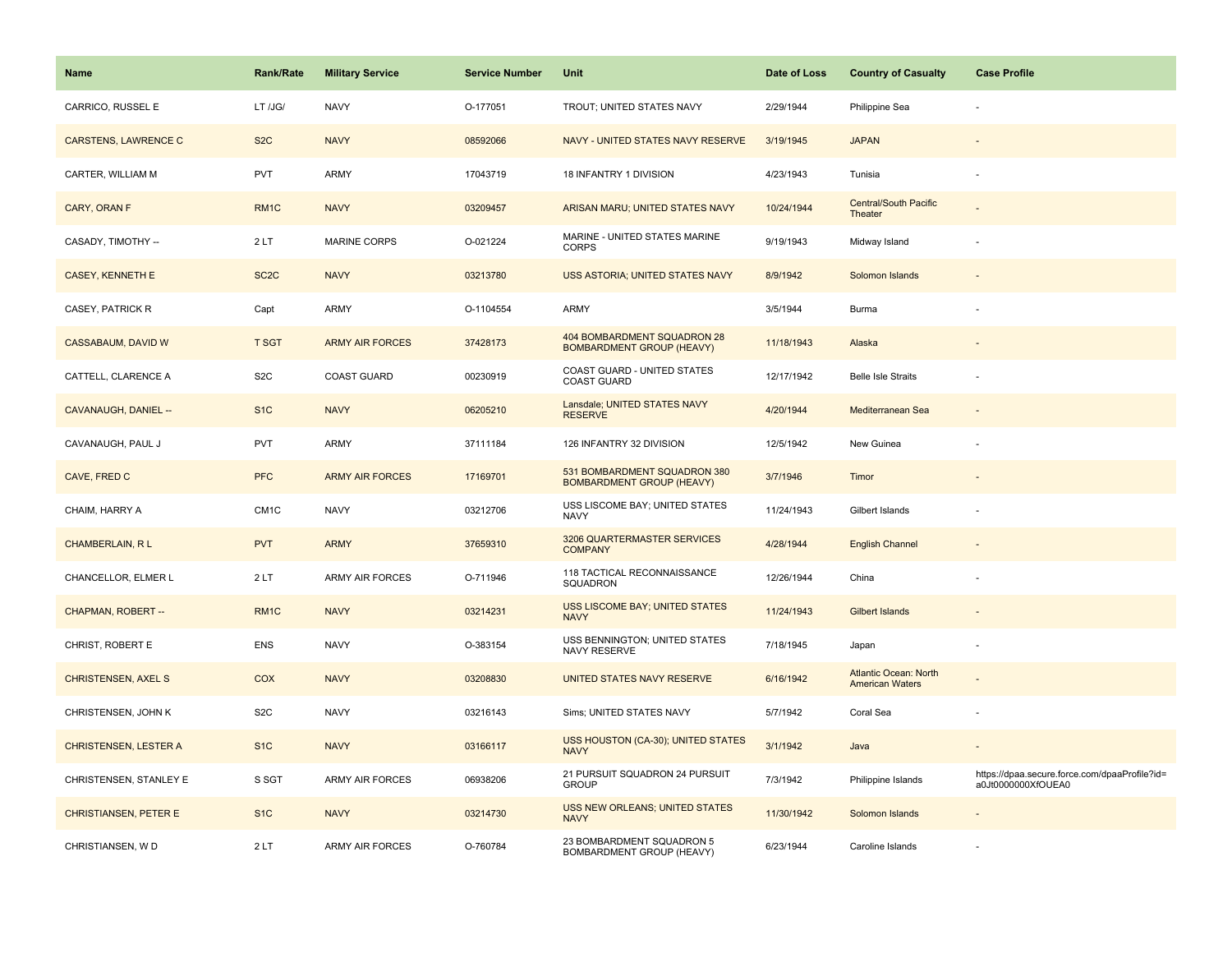| Name | Rank/Rate | Military Service | Service Number | Unit | Date of Loss | Country of Casualty | Case Profile |
|---|---|---|---|---|---|---|---|
| CARRICO, RUSSEL E | LT /JG/ | NAVY | O-177051 | TROUT; UNITED STATES NAVY | 2/29/1944 | Philippine Sea | - |
| CARSTENS, LAWRENCE C | S2C | NAVY | 08592066 | NAVY - UNITED STATES NAVY RESERVE | 3/19/1945 | JAPAN | - |
| CARTER, WILLIAM M | PVT | ARMY | 17043719 | 18 INFANTRY 1 DIVISION | 4/23/1943 | Tunisia | - |
| CARY, ORAN F | RM1C | NAVY | 03209457 | ARISAN MARU; UNITED STATES NAVY | 10/24/1944 | Central/South Pacific Theater | - |
| CASADY, TIMOTHY -- | 2 LT | MARINE CORPS | O-021224 | MARINE - UNITED STATES MARINE CORPS | 9/19/1943 | Midway Island | - |
| CASEY, KENNETH E | SC2C | NAVY | 03213780 | USS ASTORIA; UNITED STATES NAVY | 8/9/1942 | Solomon Islands | - |
| CASEY, PATRICK R | Capt | ARMY | O-1104554 | ARMY | 3/5/1944 | Burma | - |
| CASSABAUM, DAVID W | T SGT | ARMY AIR FORCES | 37428173 | 404 BOMBARDMENT SQUADRON 28 BOMBARDMENT GROUP (HEAVY) | 11/18/1943 | Alaska | - |
| CATTELL, CLARENCE A | S2C | COAST GUARD | 00230919 | COAST GUARD - UNITED STATES COAST GUARD | 12/17/1942 | Belle Isle Straits | - |
| CAVANAUGH, DANIEL -- | S1C | NAVY | 06205210 | Lansdale; UNITED STATES NAVY RESERVE | 4/20/1944 | Mediterranean Sea | - |
| CAVANAUGH, PAUL J | PVT | ARMY | 37111184 | 126 INFANTRY 32 DIVISION | 12/5/1942 | New Guinea | - |
| CAVE, FRED C | PFC | ARMY AIR FORCES | 17169701 | 531 BOMBARDMENT SQUADRON 380 BOMBARDMENT GROUP (HEAVY) | 3/7/1946 | Timor | - |
| CHAIM, HARRY A | CM1C | NAVY | 03212706 | USS LISCOME BAY; UNITED STATES NAVY | 11/24/1943 | Gilbert Islands | - |
| CHAMBERLAIN, R L | PVT | ARMY | 37659310 | 3206 QUARTERMASTER SERVICES COMPANY | 4/28/1944 | English Channel | - |
| CHANCELLOR, ELMER L | 2 LT | ARMY AIR FORCES | O-711946 | 118 TACTICAL RECONNAISSANCE SQUADRON | 12/26/1944 | China | - |
| CHAPMAN, ROBERT -- | RM1C | NAVY | 03214231 | USS LISCOME BAY; UNITED STATES NAVY | 11/24/1943 | Gilbert Islands | - |
| CHRIST, ROBERT E | ENS | NAVY | O-383154 | USS BENNINGTON; UNITED STATES NAVY RESERVE | 7/18/1945 | Japan | - |
| CHRISTENSEN, AXEL S | COX | NAVY | 03208830 | UNITED STATES NAVY RESERVE | 6/16/1942 | Atlantic Ocean: North American Waters | - |
| CHRISTENSEN, JOHN K | S2C | NAVY | 03216143 | Sims; UNITED STATES NAVY | 5/7/1942 | Coral Sea | - |
| CHRISTENSEN, LESTER A | S1C | NAVY | 03166117 | USS HOUSTON (CA-30); UNITED STATES NAVY | 3/1/1942 | Java | - |
| CHRISTENSEN, STANLEY E | S SGT | ARMY AIR FORCES | 06938206 | 21 PURSUIT SQUADRON 24 PURSUIT GROUP | 7/3/1942 | Philippine Islands | https://dpaa.secure.force.com/dpaaProfile?id=a0Jt0000000XfOUEA0 |
| CHRISTIANSEN, PETER E | S1C | NAVY | 03214730 | USS NEW ORLEANS; UNITED STATES NAVY | 11/30/1942 | Solomon Islands | - |
| CHRISTIANSEN, W D | 2 LT | ARMY AIR FORCES | O-760784 | 23 BOMBARDMENT SQUADRON 5 BOMBARDMENT GROUP (HEAVY) | 6/23/1944 | Caroline Islands | - |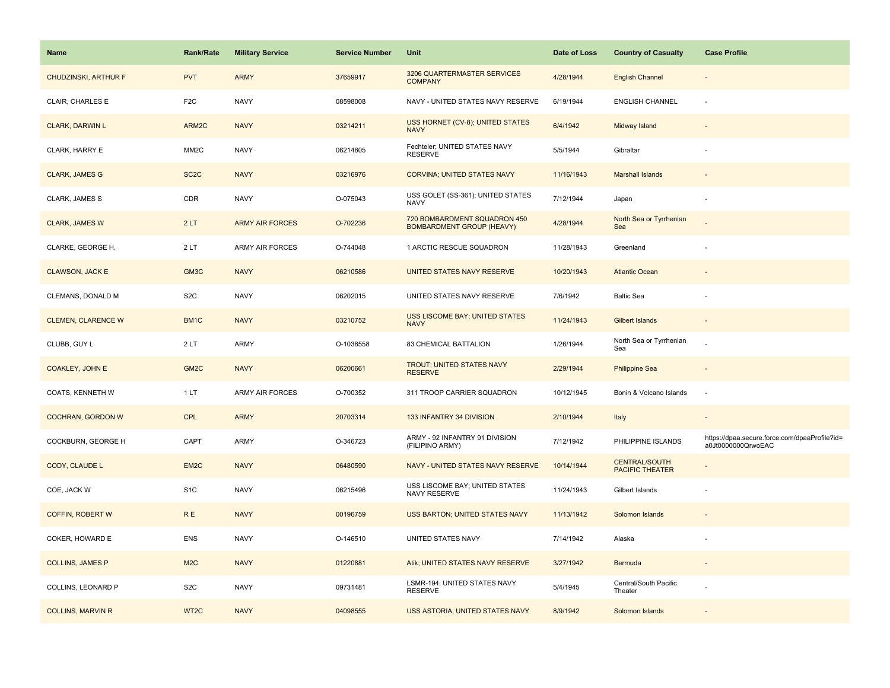| Name | Rank/Rate | Military Service | Service Number | Unit | Date of Loss | Country of Casualty | Case Profile |
|---|---|---|---|---|---|---|---|
| CHUDZINSKI, ARTHUR F | PVT | ARMY | 37659917 | 3206 QUARTERMASTER SERVICES COMPANY | 4/28/1944 | English Channel | - |
| CLAIR, CHARLES E | F2C | NAVY | 08598008 | NAVY - UNITED STATES NAVY RESERVE | 6/19/1944 | ENGLISH CHANNEL | - |
| CLARK, DARWIN L | ARM2C | NAVY | 03214211 | USS HORNET (CV-8); UNITED STATES NAVY | 6/4/1942 | Midway Island | - |
| CLARK, HARRY E | MM2C | NAVY | 06214805 | Fechteler; UNITED STATES NAVY RESERVE | 5/5/1944 | Gibraltar | - |
| CLARK, JAMES G | SC2C | NAVY | 03216976 | CORVINA; UNITED STATES NAVY | 11/16/1943 | Marshall Islands | - |
| CLARK, JAMES S | CDR | NAVY | O-075043 | USS GOLET (SS-361); UNITED STATES NAVY | 7/12/1944 | Japan | - |
| CLARK, JAMES W | 2 LT | ARMY AIR FORCES | O-702236 | 720 BOMBARDMENT SQUADRON 450 BOMBARDMENT GROUP (HEAVY) | 4/28/1944 | North Sea or Tyrrhenian Sea | - |
| CLARKE, GEORGE H. | 2 LT | ARMY AIR FORCES | O-744048 | 1 ARCTIC RESCUE SQUADRON | 11/28/1943 | Greenland | - |
| CLAWSON, JACK E | GM3C | NAVY | 06210586 | UNITED STATES NAVY RESERVE | 10/20/1943 | Atlantic Ocean | - |
| CLEMANS, DONALD M | S2C | NAVY | 06202015 | UNITED STATES NAVY RESERVE | 7/6/1942 | Baltic Sea | - |
| CLEMEN, CLARENCE W | BM1C | NAVY | 03210752 | USS LISCOME BAY; UNITED STATES NAVY | 11/24/1943 | Gilbert Islands | - |
| CLUBB, GUY L | 2 LT | ARMY | O-1038558 | 83 CHEMICAL BATTALION | 1/26/1944 | North Sea or Tyrrhenian Sea | - |
| COAKLEY, JOHN E | GM2C | NAVY | 06200661 | TROUT; UNITED STATES NAVY RESERVE | 2/29/1944 | Philippine Sea | - |
| COATS, KENNETH W | 1 LT | ARMY AIR FORCES | O-700352 | 311 TROOP CARRIER SQUADRON | 10/12/1945 | Bonin & Volcano Islands | - |
| COCHRAN, GORDON W | CPL | ARMY | 20703314 | 133 INFANTRY 34 DIVISION | 2/10/1944 | Italy | - |
| COCKBURN, GEORGE H | CAPT | ARMY | O-346723 | ARMY - 92 INFANTRY 91 DIVISION (FILIPINO ARMY) | 7/12/1942 | PHILIPPINE ISLANDS | https://dpaa.secure.force.com/dpaaProfile?id=a0Jt0000000QrwoEAC |
| CODY, CLAUDE L | EM2C | NAVY | 06480590 | NAVY - UNITED STATES NAVY RESERVE | 10/14/1944 | CENTRAL/SOUTH PACIFIC THEATER | - |
| COE, JACK W | S1C | NAVY | 06215496 | USS LISCOME BAY; UNITED STATES NAVY RESERVE | 11/24/1943 | Gilbert Islands | - |
| COFFIN, ROBERT W | R E | NAVY | 00196759 | USS BARTON; UNITED STATES NAVY | 11/13/1942 | Solomon Islands | - |
| COKER, HOWARD E | ENS | NAVY | O-146510 | UNITED STATES NAVY | 7/14/1942 | Alaska | - |
| COLLINS, JAMES P | M2C | NAVY | 01220881 | Atik; UNITED STATES NAVY RESERVE | 3/27/1942 | Bermuda | - |
| COLLINS, LEONARD P | S2C | NAVY | 09731481 | LSMR-194; UNITED STATES NAVY RESERVE | 5/4/1945 | Central/South Pacific Theater | - |
| COLLINS, MARVIN R | WT2C | NAVY | 04098555 | USS ASTORIA; UNITED STATES NAVY | 8/9/1942 | Solomon Islands | - |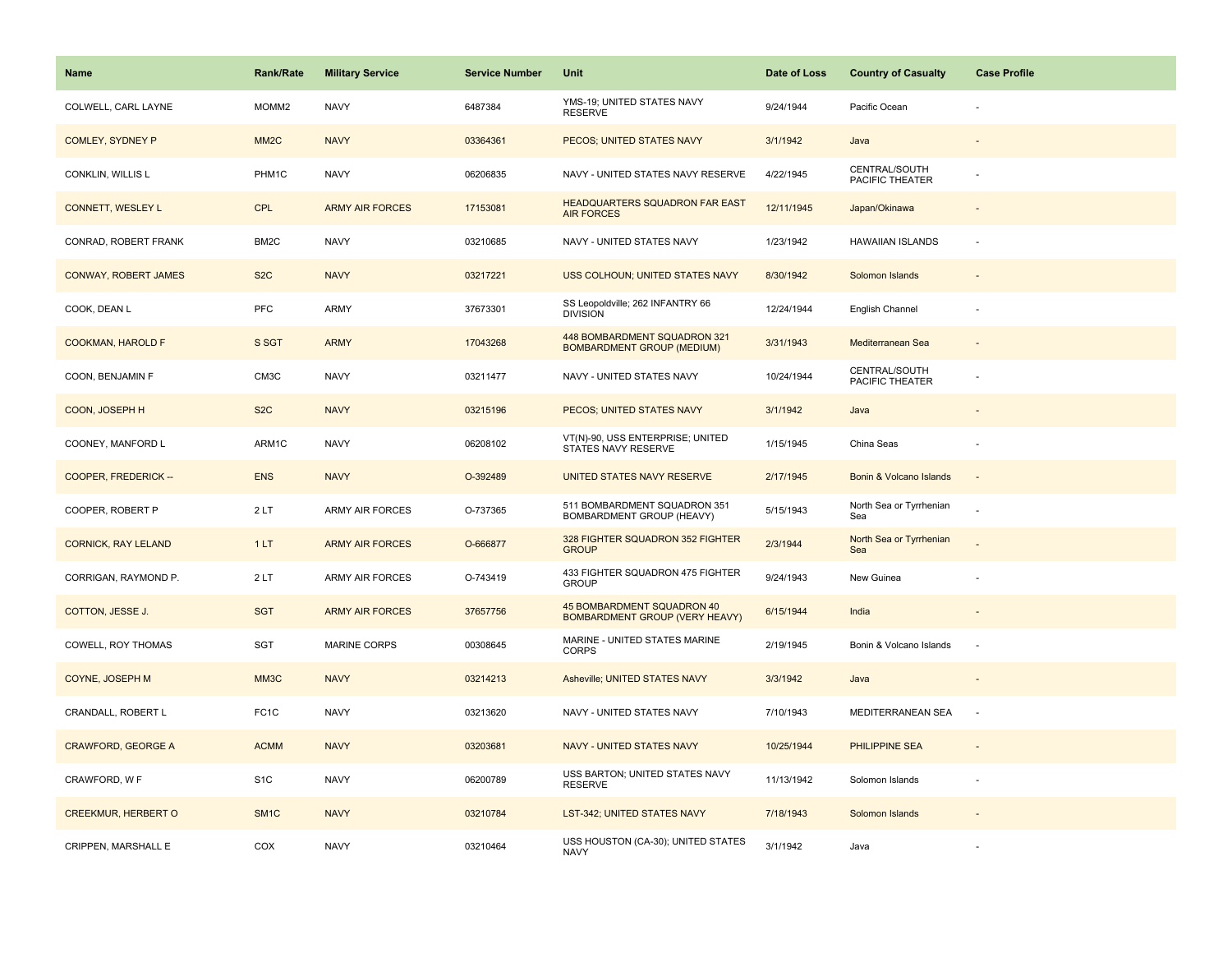| Name | Rank/Rate | Military Service | Service Number | Unit | Date of Loss | Country of Casualty | Case Profile |
|---|---|---|---|---|---|---|---|
| COLWELL, CARL LAYNE | MOMM2 | NAVY | 6487384 | YMS-19; UNITED STATES NAVY RESERVE | 9/24/1944 | Pacific Ocean | - |
| COMLEY, SYDNEY P | MM2C | NAVY | 03364361 | PECOS; UNITED STATES NAVY | 3/1/1942 | Java | - |
| CONKLIN, WILLIS L | PHM1C | NAVY | 06206835 | NAVY - UNITED STATES NAVY RESERVE | 4/22/1945 | CENTRAL/SOUTH PACIFIC THEATER | - |
| CONNETT, WESLEY L | CPL | ARMY AIR FORCES | 17153081 | HEADQUARTERS SQUADRON FAR EAST AIR FORCES | 12/11/1945 | Japan/Okinawa | - |
| CONRAD, ROBERT FRANK | BM2C | NAVY | 03210685 | NAVY - UNITED STATES NAVY | 1/23/1942 | HAWAIIAN ISLANDS | - |
| CONWAY, ROBERT JAMES | S2C | NAVY | 03217221 | USS COLHOUN; UNITED STATES NAVY | 8/30/1942 | Solomon Islands | - |
| COOK, DEAN L | PFC | ARMY | 37673301 | SS Leopoldville; 262 INFANTRY 66 DIVISION | 12/24/1944 | English Channel | - |
| COOKMAN, HAROLD F | S SGT | ARMY | 17043268 | 448 BOMBARDMENT SQUADRON 321 BOMBARDMENT GROUP (MEDIUM) | 3/31/1943 | Mediterranean Sea | - |
| COON, BENJAMIN F | CM3C | NAVY | 03211477 | NAVY - UNITED STATES NAVY | 10/24/1944 | CENTRAL/SOUTH PACIFIC THEATER | - |
| COON, JOSEPH H | S2C | NAVY | 03215196 | PECOS; UNITED STATES NAVY | 3/1/1942 | Java | - |
| COONEY, MANFORD L | ARM1C | NAVY | 06208102 | VT(N)-90, USS ENTERPRISE; UNITED STATES NAVY RESERVE | 1/15/1945 | China Seas | - |
| COOPER, FREDERICK -- | ENS | NAVY | O-392489 | UNITED STATES NAVY RESERVE | 2/17/1945 | Bonin & Volcano Islands | - |
| COOPER, ROBERT P | 2 LT | ARMY AIR FORCES | O-737365 | 511 BOMBARDMENT SQUADRON 351 BOMBARDMENT GROUP (HEAVY) | 5/15/1943 | North Sea or Tyrrhenian Sea | - |
| CORNICK, RAY LELAND | 1 LT | ARMY AIR FORCES | O-666877 | 328 FIGHTER SQUADRON 352 FIGHTER GROUP | 2/3/1944 | North Sea or Tyrrhenian Sea | - |
| CORRIGAN, RAYMOND P. | 2 LT | ARMY AIR FORCES | O-743419 | 433 FIGHTER SQUADRON 475 FIGHTER GROUP | 9/24/1943 | New Guinea | - |
| COTTON, JESSE J. | SGT | ARMY AIR FORCES | 37657756 | 45 BOMBARDMENT SQUADRON 40 BOMBARDMENT GROUP (VERY HEAVY) | 6/15/1944 | India | - |
| COWELL, ROY THOMAS | SGT | MARINE CORPS | 00308645 | MARINE - UNITED STATES MARINE CORPS | 2/19/1945 | Bonin & Volcano Islands | - |
| COYNE, JOSEPH M | MM3C | NAVY | 03214213 | Asheville; UNITED STATES NAVY | 3/3/1942 | Java | - |
| CRANDALL, ROBERT L | FC1C | NAVY | 03213620 | NAVY - UNITED STATES NAVY | 7/10/1943 | MEDITERRANEAN SEA | - |
| CRAWFORD, GEORGE A | ACMM | NAVY | 03203681 | NAVY - UNITED STATES NAVY | 10/25/1944 | PHILIPPINE SEA | - |
| CRAWFORD, W F | S1C | NAVY | 06200789 | USS BARTON; UNITED STATES NAVY RESERVE | 11/13/1942 | Solomon Islands | - |
| CREEKMUR, HERBERT O | SM1C | NAVY | 03210784 | LST-342; UNITED STATES NAVY | 7/18/1943 | Solomon Islands | - |
| CRIPPEN, MARSHALL E | COX | NAVY | 03210464 | USS HOUSTON (CA-30); UNITED STATES NAVY | 3/1/1942 | Java | - |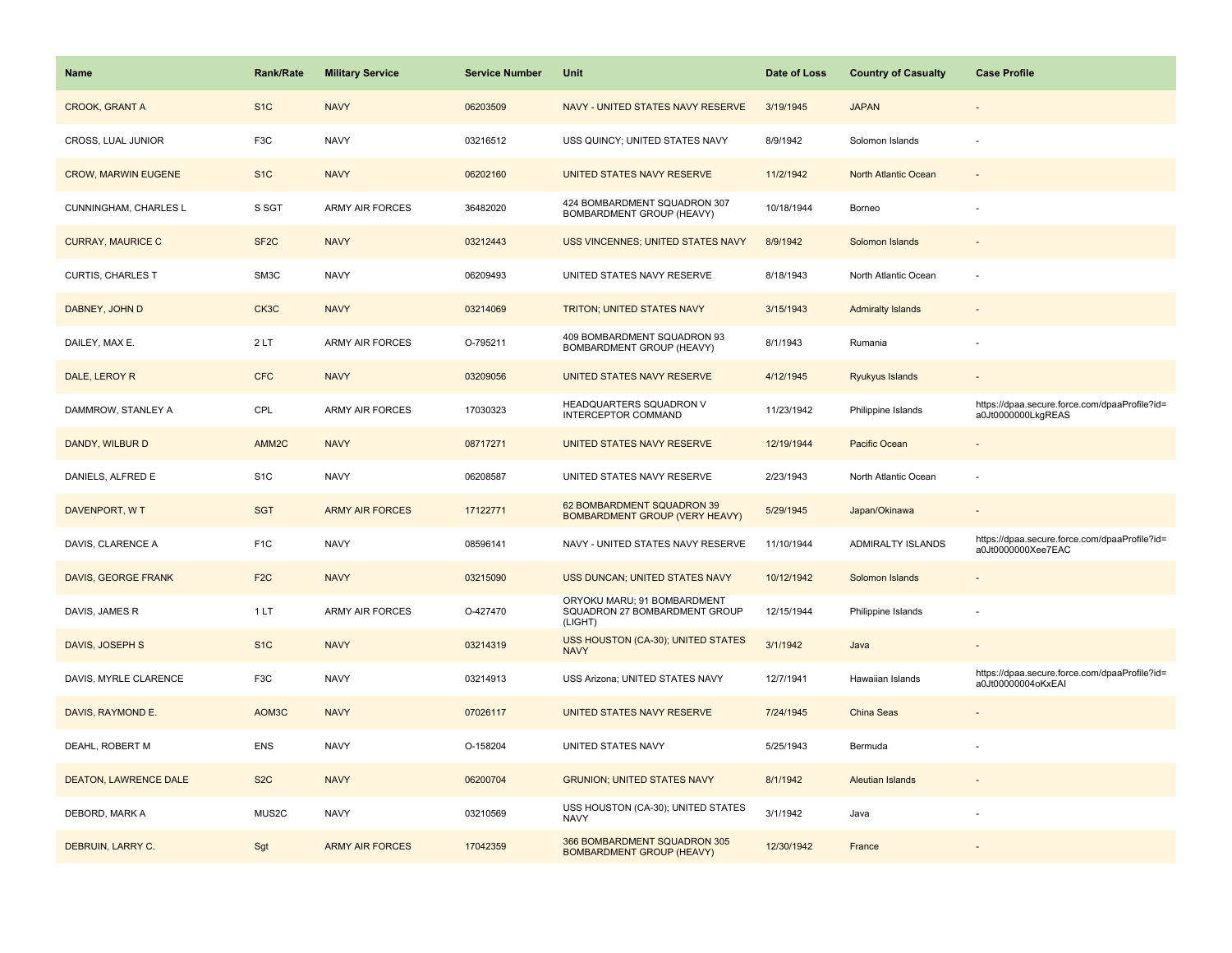| Name | Rank/Rate | Military Service | Service Number | Unit | Date of Loss | Country of Casualty | Case Profile |
|---|---|---|---|---|---|---|---|
| CROOK, GRANT A | S1C | NAVY | 06203509 | NAVY - UNITED STATES NAVY RESERVE | 3/19/1945 | JAPAN | - |
| CROSS, LUAL JUNIOR | F3C | NAVY | 03216512 | USS QUINCY; UNITED STATES NAVY | 8/9/1942 | Solomon Islands | - |
| CROW, MARWIN EUGENE | S1C | NAVY | 06202160 | UNITED STATES NAVY RESERVE | 11/2/1942 | North Atlantic Ocean | - |
| CUNNINGHAM, CHARLES L | S SGT | ARMY AIR FORCES | 36482020 | 424 BOMBARDMENT SQUADRON 307 BOMBARDMENT GROUP (HEAVY) | 10/18/1944 | Borneo | - |
| CURRAY, MAURICE C | SF2C | NAVY | 03212443 | USS VINCENNES; UNITED STATES NAVY | 8/9/1942 | Solomon Islands | - |
| CURTIS, CHARLES T | SM3C | NAVY | 06209493 | UNITED STATES NAVY RESERVE | 8/18/1943 | North Atlantic Ocean | - |
| DABNEY, JOHN D | CK3C | NAVY | 03214069 | TRITON; UNITED STATES NAVY | 3/15/1943 | Admiralty Islands | - |
| DAILEY, MAX E. | 2 LT | ARMY AIR FORCES | O-795211 | 409 BOMBARDMENT SQUADRON 93 BOMBARDMENT GROUP (HEAVY) | 8/1/1943 | Rumania | - |
| DALE, LEROY R | CFC | NAVY | 03209056 | UNITED STATES NAVY RESERVE | 4/12/1945 | Ryukyus Islands | - |
| DAMMROW, STANLEY A | CPL | ARMY AIR FORCES | 17030323 | HEADQUARTERS SQUADRON V INTERCEPTOR COMMAND | 11/23/1942 | Philippine Islands | https://dpaa.secure.force.com/dpaaProfile?id=a0Jt0000000LkgREAS |
| DANDY, WILBUR D | AMM2C | NAVY | 08717271 | UNITED STATES NAVY RESERVE | 12/19/1944 | Pacific Ocean | - |
| DANIELS, ALFRED E | S1C | NAVY | 06208587 | UNITED STATES NAVY RESERVE | 2/23/1943 | North Atlantic Ocean | - |
| DAVENPORT, W T | SGT | ARMY AIR FORCES | 17122771 | 62 BOMBARDMENT SQUADRON 39 BOMBARDMENT GROUP (VERY HEAVY) | 5/29/1945 | Japan/Okinawa | - |
| DAVIS, CLARENCE A | F1C | NAVY | 08596141 | NAVY - UNITED STATES NAVY RESERVE | 11/10/1944 | ADMIRALTY ISLANDS | https://dpaa.secure.force.com/dpaaProfile?id=a0Jt0000000Xee7EAC |
| DAVIS, GEORGE FRANK | F2C | NAVY | 03215090 | USS DUNCAN; UNITED STATES NAVY | 10/12/1942 | Solomon Islands | - |
| DAVIS, JAMES R | 1 LT | ARMY AIR FORCES | O-427470 | ORYOKU MARU; 91 BOMBARDMENT SQUADRON 27 BOMBARDMENT GROUP (LIGHT) | 12/15/1944 | Philippine Islands | - |
| DAVIS, JOSEPH S | S1C | NAVY | 03214319 | USS HOUSTON (CA-30); UNITED STATES NAVY | 3/1/1942 | Java | - |
| DAVIS, MYRLE CLARENCE | F3C | NAVY | 03214913 | USS Arizona; UNITED STATES NAVY | 12/7/1941 | Hawaiian Islands | https://dpaa.secure.force.com/dpaaProfile?id=a0Jt00000004oKxEAI |
| DAVIS, RAYMOND E. | AOM3C | NAVY | 07026117 | UNITED STATES NAVY RESERVE | 7/24/1945 | China Seas | - |
| DEAHL, ROBERT M | ENS | NAVY | O-158204 | UNITED STATES NAVY | 5/25/1943 | Bermuda | - |
| DEATON, LAWRENCE DALE | S2C | NAVY | 06200704 | GRUNION; UNITED STATES NAVY | 8/1/1942 | Aleutian Islands | - |
| DEBORD, MARK A | MUS2C | NAVY | 03210569 | USS HOUSTON (CA-30); UNITED STATES NAVY | 3/1/1942 | Java | - |
| DEBRUIN, LARRY C. | Sgt | ARMY AIR FORCES | 17042359 | 366 BOMBARDMENT SQUADRON 305 BOMBARDMENT GROUP (HEAVY) | 12/30/1942 | France | - |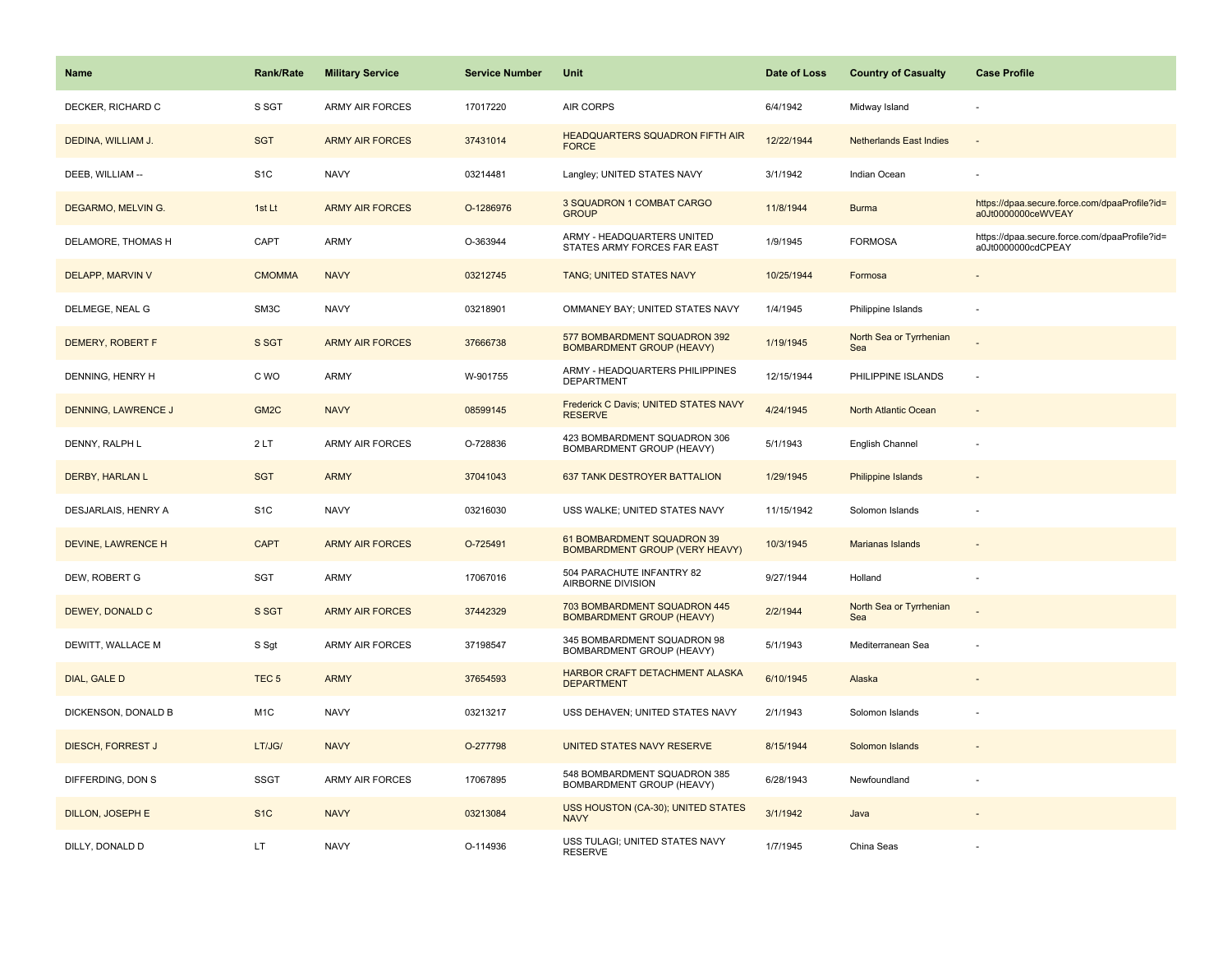| Name | Rank/Rate | Military Service | Service Number | Unit | Date of Loss | Country of Casualty | Case Profile |
|---|---|---|---|---|---|---|---|
| DECKER, RICHARD C | S SGT | ARMY AIR FORCES | 17017220 | AIR CORPS | 6/4/1942 | Midway Island | - |
| DEDINA, WILLIAM J. | SGT | ARMY AIR FORCES | 37431014 | HEADQUARTERS SQUADRON FIFTH AIR FORCE | 12/22/1944 | Netherlands East Indies | - |
| DEEB, WILLIAM -- | S1C | NAVY | 03214481 | Langley; UNITED STATES NAVY | 3/1/1942 | Indian Ocean | - |
| DEGARMO, MELVIN G. | 1st Lt | ARMY AIR FORCES | O-1286976 | 3 SQUADRON 1 COMBAT CARGO GROUP | 11/8/1944 | Burma | https://dpaa.secure.force.com/dpaaProfile?id=a0Jt0000000ceWVEAY |
| DELAMORE, THOMAS H | CAPT | ARMY | O-363944 | ARMY - HEADQUARTERS UNITED STATES ARMY FORCES FAR EAST | 1/9/1945 | FORMOSA | https://dpaa.secure.force.com/dpaaProfile?id=a0Jt0000000cdCPEAY |
| DELAPP, MARVIN V | CMOMMA | NAVY | 03212745 | TANG; UNITED STATES NAVY | 10/25/1944 | Formosa | - |
| DELMEGE, NEAL G | SM3C | NAVY | 03218901 | OMMANEY BAY; UNITED STATES NAVY | 1/4/1945 | Philippine Islands | - |
| DEMERY, ROBERT F | S SGT | ARMY AIR FORCES | 37666738 | 577 BOMBARDMENT SQUADRON 392 BOMBARDMENT GROUP (HEAVY) | 1/19/1945 | North Sea or Tyrrhenian Sea | - |
| DENNING, HENRY H | C WO | ARMY | W-901755 | ARMY - HEADQUARTERS PHILIPPINES DEPARTMENT | 12/15/1944 | PHILIPPINE ISLANDS | - |
| DENNING, LAWRENCE J | GM2C | NAVY | 08599145 | Frederick C Davis; UNITED STATES NAVY RESERVE | 4/24/1945 | North Atlantic Ocean | - |
| DENNY, RALPH L | 2 LT | ARMY AIR FORCES | O-728836 | 423 BOMBARDMENT SQUADRON 306 BOMBARDMENT GROUP (HEAVY) | 5/1/1943 | English Channel | - |
| DERBY, HARLAN L | SGT | ARMY | 37041043 | 637 TANK DESTROYER BATTALION | 1/29/1945 | Philippine Islands | - |
| DESJARLAIS, HENRY A | S1C | NAVY | 03216030 | USS WALKE; UNITED STATES NAVY | 11/15/1942 | Solomon Islands | - |
| DEVINE, LAWRENCE H | CAPT | ARMY AIR FORCES | O-725491 | 61 BOMBARDMENT SQUADRON 39 BOMBARDMENT GROUP (VERY HEAVY) | 10/3/1945 | Marianas Islands | - |
| DEW, ROBERT G | SGT | ARMY | 17067016 | 504 PARACHUTE INFANTRY 82 AIRBORNE DIVISION | 9/27/1944 | Holland | - |
| DEWEY, DONALD C | S SGT | ARMY AIR FORCES | 37442329 | 703 BOMBARDMENT SQUADRON 445 BOMBARDMENT GROUP (HEAVY) | 2/2/1944 | North Sea or Tyrrhenian Sea | - |
| DEWITT, WALLACE M | S Sgt | ARMY AIR FORCES | 37198547 | 345 BOMBARDMENT SQUADRON 98 BOMBARDMENT GROUP (HEAVY) | 5/1/1943 | Mediterranean Sea | - |
| DIAL, GALE D | TEC 5 | ARMY | 37654593 | HARBOR CRAFT DETACHMENT ALASKA DEPARTMENT | 6/10/1945 | Alaska | - |
| DICKENSON, DONALD B | M1C | NAVY | 03213217 | USS DEHAVEN; UNITED STATES NAVY | 2/1/1943 | Solomon Islands | - |
| DIESCH, FORREST J | LT/JG/ | NAVY | O-277798 | UNITED STATES NAVY RESERVE | 8/15/1944 | Solomon Islands | - |
| DIFFERDING, DON S | SSGT | ARMY AIR FORCES | 17067895 | 548 BOMBARDMENT SQUADRON 385 BOMBARDMENT GROUP (HEAVY) | 6/28/1943 | Newfoundland | - |
| DILLON, JOSEPH E | S1C | NAVY | 03213084 | USS HOUSTON (CA-30); UNITED STATES NAVY | 3/1/1942 | Java | - |
| DILLY, DONALD D | LT | NAVY | O-114936 | USS TULAGI; UNITED STATES NAVY RESERVE | 1/7/1945 | China Seas | - |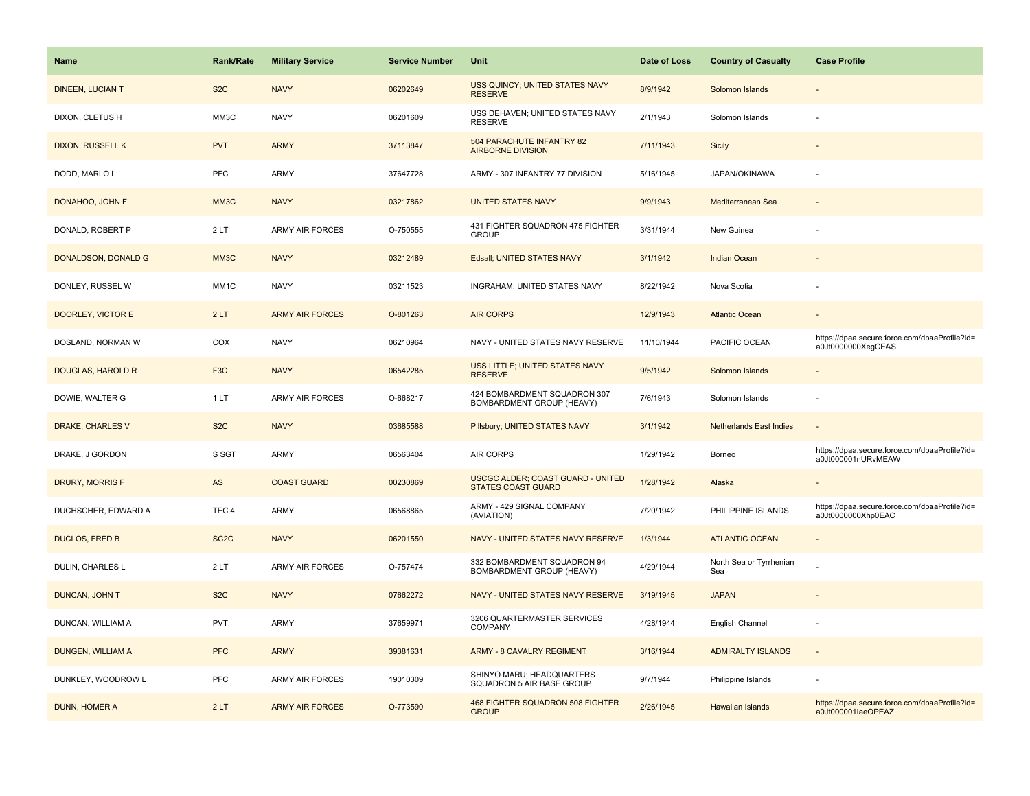| Name | Rank/Rate | Military Service | Service Number | Unit | Date of Loss | Country of Casualty | Case Profile |
|---|---|---|---|---|---|---|---|
| DINEEN, LUCIAN T | S2C | NAVY | 06202649 | USS QUINCY; UNITED STATES NAVY RESERVE | 8/9/1942 | Solomon Islands | - |
| DIXON, CLETUS H | MM3C | NAVY | 06201609 | USS DEHAVEN; UNITED STATES NAVY RESERVE | 2/1/1943 | Solomon Islands | - |
| DIXON, RUSSELL K | PVT | ARMY | 37113847 | 504 PARACHUTE INFANTRY 82 AIRBORNE DIVISION | 7/11/1943 | Sicily | - |
| DODD, MARLO L | PFC | ARMY | 37647728 | ARMY - 307 INFANTRY 77 DIVISION | 5/16/1945 | JAPAN/OKINAWA | - |
| DONAHOO, JOHN F | MM3C | NAVY | 03217862 | UNITED STATES NAVY | 9/9/1943 | Mediterranean Sea | - |
| DONALD, ROBERT P | 2 LT | ARMY AIR FORCES | O-750555 | 431 FIGHTER SQUADRON 475 FIGHTER GROUP | 3/31/1944 | New Guinea | - |
| DONALDSON, DONALD G | MM3C | NAVY | 03212489 | Edsall; UNITED STATES NAVY | 3/1/1942 | Indian Ocean | - |
| DONLEY, RUSSEL W | MM1C | NAVY | 03211523 | INGRAHAM; UNITED STATES NAVY | 8/22/1942 | Nova Scotia | - |
| DOORLEY, VICTOR E | 2 LT | ARMY AIR FORCES | O-801263 | AIR CORPS | 12/9/1943 | Atlantic Ocean | - |
| DOSLAND, NORMAN W | COX | NAVY | 06210964 | NAVY - UNITED STATES NAVY RESERVE | 11/10/1944 | PACIFIC OCEAN | https://dpaa.secure.force.com/dpaaProfile?id=a0Jt0000000XegCEAS |
| DOUGLAS, HAROLD R | F3C | NAVY | 06542285 | USS LITTLE; UNITED STATES NAVY RESERVE | 9/5/1942 | Solomon Islands | - |
| DOWIE, WALTER G | 1 LT | ARMY AIR FORCES | O-668217 | 424 BOMBARDMENT SQUADRON 307 BOMBARDMENT GROUP (HEAVY) | 7/6/1943 | Solomon Islands | - |
| DRAKE, CHARLES V | S2C | NAVY | 03685588 | Pillsbury; UNITED STATES NAVY | 3/1/1942 | Netherlands East Indies | - |
| DRAKE, J GORDON | S SGT | ARMY | 06563404 | AIR CORPS | 1/29/1942 | Borneo | https://dpaa.secure.force.com/dpaaProfile?id=a0Jt000001nURvMEAW |
| DRURY, MORRIS F | AS | COAST GUARD | 00230869 | USCGC ALDER; COAST GUARD - UNITED STATES COAST GUARD | 1/28/1942 | Alaska | - |
| DUCHSCHER, EDWARD A | TEC 4 | ARMY | 06568865 | ARMY - 429 SIGNAL COMPANY (AVIATION) | 7/20/1942 | PHILIPPINE ISLANDS | https://dpaa.secure.force.com/dpaaProfile?id=a0Jt0000000Xhp0EAC |
| DUCLOS, FRED B | SC2C | NAVY | 06201550 | NAVY - UNITED STATES NAVY RESERVE | 1/3/1944 | ATLANTIC OCEAN | - |
| DULIN, CHARLES L | 2 LT | ARMY AIR FORCES | O-757474 | 332 BOMBARDMENT SQUADRON 94 BOMBARDMENT GROUP (HEAVY) | 4/29/1944 | North Sea or Tyrrhenian Sea | - |
| DUNCAN, JOHN T | S2C | NAVY | 07662272 | NAVY - UNITED STATES NAVY RESERVE | 3/19/1945 | JAPAN | - |
| DUNCAN, WILLIAM A | PVT | ARMY | 37659971 | 3206 QUARTERMASTER SERVICES COMPANY | 4/28/1944 | English Channel | - |
| DUNGEN, WILLIAM A | PFC | ARMY | 39381631 | ARMY - 8 CAVALRY REGIMENT | 3/16/1944 | ADMIRALTY ISLANDS | - |
| DUNKLEY, WOODROW L | PFC | ARMY AIR FORCES | 19010309 | SHINYO MARU; HEADQUARTERS SQUADRON 5 AIR BASE GROUP | 9/7/1944 | Philippine Islands | - |
| DUNN, HOMER A | 2 LT | ARMY AIR FORCES | O-773590 | 468 FIGHTER SQUADRON 508 FIGHTER GROUP | 2/26/1945 | Hawaiian Islands | https://dpaa.secure.force.com/dpaaProfile?id=a0Jt000001IaeOPEAZ |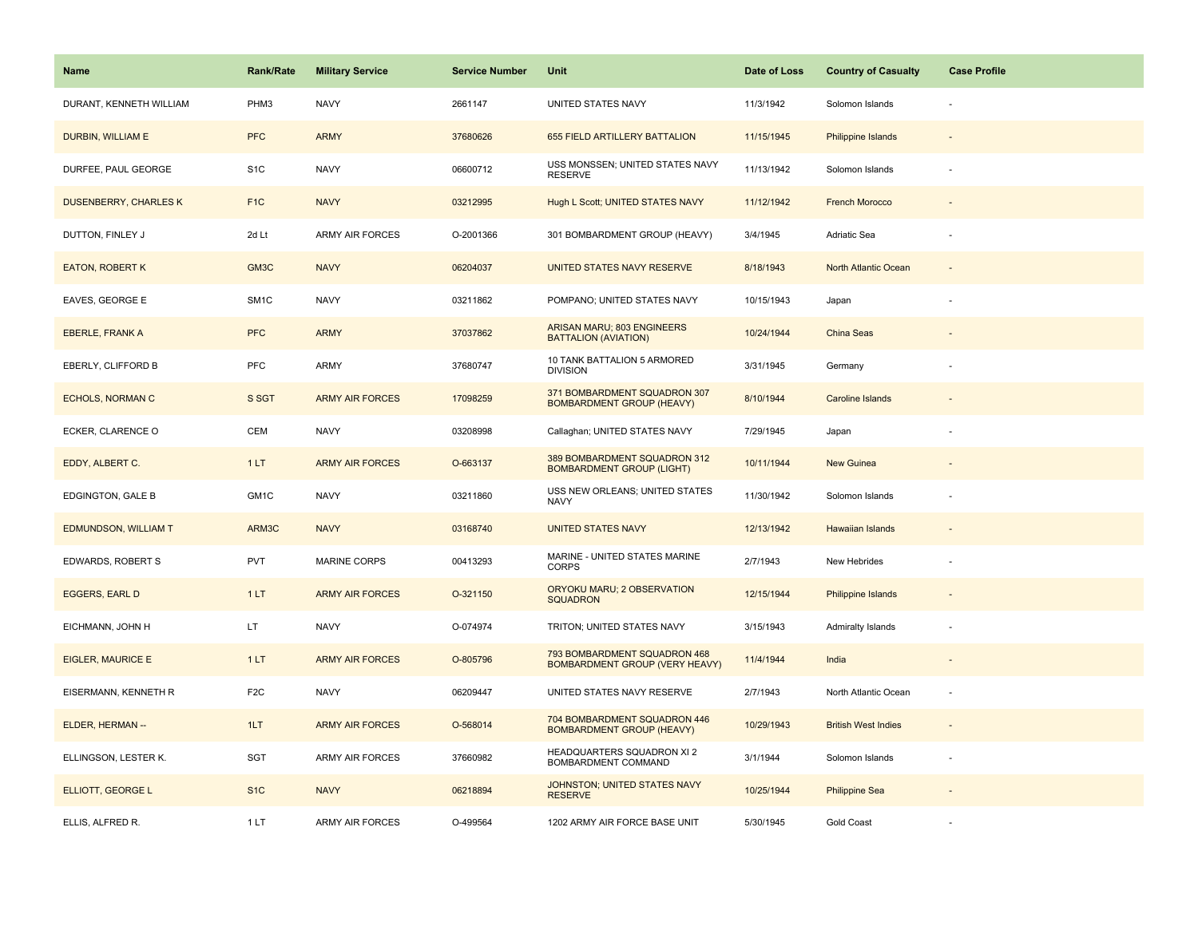| Name | Rank/Rate | Military Service | Service Number | Unit | Date of Loss | Country of Casualty | Case Profile |
|---|---|---|---|---|---|---|---|
| DURANT, KENNETH WILLIAM | PHM3 | NAVY | 2661147 | UNITED STATES NAVY | 11/3/1942 | Solomon Islands | - |
| DURBIN, WILLIAM E | PFC | ARMY | 37680626 | 655 FIELD ARTILLERY BATTALION | 11/15/1945 | Philippine Islands | - |
| DURFEE, PAUL GEORGE | S1C | NAVY | 06600712 | USS MONSSEN; UNITED STATES NAVY RESERVE | 11/13/1942 | Solomon Islands | - |
| DUSENBERRY, CHARLES K | F1C | NAVY | 03212995 | Hugh L Scott; UNITED STATES NAVY | 11/12/1942 | French Morocco | - |
| DUTTON, FINLEY J | 2d Lt | ARMY AIR FORCES | O-2001366 | 301 BOMBARDMENT GROUP (HEAVY) | 3/4/1945 | Adriatic Sea | - |
| EATON, ROBERT K | GM3C | NAVY | 06204037 | UNITED STATES NAVY RESERVE | 8/18/1943 | North Atlantic Ocean | - |
| EAVES, GEORGE E | SM1C | NAVY | 03211862 | POMPANO; UNITED STATES NAVY | 10/15/1943 | Japan | - |
| EBERLE, FRANK A | PFC | ARMY | 37037862 | ARISAN MARU; 803 ENGINEERS BATTALION (AVIATION) | 10/24/1944 | China Seas | - |
| EBERLY, CLIFFORD B | PFC | ARMY | 37680747 | 10 TANK BATTALION 5 ARMORED DIVISION | 3/31/1945 | Germany | - |
| ECHOLS, NORMAN C | S SGT | ARMY AIR FORCES | 17098259 | 371 BOMBARDMENT SQUADRON 307 BOMBARDMENT GROUP (HEAVY) | 8/10/1944 | Caroline Islands | - |
| ECKER, CLARENCE O | CEM | NAVY | 03208998 | Callaghan; UNITED STATES NAVY | 7/29/1945 | Japan | - |
| EDDY, ALBERT C. | 1 LT | ARMY AIR FORCES | O-663137 | 389 BOMBARDMENT SQUADRON 312 BOMBARDMENT GROUP (LIGHT) | 10/11/1944 | New Guinea | - |
| EDGINGTON, GALE B | GM1C | NAVY | 03211860 | USS NEW ORLEANS; UNITED STATES NAVY | 11/30/1942 | Solomon Islands | - |
| EDMUNDSON, WILLIAM T | ARM3C | NAVY | 03168740 | UNITED STATES NAVY | 12/13/1942 | Hawaiian Islands | - |
| EDWARDS, ROBERT S | PVT | MARINE CORPS | 00413293 | MARINE - UNITED STATES MARINE CORPS | 2/7/1943 | New Hebrides | - |
| EGGERS, EARL D | 1 LT | ARMY AIR FORCES | O-321150 | ORYOKU MARU; 2 OBSERVATION SQUADRON | 12/15/1944 | Philippine Islands | - |
| EICHMANN, JOHN H | LT | NAVY | O-074974 | TRITON; UNITED STATES NAVY | 3/15/1943 | Admiralty Islands | - |
| EIGLER, MAURICE E | 1 LT | ARMY AIR FORCES | O-805796 | 793 BOMBARDMENT SQUADRON 468 BOMBARDMENT GROUP (VERY HEAVY) | 11/4/1944 | India | - |
| EISERMANN, KENNETH R | F2C | NAVY | 06209447 | UNITED STATES NAVY RESERVE | 2/7/1943 | North Atlantic Ocean | - |
| ELDER, HERMAN -- | 1LT | ARMY AIR FORCES | O-568014 | 704 BOMBARDMENT SQUADRON 446 BOMBARDMENT GROUP (HEAVY) | 10/29/1943 | British West Indies | - |
| ELLINGSON, LESTER K. | SGT | ARMY AIR FORCES | 37660982 | HEADQUARTERS SQUADRON XI 2 BOMBARDMENT COMMAND | 3/1/1944 | Solomon Islands | - |
| ELLIOTT, GEORGE L | S1C | NAVY | 06218894 | JOHNSTON; UNITED STATES NAVY RESERVE | 10/25/1944 | Philippine Sea | - |
| ELLIS, ALFRED R. | 1 LT | ARMY AIR FORCES | O-499564 | 1202 ARMY AIR FORCE BASE UNIT | 5/30/1945 | Gold Coast | - |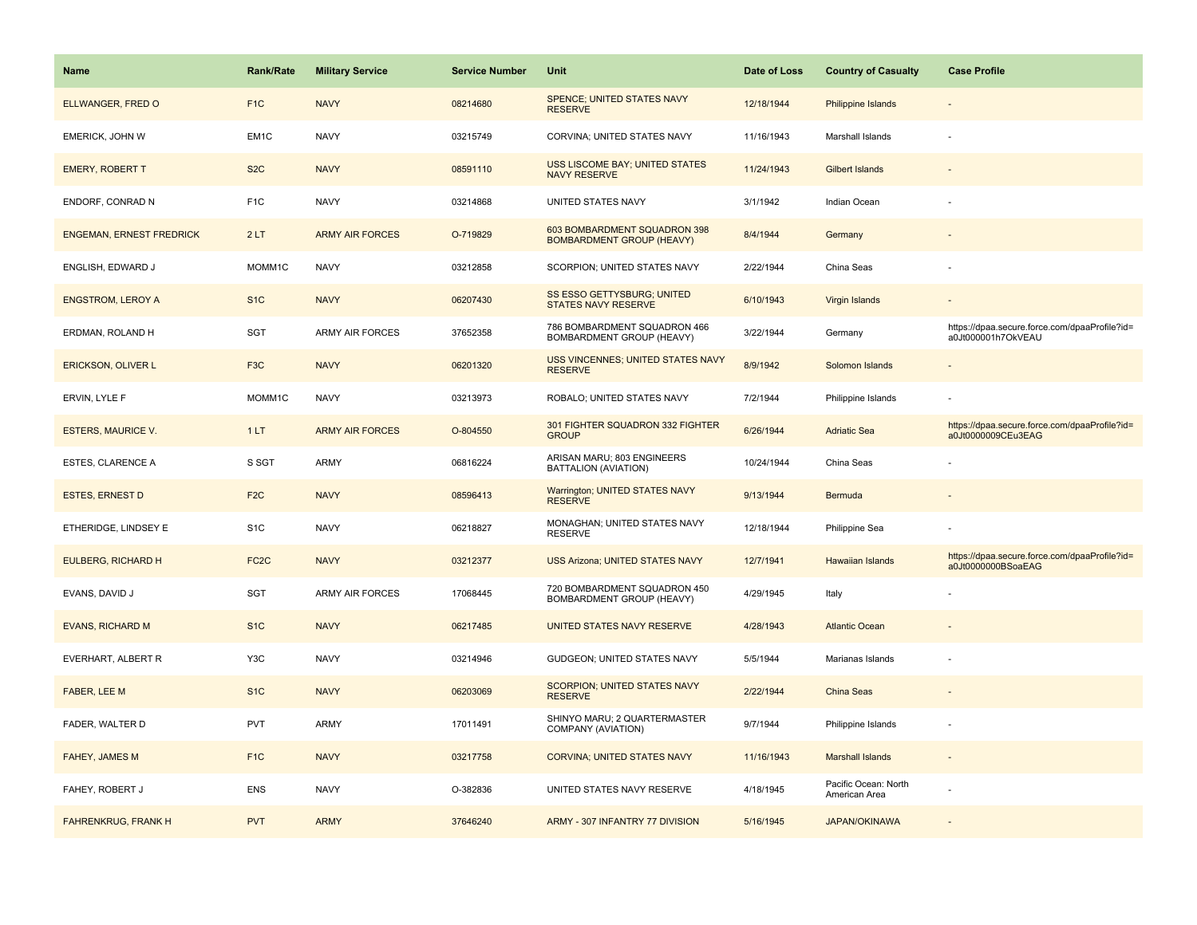| Name | Rank/Rate | Military Service | Service Number | Unit | Date of Loss | Country of Casualty | Case Profile |
| --- | --- | --- | --- | --- | --- | --- | --- |
| ELLWANGER, FRED O | F1C | NAVY | 08214680 | SPENCE; UNITED STATES NAVY RESERVE | 12/18/1944 | Philippine Islands | - |
| EMERICK, JOHN W | EM1C | NAVY | 03215749 | CORVINA; UNITED STATES NAVY | 11/16/1943 | Marshall Islands | - |
| EMERY, ROBERT T | S2C | NAVY | 08591110 | USS LISCOME BAY; UNITED STATES NAVY RESERVE | 11/24/1943 | Gilbert Islands | - |
| ENDORF, CONRAD N | F1C | NAVY | 03214868 | UNITED STATES NAVY | 3/1/1942 | Indian Ocean | - |
| ENGEMAN, ERNEST FREDRICK | 2 LT | ARMY AIR FORCES | O-719829 | 603 BOMBARDMENT SQUADRON 398 BOMBARDMENT GROUP (HEAVY) | 8/4/1944 | Germany | - |
| ENGLISH, EDWARD J | MOMM1C | NAVY | 03212858 | SCORPION; UNITED STATES NAVY | 2/22/1944 | China Seas | - |
| ENGSTROM, LEROY A | S1C | NAVY | 06207430 | SS ESSO GETTYSBURG; UNITED STATES NAVY RESERVE | 6/10/1943 | Virgin Islands | - |
| ERDMAN, ROLAND H | SGT | ARMY AIR FORCES | 37652358 | 786 BOMBARDMENT SQUADRON 466 BOMBARDMENT GROUP (HEAVY) | 3/22/1944 | Germany | https://dpaa.secure.force.com/dpaaProfile?id=a0Jt000001h7OkVEAU |
| ERICKSON, OLIVER L | F3C | NAVY | 06201320 | USS VINCENNES; UNITED STATES NAVY RESERVE | 8/9/1942 | Solomon Islands | - |
| ERVIN, LYLE F | MOMM1C | NAVY | 03213973 | ROBALO; UNITED STATES NAVY | 7/2/1944 | Philippine Islands | - |
| ESTERS, MAURICE V. | 1 LT | ARMY AIR FORCES | O-804550 | 301 FIGHTER SQUADRON 332 FIGHTER GROUP | 6/26/1944 | Adriatic Sea | https://dpaa.secure.force.com/dpaaProfile?id=a0Jt0000009CEu3EAG |
| ESTES, CLARENCE A | S SGT | ARMY | 06816224 | ARISAN MARU; 803 ENGINEERS BATTALION (AVIATION) | 10/24/1944 | China Seas | - |
| ESTES, ERNEST D | F2C | NAVY | 08596413 | Warrington; UNITED STATES NAVY RESERVE | 9/13/1944 | Bermuda | - |
| ETHERIDGE, LINDSEY E | S1C | NAVY | 06218827 | MONAGHAN; UNITED STATES NAVY RESERVE | 12/18/1944 | Philippine Sea | - |
| EULBERG, RICHARD H | FC2C | NAVY | 03212377 | USS Arizona; UNITED STATES NAVY | 12/7/1941 | Hawaiian Islands | https://dpaa.secure.force.com/dpaaProfile?id=a0Jt0000000BSoaEAG |
| EVANS, DAVID J | SGT | ARMY AIR FORCES | 17068445 | 720 BOMBARDMENT SQUADRON 450 BOMBARDMENT GROUP (HEAVY) | 4/29/1945 | Italy | - |
| EVANS, RICHARD M | S1C | NAVY | 06217485 | UNITED STATES NAVY RESERVE | 4/28/1943 | Atlantic Ocean | - |
| EVERHART, ALBERT R | Y3C | NAVY | 03214946 | GUDGEON; UNITED STATES NAVY | 5/5/1944 | Marianas Islands | - |
| FABER, LEE M | S1C | NAVY | 06203069 | SCORPION; UNITED STATES NAVY RESERVE | 2/22/1944 | China Seas | - |
| FADER, WALTER D | PVT | ARMY | 17011491 | SHINYO MARU; 2 QUARTERMASTER COMPANY (AVIATION) | 9/7/1944 | Philippine Islands | - |
| FAHEY, JAMES M | F1C | NAVY | 03217758 | CORVINA; UNITED STATES NAVY | 11/16/1943 | Marshall Islands | - |
| FAHEY, ROBERT J | ENS | NAVY | O-382836 | UNITED STATES NAVY RESERVE | 4/18/1945 | Pacific Ocean: North American Area | - |
| FAHRENKRUG, FRANK H | PVT | ARMY | 37646240 | ARMY - 307 INFANTRY 77 DIVISION | 5/16/1945 | JAPAN/OKINAWA | - |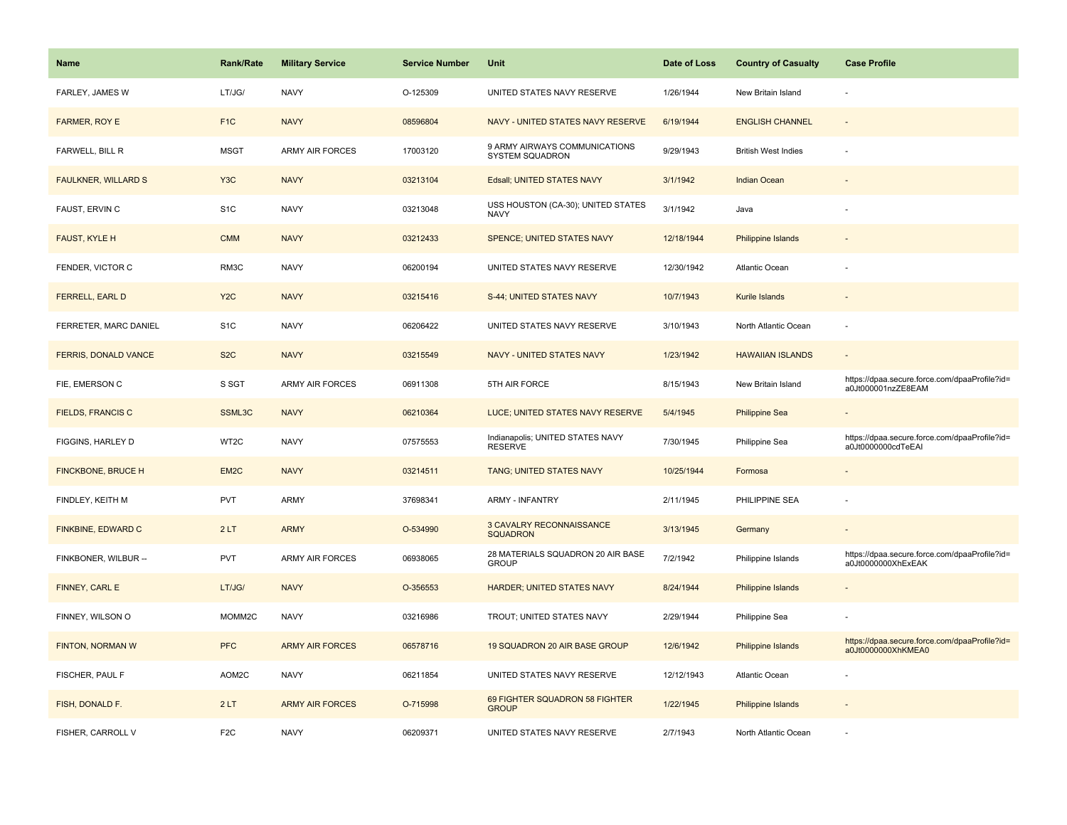| Name | Rank/Rate | Military Service | Service Number | Unit | Date of Loss | Country of Casualty | Case Profile |
| --- | --- | --- | --- | --- | --- | --- | --- |
| FARLEY, JAMES W | LT/JG/ | NAVY | O-125309 | UNITED STATES NAVY RESERVE | 1/26/1944 | New Britain Island | - |
| FARMER, ROY E | F1C | NAVY | 08596804 | NAVY - UNITED STATES NAVY RESERVE | 6/19/1944 | ENGLISH CHANNEL | - |
| FARWELL, BILL R | MSGT | ARMY AIR FORCES | 17003120 | 9 ARMY AIRWAYS COMMUNICATIONS SYSTEM SQUADRON | 9/29/1943 | British West Indies | - |
| FAULKNER, WILLARD S | Y3C | NAVY | 03213104 | Edsall; UNITED STATES NAVY | 3/1/1942 | Indian Ocean | - |
| FAUST, ERVIN C | S1C | NAVY | 03213048 | USS HOUSTON (CA-30); UNITED STATES NAVY | 3/1/1942 | Java | - |
| FAUST, KYLE H | CMM | NAVY | 03212433 | SPENCE; UNITED STATES NAVY | 12/18/1944 | Philippine Islands | - |
| FENDER, VICTOR C | RM3C | NAVY | 06200194 | UNITED STATES NAVY RESERVE | 12/30/1942 | Atlantic Ocean | - |
| FERRELL, EARL D | Y2C | NAVY | 03215416 | S-44; UNITED STATES NAVY | 10/7/1943 | Kurile Islands | - |
| FERRETER, MARC DANIEL | S1C | NAVY | 06206422 | UNITED STATES NAVY RESERVE | 3/10/1943 | North Atlantic Ocean | - |
| FERRIS, DONALD VANCE | S2C | NAVY | 03215549 | NAVY - UNITED STATES NAVY | 1/23/1942 | HAWAIIAN ISLANDS | - |
| FIE, EMERSON C | S SGT | ARMY AIR FORCES | 06911308 | 5TH AIR FORCE | 8/15/1943 | New Britain Island | https://dpaa.secure.force.com/dpaaProfile?id=a0Jt000001nzZE8EAM |
| FIELDS, FRANCIS C | SSML3C | NAVY | 06210364 | LUCE; UNITED STATES NAVY RESERVE | 5/4/1945 | Philippine Sea | - |
| FIGGINS, HARLEY D | WT2C | NAVY | 07575553 | Indianapolis; UNITED STATES NAVY RESERVE | 7/30/1945 | Philippine Sea | https://dpaa.secure.force.com/dpaaProfile?id=a0Jt0000000cdTeEAI |
| FINCKBONE, BRUCE H | EM2C | NAVY | 03214511 | TANG; UNITED STATES NAVY | 10/25/1944 | Formosa | - |
| FINDLEY, KEITH M | PVT | ARMY | 37698341 | ARMY - INFANTRY | 2/11/1945 | PHILIPPINE SEA | - |
| FINKBINE, EDWARD C | 2 LT | ARMY | O-534990 | 3 CAVALRY RECONNAISSANCE SQUADRON | 3/13/1945 | Germany | - |
| FINKBONER, WILBUR -- | PVT | ARMY AIR FORCES | 06938065 | 28 MATERIALS SQUADRON 20 AIR BASE GROUP | 7/2/1942 | Philippine Islands | https://dpaa.secure.force.com/dpaaProfile?id=a0Jt0000000XhExEAK |
| FINNEY, CARL E | LT/JG/ | NAVY | O-356553 | HARDER; UNITED STATES NAVY | 8/24/1944 | Philippine Islands | - |
| FINNEY, WILSON O | MOMM2C | NAVY | 03216986 | TROUT; UNITED STATES NAVY | 2/29/1944 | Philippine Sea | - |
| FINTON, NORMAN W | PFC | ARMY AIR FORCES | 06578716 | 19 SQUADRON 20 AIR BASE GROUP | 12/6/1942 | Philippine Islands | https://dpaa.secure.force.com/dpaaProfile?id=a0Jt0000000XhKMEA0 |
| FISCHER, PAUL F | AOM2C | NAVY | 06211854 | UNITED STATES NAVY RESERVE | 12/12/1943 | Atlantic Ocean | - |
| FISH, DONALD F. | 2 LT | ARMY AIR FORCES | O-715998 | 69 FIGHTER SQUADRON 58 FIGHTER GROUP | 1/22/1945 | Philippine Islands | - |
| FISHER, CARROLL V | F2C | NAVY | 06209371 | UNITED STATES NAVY RESERVE | 2/7/1943 | North Atlantic Ocean | - |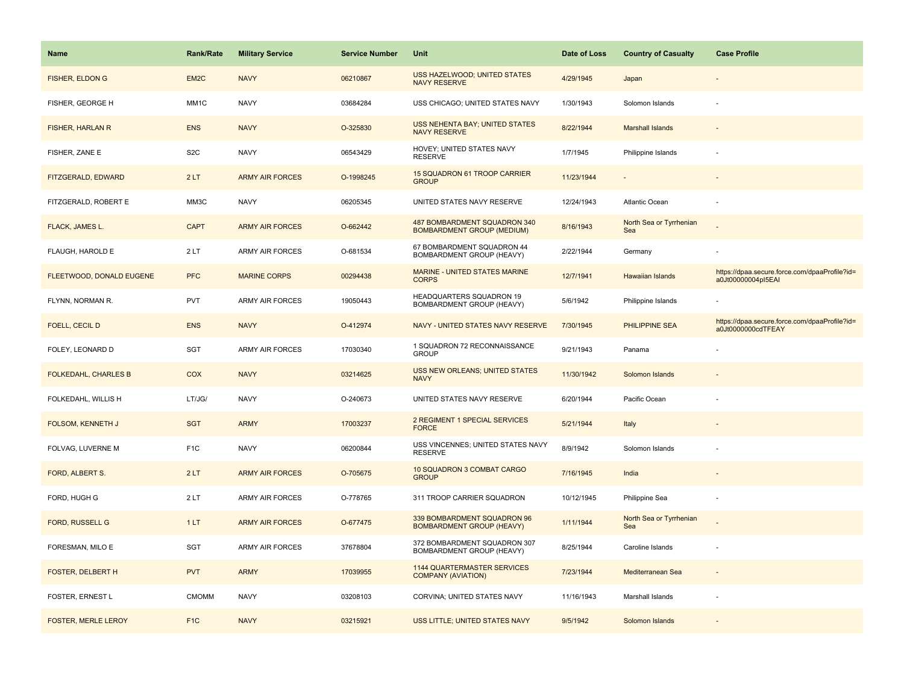| Name | Rank/Rate | Military Service | Service Number | Unit | Date of Loss | Country of Casualty | Case Profile |
|---|---|---|---|---|---|---|---|
| FISHER, ELDON G | EM2C | NAVY | 06210867 | USS HAZELWOOD; UNITED STATES NAVY RESERVE | 4/29/1945 | Japan | - |
| FISHER, GEORGE H | MM1C | NAVY | 03684284 | USS CHICAGO; UNITED STATES NAVY | 1/30/1943 | Solomon Islands | - |
| FISHER, HARLAN R | ENS | NAVY | O-325830 | USS NEHENTA BAY; UNITED STATES NAVY RESERVE | 8/22/1944 | Marshall Islands | - |
| FISHER, ZANE E | S2C | NAVY | 06543429 | HOVEY; UNITED STATES NAVY RESERVE | 1/7/1945 | Philippine Islands | - |
| FITZGERALD, EDWARD | 2 LT | ARMY AIR FORCES | O-1998245 | 15 SQUADRON 61 TROOP CARRIER GROUP | 11/23/1944 | - | - |
| FITZGERALD, ROBERT E | MM3C | NAVY | 06205345 | UNITED STATES NAVY RESERVE | 12/24/1943 | Atlantic Ocean | - |
| FLACK, JAMES L. | CAPT | ARMY AIR FORCES | O-662442 | 487 BOMBARDMENT SQUADRON 340 BOMBARDMENT GROUP (MEDIUM) | 8/16/1943 | North Sea or Tyrrhenian Sea | - |
| FLAUGH, HAROLD E | 2 LT | ARMY AIR FORCES | O-681534 | 67 BOMBARDMENT SQUADRON 44 BOMBARDMENT GROUP (HEAVY) | 2/22/1944 | Germany | - |
| FLEETWOOD, DONALD EUGENE | PFC | MARINE CORPS | 00294438 | MARINE - UNITED STATES MARINE CORPS | 12/7/1941 | Hawaiian Islands | https://dpaa.secure.force.com/dpaaProfile?id=a0Jt00000004pI5EAI |
| FLYNN, NORMAN R. | PVT | ARMY AIR FORCES | 19050443 | HEADQUARTERS SQUADRON 19 BOMBARDMENT GROUP (HEAVY) | 5/6/1942 | Philippine Islands | - |
| FOELL, CECIL D | ENS | NAVY | O-412974 | NAVY - UNITED STATES NAVY RESERVE | 7/30/1945 | PHILIPPINE SEA | https://dpaa.secure.force.com/dpaaProfile?id=a0Jt0000000cdTFEAY |
| FOLEY, LEONARD D | SGT | ARMY AIR FORCES | 17030340 | 1 SQUADRON 72 RECONNAISSANCE GROUP | 9/21/1943 | Panama | - |
| FOLKEDAHL, CHARLES B | COX | NAVY | 03214625 | USS NEW ORLEANS; UNITED STATES NAVY | 11/30/1942 | Solomon Islands | - |
| FOLKEDAHL, WILLIS H | LT/JG/ | NAVY | O-240673 | UNITED STATES NAVY RESERVE | 6/20/1944 | Pacific Ocean | - |
| FOLSOM, KENNETH J | SGT | ARMY | 17003237 | 2 REGIMENT 1 SPECIAL SERVICES FORCE | 5/21/1944 | Italy | - |
| FOLVAG, LUVERNE M | F1C | NAVY | 06200844 | USS VINCENNES; UNITED STATES NAVY RESERVE | 8/9/1942 | Solomon Islands | - |
| FORD, ALBERT S. | 2 LT | ARMY AIR FORCES | O-705675 | 10 SQUADRON 3 COMBAT CARGO GROUP | 7/16/1945 | India | - |
| FORD, HUGH G | 2 LT | ARMY AIR FORCES | O-778765 | 311 TROOP CARRIER SQUADRON | 10/12/1945 | Philippine Sea | - |
| FORD, RUSSELL G | 1 LT | ARMY AIR FORCES | O-677475 | 339 BOMBARDMENT SQUADRON 96 BOMBARDMENT GROUP (HEAVY) | 1/11/1944 | North Sea or Tyrrhenian Sea | - |
| FORESMAN, MILO E | SGT | ARMY AIR FORCES | 37678804 | 372 BOMBARDMENT SQUADRON 307 BOMBARDMENT GROUP (HEAVY) | 8/25/1944 | Caroline Islands | - |
| FOSTER, DELBERT H | PVT | ARMY | 17039955 | 1144 QUARTERMASTER SERVICES COMPANY (AVIATION) | 7/23/1944 | Mediterranean Sea | - |
| FOSTER, ERNEST L | CMOMM | NAVY | 03208103 | CORVINA; UNITED STATES NAVY | 11/16/1943 | Marshall Islands | - |
| FOSTER, MERLE LEROY | F1C | NAVY | 03215921 | USS LITTLE; UNITED STATES NAVY | 9/5/1942 | Solomon Islands | - |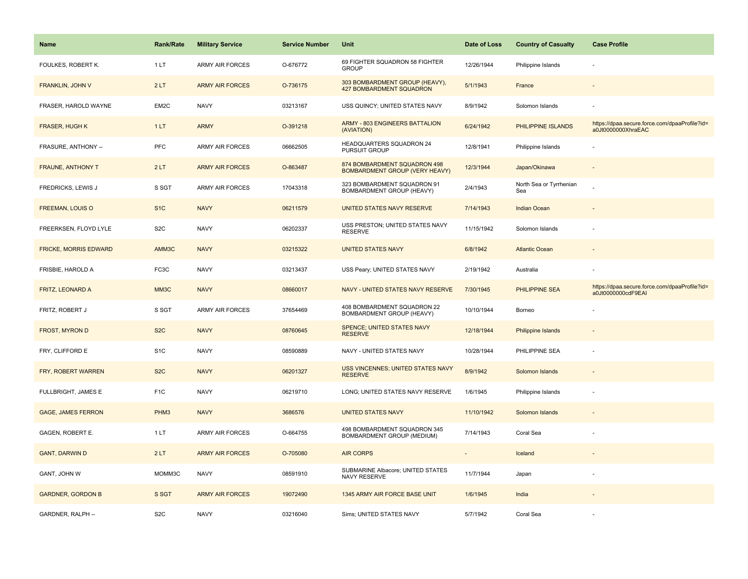| Name | Rank/Rate | Military Service | Service Number | Unit | Date of Loss | Country of Casualty | Case Profile |
| --- | --- | --- | --- | --- | --- | --- | --- |
| FOULKES, ROBERT K. | 1 LT | ARMY AIR FORCES | O-676772 | 69 FIGHTER SQUADRON 58 FIGHTER GROUP | 12/26/1944 | Philippine Islands | - |
| FRANKLIN, JOHN V | 2 LT | ARMY AIR FORCES | O-736175 | 303 BOMBARDMENT GROUP (HEAVY), 427 BOMBARDMENT SQUADRON | 5/1/1943 | France | - |
| FRASER, HAROLD WAYNE | EM2C | NAVY | 03213167 | USS QUINCY; UNITED STATES NAVY | 8/9/1942 | Solomon Islands | - |
| FRASER, HUGH K | 1 LT | ARMY | O-391218 | ARMY - 803 ENGINEERS BATTALION (AVIATION) | 6/24/1942 | PHILIPPINE ISLANDS | https://dpaa.secure.force.com/dpaaProfile?id=a0Jt0000000XhraEAC |
| FRASURE, ANTHONY -- | PFC | ARMY AIR FORCES | 06662505 | HEADQUARTERS SQUADRON 24 PURSUIT GROUP | 12/8/1941 | Philippine Islands | - |
| FRAUNE, ANTHONY T | 2 LT | ARMY AIR FORCES | O-863487 | 874 BOMBARDMENT SQUADRON 498 BOMBARDMENT GROUP (VERY HEAVY) | 12/3/1944 | Japan/Okinawa | - |
| FREDRICKS, LEWIS J | S SGT | ARMY AIR FORCES | 17043318 | 323 BOMBARDMENT SQUADRON 91 BOMBARDMENT GROUP (HEAVY) | 2/4/1943 | North Sea or Tyrrhenian Sea | - |
| FREEMAN, LOUIS O | S1C | NAVY | 06211579 | UNITED STATES NAVY RESERVE | 7/14/1943 | Indian Ocean | - |
| FREERKSEN, FLOYD LYLE | S2C | NAVY | 06202337 | USS PRESTON; UNITED STATES NAVY RESERVE | 11/15/1942 | Solomon Islands | - |
| FRICKE, MORRIS EDWARD | AMM3C | NAVY | 03215322 | UNITED STATES NAVY | 6/8/1942 | Atlantic Ocean | - |
| FRISBIE, HAROLD A | FC3C | NAVY | 03213437 | USS Peary; UNITED STATES NAVY | 2/19/1942 | Australia | - |
| FRITZ, LEONARD A | MM3C | NAVY | 08660017 | NAVY - UNITED STATES NAVY RESERVE | 7/30/1945 | PHILIPPINE SEA | https://dpaa.secure.force.com/dpaaProfile?id=a0Jt0000000cdF9EAI |
| FRITZ, ROBERT J | S SGT | ARMY AIR FORCES | 37654469 | 408 BOMBARDMENT SQUADRON 22 BOMBARDMENT GROUP (HEAVY) | 10/10/1944 | Borneo | - |
| FROST, MYRON D | S2C | NAVY | 08760645 | SPENCE; UNITED STATES NAVY RESERVE | 12/18/1944 | Philippine Islands | - |
| FRY, CLIFFORD E | S1C | NAVY | 08590889 | NAVY - UNITED STATES NAVY | 10/28/1944 | PHILIPPINE SEA | - |
| FRY, ROBERT WARREN | S2C | NAVY | 06201327 | USS VINCENNES; UNITED STATES NAVY RESERVE | 8/9/1942 | Solomon Islands | - |
| FULLBRIGHT, JAMES E | F1C | NAVY | 06219710 | LONG; UNITED STATES NAVY RESERVE | 1/6/1945 | Philippine Islands | - |
| GAGE, JAMES FERRON | PHM3 | NAVY | 3686576 | UNITED STATES NAVY | 11/10/1942 | Solomon Islands | - |
| GAGEN, ROBERT E. | 1 LT | ARMY AIR FORCES | O-664755 | 498 BOMBARDMENT SQUADRON 345 BOMBARDMENT GROUP (MEDIUM) | 7/14/1943 | Coral Sea | - |
| GANT, DARWIN D | 2 LT | ARMY AIR FORCES | O-705080 | AIR CORPS | - | Iceland | - |
| GANT, JOHN W | MOMM3C | NAVY | 08591910 | SUBMARINE Albacore; UNITED STATES NAVY RESERVE | 11/7/1944 | Japan | - |
| GARDNER, GORDON B | S SGT | ARMY AIR FORCES | 19072490 | 1345 ARMY AIR FORCE BASE UNIT | 1/6/1945 | India | - |
| GARDNER, RALPH -- | S2C | NAVY | 03216040 | Sims; UNITED STATES NAVY | 5/7/1942 | Coral Sea | - |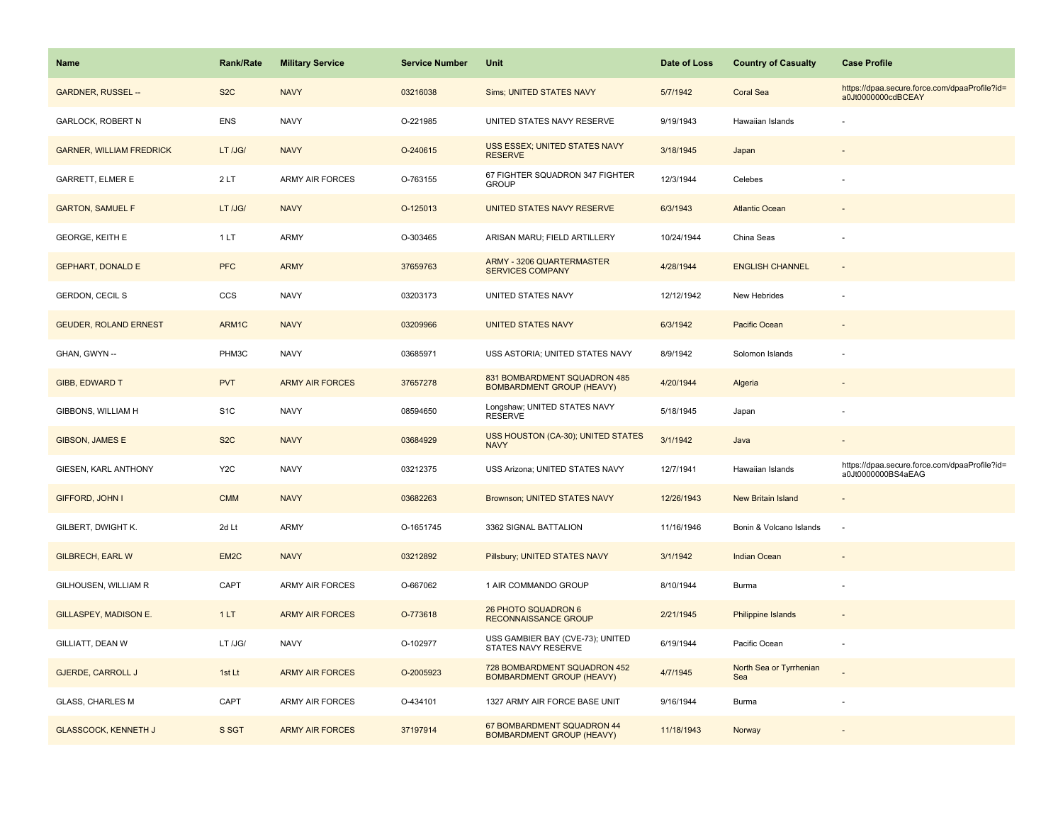| Name | Rank/Rate | Military Service | Service Number | Unit | Date of Loss | Country of Casualty | Case Profile |
|---|---|---|---|---|---|---|---|
| GARDNER, RUSSEL -- | S2C | NAVY | 03216038 | Sims; UNITED STATES NAVY | 5/7/1942 | Coral Sea | https://dpaa.secure.force.com/dpaaProfile?id=a0Jt0000000cdBCEAY |
| GARLOCK, ROBERT N | ENS | NAVY | O-221985 | UNITED STATES NAVY RESERVE | 9/19/1943 | Hawaiian Islands | - |
| GARNER, WILLIAM FREDRICK | LT /JG/ | NAVY | O-240615 | USS ESSEX; UNITED STATES NAVY RESERVE | 3/18/1945 | Japan | - |
| GARRETT, ELMER E | 2 LT | ARMY AIR FORCES | O-763155 | 67 FIGHTER SQUADRON 347 FIGHTER GROUP | 12/3/1944 | Celebes | - |
| GARTON, SAMUEL F | LT /JG/ | NAVY | O-125013 | UNITED STATES NAVY RESERVE | 6/3/1943 | Atlantic Ocean | - |
| GEORGE, KEITH E | 1 LT | ARMY | O-303465 | ARISAN MARU; FIELD ARTILLERY | 10/24/1944 | China Seas | - |
| GEPHART, DONALD E | PFC | ARMY | 37659763 | ARMY - 3206 QUARTERMASTER SERVICES COMPANY | 4/28/1944 | ENGLISH CHANNEL | - |
| GERDON, CECIL S | CCS | NAVY | 03203173 | UNITED STATES NAVY | 12/12/1942 | New Hebrides | - |
| GEUDER, ROLAND ERNEST | ARM1C | NAVY | 03209966 | UNITED STATES NAVY | 6/3/1942 | Pacific Ocean | - |
| GHAN, GWYN -- | PHM3C | NAVY | 03685971 | USS ASTORIA; UNITED STATES NAVY | 8/9/1942 | Solomon Islands | - |
| GIBB, EDWARD T | PVT | ARMY AIR FORCES | 37657278 | 831 BOMBARDMENT SQUADRON 485 BOMBARDMENT GROUP (HEAVY) | 4/20/1944 | Algeria | - |
| GIBBONS, WILLIAM H | S1C | NAVY | 08594650 | Longshaw; UNITED STATES NAVY RESERVE | 5/18/1945 | Japan | - |
| GIBSON, JAMES E | S2C | NAVY | 03684929 | USS HOUSTON (CA-30); UNITED STATES NAVY | 3/1/1942 | Java | - |
| GIESEN, KARL ANTHONY | Y2C | NAVY | 03212375 | USS Arizona; UNITED STATES NAVY | 12/7/1941 | Hawaiian Islands | https://dpaa.secure.force.com/dpaaProfile?id=a0Jt0000000BS4aEAG |
| GIFFORD, JOHN I | CMM | NAVY | 03682263 | Brownson; UNITED STATES NAVY | 12/26/1943 | New Britain Island | - |
| GILBERT, DWIGHT K. | 2d Lt | ARMY | O-1651745 | 3362 SIGNAL BATTALION | 11/16/1946 | Bonin & Volcano Islands | - |
| GILBRECH, EARL W | EM2C | NAVY | 03212892 | Pillsbury; UNITED STATES NAVY | 3/1/1942 | Indian Ocean | - |
| GILHOUSEN, WILLIAM R | CAPT | ARMY AIR FORCES | O-667062 | 1 AIR COMMANDO GROUP | 8/10/1944 | Burma | - |
| GILLASPEY, MADISON E. | 1 LT | ARMY AIR FORCES | O-773618 | 26 PHOTO SQUADRON 6 RECONNAISSANCE GROUP | 2/21/1945 | Philippine Islands | - |
| GILLIATT, DEAN W | LT /JG/ | NAVY | O-102977 | USS GAMBIER BAY (CVE-73); UNITED STATES NAVY RESERVE | 6/19/1944 | Pacific Ocean | - |
| GJERDE, CARROLL J | 1st Lt | ARMY AIR FORCES | O-2005923 | 728 BOMBARDMENT SQUADRON 452 BOMBARDMENT GROUP (HEAVY) | 4/7/1945 | North Sea or Tyrrhenian Sea | - |
| GLASS, CHARLES M | CAPT | ARMY AIR FORCES | O-434101 | 1327 ARMY AIR FORCE BASE UNIT | 9/16/1944 | Burma | - |
| GLASSCOCK, KENNETH J | S SGT | ARMY AIR FORCES | 37197914 | 67 BOMBARDMENT SQUADRON 44 BOMBARDMENT GROUP (HEAVY) | 11/18/1943 | Norway | - |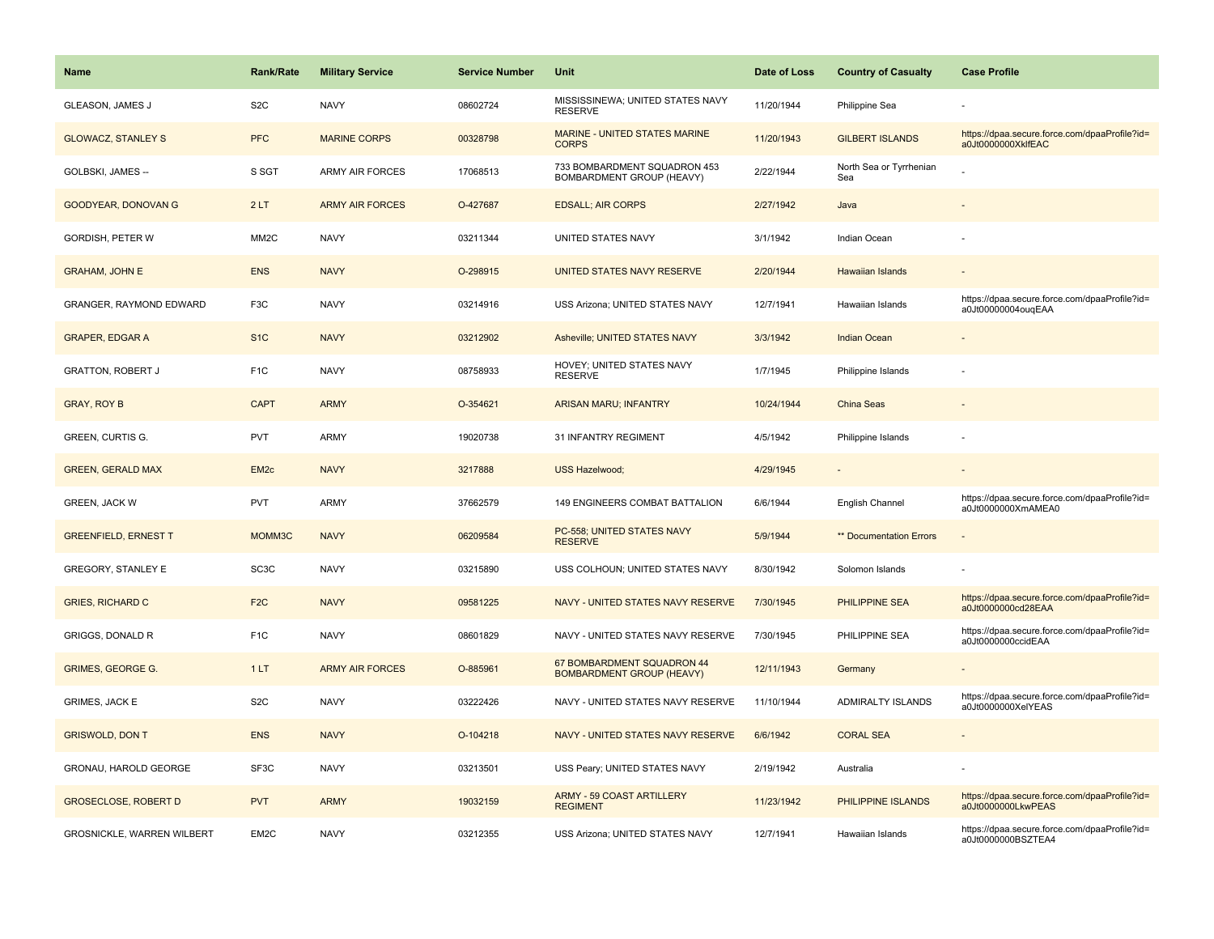| Name | Rank/Rate | Military Service | Service Number | Unit | Date of Loss | Country of Casualty | Case Profile |
|---|---|---|---|---|---|---|---|
| GLEASON, JAMES J | S2C | NAVY | 08602724 | MISSISSINEWA; UNITED STATES NAVY RESERVE | 11/20/1944 | Philippine Sea | - |
| GLOWACZ, STANLEY S | PFC | MARINE CORPS | 00328798 | MARINE - UNITED STATES MARINE CORPS | 11/20/1943 | GILBERT ISLANDS | https://dpaa.secure.force.com/dpaaProfile?id=a0Jt0000000XklfEAC |
| GOLBSKI, JAMES -- | S SGT | ARMY AIR FORCES | 17068513 | 733 BOMBARDMENT SQUADRON 453 BOMBARDMENT GROUP (HEAVY) | 2/22/1944 | North Sea or Tyrrhenian Sea | - |
| GOODYEAR, DONOVAN G | 2 LT | ARMY AIR FORCES | O-427687 | EDSALL; AIR CORPS | 2/27/1942 | Java | - |
| GORDISH, PETER W | MM2C | NAVY | 03211344 | UNITED STATES NAVY | 3/1/1942 | Indian Ocean | - |
| GRAHAM, JOHN E | ENS | NAVY | O-298915 | UNITED STATES NAVY RESERVE | 2/20/1944 | Hawaiian Islands | - |
| GRANGER, RAYMOND EDWARD | F3C | NAVY | 03214916 | USS Arizona; UNITED STATES NAVY | 12/7/1941 | Hawaiian Islands | https://dpaa.secure.force.com/dpaaProfile?id=a0Jt00000004ouqEAA |
| GRAPER, EDGAR A | S1C | NAVY | 03212902 | Asheville; UNITED STATES NAVY | 3/3/1942 | Indian Ocean | - |
| GRATTON, ROBERT J | F1C | NAVY | 08758933 | HOVEY; UNITED STATES NAVY RESERVE | 1/7/1945 | Philippine Islands | - |
| GRAY, ROY B | CAPT | ARMY | O-354621 | ARISAN MARU; INFANTRY | 10/24/1944 | China Seas | - |
| GREEN, CURTIS G. | PVT | ARMY | 19020738 | 31 INFANTRY REGIMENT | 4/5/1942 | Philippine Islands | - |
| GREEN, GERALD MAX | EM2c | NAVY | 3217888 | USS Hazelwood; | 4/29/1945 | - | - |
| GREEN, JACK W | PVT | ARMY | 37662579 | 149 ENGINEERS COMBAT BATTALION | 6/6/1944 | English Channel | https://dpaa.secure.force.com/dpaaProfile?id=a0Jt0000000XmAMEA0 |
| GREENFIELD, ERNEST T | MOMM3C | NAVY | 06209584 | PC-558; UNITED STATES NAVY RESERVE | 5/9/1944 | ** Documentation Errors | - |
| GREGORY, STANLEY E | SC3C | NAVY | 03215890 | USS COLHOUN; UNITED STATES NAVY | 8/30/1942 | Solomon Islands | - |
| GRIES, RICHARD C | F2C | NAVY | 09581225 | NAVY - UNITED STATES NAVY RESERVE | 7/30/1945 | PHILIPPINE SEA | https://dpaa.secure.force.com/dpaaProfile?id=a0Jt0000000cd28EAA |
| GRIGGS, DONALD R | F1C | NAVY | 08601829 | NAVY - UNITED STATES NAVY RESERVE | 7/30/1945 | PHILIPPINE SEA | https://dpaa.secure.force.com/dpaaProfile?id=a0Jt0000000ccidEAA |
| GRIMES, GEORGE G. | 1 LT | ARMY AIR FORCES | O-885961 | 67 BOMBARDMENT SQUADRON 44 BOMBARDMENT GROUP (HEAVY) | 12/11/1943 | Germany | - |
| GRIMES, JACK E | S2C | NAVY | 03222426 | NAVY - UNITED STATES NAVY RESERVE | 11/10/1944 | ADMIRALTY ISLANDS | https://dpaa.secure.force.com/dpaaProfile?id=a0Jt0000000XelYEAS |
| GRISWOLD, DON T | ENS | NAVY | O-104218 | NAVY - UNITED STATES NAVY RESERVE | 6/6/1942 | CORAL SEA | - |
| GRONAU, HAROLD GEORGE | SF3C | NAVY | 03213501 | USS Peary; UNITED STATES NAVY | 2/19/1942 | Australia | - |
| GROSECLOSE, ROBERT D | PVT | ARMY | 19032159 | ARMY - 59 COAST ARTILLERY REGIMENT | 11/23/1942 | PHILIPPINE ISLANDS | https://dpaa.secure.force.com/dpaaProfile?id=a0Jt0000000LkwPEAS |
| GROSNICKLE, WARREN WILBERT | EM2C | NAVY | 03212355 | USS Arizona; UNITED STATES NAVY | 12/7/1941 | Hawaiian Islands | https://dpaa.secure.force.com/dpaaProfile?id=a0Jt0000000BSZTEA4 |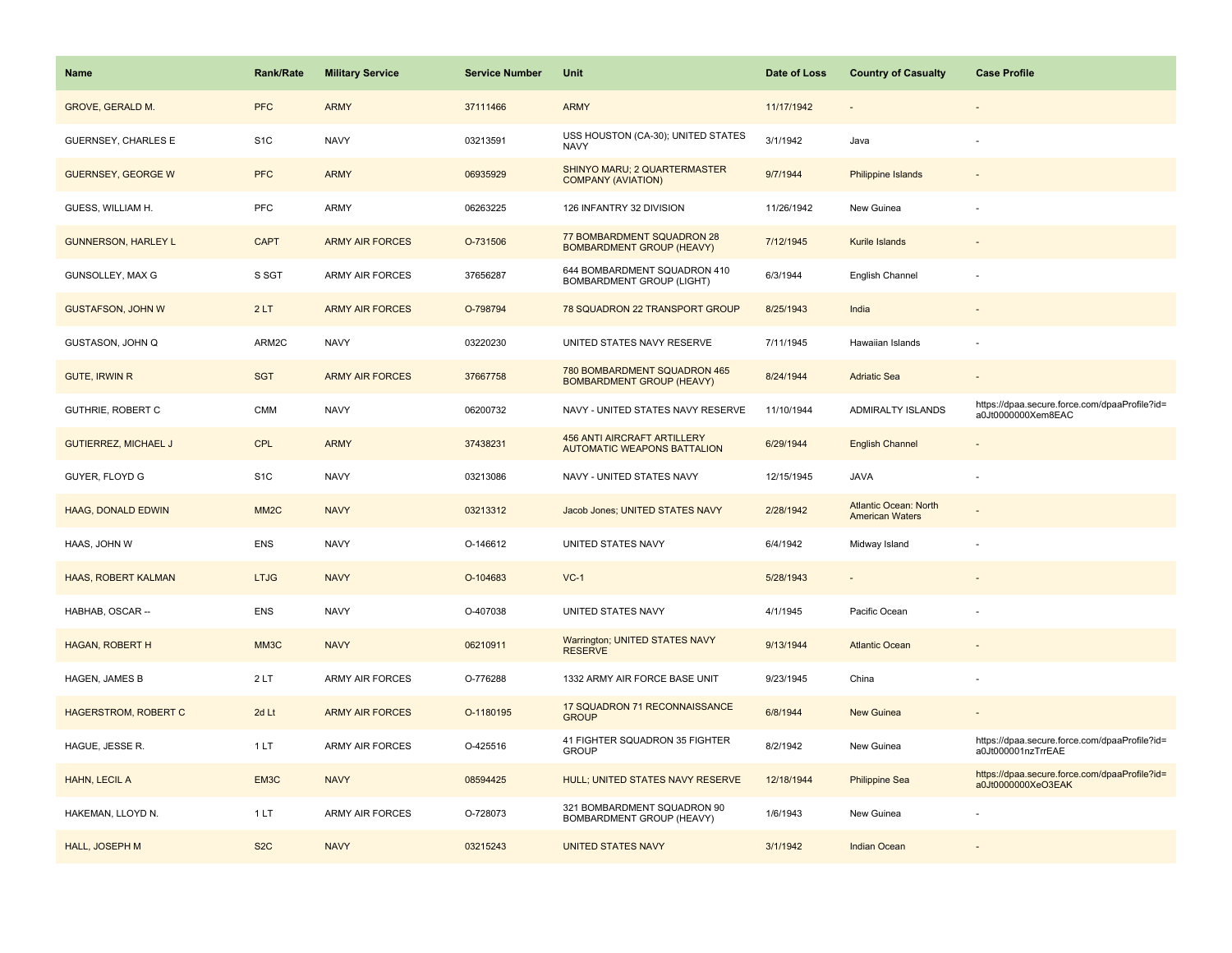| Name | Rank/Rate | Military Service | Service Number | Unit | Date of Loss | Country of Casualty | Case Profile |
| --- | --- | --- | --- | --- | --- | --- | --- |
| GROVE, GERALD M. | PFC | ARMY | 37111466 | ARMY | 11/17/1942 | - | - |
| GUERNSEY, CHARLES E | S1C | NAVY | 03213591 | USS HOUSTON (CA-30); UNITED STATES NAVY | 3/1/1942 | Java | - |
| GUERNSEY, GEORGE W | PFC | ARMY | 06935929 | SHINYO MARU; 2 QUARTERMASTER COMPANY (AVIATION) | 9/7/1944 | Philippine Islands | - |
| GUESS, WILLIAM H. | PFC | ARMY | 06263225 | 126 INFANTRY 32 DIVISION | 11/26/1942 | New Guinea | - |
| GUNNERSON, HARLEY L | CAPT | ARMY AIR FORCES | O-731506 | 77 BOMBARDMENT SQUADRON 28 BOMBARDMENT GROUP (HEAVY) | 7/12/1945 | Kurile Islands | - |
| GUNSOLLEY, MAX G | S SGT | ARMY AIR FORCES | 37656287 | 644 BOMBARDMENT SQUADRON 410 BOMBARDMENT GROUP (LIGHT) | 6/3/1944 | English Channel | - |
| GUSTAFSON, JOHN W | 2 LT | ARMY AIR FORCES | O-798794 | 78 SQUADRON 22 TRANSPORT GROUP | 8/25/1943 | India | - |
| GUSTASON, JOHN Q | ARM2C | NAVY | 03220230 | UNITED STATES NAVY RESERVE | 7/11/1945 | Hawaiian Islands | - |
| GUTE, IRWIN R | SGT | ARMY AIR FORCES | 37667758 | 780 BOMBARDMENT SQUADRON 465 BOMBARDMENT GROUP (HEAVY) | 8/24/1944 | Adriatic Sea | - |
| GUTHRIE, ROBERT C | CMM | NAVY | 06200732 | NAVY - UNITED STATES NAVY RESERVE | 11/10/1944 | ADMIRALTY ISLANDS | https://dpaa.secure.force.com/dpaaProfile?id=a0Jt0000000Xem8EAC |
| GUTIERREZ, MICHAEL J | CPL | ARMY | 37438231 | 456 ANTI AIRCRAFT ARTILLERY AUTOMATIC WEAPONS BATTALION | 6/29/1944 | English Channel | - |
| GUYER, FLOYD G | S1C | NAVY | 03213086 | NAVY - UNITED STATES NAVY | 12/15/1945 | JAVA | - |
| HAAG, DONALD EDWIN | MM2C | NAVY | 03213312 | Jacob Jones; UNITED STATES NAVY | 2/28/1942 | Atlantic Ocean: North American Waters | - |
| HAAS, JOHN W | ENS | NAVY | O-146612 | UNITED STATES NAVY | 6/4/1942 | Midway Island | - |
| HAAS, ROBERT KALMAN | LTJG | NAVY | O-104683 | VC-1 | 5/28/1943 | - | - |
| HABHAB, OSCAR -- | ENS | NAVY | O-407038 | UNITED STATES NAVY | 4/1/1945 | Pacific Ocean | - |
| HAGAN, ROBERT H | MM3C | NAVY | 06210911 | Warrington; UNITED STATES NAVY RESERVE | 9/13/1944 | Atlantic Ocean | - |
| HAGEN, JAMES B | 2 LT | ARMY AIR FORCES | O-776288 | 1332 ARMY AIR FORCE BASE UNIT | 9/23/1945 | China | - |
| HAGERSTROM, ROBERT C | 2d Lt | ARMY AIR FORCES | O-1180195 | 17 SQUADRON 71 RECONNAISSANCE GROUP | 6/8/1944 | New Guinea | - |
| HAGUE, JESSE R. | 1 LT | ARMY AIR FORCES | O-425516 | 41 FIGHTER SQUADRON 35 FIGHTER GROUP | 8/2/1942 | New Guinea | https://dpaa.secure.force.com/dpaaProfile?id=a0Jt000001nzTrrEAE |
| HAHN, LECIL A | EM3C | NAVY | 08594425 | HULL; UNITED STATES NAVY RESERVE | 12/18/1944 | Philippine Sea | https://dpaa.secure.force.com/dpaaProfile?id=a0Jt0000000XeO3EAK |
| HAKEMAN, LLOYD N. | 1 LT | ARMY AIR FORCES | O-728073 | 321 BOMBARDMENT SQUADRON 90 BOMBARDMENT GROUP (HEAVY) | 1/6/1943 | New Guinea | - |
| HALL, JOSEPH M | S2C | NAVY | 03215243 | UNITED STATES NAVY | 3/1/1942 | Indian Ocean | - |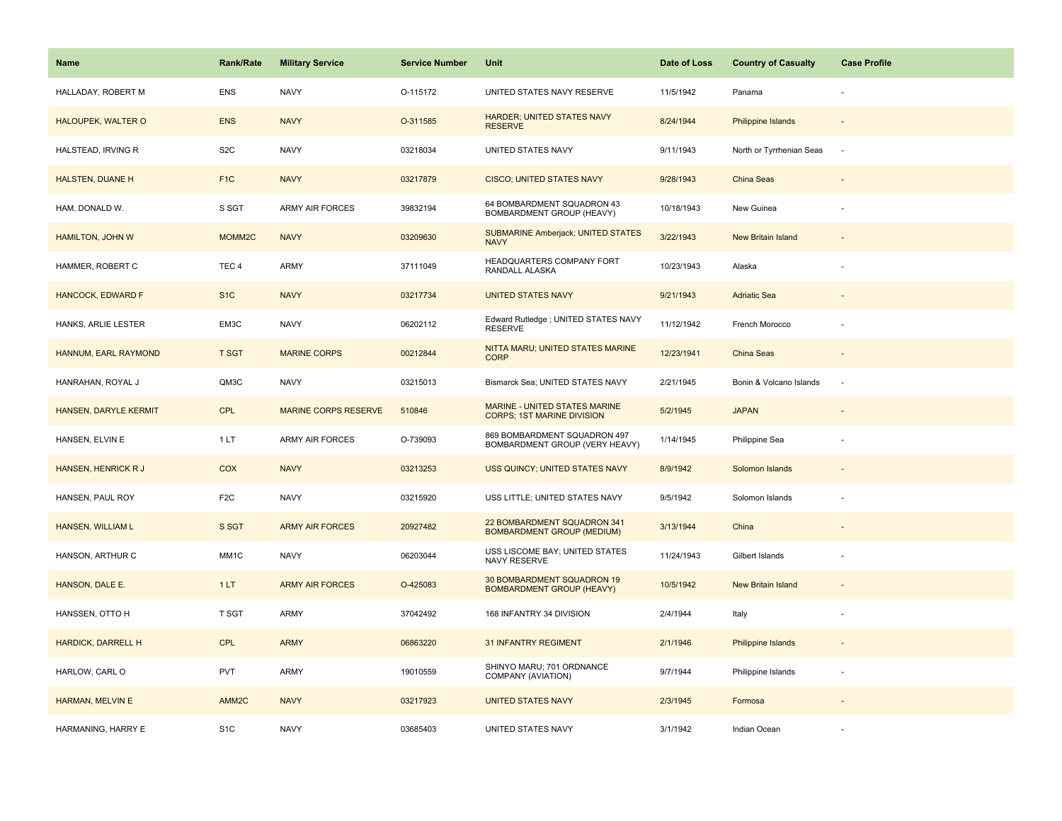| Name | Rank/Rate | Military Service | Service Number | Unit | Date of Loss | Country of Casualty | Case Profile |
|---|---|---|---|---|---|---|---|
| HALLADAY, ROBERT M | ENS | NAVY | O-115172 | UNITED STATES NAVY RESERVE | 11/5/1942 | Panama | - |
| HALOUPEK, WALTER O | ENS | NAVY | O-311585 | HARDER; UNITED STATES NAVY RESERVE | 8/24/1944 | Philippine Islands | - |
| HALSTEAD, IRVING R | S2C | NAVY | 03218034 | UNITED STATES NAVY | 9/11/1943 | North or Tyrrhenian Seas | - |
| HALSTEN, DUANE H | F1C | NAVY | 03217879 | CISCO; UNITED STATES NAVY | 9/28/1943 | China Seas | - |
| HAM, DONALD W. | S SGT | ARMY AIR FORCES | 39832194 | 64 BOMBARDMENT SQUADRON 43 BOMBARDMENT GROUP (HEAVY) | 10/18/1943 | New Guinea | - |
| HAMILTON, JOHN W | MOMM2C | NAVY | 03209630 | SUBMARINE Amberjack; UNITED STATES NAVY | 3/22/1943 | New Britain Island | - |
| HAMMER, ROBERT C | TEC 4 | ARMY | 37111049 | HEADQUARTERS COMPANY FORT RANDALL ALASKA | 10/23/1943 | Alaska | - |
| HANCOCK, EDWARD F | S1C | NAVY | 03217734 | UNITED STATES NAVY | 9/21/1943 | Adriatic Sea | - |
| HANKS, ARLIE LESTER | EM3C | NAVY | 06202112 | Edward Rutledge ; UNITED STATES NAVY RESERVE | 11/12/1942 | French Morocco | - |
| HANNUM, EARL RAYMOND | T SGT | MARINE CORPS | 00212844 | NITTA MARU; UNITED STATES MARINE CORP | 12/23/1941 | China Seas | - |
| HANRAHAN, ROYAL J | QM3C | NAVY | 03215013 | Bismarck Sea; UNITED STATES NAVY | 2/21/1945 | Bonin & Volcano Islands | - |
| HANSEN, DARYLE KERMIT | CPL | MARINE CORPS RESERVE | 510846 | MARINE - UNITED STATES MARINE CORPS; 1ST MARINE DIVISION | 5/2/1945 | JAPAN | - |
| HANSEN, ELVIN E | 1 LT | ARMY AIR FORCES | O-739093 | 869 BOMBARDMENT SQUADRON 497 BOMBARDMENT GROUP (VERY HEAVY) | 1/14/1945 | Philippine Sea | - |
| HANSEN, HENRICK R J | COX | NAVY | 03213253 | USS QUINCY; UNITED STATES NAVY | 8/9/1942 | Solomon Islands | - |
| HANSEN, PAUL ROY | F2C | NAVY | 03215920 | USS LITTLE; UNITED STATES NAVY | 9/5/1942 | Solomon Islands | - |
| HANSEN, WILLIAM L | S SGT | ARMY AIR FORCES | 20927482 | 22 BOMBARDMENT SQUADRON 341 BOMBARDMENT GROUP (MEDIUM) | 3/13/1944 | China | - |
| HANSON, ARTHUR C | MM1C | NAVY | 06203044 | USS LISCOME BAY; UNITED STATES NAVY RESERVE | 11/24/1943 | Gilbert Islands | - |
| HANSON, DALE E. | 1 LT | ARMY AIR FORCES | O-425083 | 30 BOMBARDMENT SQUADRON 19 BOMBARDMENT GROUP (HEAVY) | 10/5/1942 | New Britain Island | - |
| HANSSEN, OTTO H | T SGT | ARMY | 37042492 | 168 INFANTRY 34 DIVISION | 2/4/1944 | Italy | - |
| HARDICK, DARRELL H | CPL | ARMY | 06863220 | 31 INFANTRY REGIMENT | 2/1/1946 | Philippine Islands | - |
| HARLOW, CARL O | PVT | ARMY | 19010559 | SHINYO MARU; 701 ORDNANCE COMPANY (AVIATION) | 9/7/1944 | Philippine Islands | - |
| HARMAN, MELVIN E | AMM2C | NAVY | 03217923 | UNITED STATES NAVY | 2/3/1945 | Formosa | - |
| HARMANING, HARRY E | S1C | NAVY | 03685403 | UNITED STATES NAVY | 3/1/1942 | Indian Ocean | - |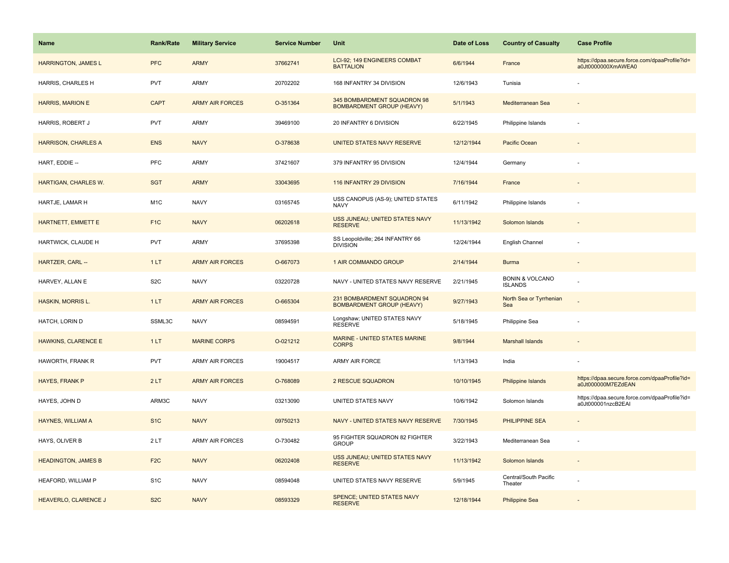| Name | Rank/Rate | Military Service | Service Number | Unit | Date of Loss | Country of Casualty | Case Profile |
|---|---|---|---|---|---|---|---|
| HARRINGTON, JAMES L | PFC | ARMY | 37662741 | LCI-92; 149 ENGINEERS COMBAT BATTALION | 6/6/1944 | France | https://dpaa.secure.force.com/dpaaProfile?id=a0Jt0000000XmAWEA0 |
| HARRIS, CHARLES H | PVT | ARMY | 20702202 | 168 INFANTRY 34 DIVISION | 12/6/1943 | Tunisia | - |
| HARRIS, MARION E | CAPT | ARMY AIR FORCES | O-351364 | 345 BOMBARDMENT SQUADRON 98 BOMBARDMENT GROUP (HEAVY) | 5/1/1943 | Mediterranean Sea | - |
| HARRIS, ROBERT J | PVT | ARMY | 39469100 | 20 INFANTRY 6 DIVISION | 6/22/1945 | Philippine Islands | - |
| HARRISON, CHARLES A | ENS | NAVY | O-378638 | UNITED STATES NAVY RESERVE | 12/12/1944 | Pacific Ocean | - |
| HART, EDDIE -- | PFC | ARMY | 37421607 | 379 INFANTRY 95 DIVISION | 12/4/1944 | Germany | - |
| HARTIGAN, CHARLES W. | SGT | ARMY | 33043695 | 116 INFANTRY 29 DIVISION | 7/16/1944 | France | - |
| HARTJE, LAMAR H | M1C | NAVY | 03165745 | USS CANOPUS (AS-9); UNITED STATES NAVY | 6/11/1942 | Philippine Islands | - |
| HARTNETT, EMMETT E | F1C | NAVY | 06202618 | USS JUNEAU; UNITED STATES NAVY RESERVE | 11/13/1942 | Solomon Islands | - |
| HARTWICK, CLAUDE H | PVT | ARMY | 37695398 | SS Leopoldville; 264 INFANTRY 66 DIVISION | 12/24/1944 | English Channel | - |
| HARTZER, CARL -- | 1 LT | ARMY AIR FORCES | O-667073 | 1 AIR COMMANDO GROUP | 2/14/1944 | Burma | - |
| HARVEY, ALLAN E | S2C | NAVY | 03220728 | NAVY - UNITED STATES NAVY RESERVE | 2/21/1945 | BONIN & VOLCANO ISLANDS | - |
| HASKIN, MORRIS L. | 1 LT | ARMY AIR FORCES | O-665304 | 231 BOMBARDMENT SQUADRON 94 BOMBARDMENT GROUP (HEAVY) | 9/27/1943 | North Sea or Tyrrhenian Sea | - |
| HATCH, LORIN D | SSML3C | NAVY | 08594591 | Longshaw; UNITED STATES NAVY RESERVE | 5/18/1945 | Philippine Sea | - |
| HAWKINS, CLARENCE E | 1 LT | MARINE CORPS | O-021212 | MARINE - UNITED STATES MARINE CORPS | 9/8/1944 | Marshall Islands | - |
| HAWORTH, FRANK R | PVT | ARMY AIR FORCES | 19004517 | ARMY AIR FORCE | 1/13/1943 | India | - |
| HAYES, FRANK P | 2 LT | ARMY AIR FORCES | O-768089 | 2 RESCUE SQUADRON | 10/10/1945 | Philippine Islands | https://dpaa.secure.force.com/dpaaProfile?id=a0Jt000000M7EZdEAN |
| HAYES, JOHN D | ARM3C | NAVY | 03213090 | UNITED STATES NAVY | 10/6/1942 | Solomon Islands | https://dpaa.secure.force.com/dpaaProfile?id=a0Jt000001nzcB2EAI |
| HAYNES, WILLIAM A | S1C | NAVY | 09750213 | NAVY - UNITED STATES NAVY RESERVE | 7/30/1945 | PHILIPPINE SEA | - |
| HAYS, OLIVER B | 2 LT | ARMY AIR FORCES | O-730482 | 95 FIGHTER SQUADRON 82 FIGHTER GROUP | 3/22/1943 | Mediterranean Sea | - |
| HEADINGTON, JAMES B | F2C | NAVY | 06202408 | USS JUNEAU; UNITED STATES NAVY RESERVE | 11/13/1942 | Solomon Islands | - |
| HEAFORD, WILLIAM P | S1C | NAVY | 08594048 | UNITED STATES NAVY RESERVE | 5/9/1945 | Central/South Pacific Theater | - |
| HEAVERLO, CLARENCE J | S2C | NAVY | 08593329 | SPENCE; UNITED STATES NAVY RESERVE | 12/18/1944 | Philippine Sea | - |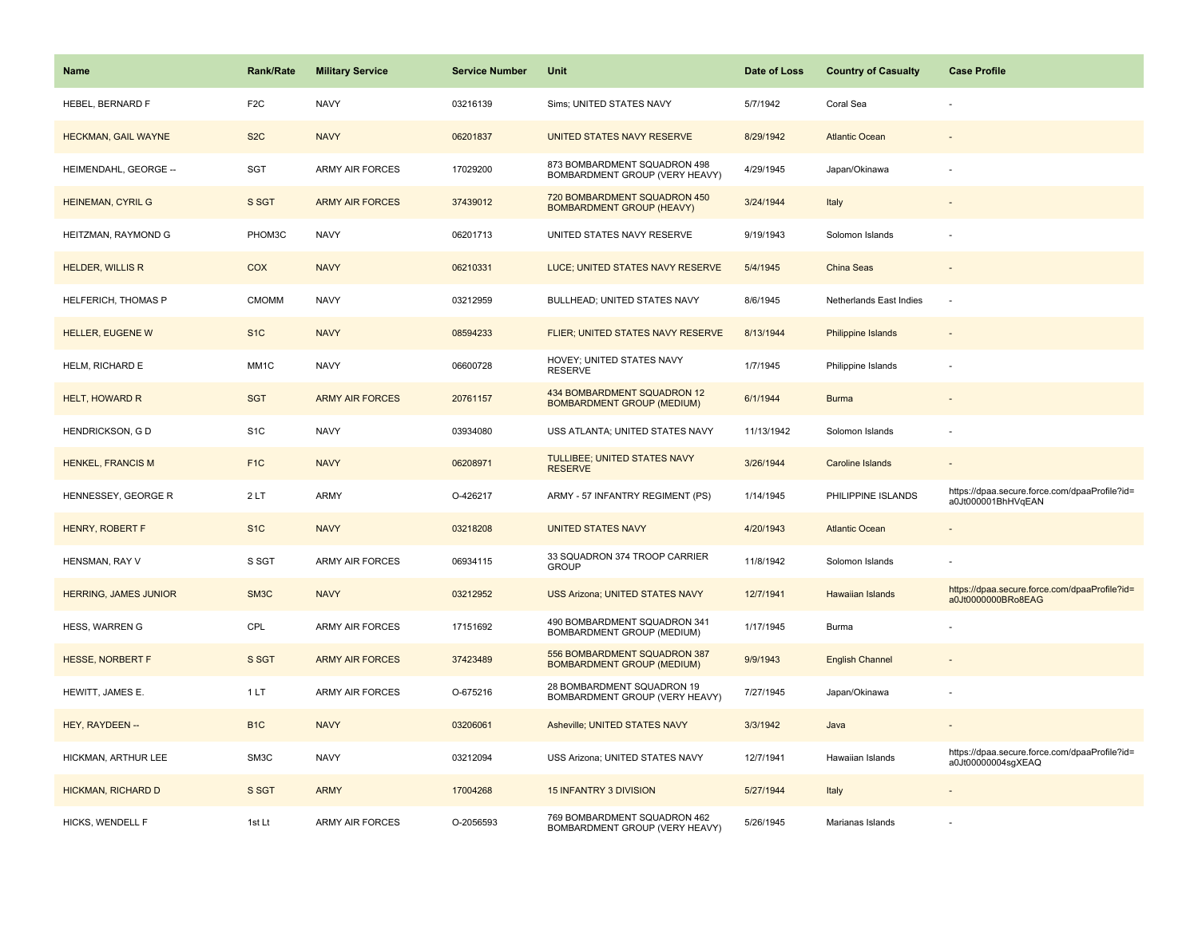| Name | Rank/Rate | Military Service | Service Number | Unit | Date of Loss | Country of Casualty | Case Profile |
| --- | --- | --- | --- | --- | --- | --- | --- |
| HEBEL, BERNARD F | F2C | NAVY | 03216139 | Sims; UNITED STATES NAVY | 5/7/1942 | Coral Sea | - |
| HECKMAN, GAIL WAYNE | S2C | NAVY | 06201837 | UNITED STATES NAVY RESERVE | 8/29/1942 | Atlantic Ocean | - |
| HEIMENDAHL, GEORGE -- | SGT | ARMY AIR FORCES | 17029200 | 873 BOMBARDMENT SQUADRON 498 BOMBARDMENT GROUP (VERY HEAVY) | 4/29/1945 | Japan/Okinawa | - |
| HEINEMAN, CYRIL G | S SGT | ARMY AIR FORCES | 37439012 | 720 BOMBARDMENT SQUADRON 450 BOMBARDMENT GROUP (HEAVY) | 3/24/1944 | Italy | - |
| HEITZMAN, RAYMOND G | PHOM3C | NAVY | 06201713 | UNITED STATES NAVY RESERVE | 9/19/1943 | Solomon Islands | - |
| HELDER, WILLIS R | COX | NAVY | 06210331 | LUCE; UNITED STATES NAVY RESERVE | 5/4/1945 | China Seas | - |
| HELFERICH, THOMAS P | CMOMM | NAVY | 03212959 | BULLHEAD; UNITED STATES NAVY | 8/6/1945 | Netherlands East Indies | - |
| HELLER, EUGENE W | S1C | NAVY | 08594233 | FLIER; UNITED STATES NAVY RESERVE | 8/13/1944 | Philippine Islands | - |
| HELM, RICHARD E | MM1C | NAVY | 06600728 | HOVEY; UNITED STATES NAVY RESERVE | 1/7/1945 | Philippine Islands | - |
| HELT, HOWARD R | SGT | ARMY AIR FORCES | 20761157 | 434 BOMBARDMENT SQUADRON 12 BOMBARDMENT GROUP (MEDIUM) | 6/1/1944 | Burma | - |
| HENDRICKSON, G D | S1C | NAVY | 03934080 | USS ATLANTA; UNITED STATES NAVY | 11/13/1942 | Solomon Islands | - |
| HENKEL, FRANCIS M | F1C | NAVY | 06208971 | TULLIBEE; UNITED STATES NAVY RESERVE | 3/26/1944 | Caroline Islands | - |
| HENNESSEY, GEORGE R | 2 LT | ARMY | O-426217 | ARMY - 57 INFANTRY REGIMENT (PS) | 1/14/1945 | PHILIPPINE ISLANDS | https://dpaa.secure.force.com/dpaaProfile?id=a0Jt000001BhHVqEAN |
| HENRY, ROBERT F | S1C | NAVY | 03218208 | UNITED STATES NAVY | 4/20/1943 | Atlantic Ocean | - |
| HENSMAN, RAY V | S SGT | ARMY AIR FORCES | 06934115 | 33 SQUADRON 374 TROOP CARRIER GROUP | 11/8/1942 | Solomon Islands | - |
| HERRING, JAMES JUNIOR | SM3C | NAVY | 03212952 | USS Arizona; UNITED STATES NAVY | 12/7/1941 | Hawaiian Islands | https://dpaa.secure.force.com/dpaaProfile?id=a0Jt0000000BRo8EAG |
| HESS, WARREN G | CPL | ARMY AIR FORCES | 17151692 | 490 BOMBARDMENT SQUADRON 341 BOMBARDMENT GROUP (MEDIUM) | 1/17/1945 | Burma | - |
| HESSE, NORBERT F | S SGT | ARMY AIR FORCES | 37423489 | 556 BOMBARDMENT SQUADRON 387 BOMBARDMENT GROUP (MEDIUM) | 9/9/1943 | English Channel | - |
| HEWITT, JAMES E. | 1 LT | ARMY AIR FORCES | O-675216 | 28 BOMBARDMENT SQUADRON 19 BOMBARDMENT GROUP (VERY HEAVY) | 7/27/1945 | Japan/Okinawa | - |
| HEY, RAYDEEN -- | B1C | NAVY | 03206061 | Asheville; UNITED STATES NAVY | 3/3/1942 | Java | - |
| HICKMAN, ARTHUR LEE | SM3C | NAVY | 03212094 | USS Arizona; UNITED STATES NAVY | 12/7/1941 | Hawaiian Islands | https://dpaa.secure.force.com/dpaaProfile?id=a0Jt00000004sgXEAQ |
| HICKMAN, RICHARD D | S SGT | ARMY | 17004268 | 15 INFANTRY 3 DIVISION | 5/27/1944 | Italy | - |
| HICKS, WENDELL F | 1st Lt | ARMY AIR FORCES | O-2056593 | 769 BOMBARDMENT SQUADRON 462 BOMBARDMENT GROUP (VERY HEAVY) | 5/26/1945 | Marianas Islands | - |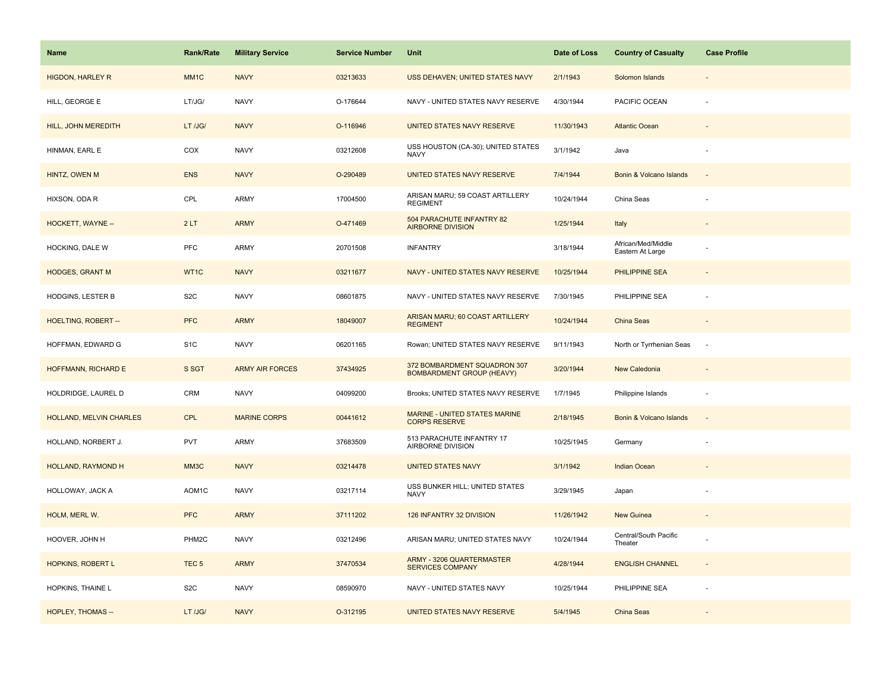| Name | Rank/Rate | Military Service | Service Number | Unit | Date of Loss | Country of Casualty | Case Profile |
| --- | --- | --- | --- | --- | --- | --- | --- |
| HIGDON, HARLEY R | MM1C | NAVY | 03213633 | USS DEHAVEN; UNITED STATES NAVY | 2/1/1943 | Solomon Islands | - |
| HILL, GEORGE E | LT/JG/ | NAVY | O-176644 | NAVY - UNITED STATES NAVY RESERVE | 4/30/1944 | PACIFIC OCEAN | - |
| HILL, JOHN MEREDITH | LT /JG/ | NAVY | O-116946 | UNITED STATES NAVY RESERVE | 11/30/1943 | Atlantic Ocean | - |
| HINMAN, EARL E | COX | NAVY | 03212608 | USS HOUSTON (CA-30); UNITED STATES NAVY | 3/1/1942 | Java | - |
| HINTZ, OWEN M | ENS | NAVY | O-290489 | UNITED STATES NAVY RESERVE | 7/4/1944 | Bonin & Volcano Islands | - |
| HIXSON, ODA R | CPL | ARMY | 17004500 | ARISAN MARU; 59 COAST ARTILLERY REGIMENT | 10/24/1944 | China Seas | - |
| HOCKETT, WAYNE -- | 2 LT | ARMY | O-471469 | 504 PARACHUTE INFANTRY 82 AIRBORNE DIVISION | 1/25/1944 | Italy | - |
| HOCKING, DALE W | PFC | ARMY | 20701508 | INFANTRY | 3/18/1944 | African/Med/Middle Eastern At Large | - |
| HODGES, GRANT M | WT1C | NAVY | 03211677 | NAVY - UNITED STATES NAVY RESERVE | 10/25/1944 | PHILIPPINE SEA | - |
| HODGINS, LESTER B | S2C | NAVY | 08601875 | NAVY - UNITED STATES NAVY RESERVE | 7/30/1945 | PHILIPPINE SEA | - |
| HOELTING, ROBERT -- | PFC | ARMY | 18049007 | ARISAN MARU; 60 COAST ARTILLERY REGIMENT | 10/24/1944 | China Seas | - |
| HOFFMAN, EDWARD G | S1C | NAVY | 06201165 | Rowan; UNITED STATES NAVY RESERVE | 9/11/1943 | North or Tyrrhenian Seas | - |
| HOFFMANN, RICHARD E | S SGT | ARMY AIR FORCES | 37434925 | 372 BOMBARDMENT SQUADRON 307 BOMBARDMENT GROUP (HEAVY) | 3/20/1944 | New Caledonia | - |
| HOLDRIDGE, LAUREL D | CRM | NAVY | 04099200 | Brooks; UNITED STATES NAVY RESERVE | 1/7/1945 | Philippine Islands | - |
| HOLLAND, MELVIN CHARLES | CPL | MARINE CORPS | 00441612 | MARINE - UNITED STATES MARINE CORPS RESERVE | 2/18/1945 | Bonin & Volcano Islands | - |
| HOLLAND, NORBERT J. | PVT | ARMY | 37683509 | 513 PARACHUTE INFANTRY 17 AIRBORNE DIVISION | 10/25/1945 | Germany | - |
| HOLLAND, RAYMOND H | MM3C | NAVY | 03214478 | UNITED STATES NAVY | 3/1/1942 | Indian Ocean | - |
| HOLLOWAY, JACK A | AOM1C | NAVY | 03217114 | USS BUNKER HILL; UNITED STATES NAVY | 3/29/1945 | Japan | - |
| HOLM, MERL W. | PFC | ARMY | 37111202 | 126 INFANTRY 32 DIVISION | 11/26/1942 | New Guinea | - |
| HOOVER, JOHN H | PHM2C | NAVY | 03212496 | ARISAN MARU; UNITED STATES NAVY | 10/24/1944 | Central/South Pacific Theater | - |
| HOPKINS, ROBERT L | TEC 5 | ARMY | 37470534 | ARMY - 3206 QUARTERMASTER SERVICES COMPANY | 4/28/1944 | ENGLISH CHANNEL | - |
| HOPKINS, THAINE L | S2C | NAVY | 08590970 | NAVY - UNITED STATES NAVY | 10/25/1944 | PHILIPPINE SEA | - |
| HOPLEY, THOMAS -- | LT /JG/ | NAVY | O-312195 | UNITED STATES NAVY RESERVE | 5/4/1945 | China Seas | - |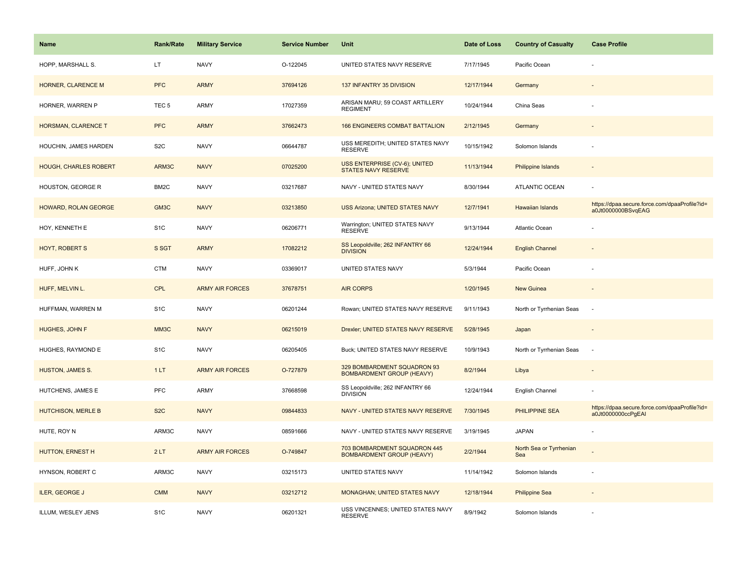| Name | Rank/Rate | Military Service | Service Number | Unit | Date of Loss | Country of Casualty | Case Profile |
| --- | --- | --- | --- | --- | --- | --- | --- |
| HOPP, MARSHALL S. | LT | NAVY | O-122045 | UNITED STATES NAVY RESERVE | 7/17/1945 | Pacific Ocean | - |
| HORNER, CLARENCE M | PFC | ARMY | 37694126 | 137 INFANTRY 35 DIVISION | 12/17/1944 | Germany | - |
| HORNER, WARREN P | TEC 5 | ARMY | 17027359 | ARISAN MARU; 59 COAST ARTILLERY REGIMENT | 10/24/1944 | China Seas | - |
| HORSMAN, CLARENCE T | PFC | ARMY | 37662473 | 166 ENGINEERS COMBAT BATTALION | 2/12/1945 | Germany | - |
| HOUCHIN, JAMES HARDEN | S2C | NAVY | 06644787 | USS MEREDITH; UNITED STATES NAVY RESERVE | 10/15/1942 | Solomon Islands | - |
| HOUGH, CHARLES ROBERT | ARM3C | NAVY | 07025200 | USS ENTERPRISE (CV-6); UNITED STATES NAVY RESERVE | 11/13/1944 | Philippine Islands | - |
| HOUSTON, GEORGE R | BM2C | NAVY | 03217687 | NAVY - UNITED STATES NAVY | 8/30/1944 | ATLANTIC OCEAN | - |
| HOWARD, ROLAN GEORGE | GM3C | NAVY | 03213850 | USS Arizona; UNITED STATES NAVY | 12/7/1941 | Hawaiian Islands | https://dpaa.secure.force.com/dpaaProfile?id=a0Jt0000000BSvqEAG |
| HOY, KENNETH E | S1C | NAVY | 06206771 | Warrington; UNITED STATES NAVY RESERVE | 9/13/1944 | Atlantic Ocean | - |
| HOYT, ROBERT S | S SGT | ARMY | 17082212 | SS Leopoldville; 262 INFANTRY 66 DIVISION | 12/24/1944 | English Channel | - |
| HUFF, JOHN K | CTM | NAVY | 03369017 | UNITED STATES NAVY | 5/3/1944 | Pacific Ocean | - |
| HUFF, MELVIN L. | CPL | ARMY AIR FORCES | 37678751 | AIR CORPS | 1/20/1945 | New Guinea | - |
| HUFFMAN, WARREN M | S1C | NAVY | 06201244 | Rowan; UNITED STATES NAVY RESERVE | 9/11/1943 | North or Tyrrhenian Seas | - |
| HUGHES, JOHN F | MM3C | NAVY | 06215019 | Drexler; UNITED STATES NAVY RESERVE | 5/28/1945 | Japan | - |
| HUGHES, RAYMOND E | S1C | NAVY | 06205405 | Buck; UNITED STATES NAVY RESERVE | 10/9/1943 | North or Tyrrhenian Seas | - |
| HUSTON, JAMES S. | 1 LT | ARMY AIR FORCES | O-727879 | 329 BOMBARDMENT SQUADRON 93 BOMBARDMENT GROUP (HEAVY) | 8/2/1944 | Libya | - |
| HUTCHENS, JAMES E | PFC | ARMY | 37668598 | SS Leopoldville; 262 INFANTRY 66 DIVISION | 12/24/1944 | English Channel | - |
| HUTCHISON, MERLE B | S2C | NAVY | 09844833 | NAVY - UNITED STATES NAVY RESERVE | 7/30/1945 | PHILIPPINE SEA | https://dpaa.secure.force.com/dpaaProfile?id=a0Jt0000000ccPgEAI |
| HUTE, ROY N | ARM3C | NAVY | 08591666 | NAVY - UNITED STATES NAVY RESERVE | 3/19/1945 | JAPAN | - |
| HUTTON, ERNEST H | 2 LT | ARMY AIR FORCES | O-749847 | 703 BOMBARDMENT SQUADRON 445 BOMBARDMENT GROUP (HEAVY) | 2/2/1944 | North Sea or Tyrrhenian Sea | - |
| HYNSON, ROBERT C | ARM3C | NAVY | 03215173 | UNITED STATES NAVY | 11/14/1942 | Solomon Islands | - |
| ILER, GEORGE J | CMM | NAVY | 03212712 | MONAGHAN; UNITED STATES NAVY | 12/18/1944 | Philippine Sea | - |
| ILLUM, WESLEY JENS | S1C | NAVY | 06201321 | USS VINCENNES; UNITED STATES NAVY RESERVE | 8/9/1942 | Solomon Islands | - |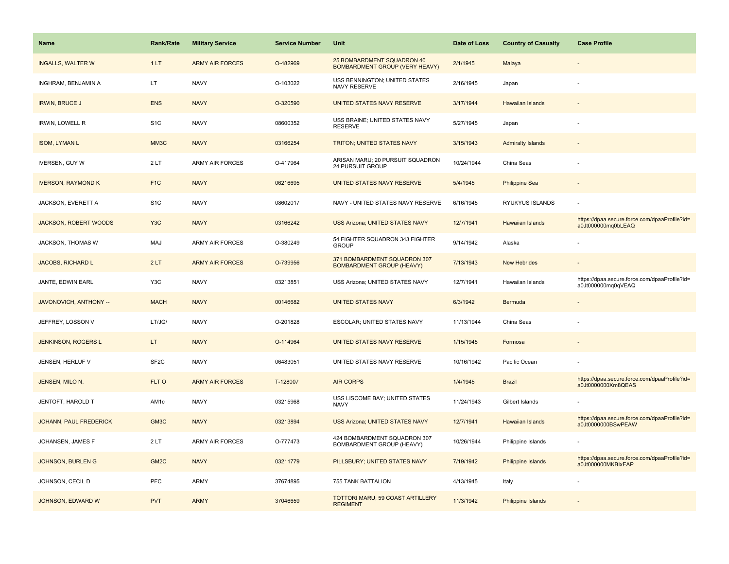| Name | Rank/Rate | Military Service | Service Number | Unit | Date of Loss | Country of Casualty | Case Profile |
|---|---|---|---|---|---|---|---|
| INGALLS, WALTER W | 1 LT | ARMY AIR FORCES | O-482969 | 25 BOMBARDMENT SQUADRON 40 BOMBARDMENT GROUP (VERY HEAVY) | 2/1/1945 | Malaya | - |
| INGHRAM, BENJAMIN A | LT | NAVY | O-103022 | USS BENNINGTON; UNITED STATES NAVY RESERVE | 2/16/1945 | Japan | - |
| IRWIN, BRUCE J | ENS | NAVY | O-320590 | UNITED STATES NAVY RESERVE | 3/17/1944 | Hawaiian Islands | - |
| IRWIN, LOWELL R | S1C | NAVY | 08600352 | USS BRAINE; UNITED STATES NAVY RESERVE | 5/27/1945 | Japan | - |
| ISOM, LYMAN L | MM3C | NAVY | 03166254 | TRITON; UNITED STATES NAVY | 3/15/1943 | Admiralty Islands | - |
| IVERSEN, GUY W | 2 LT | ARMY AIR FORCES | O-417964 | ARISAN MARU; 20 PURSUIT SQUADRON 24 PURSUIT GROUP | 10/24/1944 | China Seas | - |
| IVERSON, RAYMOND K | F1C | NAVY | 06216695 | UNITED STATES NAVY RESERVE | 5/4/1945 | Philippine Sea | - |
| JACKSON, EVERETT A | S1C | NAVY | 08602017 | NAVY - UNITED STATES NAVY RESERVE | 6/16/1945 | RYUKYUS ISLANDS | - |
| JACKSON, ROBERT WOODS | Y3C | NAVY | 03166242 | USS Arizona; UNITED STATES NAVY | 12/7/1941 | Hawaiian Islands | https://dpaa.secure.force.com/dpaaProfile?id=a0Jt000000mq0bLEAQ |
| JACKSON, THOMAS W | MAJ | ARMY AIR FORCES | O-380249 | 54 FIGHTER SQUADRON 343 FIGHTER GROUP | 9/14/1942 | Alaska | - |
| JACOBS, RICHARD L | 2 LT | ARMY AIR FORCES | O-739956 | 371 BOMBARDMENT SQUADRON 307 BOMBARDMENT GROUP (HEAVY) | 7/13/1943 | New Hebrides | - |
| JANTE, EDWIN EARL | Y3C | NAVY | 03213851 | USS Arizona; UNITED STATES NAVY | 12/7/1941 | Hawaiian Islands | https://dpaa.secure.force.com/dpaaProfile?id=a0Jt000000mq0qVEAQ |
| JAVONOVICH, ANTHONY -- | MACH | NAVY | 00146682 | UNITED STATES NAVY | 6/3/1942 | Bermuda | - |
| JEFFREY, LOSSON V | LT/JG/ | NAVY | O-201828 | ESCOLAR; UNITED STATES NAVY | 11/13/1944 | China Seas | - |
| JENKINSON, ROGERS L | LT | NAVY | O-114964 | UNITED STATES NAVY RESERVE | 1/15/1945 | Formosa | - |
| JENSEN, HERLUF V | SF2C | NAVY | 06483051 | UNITED STATES NAVY RESERVE | 10/16/1942 | Pacific Ocean | - |
| JENSEN, MILO N. | FLT O | ARMY AIR FORCES | T-128007 | AIR CORPS | 1/4/1945 | Brazil | https://dpaa.secure.force.com/dpaaProfile?id=a0Jt0000000Xm8QEAS |
| JENTOFT, HAROLD T | AM1c | NAVY | 03215968 | USS LISCOME BAY; UNITED STATES NAVY | 11/24/1943 | Gilbert Islands | - |
| JOHANN, PAUL FREDERICK | GM3C | NAVY | 03213894 | USS Arizona; UNITED STATES NAVY | 12/7/1941 | Hawaiian Islands | https://dpaa.secure.force.com/dpaaProfile?id=a0Jt0000000BSwPEAW |
| JOHANSEN, JAMES F | 2 LT | ARMY AIR FORCES | O-777473 | 424 BOMBARDMENT SQUADRON 307 BOMBARDMENT GROUP (HEAVY) | 10/26/1944 | Philippine Islands | - |
| JOHNSON, BURLEN G | GM2C | NAVY | 03211779 | PILLSBURY; UNITED STATES NAVY | 7/19/1942 | Philippine Islands | https://dpaa.secure.force.com/dpaaProfile?id=a0Jt000000MKBlxEAP |
| JOHNSON, CECIL D | PFC | ARMY | 37674895 | 755 TANK BATTALION | 4/13/1945 | Italy | - |
| JOHNSON, EDWARD W | PVT | ARMY | 37046659 | TOTTORI MARU; 59 COAST ARTILLERY REGIMENT | 11/3/1942 | Philippine Islands | - |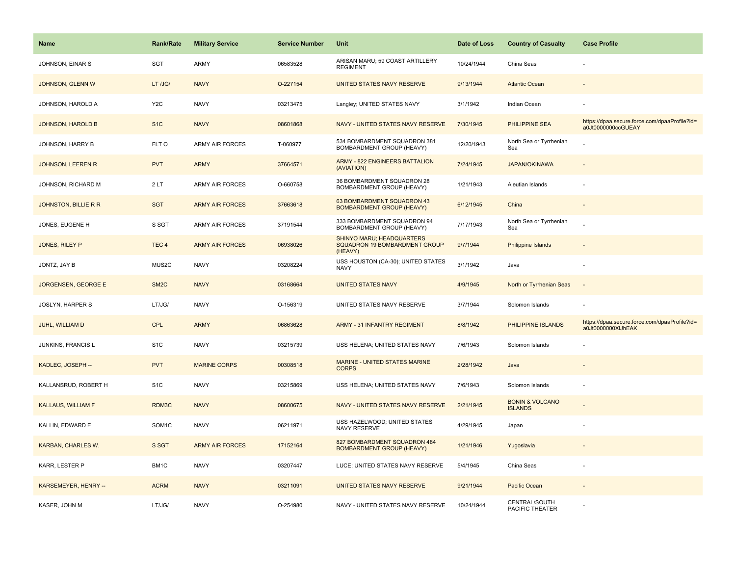| Name | Rank/Rate | Military Service | Service Number | Unit | Date of Loss | Country of Casualty | Case Profile |
| --- | --- | --- | --- | --- | --- | --- | --- |
| JOHNSON, EINAR S | SGT | ARMY | 06583528 | ARISAN MARU; 59 COAST ARTILLERY REGIMENT | 10/24/1944 | China Seas | - |
| JOHNSON, GLENN W | LT /JG/ | NAVY | O-227154 | UNITED STATES NAVY RESERVE | 9/13/1944 | Atlantic Ocean | - |
| JOHNSON, HAROLD A | Y2C | NAVY | 03213475 | Langley; UNITED STATES NAVY | 3/1/1942 | Indian Ocean | - |
| JOHNSON, HAROLD B | S1C | NAVY | 08601868 | NAVY - UNITED STATES NAVY RESERVE | 7/30/1945 | PHILIPPINE SEA | https://dpaa.secure.force.com/dpaaProfile?id=a0Jt0000000ccGUEAY |
| JOHNSON, HARRY B | FLT O | ARMY AIR FORCES | T-060977 | 534 BOMBARDMENT SQUADRON 381 BOMBARDMENT GROUP (HEAVY) | 12/20/1943 | North Sea or Tyrrhenian Sea | - |
| JOHNSON, LEEREN R | PVT | ARMY | 37664571 | ARMY - 822 ENGINEERS BATTALION (AVIATION) | 7/24/1945 | JAPAN/OKINAWA | - |
| JOHNSON, RICHARD M | 2 LT | ARMY AIR FORCES | O-660758 | 36 BOMBARDMENT SQUADRON 28 BOMBARDMENT GROUP (HEAVY) | 1/21/1943 | Aleutian Islands | - |
| JOHNSTON, BILLIE R R | SGT | ARMY AIR FORCES | 37663618 | 63 BOMBARDMENT SQUADRON 43 BOMBARDMENT GROUP (HEAVY) | 6/12/1945 | China | - |
| JONES, EUGENE H | S SGT | ARMY AIR FORCES | 37191544 | 333 BOMBARDMENT SQUADRON 94 BOMBARDMENT GROUP (HEAVY) | 7/17/1943 | North Sea or Tyrrhenian Sea | - |
| JONES, RILEY P | TEC 4 | ARMY AIR FORCES | 06938026 | SHINYO MARU; HEADQUARTERS SQUADRON 19 BOMBARDMENT GROUP (HEAVY) | 9/7/1944 | Philippine Islands | - |
| JONTZ, JAY B | MUS2C | NAVY | 03208224 | USS HOUSTON (CA-30); UNITED STATES NAVY | 3/1/1942 | Java | - |
| JORGENSEN, GEORGE E | SM2C | NAVY | 03168664 | UNITED STATES NAVY | 4/9/1945 | North or Tyrrhenian Seas | - |
| JOSLYN, HARPER S | LT/JG/ | NAVY | O-156319 | UNITED STATES NAVY RESERVE | 3/7/1944 | Solomon Islands | - |
| JUHL, WILLIAM D | CPL | ARMY | 06863628 | ARMY - 31 INFANTRY REGIMENT | 8/8/1942 | PHILIPPINE ISLANDS | https://dpaa.secure.force.com/dpaaProfile?id=a0Jt0000000XlJhEAK |
| JUNKINS, FRANCIS L | S1C | NAVY | 03215739 | USS HELENA; UNITED STATES NAVY | 7/6/1943 | Solomon Islands | - |
| KADLEC, JOSEPH -- | PVT | MARINE CORPS | 00308518 | MARINE - UNITED STATES MARINE CORPS | 2/28/1942 | Java | - |
| KALLANSRUD, ROBERT H | S1C | NAVY | 03215869 | USS HELENA; UNITED STATES NAVY | 7/6/1943 | Solomon Islands | - |
| KALLAUS, WILLIAM F | RDM3C | NAVY | 08600675 | NAVY - UNITED STATES NAVY RESERVE | 2/21/1945 | BONIN & VOLCANO ISLANDS | - |
| KALLIN, EDWARD E | SOM1C | NAVY | 06211971 | USS HAZELWOOD; UNITED STATES NAVY RESERVE | 4/29/1945 | Japan | - |
| KARBAN, CHARLES W. | S SGT | ARMY AIR FORCES | 17152164 | 827 BOMBARDMENT SQUADRON 484 BOMBARDMENT GROUP (HEAVY) | 1/21/1946 | Yugoslavia | - |
| KARR, LESTER P | BM1C | NAVY | 03207447 | LUCE; UNITED STATES NAVY RESERVE | 5/4/1945 | China Seas | - |
| KARSEMEYER, HENRY -- | ACRM | NAVY | 03211091 | UNITED STATES NAVY RESERVE | 9/21/1944 | Pacific Ocean | - |
| KASER, JOHN M | LT/JG/ | NAVY | O-254980 | NAVY - UNITED STATES NAVY RESERVE | 10/24/1944 | CENTRAL/SOUTH PACIFIC THEATER | - |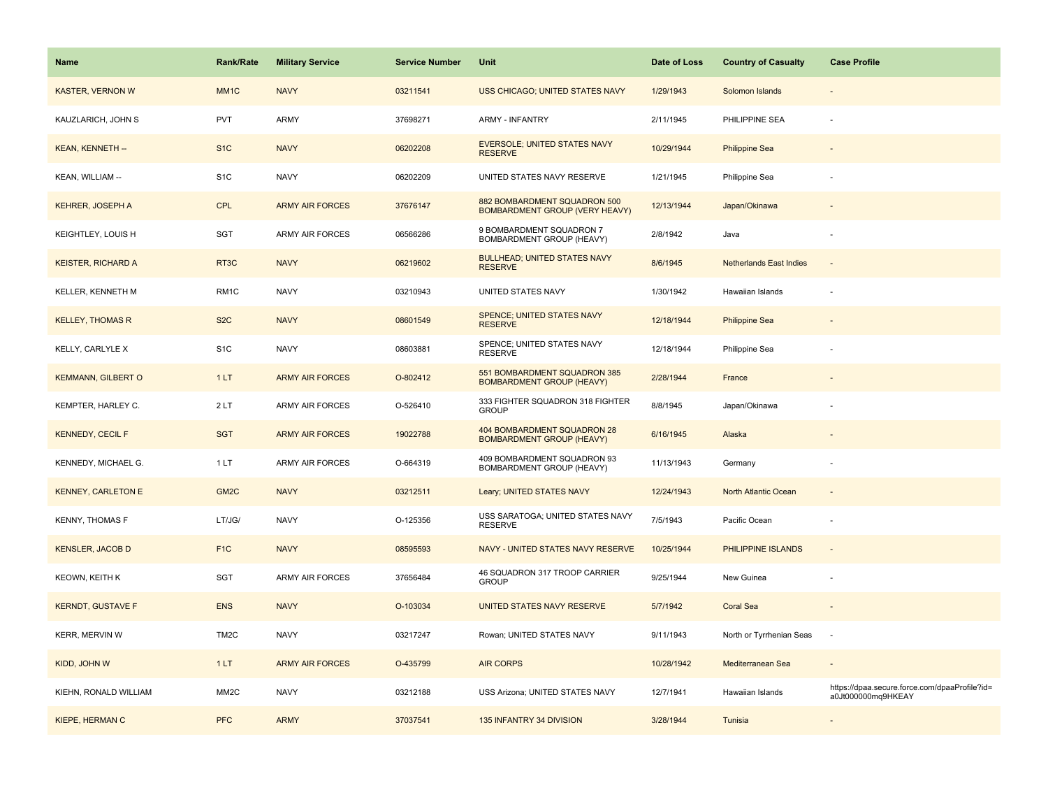| Name | Rank/Rate | Military Service | Service Number | Unit | Date of Loss | Country of Casualty | Case Profile |
| --- | --- | --- | --- | --- | --- | --- | --- |
| KASTER, VERNON W | MM1C | NAVY | 03211541 | USS CHICAGO; UNITED STATES NAVY | 1/29/1943 | Solomon Islands | - |
| KAUZLARICH, JOHN S | PVT | ARMY | 37698271 | ARMY - INFANTRY | 2/11/1945 | PHILIPPINE SEA | - |
| KEAN, KENNETH -- | S1C | NAVY | 06202208 | EVERSOLE; UNITED STATES NAVY RESERVE | 10/29/1944 | Philippine Sea | - |
| KEAN, WILLIAM -- | S1C | NAVY | 06202209 | UNITED STATES NAVY RESERVE | 1/21/1945 | Philippine Sea | - |
| KEHRER, JOSEPH A | CPL | ARMY AIR FORCES | 37676147 | 882 BOMBARDMENT SQUADRON 500 BOMBARDMENT GROUP (VERY HEAVY) | 12/13/1944 | Japan/Okinawa | - |
| KEIGHTLEY, LOUIS H | SGT | ARMY AIR FORCES | 06566286 | 9 BOMBARDMENT SQUADRON 7 BOMBARDMENT GROUP (HEAVY) | 2/8/1942 | Java | - |
| KEISTER, RICHARD A | RT3C | NAVY | 06219602 | BULLHEAD; UNITED STATES NAVY RESERVE | 8/6/1945 | Netherlands East Indies | - |
| KELLER, KENNETH M | RM1C | NAVY | 03210943 | UNITED STATES NAVY | 1/30/1942 | Hawaiian Islands | - |
| KELLEY, THOMAS R | S2C | NAVY | 08601549 | SPENCE; UNITED STATES NAVY RESERVE | 12/18/1944 | Philippine Sea | - |
| KELLY, CARLYLE X | S1C | NAVY | 08603881 | SPENCE; UNITED STATES NAVY RESERVE | 12/18/1944 | Philippine Sea | - |
| KEMMANN, GILBERT O | 1 LT | ARMY AIR FORCES | O-802412 | 551 BOMBARDMENT SQUADRON 385 BOMBARDMENT GROUP (HEAVY) | 2/28/1944 | France | - |
| KEMPTER, HARLEY C. | 2 LT | ARMY AIR FORCES | O-526410 | 333 FIGHTER SQUADRON 318 FIGHTER GROUP | 8/8/1945 | Japan/Okinawa | - |
| KENNEDY, CECIL F | SGT | ARMY AIR FORCES | 19022788 | 404 BOMBARDMENT SQUADRON 28 BOMBARDMENT GROUP (HEAVY) | 6/16/1945 | Alaska | - |
| KENNEDY, MICHAEL G. | 1 LT | ARMY AIR FORCES | O-664319 | 409 BOMBARDMENT SQUADRON 93 BOMBARDMENT GROUP (HEAVY) | 11/13/1943 | Germany | - |
| KENNEY, CARLETON E | GM2C | NAVY | 03212511 | Leary; UNITED STATES NAVY | 12/24/1943 | North Atlantic Ocean | - |
| KENNY, THOMAS F | LT/JG/ | NAVY | O-125356 | USS SARATOGA; UNITED STATES NAVY RESERVE | 7/5/1943 | Pacific Ocean | - |
| KENSLER, JACOB D | F1C | NAVY | 08595593 | NAVY - UNITED STATES NAVY RESERVE | 10/25/1944 | PHILIPPINE ISLANDS | - |
| KEOWN, KEITH K | SGT | ARMY AIR FORCES | 37656484 | 46 SQUADRON 317 TROOP CARRIER GROUP | 9/25/1944 | New Guinea | - |
| KERNDT, GUSTAVE F | ENS | NAVY | O-103034 | UNITED STATES NAVY RESERVE | 5/7/1942 | Coral Sea | - |
| KERR, MERVIN W | TM2C | NAVY | 03217247 | Rowan; UNITED STATES NAVY | 9/11/1943 | North or Tyrrhenian Seas | - |
| KIDD, JOHN W | 1 LT | ARMY AIR FORCES | O-435799 | AIR CORPS | 10/28/1942 | Mediterranean Sea | - |
| KIEHN, RONALD WILLIAM | MM2C | NAVY | 03212188 | USS Arizona; UNITED STATES NAVY | 12/7/1941 | Hawaiian Islands | https://dpaa.secure.force.com/dpaaProfile?id=a0Jt000000mq9HKEAY |
| KIEPE, HERMAN C | PFC | ARMY | 37037541 | 135 INFANTRY 34 DIVISION | 3/28/1944 | Tunisia | - |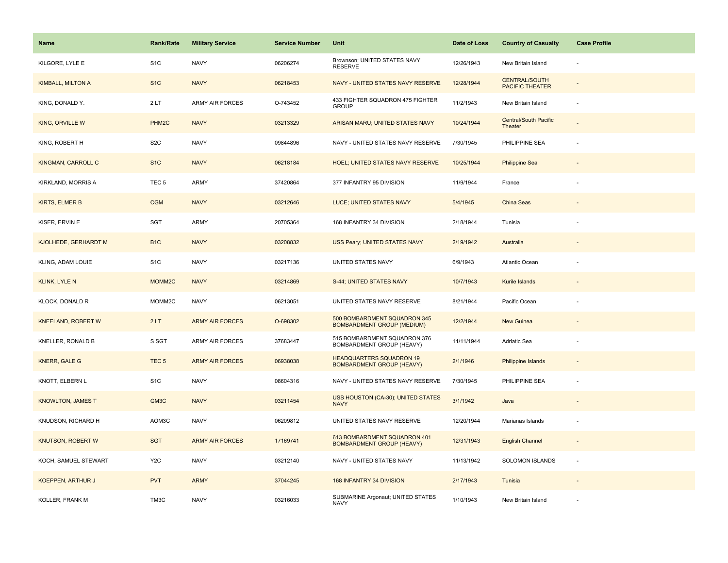| Name | Rank/Rate | Military Service | Service Number | Unit | Date of Loss | Country of Casualty | Case Profile |
|---|---|---|---|---|---|---|---|
| KILGORE, LYLE E | S1C | NAVY | 06206274 | Brownson; UNITED STATES NAVY RESERVE | 12/26/1943 | New Britain Island | - |
| KIMBALL, MILTON A | S1C | NAVY | 06218453 | NAVY - UNITED STATES NAVY RESERVE | 12/28/1944 | CENTRAL/SOUTH PACIFIC THEATER | - |
| KING, DONALD Y. | 2 LT | ARMY AIR FORCES | O-743452 | 433 FIGHTER SQUADRON 475 FIGHTER GROUP | 11/2/1943 | New Britain Island | - |
| KING, ORVILLE W | PHM2C | NAVY | 03213329 | ARISAN MARU; UNITED STATES NAVY | 10/24/1944 | Central/South Pacific Theater | - |
| KING, ROBERT H | S2C | NAVY | 09844896 | NAVY - UNITED STATES NAVY RESERVE | 7/30/1945 | PHILIPPINE SEA | - |
| KINGMAN, CARROLL C | S1C | NAVY | 06218184 | HOEL; UNITED STATES NAVY RESERVE | 10/25/1944 | Philippine Sea | - |
| KIRKLAND, MORRIS A | TEC 5 | ARMY | 37420864 | 377 INFANTRY 95 DIVISION | 11/9/1944 | France | - |
| KIRTS, ELMER B | CGM | NAVY | 03212646 | LUCE; UNITED STATES NAVY | 5/4/1945 | China Seas | - |
| KISER, ERVIN E | SGT | ARMY | 20705364 | 168 INFANTRY 34 DIVISION | 2/18/1944 | Tunisia | - |
| KJOLHEDE, GERHARDT M | B1C | NAVY | 03208832 | USS Peary; UNITED STATES NAVY | 2/19/1942 | Australia | - |
| KLING, ADAM LOUIE | S1C | NAVY | 03217136 | UNITED STATES NAVY | 6/9/1943 | Atlantic Ocean | - |
| KLINK, LYLE N | MOMM2C | NAVY | 03214869 | S-44; UNITED STATES NAVY | 10/7/1943 | Kurile Islands | - |
| KLOCK, DONALD R | MOMM2C | NAVY | 06213051 | UNITED STATES NAVY RESERVE | 8/21/1944 | Pacific Ocean | - |
| KNEELAND, ROBERT W | 2 LT | ARMY AIR FORCES | O-698302 | 500 BOMBARDMENT SQUADRON 345 BOMBARDMENT GROUP (MEDIUM) | 12/2/1944 | New Guinea | - |
| KNELLER, RONALD B | S SGT | ARMY AIR FORCES | 37683447 | 515 BOMBARDMENT SQUADRON 376 BOMBARDMENT GROUP (HEAVY) | 11/11/1944 | Adriatic Sea | - |
| KNERR, GALE G | TEC 5 | ARMY AIR FORCES | 06938038 | HEADQUARTERS SQUADRON 19 BOMBARDMENT GROUP (HEAVY) | 2/1/1946 | Philippine Islands | - |
| KNOTT, ELBERN L | S1C | NAVY | 08604316 | NAVY - UNITED STATES NAVY RESERVE | 7/30/1945 | PHILIPPINE SEA | - |
| KNOWLTON, JAMES T | GM3C | NAVY | 03211454 | USS HOUSTON (CA-30); UNITED STATES NAVY | 3/1/1942 | Java | - |
| KNUDSON, RICHARD H | AOM3C | NAVY | 06209812 | UNITED STATES NAVY RESERVE | 12/20/1944 | Marianas Islands | - |
| KNUTSON, ROBERT W | SGT | ARMY AIR FORCES | 17169741 | 613 BOMBARDMENT SQUADRON 401 BOMBARDMENT GROUP (HEAVY) | 12/31/1943 | English Channel | - |
| KOCH, SAMUEL STEWART | Y2C | NAVY | 03212140 | NAVY - UNITED STATES NAVY | 11/13/1942 | SOLOMON ISLANDS | - |
| KOEPPEN, ARTHUR J | PVT | ARMY | 37044245 | 168 INFANTRY 34 DIVISION | 2/17/1943 | Tunisia | - |
| KOLLER, FRANK M | TM3C | NAVY | 03216033 | SUBMARINE Argonaut; UNITED STATES NAVY | 1/10/1943 | New Britain Island | - |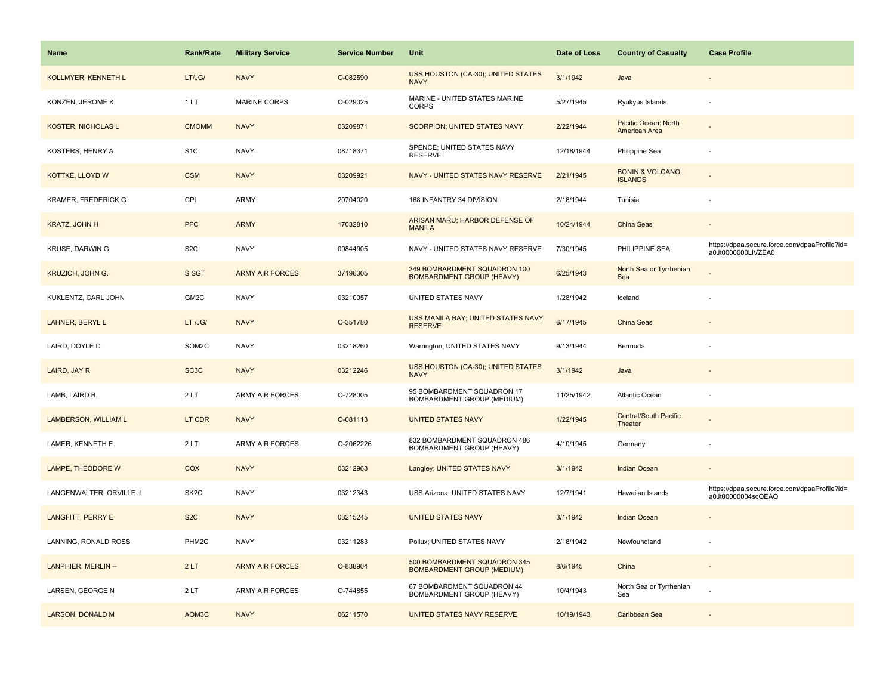| Name | Rank/Rate | Military Service | Service Number | Unit | Date of Loss | Country of Casualty | Case Profile |
| --- | --- | --- | --- | --- | --- | --- | --- |
| KOLLMYER, KENNETH L | LT/JG/ | NAVY | O-082590 | USS HOUSTON (CA-30); UNITED STATES NAVY | 3/1/1942 | Java | - |
| KONZEN, JEROME K | 1 LT | MARINE CORPS | O-029025 | MARINE - UNITED STATES MARINE CORPS | 5/27/1945 | Ryukyus Islands | - |
| KOSTER, NICHOLAS L | CMOMM | NAVY | 03209871 | SCORPION; UNITED STATES NAVY | 2/22/1944 | Pacific Ocean: North American Area | - |
| KOSTERS, HENRY A | S1C | NAVY | 08718371 | SPENCE; UNITED STATES NAVY RESERVE | 12/18/1944 | Philippine Sea | - |
| KOTTKE, LLOYD W | CSM | NAVY | 03209921 | NAVY - UNITED STATES NAVY RESERVE | 2/21/1945 | BONIN & VOLCANO ISLANDS | - |
| KRAMER, FREDERICK G | CPL | ARMY | 20704020 | 168 INFANTRY 34 DIVISION | 2/18/1944 | Tunisia | - |
| KRATZ, JOHN H | PFC | ARMY | 17032810 | ARISAN MARU; HARBOR DEFENSE OF MANILA | 10/24/1944 | China Seas | - |
| KRUSE, DARWIN G | S2C | NAVY | 09844905 | NAVY - UNITED STATES NAVY RESERVE | 7/30/1945 | PHILIPPINE SEA | https://dpaa.secure.force.com/dpaaProfile?id=a0Jt0000000LlVZEA0 |
| KRUZICH, JOHN G. | S SGT | ARMY AIR FORCES | 37196305 | 349 BOMBARDMENT SQUADRON 100 BOMBARDMENT GROUP (HEAVY) | 6/25/1943 | North Sea or Tyrrhenian Sea | - |
| KUKLENTZ, CARL JOHN | GM2C | NAVY | 03210057 | UNITED STATES NAVY | 1/28/1942 | Iceland | - |
| LAHNER, BERYL L | LT /JG/ | NAVY | O-351780 | USS MANILA BAY; UNITED STATES NAVY RESERVE | 6/17/1945 | China Seas | - |
| LAIRD, DOYLE D | SOM2C | NAVY | 03218260 | Warrington; UNITED STATES NAVY | 9/13/1944 | Bermuda | - |
| LAIRD, JAY R | SC3C | NAVY | 03212246 | USS HOUSTON (CA-30); UNITED STATES NAVY | 3/1/1942 | Java | - |
| LAMB, LAIRD B. | 2 LT | ARMY AIR FORCES | O-728005 | 95 BOMBARDMENT SQUADRON 17 BOMBARDMENT GROUP (MEDIUM) | 11/25/1942 | Atlantic Ocean | - |
| LAMBERSON, WILLIAM L | LT CDR | NAVY | O-081113 | UNITED STATES NAVY | 1/22/1945 | Central/South Pacific Theater | - |
| LAMER, KENNETH E. | 2 LT | ARMY AIR FORCES | O-2062226 | 832 BOMBARDMENT SQUADRON 486 BOMBARDMENT GROUP (HEAVY) | 4/10/1945 | Germany | - |
| LAMPE, THEODORE W | COX | NAVY | 03212963 | Langley; UNITED STATES NAVY | 3/1/1942 | Indian Ocean | - |
| LANGENWALTER, ORVILLE J | SK2C | NAVY | 03212343 | USS Arizona; UNITED STATES NAVY | 12/7/1941 | Hawaiian Islands | https://dpaa.secure.force.com/dpaaProfile?id=a0Jt00000004scQEAQ |
| LANGFITT, PERRY E | S2C | NAVY | 03215245 | UNITED STATES NAVY | 3/1/1942 | Indian Ocean | - |
| LANNING, RONALD ROSS | PHM2C | NAVY | 03211283 | Pollux; UNITED STATES NAVY | 2/18/1942 | Newfoundland | - |
| LANPHIER, MERLIN -- | 2 LT | ARMY AIR FORCES | O-838904 | 500 BOMBARDMENT SQUADRON 345 BOMBARDMENT GROUP (MEDIUM) | 8/6/1945 | China | - |
| LARSEN, GEORGE N | 2 LT | ARMY AIR FORCES | O-744855 | 67 BOMBARDMENT SQUADRON 44 BOMBARDMENT GROUP (HEAVY) | 10/4/1943 | North Sea or Tyrrhenian Sea | - |
| LARSON, DONALD M | AOM3C | NAVY | 06211570 | UNITED STATES NAVY RESERVE | 10/19/1943 | Caribbean Sea | - |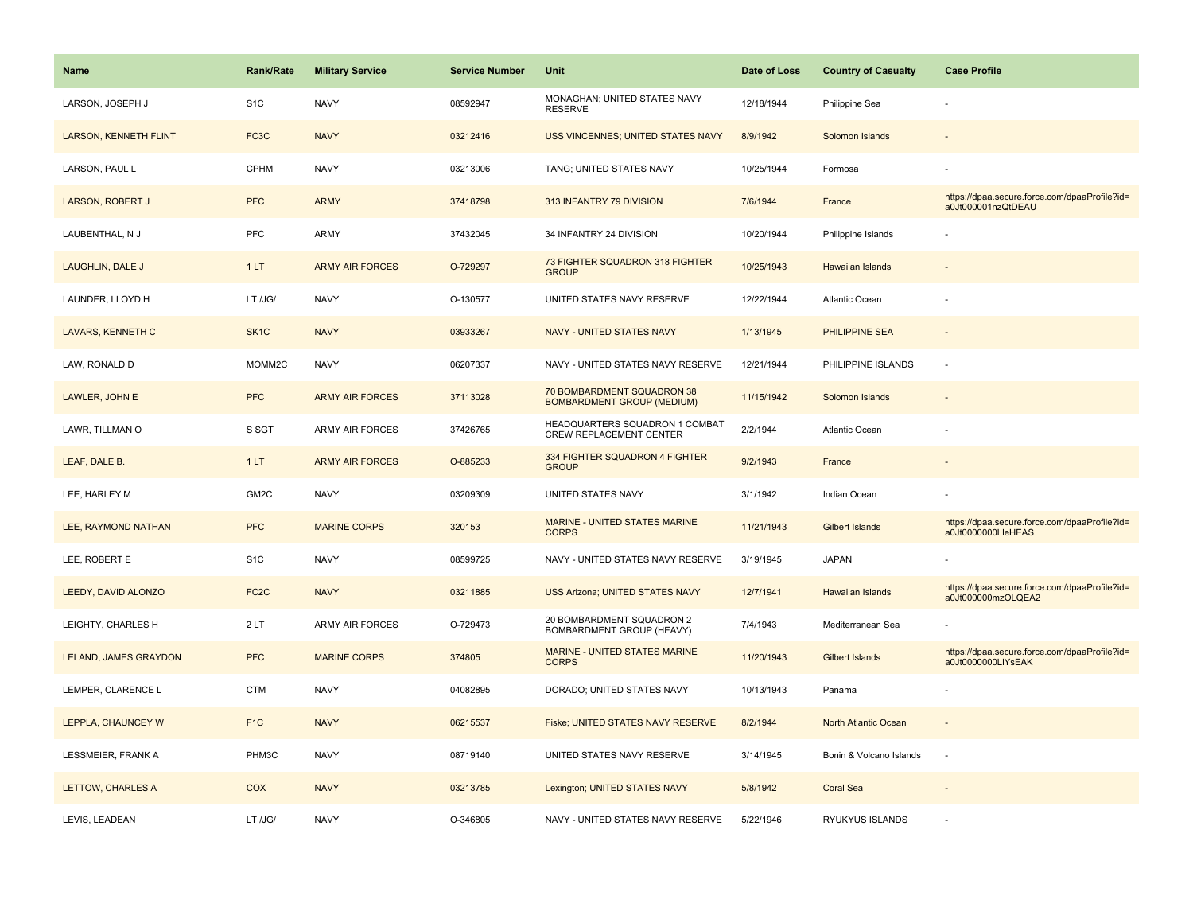| Name | Rank/Rate | Military Service | Service Number | Unit | Date of Loss | Country of Casualty | Case Profile |
|---|---|---|---|---|---|---|---|
| LARSON, JOSEPH J | S1C | NAVY | 08592947 | MONAGHAN; UNITED STATES NAVY RESERVE | 12/18/1944 | Philippine Sea | - |
| LARSON, KENNETH FLINT | FC3C | NAVY | 03212416 | USS VINCENNES; UNITED STATES NAVY | 8/9/1942 | Solomon Islands | - |
| LARSON, PAUL L | CPHM | NAVY | 03213006 | TANG; UNITED STATES NAVY | 10/25/1944 | Formosa | - |
| LARSON, ROBERT J | PFC | ARMY | 37418798 | 313 INFANTRY 79 DIVISION | 7/6/1944 | France | https://dpaa.secure.force.com/dpaaProfile?id=a0Jt000001nzQtDEAU |
| LAUBENTHAL, N J | PFC | ARMY | 37432045 | 34 INFANTRY 24 DIVISION | 10/20/1944 | Philippine Islands | - |
| LAUGHLIN, DALE J | 1 LT | ARMY AIR FORCES | O-729297 | 73 FIGHTER SQUADRON 318 FIGHTER GROUP | 10/25/1943 | Hawaiian Islands | - |
| LAUNDER, LLOYD H | LT /JG/ | NAVY | O-130577 | UNITED STATES NAVY RESERVE | 12/22/1944 | Atlantic Ocean | - |
| LAVARS, KENNETH C | SK1C | NAVY | 03933267 | NAVY - UNITED STATES NAVY | 1/13/1945 | PHILIPPINE SEA | - |
| LAW, RONALD D | MOMM2C | NAVY | 06207337 | NAVY - UNITED STATES NAVY RESERVE | 12/21/1944 | PHILIPPINE ISLANDS | - |
| LAWLER, JOHN E | PFC | ARMY AIR FORCES | 37113028 | 70 BOMBARDMENT SQUADRON 38 BOMBARDMENT GROUP (MEDIUM) | 11/15/1942 | Solomon Islands | - |
| LAWR, TILLMAN O | S SGT | ARMY AIR FORCES | 37426765 | HEADQUARTERS SQUADRON 1 COMBAT CREW REPLACEMENT CENTER | 2/2/1944 | Atlantic Ocean | - |
| LEAF, DALE B. | 1 LT | ARMY AIR FORCES | O-885233 | 334 FIGHTER SQUADRON 4 FIGHTER GROUP | 9/2/1943 | France | - |
| LEE, HARLEY M | GM2C | NAVY | 03209309 | UNITED STATES NAVY | 3/1/1942 | Indian Ocean | - |
| LEE, RAYMOND NATHAN | PFC | MARINE CORPS | 320153 | MARINE - UNITED STATES MARINE CORPS | 11/21/1943 | Gilbert Islands | https://dpaa.secure.force.com/dpaaProfile?id=a0Jt0000000LleHEAS |
| LEE, ROBERT E | S1C | NAVY | 08599725 | NAVY - UNITED STATES NAVY RESERVE | 3/19/1945 | JAPAN | - |
| LEEDY, DAVID ALONZO | FC2C | NAVY | 03211885 | USS Arizona; UNITED STATES NAVY | 12/7/1941 | Hawaiian Islands | https://dpaa.secure.force.com/dpaaProfile?id=a0Jt000000mzOLQEA2 |
| LEIGHTY, CHARLES H | 2 LT | ARMY AIR FORCES | O-729473 | 20 BOMBARDMENT SQUADRON 2 BOMBARDMENT GROUP (HEAVY) | 7/4/1943 | Mediterranean Sea | - |
| LELAND, JAMES GRAYDON | PFC | MARINE CORPS | 374805 | MARINE - UNITED STATES MARINE CORPS | 11/20/1943 | Gilbert Islands | https://dpaa.secure.force.com/dpaaProfile?id=a0Jt0000000LlYsEAK |
| LEMPER, CLARENCE L | CTM | NAVY | 04082895 | DORADO; UNITED STATES NAVY | 10/13/1943 | Panama | - |
| LEPPLA, CHAUNCEY W | F1C | NAVY | 06215537 | Fiske; UNITED STATES NAVY RESERVE | 8/2/1944 | North Atlantic Ocean | - |
| LESSMEIER, FRANK A | PHM3C | NAVY | 08719140 | UNITED STATES NAVY RESERVE | 3/14/1945 | Bonin & Volcano Islands | - |
| LETTOW, CHARLES A | COX | NAVY | 03213785 | Lexington; UNITED STATES NAVY | 5/8/1942 | Coral Sea | - |
| LEVIS, LEADEAN | LT /JG/ | NAVY | O-346805 | NAVY - UNITED STATES NAVY RESERVE | 5/22/1946 | RYUKYUS ISLANDS | - |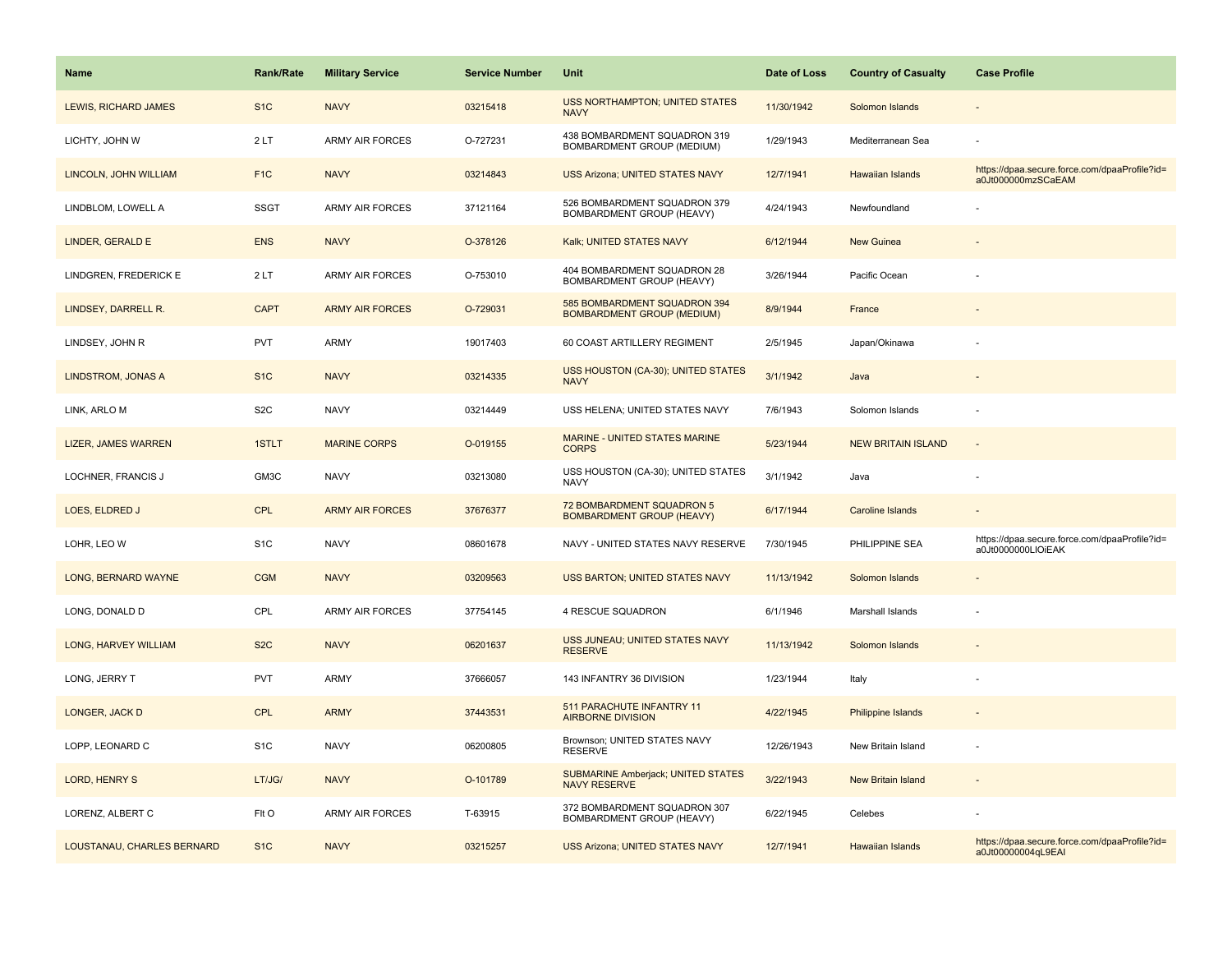| Name | Rank/Rate | Military Service | Service Number | Unit | Date of Loss | Country of Casualty | Case Profile |
|---|---|---|---|---|---|---|---|
| LEWIS, RICHARD JAMES | S1C | NAVY | 03215418 | USS NORTHAMPTON; UNITED STATES NAVY | 11/30/1942 | Solomon Islands | - |
| LICHTY, JOHN W | 2 LT | ARMY AIR FORCES | O-727231 | 438 BOMBARDMENT SQUADRON 319 BOMBARDMENT GROUP (MEDIUM) | 1/29/1943 | Mediterranean Sea | - |
| LINCOLN, JOHN WILLIAM | F1C | NAVY | 03214843 | USS Arizona; UNITED STATES NAVY | 12/7/1941 | Hawaiian Islands | https://dpaa.secure.force.com/dpaaProfile?id=a0Jt000000mzSCaEAM |
| LINDBLOM, LOWELL A | SSGT | ARMY AIR FORCES | 37121164 | 526 BOMBARDMENT SQUADRON 379 BOMBARDMENT GROUP (HEAVY) | 4/24/1943 | Newfoundland | - |
| LINDER, GERALD E | ENS | NAVY | O-378126 | Kalk; UNITED STATES NAVY | 6/12/1944 | New Guinea | - |
| LINDGREN, FREDERICK E | 2 LT | ARMY AIR FORCES | O-753010 | 404 BOMBARDMENT SQUADRON 28 BOMBARDMENT GROUP (HEAVY) | 3/26/1944 | Pacific Ocean | - |
| LINDSEY, DARRELL R. | CAPT | ARMY AIR FORCES | O-729031 | 585 BOMBARDMENT SQUADRON 394 BOMBARDMENT GROUP (MEDIUM) | 8/9/1944 | France | - |
| LINDSEY, JOHN R | PVT | ARMY | 19017403 | 60 COAST ARTILLERY REGIMENT | 2/5/1945 | Japan/Okinawa | - |
| LINDSTROM, JONAS A | S1C | NAVY | 03214335 | USS HOUSTON (CA-30); UNITED STATES NAVY | 3/1/1942 | Java | - |
| LINK, ARLO M | S2C | NAVY | 03214449 | USS HELENA; UNITED STATES NAVY | 7/6/1943 | Solomon Islands | - |
| LIZER, JAMES WARREN | 1STLT | MARINE CORPS | O-019155 | MARINE - UNITED STATES MARINE CORPS | 5/23/1944 | NEW BRITAIN ISLAND | - |
| LOCHNER, FRANCIS J | GM3C | NAVY | 03213080 | USS HOUSTON (CA-30); UNITED STATES NAVY | 3/1/1942 | Java | - |
| LOES, ELDRED J | CPL | ARMY AIR FORCES | 37676377 | 72 BOMBARDMENT SQUADRON 5 BOMBARDMENT GROUP (HEAVY) | 6/17/1944 | Caroline Islands | - |
| LOHR, LEO W | S1C | NAVY | 08601678 | NAVY - UNITED STATES NAVY RESERVE | 7/30/1945 | PHILIPPINE SEA | https://dpaa.secure.force.com/dpaaProfile?id=a0Jt0000000LlOiEAK |
| LONG, BERNARD WAYNE | CGM | NAVY | 03209563 | USS BARTON; UNITED STATES NAVY | 11/13/1942 | Solomon Islands | - |
| LONG, DONALD D | CPL | ARMY AIR FORCES | 37754145 | 4 RESCUE SQUADRON | 6/1/1946 | Marshall Islands | - |
| LONG, HARVEY WILLIAM | S2C | NAVY | 06201637 | USS JUNEAU; UNITED STATES NAVY RESERVE | 11/13/1942 | Solomon Islands | - |
| LONG, JERRY T | PVT | ARMY | 37666057 | 143 INFANTRY 36 DIVISION | 1/23/1944 | Italy | - |
| LONGER, JACK D | CPL | ARMY | 37443531 | 511 PARACHUTE INFANTRY 11 AIRBORNE DIVISION | 4/22/1945 | Philippine Islands | - |
| LOPP, LEONARD C | S1C | NAVY | 06200805 | Brownson; UNITED STATES NAVY RESERVE | 12/26/1943 | New Britain Island | - |
| LORD, HENRY S | LT/JG/ | NAVY | O-101789 | SUBMARINE Amberjack; UNITED STATES NAVY RESERVE | 3/22/1943 | New Britain Island | - |
| LORENZ, ALBERT C | Flt O | ARMY AIR FORCES | T-63915 | 372 BOMBARDMENT SQUADRON 307 BOMBARDMENT GROUP (HEAVY) | 6/22/1945 | Celebes | - |
| LOUSTANAU, CHARLES BERNARD | S1C | NAVY | 03215257 | USS Arizona; UNITED STATES NAVY | 12/7/1941 | Hawaiian Islands | https://dpaa.secure.force.com/dpaaProfile?id=a0Jt00000004qL9EAI |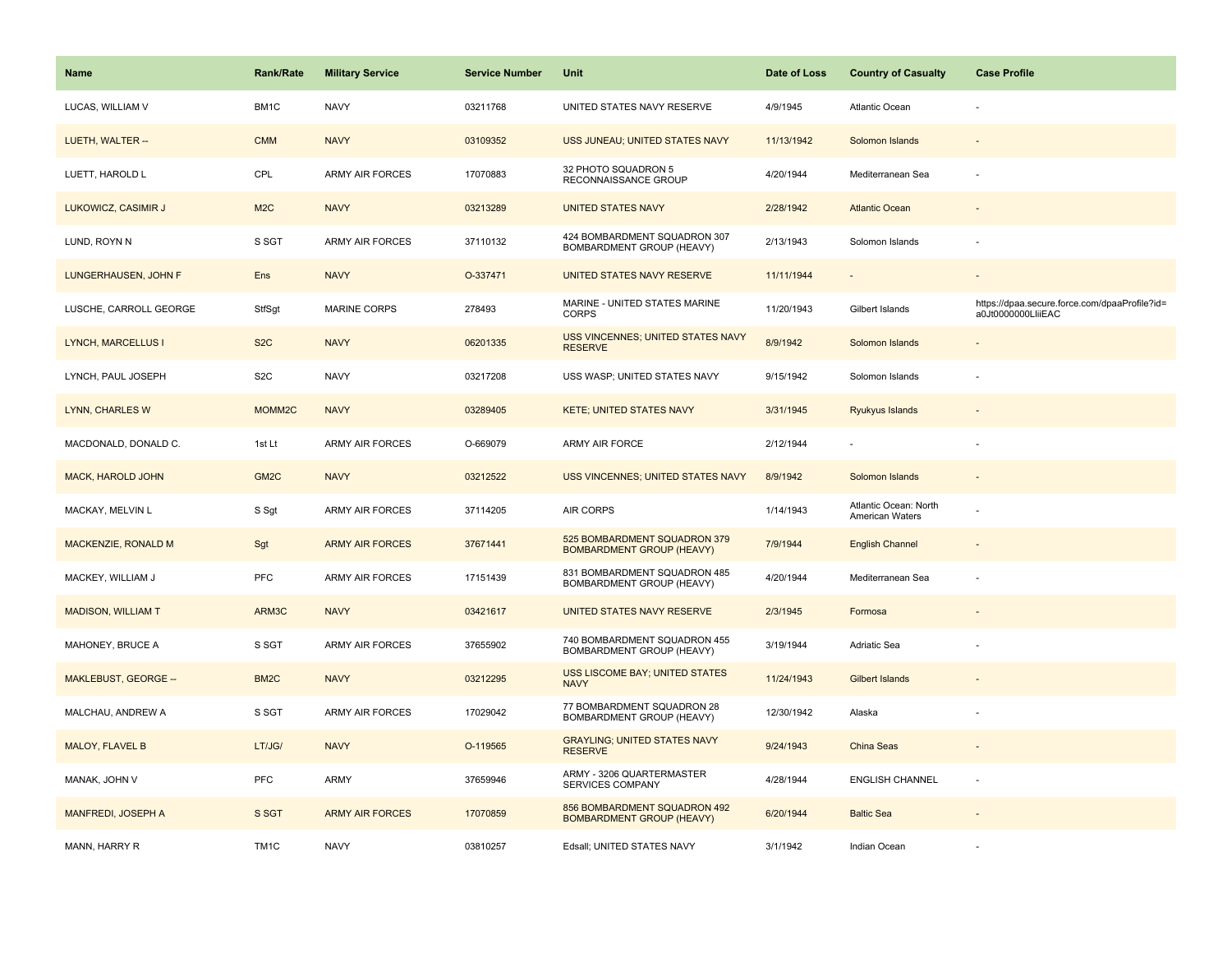| Name | Rank/Rate | Military Service | Service Number | Unit | Date of Loss | Country of Casualty | Case Profile |
|---|---|---|---|---|---|---|---|
| LUCAS, WILLIAM V | BM1C | NAVY | 03211768 | UNITED STATES NAVY RESERVE | 4/9/1945 | Atlantic Ocean | - |
| LUETH, WALTER -- | CMM | NAVY | 03109352 | USS JUNEAU; UNITED STATES NAVY | 11/13/1942 | Solomon Islands | - |
| LUETT, HAROLD L | CPL | ARMY AIR FORCES | 17070883 | 32 PHOTO SQUADRON 5 RECONNAISSANCE GROUP | 4/20/1944 | Mediterranean Sea | - |
| LUKOWICZ, CASIMIR J | M2C | NAVY | 03213289 | UNITED STATES NAVY | 2/28/1942 | Atlantic Ocean | - |
| LUND, ROYN N | S SGT | ARMY AIR FORCES | 37110132 | 424 BOMBARDMENT SQUADRON 307 BOMBARDMENT GROUP (HEAVY) | 2/13/1943 | Solomon Islands | - |
| LUNGERHAUSEN, JOHN F | Ens | NAVY | O-337471 | UNITED STATES NAVY RESERVE | 11/11/1944 | - | - |
| LUSCHE, CARROLL GEORGE | StfSgt | MARINE CORPS | 278493 | MARINE - UNITED STATES MARINE CORPS | 11/20/1943 | Gilbert Islands | https://dpaa.secure.force.com/dpaaProfile?id=a0Jt0000000LliiEAC |
| LYNCH, MARCELLUS I | S2C | NAVY | 06201335 | USS VINCENNES; UNITED STATES NAVY RESERVE | 8/9/1942 | Solomon Islands | - |
| LYNCH, PAUL JOSEPH | S2C | NAVY | 03217208 | USS WASP; UNITED STATES NAVY | 9/15/1942 | Solomon Islands | - |
| LYNN, CHARLES W | MOMM2C | NAVY | 03289405 | KETE; UNITED STATES NAVY | 3/31/1945 | Ryukyus Islands | - |
| MACDONALD, DONALD C. | 1st Lt | ARMY AIR FORCES | O-669079 | ARMY AIR FORCE | 2/12/1944 | - | - |
| MACK, HAROLD JOHN | GM2C | NAVY | 03212522 | USS VINCENNES; UNITED STATES NAVY | 8/9/1942 | Solomon Islands | - |
| MACKAY, MELVIN L | S Sgt | ARMY AIR FORCES | 37114205 | AIR CORPS | 1/14/1943 | Atlantic Ocean: North American Waters | - |
| MACKENZIE, RONALD M | Sgt | ARMY AIR FORCES | 37671441 | 525 BOMBARDMENT SQUADRON 379 BOMBARDMENT GROUP (HEAVY) | 7/9/1944 | English Channel | - |
| MACKEY, WILLIAM J | PFC | ARMY AIR FORCES | 17151439 | 831 BOMBARDMENT SQUADRON 485 BOMBARDMENT GROUP (HEAVY) | 4/20/1944 | Mediterranean Sea | - |
| MADISON, WILLIAM T | ARM3C | NAVY | 03421617 | UNITED STATES NAVY RESERVE | 2/3/1945 | Formosa | - |
| MAHONEY, BRUCE A | S SGT | ARMY AIR FORCES | 37655902 | 740 BOMBARDMENT SQUADRON 455 BOMBARDMENT GROUP (HEAVY) | 3/19/1944 | Adriatic Sea | - |
| MAKLEBUST, GEORGE -- | BM2C | NAVY | 03212295 | USS LISCOME BAY; UNITED STATES NAVY | 11/24/1943 | Gilbert Islands | - |
| MALCHAU, ANDREW A | S SGT | ARMY AIR FORCES | 17029042 | 77 BOMBARDMENT SQUADRON 28 BOMBARDMENT GROUP (HEAVY) | 12/30/1942 | Alaska | - |
| MALOY, FLAVEL B | LT/JG/ | NAVY | O-119565 | GRAYLING; UNITED STATES NAVY RESERVE | 9/24/1943 | China Seas | - |
| MANAK, JOHN V | PFC | ARMY | 37659946 | ARMY - 3206 QUARTERMASTER SERVICES COMPANY | 4/28/1944 | ENGLISH CHANNEL | - |
| MANFREDI, JOSEPH A | S SGT | ARMY AIR FORCES | 17070859 | 856 BOMBARDMENT SQUADRON 492 BOMBARDMENT GROUP (HEAVY) | 6/20/1944 | Baltic Sea | - |
| MANN, HARRY R | TM1C | NAVY | 03810257 | Edsall; UNITED STATES NAVY | 3/1/1942 | Indian Ocean | - |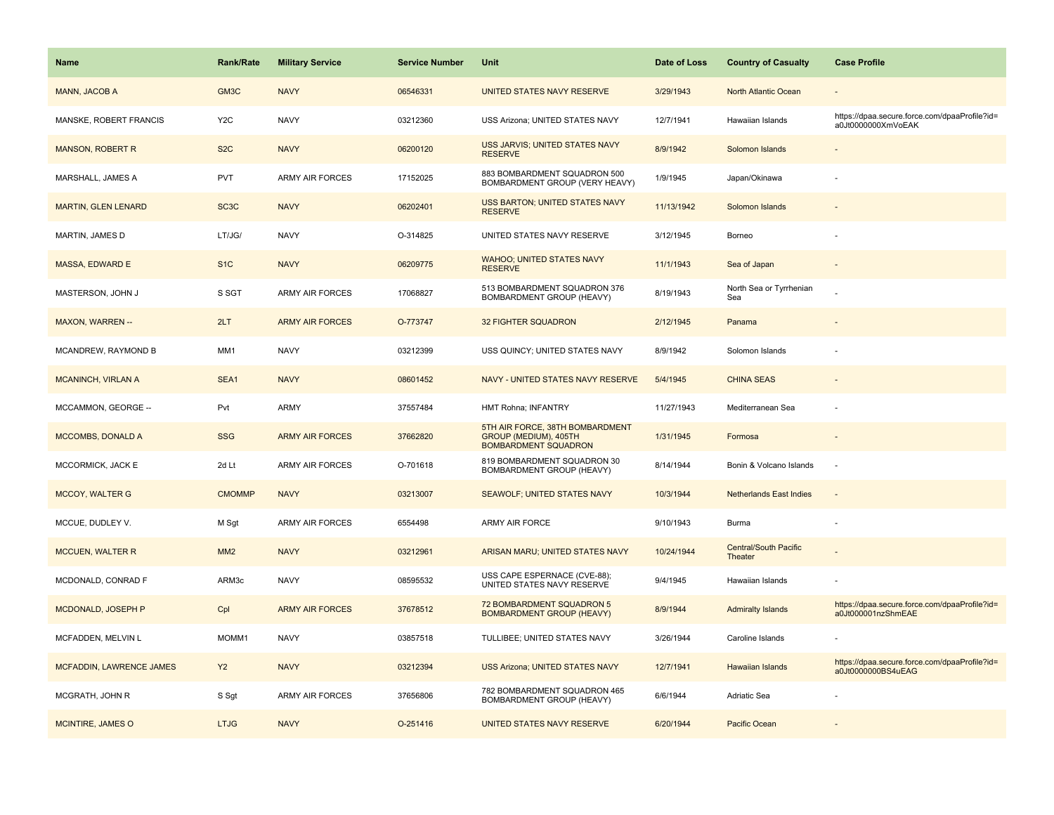| Name | Rank/Rate | Military Service | Service Number | Unit | Date of Loss | Country of Casualty | Case Profile |
| --- | --- | --- | --- | --- | --- | --- | --- |
| MANN, JACOB A | GM3C | NAVY | 06546331 | UNITED STATES NAVY RESERVE | 3/29/1943 | North Atlantic Ocean | - |
| MANSKE, ROBERT FRANCIS | Y2C | NAVY | 03212360 | USS Arizona; UNITED STATES NAVY | 12/7/1941 | Hawaiian Islands | https://dpaa.secure.force.com/dpaaProfile?id=a0Jt0000000XmVoEAK |
| MANSON, ROBERT R | S2C | NAVY | 06200120 | USS JARVIS; UNITED STATES NAVY RESERVE | 8/9/1942 | Solomon Islands | - |
| MARSHALL, JAMES A | PVT | ARMY AIR FORCES | 17152025 | 883 BOMBARDMENT SQUADRON 500 BOMBARDMENT GROUP (VERY HEAVY) | 1/9/1945 | Japan/Okinawa | - |
| MARTIN, GLEN LENARD | SC3C | NAVY | 06202401 | USS BARTON; UNITED STATES NAVY RESERVE | 11/13/1942 | Solomon Islands | - |
| MARTIN, JAMES D | LT/JG/ | NAVY | O-314825 | UNITED STATES NAVY RESERVE | 3/12/1945 | Borneo | - |
| MASSA, EDWARD E | S1C | NAVY | 06209775 | WAHOO; UNITED STATES NAVY RESERVE | 11/1/1943 | Sea of Japan | - |
| MASTERSON, JOHN J | S SGT | ARMY AIR FORCES | 17068827 | 513 BOMBARDMENT SQUADRON 376 BOMBARDMENT GROUP (HEAVY) | 8/19/1943 | North Sea or Tyrrhenian Sea | - |
| MAXON, WARREN -- | 2LT | ARMY AIR FORCES | O-773747 | 32 FIGHTER SQUADRON | 2/12/1945 | Panama | - |
| MCANDREW, RAYMOND B | MM1 | NAVY | 03212399 | USS QUINCY; UNITED STATES NAVY | 8/9/1942 | Solomon Islands | - |
| MCANINCH, VIRLAN A | SEA1 | NAVY | 08601452 | NAVY - UNITED STATES NAVY RESERVE | 5/4/1945 | CHINA SEAS | - |
| MCCAMMON, GEORGE -- | Pvt | ARMY | 37557484 | HMT Rohna; INFANTRY | 11/27/1943 | Mediterranean Sea | - |
| MCCOMBS, DONALD A | SSG | ARMY AIR FORCES | 37662820 | 5TH AIR FORCE, 38TH BOMBARDMENT GROUP (MEDIUM), 405TH BOMBARDMENT SQUADRON | 1/31/1945 | Formosa | - |
| MCCORMICK, JACK E | 2d Lt | ARMY AIR FORCES | O-701618 | 819 BOMBARDMENT SQUADRON 30 BOMBARDMENT GROUP (HEAVY) | 8/14/1944 | Bonin & Volcano Islands | - |
| MCCOY, WALTER G | CMOMMP | NAVY | 03213007 | SEAWOLF; UNITED STATES NAVY | 10/3/1944 | Netherlands East Indies | - |
| MCCUE, DUDLEY V. | M Sgt | ARMY AIR FORCES | 6554498 | ARMY AIR FORCE | 9/10/1943 | Burma | - |
| MCCUEN, WALTER R | MM2 | NAVY | 03212961 | ARISAN MARU; UNITED STATES NAVY | 10/24/1944 | Central/South Pacific Theater | - |
| MCDONALD, CONRAD F | ARM3c | NAVY | 08595532 | USS CAPE ESPERNACE (CVE-88); UNITED STATES NAVY RESERVE | 9/4/1945 | Hawaiian Islands | - |
| MCDONALD, JOSEPH P | Cpl | ARMY AIR FORCES | 37678512 | 72 BOMBARDMENT SQUADRON 5 BOMBARDMENT GROUP (HEAVY) | 8/9/1944 | Admiralty Islands | https://dpaa.secure.force.com/dpaaProfile?id=a0Jt000001nzShmEAE |
| MCFADDEN, MELVIN L | MOMM1 | NAVY | 03857518 | TULLIBEE; UNITED STATES NAVY | 3/26/1944 | Caroline Islands | - |
| MCFADDIN, LAWRENCE JAMES | Y2 | NAVY | 03212394 | USS Arizona; UNITED STATES NAVY | 12/7/1941 | Hawaiian Islands | https://dpaa.secure.force.com/dpaaProfile?id=a0Jt0000000BS4uEAG |
| MCGRATH, JOHN R | S Sgt | ARMY AIR FORCES | 37656806 | 782 BOMBARDMENT SQUADRON 465 BOMBARDMENT GROUP (HEAVY) | 6/6/1944 | Adriatic Sea | - |
| MCINTIRE, JAMES O | LTJG | NAVY | O-251416 | UNITED STATES NAVY RESERVE | 6/20/1944 | Pacific Ocean | - |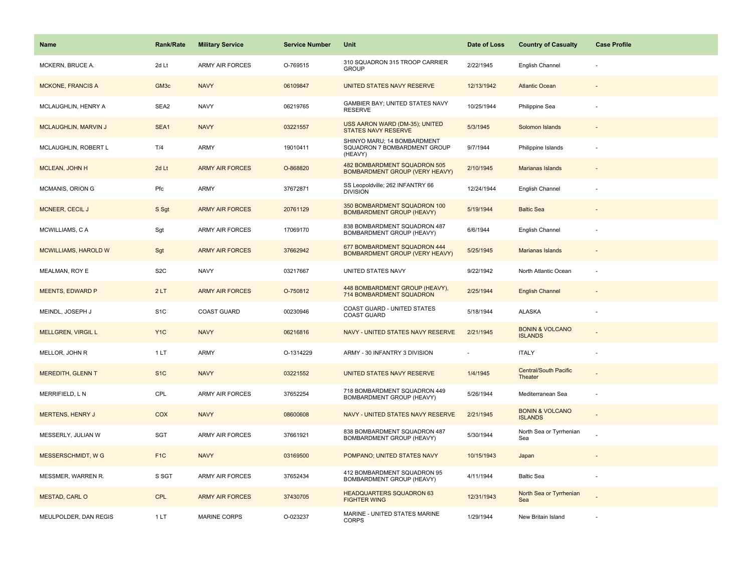| Name | Rank/Rate | Military Service | Service Number | Unit | Date of Loss | Country of Casualty | Case Profile |
|---|---|---|---|---|---|---|---|
| MCKERN, BRUCE A. | 2d Lt | ARMY AIR FORCES | O-769515 | 310 SQUADRON 315 TROOP CARRIER GROUP | 2/22/1945 | English Channel | - |
| MCKONE, FRANCIS A | GM3c | NAVY | 06109847 | UNITED STATES NAVY RESERVE | 12/13/1942 | Atlantic Ocean | - |
| MCLAUGHLIN, HENRY A | SEA2 | NAVY | 06219765 | GAMBIER BAY; UNITED STATES NAVY RESERVE | 10/25/1944 | Philippine Sea | - |
| MCLAUGHLIN, MARVIN J | SEA1 | NAVY | 03221557 | USS AARON WARD (DM-35); UNITED STATES NAVY RESERVE | 5/3/1945 | Solomon Islands | - |
| MCLAUGHLIN, ROBERT L | T/4 | ARMY | 19010411 | SHINYO MARU; 14 BOMBARDMENT SQUADRON 7 BOMBARDMENT GROUP (HEAVY) | 9/7/1944 | Philippine Islands | - |
| MCLEAN, JOHN H | 2d Lt | ARMY AIR FORCES | O-868820 | 482 BOMBARDMENT SQUADRON 505 BOMBARDMENT GROUP (VERY HEAVY) | 2/10/1945 | Marianas Islands | - |
| MCMANIS, ORION G | Pfc | ARMY | 37672871 | SS Leopoldville; 262 INFANTRY 66 DIVISION | 12/24/1944 | English Channel | - |
| MCNEER, CECIL J | S Sgt | ARMY AIR FORCES | 20761129 | 350 BOMBARDMENT SQUADRON 100 BOMBARDMENT GROUP (HEAVY) | 5/19/1944 | Baltic Sea | - |
| MCWILLIAMS, C A | Sgt | ARMY AIR FORCES | 17069170 | 838 BOMBARDMENT SQUADRON 487 BOMBARDMENT GROUP (HEAVY) | 6/6/1944 | English Channel | - |
| MCWILLIAMS, HAROLD W | Sgt | ARMY AIR FORCES | 37662942 | 677 BOMBARDMENT SQUADRON 444 BOMBARDMENT GROUP (VERY HEAVY) | 5/25/1945 | Marianas Islands | - |
| MEALMAN, ROY E | S2C | NAVY | 03217667 | UNITED STATES NAVY | 9/22/1942 | North Atlantic Ocean | - |
| MEENTS, EDWARD P | 2 LT | ARMY AIR FORCES | O-750812 | 448 BOMBARDMENT GROUP (HEAVY), 714 BOMBARDMENT SQUADRON | 2/25/1944 | English Channel | - |
| MEINDL, JOSEPH J | S1C | COAST GUARD | 00230946 | COAST GUARD - UNITED STATES COAST GUARD | 5/18/1944 | ALASKA | - |
| MELLGREN, VIRGIL L | Y1C | NAVY | 06216816 | NAVY - UNITED STATES NAVY RESERVE | 2/21/1945 | BONIN & VOLCANO ISLANDS | - |
| MELLOR, JOHN R | 1 LT | ARMY | O-1314229 | ARMY - 30 INFANTRY 3 DIVISION | - | ITALY | - |
| MEREDITH, GLENN T | S1C | NAVY | 03221552 | UNITED STATES NAVY RESERVE | 1/4/1945 | Central/South Pacific Theater | - |
| MERRIFIELD, L N | CPL | ARMY AIR FORCES | 37652254 | 718 BOMBARDMENT SQUADRON 449 BOMBARDMENT GROUP (HEAVY) | 5/26/1944 | Mediterranean Sea | - |
| MERTENS, HENRY J | COX | NAVY | 08600608 | NAVY - UNITED STATES NAVY RESERVE | 2/21/1945 | BONIN & VOLCANO ISLANDS | - |
| MESSERLY, JULIAN W | SGT | ARMY AIR FORCES | 37661921 | 838 BOMBARDMENT SQUADRON 487 BOMBARDMENT GROUP (HEAVY) | 5/30/1944 | North Sea or Tyrrhenian Sea | - |
| MESSERSCHMIDT, W G | F1C | NAVY | 03169500 | POMPANO; UNITED STATES NAVY | 10/15/1943 | Japan | - |
| MESSMER, WARREN R. | S SGT | ARMY AIR FORCES | 37652434 | 412 BOMBARDMENT SQUADRON 95 BOMBARDMENT GROUP (HEAVY) | 4/11/1944 | Baltic Sea | - |
| MESTAD, CARL O | CPL | ARMY AIR FORCES | 37430705 | HEADQUARTERS SQUADRON 63 FIGHTER WING | 12/31/1943 | North Sea or Tyrrhenian Sea | - |
| MEULPOLDER, DAN REGIS | 1 LT | MARINE CORPS | O-023237 | MARINE - UNITED STATES MARINE CORPS | 1/29/1944 | New Britain Island | - |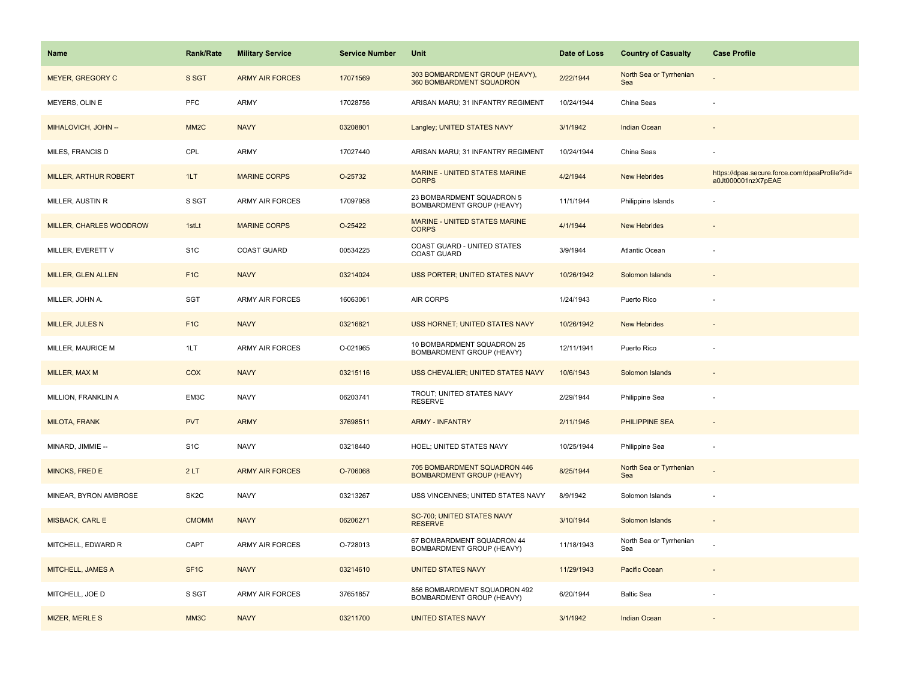| Name | Rank/Rate | Military Service | Service Number | Unit | Date of Loss | Country of Casualty | Case Profile |
|---|---|---|---|---|---|---|---|
| MEYER, GREGORY C | S SGT | ARMY AIR FORCES | 17071569 | 303 BOMBARDMENT GROUP (HEAVY), 360 BOMBARDMENT SQUADRON | 2/22/1944 | North Sea or Tyrrhenian Sea | - |
| MEYERS, OLIN E | PFC | ARMY | 17028756 | ARISAN MARU; 31 INFANTRY REGIMENT | 10/24/1944 | China Seas | - |
| MIHALOVICH, JOHN -- | MM2C | NAVY | 03208801 | Langley; UNITED STATES NAVY | 3/1/1942 | Indian Ocean | - |
| MILES, FRANCIS D | CPL | ARMY | 17027440 | ARISAN MARU; 31 INFANTRY REGIMENT | 10/24/1944 | China Seas | - |
| MILLER, ARTHUR ROBERT | 1LT | MARINE CORPS | O-25732 | MARINE - UNITED STATES MARINE CORPS | 4/2/1944 | New Hebrides | https://dpaa.secure.force.com/dpaaProfile?id=a0Jt000001nzX7pEAE |
| MILLER, AUSTIN R | S SGT | ARMY AIR FORCES | 17097958 | 23 BOMBARDMENT SQUADRON 5 BOMBARDMENT GROUP (HEAVY) | 11/1/1944 | Philippine Islands | - |
| MILLER, CHARLES WOODROW | 1stLt | MARINE CORPS | O-25422 | MARINE - UNITED STATES MARINE CORPS | 4/1/1944 | New Hebrides | - |
| MILLER, EVERETT V | S1C | COAST GUARD | 00534225 | COAST GUARD - UNITED STATES COAST GUARD | 3/9/1944 | Atlantic Ocean | - |
| MILLER, GLEN ALLEN | F1C | NAVY | 03214024 | USS PORTER; UNITED STATES NAVY | 10/26/1942 | Solomon Islands | - |
| MILLER, JOHN A. | SGT | ARMY AIR FORCES | 16063061 | AIR CORPS | 1/24/1943 | Puerto Rico | - |
| MILLER, JULES N | F1C | NAVY | 03216821 | USS HORNET; UNITED STATES NAVY | 10/26/1942 | New Hebrides | - |
| MILLER, MAURICE M | 1LT | ARMY AIR FORCES | O-021965 | 10 BOMBARDMENT SQUADRON 25 BOMBARDMENT GROUP (HEAVY) | 12/11/1941 | Puerto Rico | - |
| MILLER, MAX M | COX | NAVY | 03215116 | USS CHEVALIER; UNITED STATES NAVY | 10/6/1943 | Solomon Islands | - |
| MILLION, FRANKLIN A | EM3C | NAVY | 06203741 | TROUT; UNITED STATES NAVY RESERVE | 2/29/1944 | Philippine Sea | - |
| MILOTA, FRANK | PVT | ARMY | 37698511 | ARMY - INFANTRY | 2/11/1945 | PHILIPPINE SEA | - |
| MINARD, JIMMIE -- | S1C | NAVY | 03218440 | HOEL; UNITED STATES NAVY | 10/25/1944 | Philippine Sea | - |
| MINCKS, FRED E | 2 LT | ARMY AIR FORCES | O-706068 | 705 BOMBARDMENT SQUADRON 446 BOMBARDMENT GROUP (HEAVY) | 8/25/1944 | North Sea or Tyrrhenian Sea | - |
| MINEAR, BYRON AMBROSE | SK2C | NAVY | 03213267 | USS VINCENNES; UNITED STATES NAVY | 8/9/1942 | Solomon Islands | - |
| MISBACK, CARL E | CMOMM | NAVY | 06206271 | SC-700; UNITED STATES NAVY RESERVE | 3/10/1944 | Solomon Islands | - |
| MITCHELL, EDWARD R | CAPT | ARMY AIR FORCES | O-728013 | 67 BOMBARDMENT SQUADRON 44 BOMBARDMENT GROUP (HEAVY) | 11/18/1943 | North Sea or Tyrrhenian Sea | - |
| MITCHELL, JAMES A | SF1C | NAVY | 03214610 | UNITED STATES NAVY | 11/29/1943 | Pacific Ocean | - |
| MITCHELL, JOE D | S SGT | ARMY AIR FORCES | 37651857 | 856 BOMBARDMENT SQUADRON 492 BOMBARDMENT GROUP (HEAVY) | 6/20/1944 | Baltic Sea | - |
| MIZER, MERLE S | MM3C | NAVY | 03211700 | UNITED STATES NAVY | 3/1/1942 | Indian Ocean | - |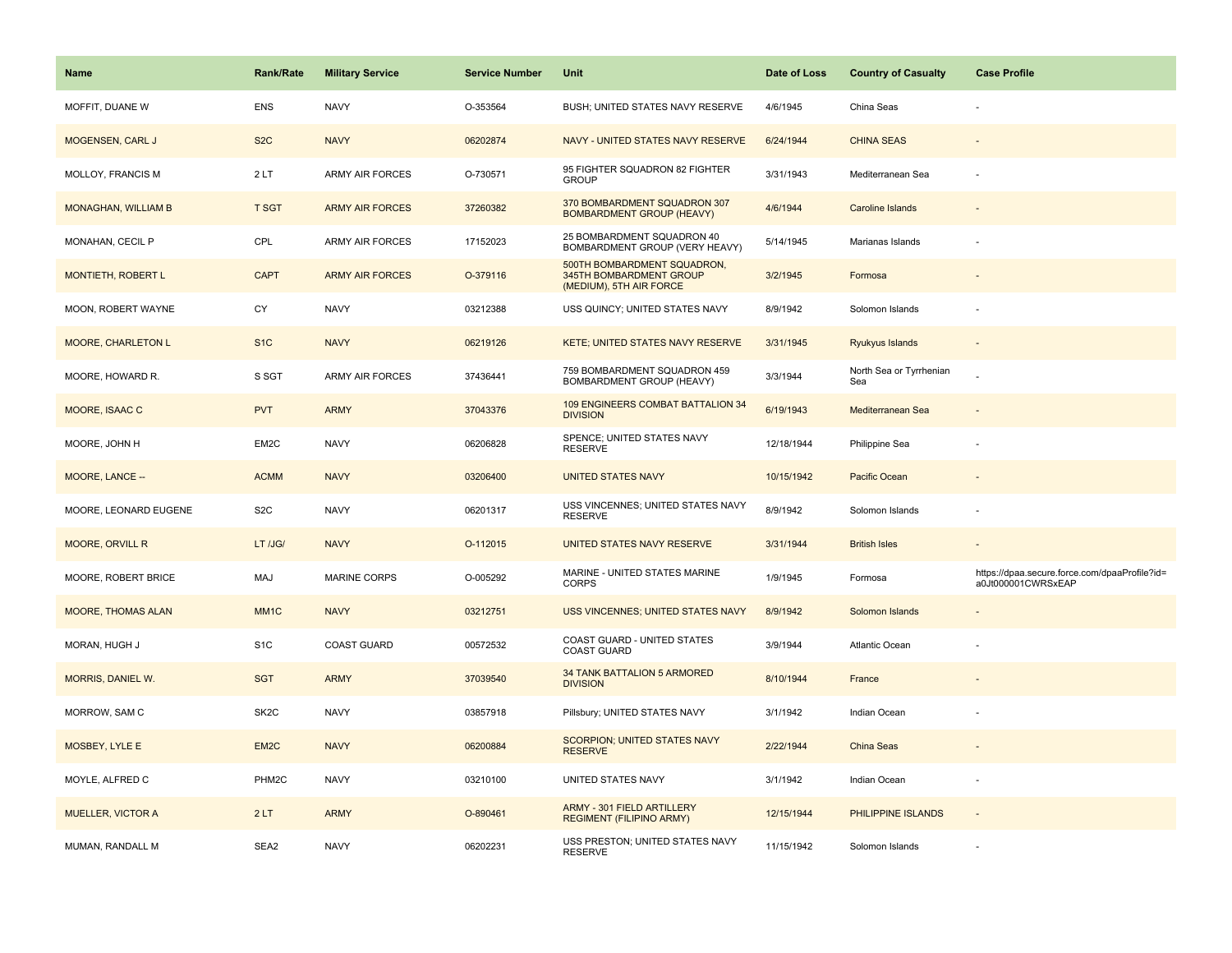| Name | Rank/Rate | Military Service | Service Number | Unit | Date of Loss | Country of Casualty | Case Profile |
|---|---|---|---|---|---|---|---|
| MOFFIT, DUANE W | ENS | NAVY | O-353564 | BUSH; UNITED STATES NAVY RESERVE | 4/6/1945 | China Seas | - |
| MOGENSEN, CARL J | S2C | NAVY | 06202874 | NAVY - UNITED STATES NAVY RESERVE | 6/24/1944 | CHINA SEAS | - |
| MOLLOY, FRANCIS M | 2 LT | ARMY AIR FORCES | O-730571 | 95 FIGHTER SQUADRON 82 FIGHTER GROUP | 3/31/1943 | Mediterranean Sea | - |
| MONAGHAN, WILLIAM B | T SGT | ARMY AIR FORCES | 37260382 | 370 BOMBARDMENT SQUADRON 307 BOMBARDMENT GROUP (HEAVY) | 4/6/1944 | Caroline Islands | - |
| MONAHAN, CECIL P | CPL | ARMY AIR FORCES | 17152023 | 25 BOMBARDMENT SQUADRON 40 BOMBARDMENT GROUP (VERY HEAVY) | 5/14/1945 | Marianas Islands | - |
| MONTIETH, ROBERT L | CAPT | ARMY AIR FORCES | O-379116 | 500TH BOMBARDMENT SQUADRON, 345TH BOMBARDMENT GROUP (MEDIUM), 5TH AIR FORCE | 3/2/1945 | Formosa | - |
| MOON, ROBERT WAYNE | CY | NAVY | 03212388 | USS QUINCY; UNITED STATES NAVY | 8/9/1942 | Solomon Islands | - |
| MOORE, CHARLETON L | S1C | NAVY | 06219126 | KETE; UNITED STATES NAVY RESERVE | 3/31/1945 | Ryukyus Islands | - |
| MOORE, HOWARD R. | S SGT | ARMY AIR FORCES | 37436441 | 759 BOMBARDMENT SQUADRON 459 BOMBARDMENT GROUP (HEAVY) | 3/3/1944 | North Sea or Tyrrhenian Sea | - |
| MOORE, ISAAC C | PVT | ARMY | 37043376 | 109 ENGINEERS COMBAT BATTALION 34 DIVISION | 6/19/1943 | Mediterranean Sea | - |
| MOORE, JOHN H | EM2C | NAVY | 06206828 | SPENCE; UNITED STATES NAVY RESERVE | 12/18/1944 | Philippine Sea | - |
| MOORE, LANCE -- | ACMM | NAVY | 03206400 | UNITED STATES NAVY | 10/15/1942 | Pacific Ocean | - |
| MOORE, LEONARD EUGENE | S2C | NAVY | 06201317 | USS VINCENNES; UNITED STATES NAVY RESERVE | 8/9/1942 | Solomon Islands | - |
| MOORE, ORVILL R | LT /JG/ | NAVY | O-112015 | UNITED STATES NAVY RESERVE | 3/31/1944 | British Isles | - |
| MOORE, ROBERT BRICE | MAJ | MARINE CORPS | O-005292 | MARINE - UNITED STATES MARINE CORPS | 1/9/1945 | Formosa | https://dpaa.secure.force.com/dpaaProfile?id=a0Jt000001CWRSxEAP |
| MOORE, THOMAS ALAN | MM1C | NAVY | 03212751 | USS VINCENNES; UNITED STATES NAVY | 8/9/1942 | Solomon Islands | - |
| MORAN, HUGH J | S1C | COAST GUARD | 00572532 | COAST GUARD - UNITED STATES COAST GUARD | 3/9/1944 | Atlantic Ocean | - |
| MORRIS, DANIEL W. | SGT | ARMY | 37039540 | 34 TANK BATTALION 5 ARMORED DIVISION | 8/10/1944 | France | - |
| MORROW, SAM C | SK2C | NAVY | 03857918 | Pillsbury; UNITED STATES NAVY | 3/1/1942 | Indian Ocean | - |
| MOSBEY, LYLE E | EM2C | NAVY | 06200884 | SCORPION; UNITED STATES NAVY RESERVE | 2/22/1944 | China Seas | - |
| MOYLE, ALFRED C | PHM2C | NAVY | 03210100 | UNITED STATES NAVY | 3/1/1942 | Indian Ocean | - |
| MUELLER, VICTOR A | 2 LT | ARMY | O-890461 | ARMY - 301 FIELD ARTILLERY REGIMENT (FILIPINO ARMY) | 12/15/1944 | PHILIPPINE ISLANDS | - |
| MUMAN, RANDALL M | SEA2 | NAVY | 06202231 | USS PRESTON; UNITED STATES NAVY RESERVE | 11/15/1942 | Solomon Islands | - |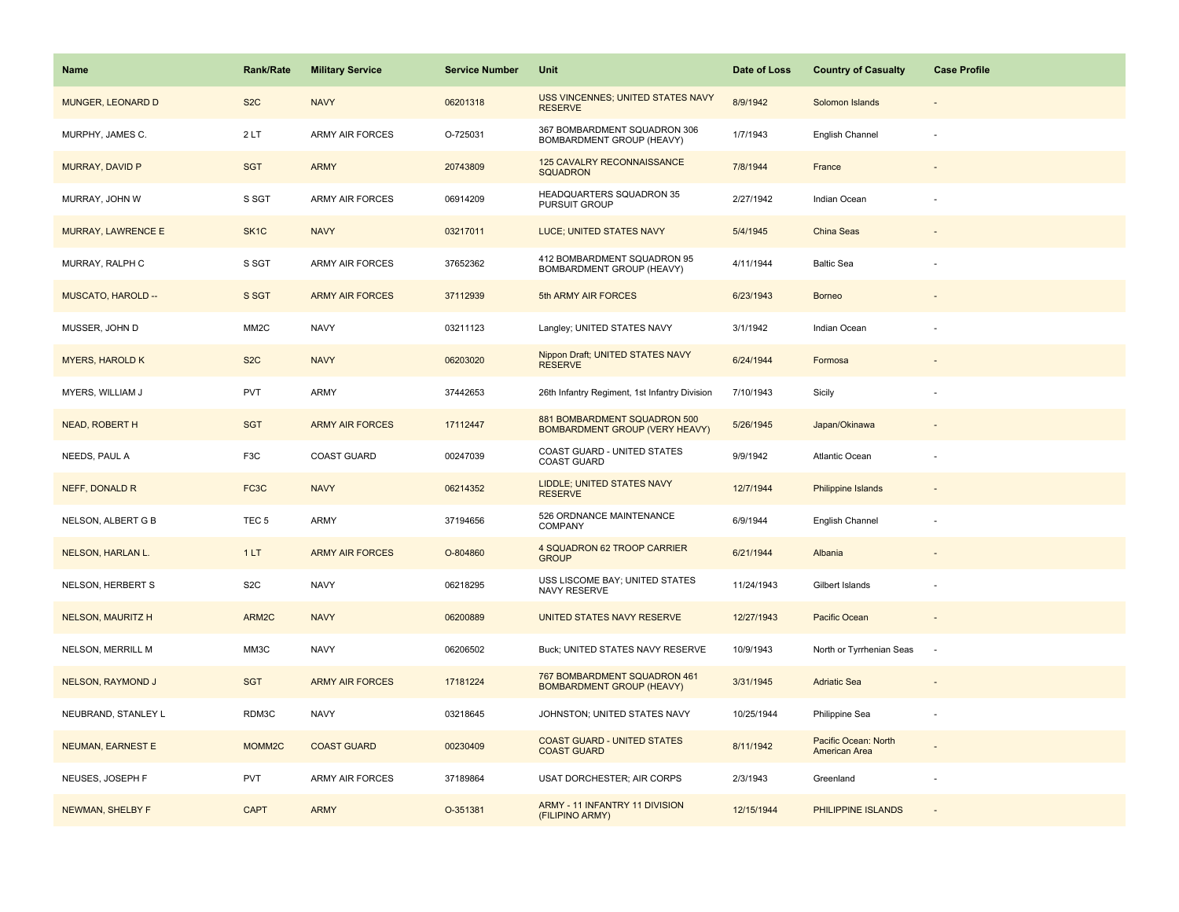| Name | Rank/Rate | Military Service | Service Number | Unit | Date of Loss | Country of Casualty | Case Profile |
|---|---|---|---|---|---|---|---|
| MUNGER, LEONARD D | S2C | NAVY | 06201318 | USS VINCENNES; UNITED STATES NAVY RESERVE | 8/9/1942 | Solomon Islands | - |
| MURPHY, JAMES C. | 2 LT | ARMY AIR FORCES | O-725031 | 367 BOMBARDMENT SQUADRON 306 BOMBARDMENT GROUP (HEAVY) | 1/7/1943 | English Channel | - |
| MURRAY, DAVID P | SGT | ARMY | 20743809 | 125 CAVALRY RECONNAISSANCE SQUADRON | 7/8/1944 | France | - |
| MURRAY, JOHN W | S SGT | ARMY AIR FORCES | 06914209 | HEADQUARTERS SQUADRON 35 PURSUIT GROUP | 2/27/1942 | Indian Ocean | - |
| MURRAY, LAWRENCE E | SK1C | NAVY | 03217011 | LUCE; UNITED STATES NAVY | 5/4/1945 | China Seas | - |
| MURRAY, RALPH C | S SGT | ARMY AIR FORCES | 37652362 | 412 BOMBARDMENT SQUADRON 95 BOMBARDMENT GROUP (HEAVY) | 4/11/1944 | Baltic Sea | - |
| MUSCATO, HAROLD -- | S SGT | ARMY AIR FORCES | 37112939 | 5th ARMY AIR FORCES | 6/23/1943 | Borneo | - |
| MUSSER, JOHN D | MM2C | NAVY | 03211123 | Langley; UNITED STATES NAVY | 3/1/1942 | Indian Ocean | - |
| MYERS, HAROLD K | S2C | NAVY | 06203020 | Nippon Draft; UNITED STATES NAVY RESERVE | 6/24/1944 | Formosa | - |
| MYERS, WILLIAM J | PVT | ARMY | 37442653 | 26th Infantry Regiment, 1st Infantry Division | 7/10/1943 | Sicily | - |
| NEAD, ROBERT H | SGT | ARMY AIR FORCES | 17112447 | 881 BOMBARDMENT SQUADRON 500 BOMBARDMENT GROUP (VERY HEAVY) | 5/26/1945 | Japan/Okinawa | - |
| NEEDS, PAUL A | F3C | COAST GUARD | 00247039 | COAST GUARD - UNITED STATES COAST GUARD | 9/9/1942 | Atlantic Ocean | - |
| NEFF, DONALD R | FC3C | NAVY | 06214352 | LIDDLE; UNITED STATES NAVY RESERVE | 12/7/1944 | Philippine Islands | - |
| NELSON, ALBERT G B | TEC 5 | ARMY | 37194656 | 526 ORDNANCE MAINTENANCE COMPANY | 6/9/1944 | English Channel | - |
| NELSON, HARLAN L. | 1 LT | ARMY AIR FORCES | O-804860 | 4 SQUADRON 62 TROOP CARRIER GROUP | 6/21/1944 | Albania | - |
| NELSON, HERBERT S | S2C | NAVY | 06218295 | USS LISCOME BAY; UNITED STATES NAVY RESERVE | 11/24/1943 | Gilbert Islands | - |
| NELSON, MAURITZ H | ARM2C | NAVY | 06200889 | UNITED STATES NAVY RESERVE | 12/27/1943 | Pacific Ocean | - |
| NELSON, MERRILL M | MM3C | NAVY | 06206502 | Buck; UNITED STATES NAVY RESERVE | 10/9/1943 | North or Tyrrhenian Seas | - |
| NELSON, RAYMOND J | SGT | ARMY AIR FORCES | 17181224 | 767 BOMBARDMENT SQUADRON 461 BOMBARDMENT GROUP (HEAVY) | 3/31/1945 | Adriatic Sea | - |
| NEUBRAND, STANLEY L | RDM3C | NAVY | 03218645 | JOHNSTON; UNITED STATES NAVY | 10/25/1944 | Philippine Sea | - |
| NEUMAN, EARNEST E | MOMM2C | COAST GUARD | 00230409 | COAST GUARD - UNITED STATES COAST GUARD | 8/11/1942 | Pacific Ocean: North American Area | - |
| NEUSES, JOSEPH F | PVT | ARMY AIR FORCES | 37189864 | USAT DORCHESTER; AIR CORPS | 2/3/1943 | Greenland | - |
| NEWMAN, SHELBY F | CAPT | ARMY | O-351381 | ARMY - 11 INFANTRY 11 DIVISION (FILIPINO ARMY) | 12/15/1944 | PHILIPPINE ISLANDS | - |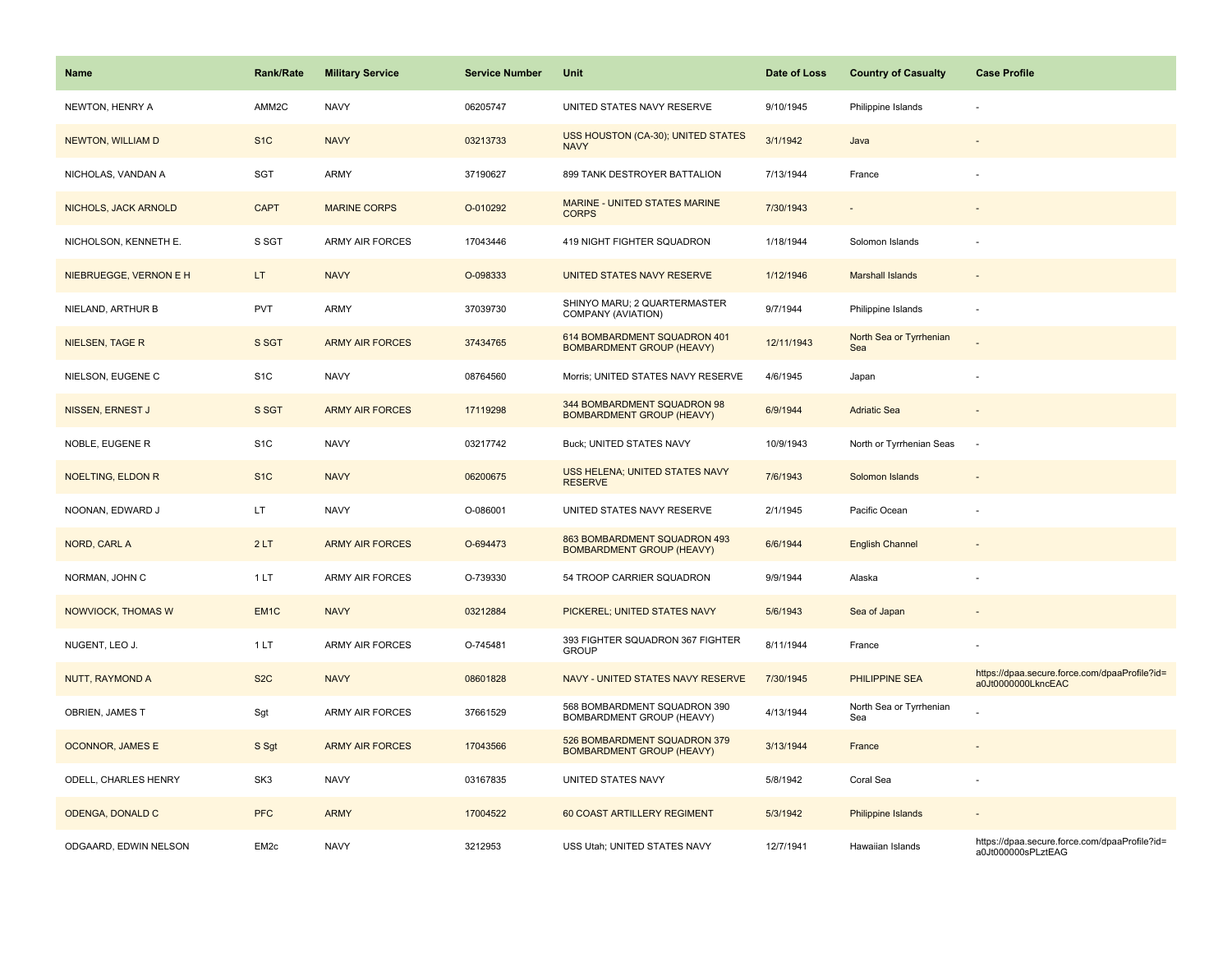| Name | Rank/Rate | Military Service | Service Number | Unit | Date of Loss | Country of Casualty | Case Profile |
|---|---|---|---|---|---|---|---|
| NEWTON, HENRY A | AMM2C | NAVY | 06205747 | UNITED STATES NAVY RESERVE | 9/10/1945 | Philippine Islands | - |
| NEWTON, WILLIAM D | S1C | NAVY | 03213733 | USS HOUSTON (CA-30); UNITED STATES NAVY | 3/1/1942 | Java | - |
| NICHOLAS, VANDAN A | SGT | ARMY | 37190627 | 899 TANK DESTROYER BATTALION | 7/13/1944 | France | - |
| NICHOLS, JACK ARNOLD | CAPT | MARINE CORPS | O-010292 | MARINE - UNITED STATES MARINE CORPS | 7/30/1943 | - | - |
| NICHOLSON, KENNETH E. | S SGT | ARMY AIR FORCES | 17043446 | 419 NIGHT FIGHTER SQUADRON | 1/18/1944 | Solomon Islands | - |
| NIEBRUEGGE, VERNON E H | LT | NAVY | O-098333 | UNITED STATES NAVY RESERVE | 1/12/1946 | Marshall Islands | - |
| NIELAND, ARTHUR B | PVT | ARMY | 37039730 | SHINYO MARU; 2 QUARTERMASTER COMPANY (AVIATION) | 9/7/1944 | Philippine Islands | - |
| NIELSEN, TAGE R | S SGT | ARMY AIR FORCES | 37434765 | 614 BOMBARDMENT SQUADRON 401 BOMBARDMENT GROUP (HEAVY) | 12/11/1943 | North Sea or Tyrrhenian Sea | - |
| NIELSON, EUGENE C | S1C | NAVY | 08764560 | Morris; UNITED STATES NAVY RESERVE | 4/6/1945 | Japan | - |
| NISSEN, ERNEST J | S SGT | ARMY AIR FORCES | 17119298 | 344 BOMBARDMENT SQUADRON 98 BOMBARDMENT GROUP (HEAVY) | 6/9/1944 | Adriatic Sea | - |
| NOBLE, EUGENE R | S1C | NAVY | 03217742 | Buck; UNITED STATES NAVY | 10/9/1943 | North or Tyrrhenian Seas | - |
| NOELTING, ELDON R | S1C | NAVY | 06200675 | USS HELENA; UNITED STATES NAVY RESERVE | 7/6/1943 | Solomon Islands | - |
| NOONAN, EDWARD J | LT | NAVY | O-086001 | UNITED STATES NAVY RESERVE | 2/1/1945 | Pacific Ocean | - |
| NORD, CARL A | 2 LT | ARMY AIR FORCES | O-694473 | 863 BOMBARDMENT SQUADRON 493 BOMBARDMENT GROUP (HEAVY) | 6/6/1944 | English Channel | - |
| NORMAN, JOHN C | 1 LT | ARMY AIR FORCES | O-739330 | 54 TROOP CARRIER SQUADRON | 9/9/1944 | Alaska | - |
| NOWVIOCK, THOMAS W | EM1C | NAVY | 03212884 | PICKEREL; UNITED STATES NAVY | 5/6/1943 | Sea of Japan | - |
| NUGENT, LEO J. | 1 LT | ARMY AIR FORCES | O-745481 | 393 FIGHTER SQUADRON 367 FIGHTER GROUP | 8/11/1944 | France | - |
| NUTT, RAYMOND A | S2C | NAVY | 08601828 | NAVY - UNITED STATES NAVY RESERVE | 7/30/1945 | PHILIPPINE SEA | https://dpaa.secure.force.com/dpaaProfile?id=a0Jt0000000LkncEAC |
| OBRIEN, JAMES T | Sgt | ARMY AIR FORCES | 37661529 | 568 BOMBARDMENT SQUADRON 390 BOMBARDMENT GROUP (HEAVY) | 4/13/1944 | North Sea or Tyrrhenian Sea | - |
| OCONNOR, JAMES E | S Sgt | ARMY AIR FORCES | 17043566 | 526 BOMBARDMENT SQUADRON 379 BOMBARDMENT GROUP (HEAVY) | 3/13/1944 | France | - |
| ODELL, CHARLES HENRY | SK3 | NAVY | 03167835 | UNITED STATES NAVY | 5/8/1942 | Coral Sea | - |
| ODENGA, DONALD C | PFC | ARMY | 17004522 | 60 COAST ARTILLERY REGIMENT | 5/3/1942 | Philippine Islands | - |
| ODGAARD, EDWIN NELSON | EM2c | NAVY | 3212953 | USS Utah; UNITED STATES NAVY | 12/7/1941 | Hawaiian Islands | https://dpaa.secure.force.com/dpaaProfile?id=a0Jt000000sPLztEAG |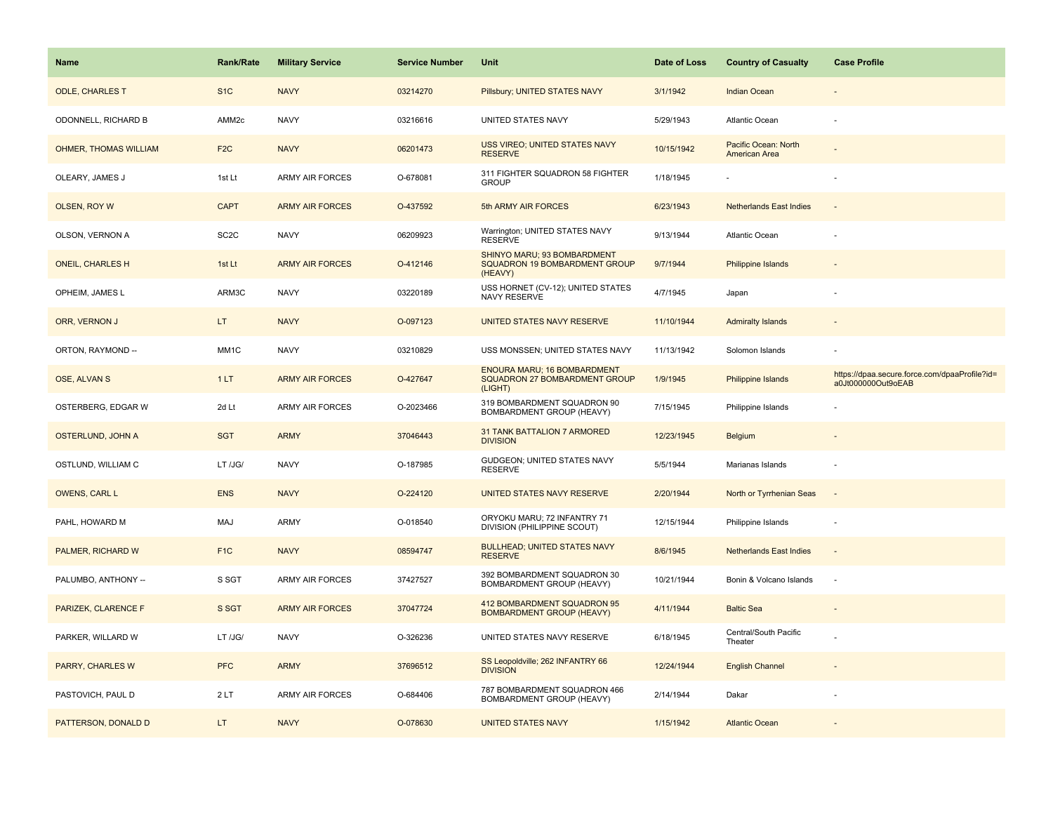| Name | Rank/Rate | Military Service | Service Number | Unit | Date of Loss | Country of Casualty | Case Profile |
|---|---|---|---|---|---|---|---|
| ODLE, CHARLES T | S1C | NAVY | 03214270 | Pillsbury; UNITED STATES NAVY | 3/1/1942 | Indian Ocean | - |
| ODONNELL, RICHARD B | AMM2c | NAVY | 03216616 | UNITED STATES NAVY | 5/29/1943 | Atlantic Ocean | - |
| OHMER, THOMAS WILLIAM | F2C | NAVY | 06201473 | USS VIREO; UNITED STATES NAVY RESERVE | 10/15/1942 | Pacific Ocean: North American Area | - |
| OLEARY, JAMES J | 1st Lt | ARMY AIR FORCES | O-678081 | 311 FIGHTER SQUADRON 58 FIGHTER GROUP | 1/18/1945 | - | - |
| OLSEN, ROY W | CAPT | ARMY AIR FORCES | O-437592 | 5th ARMY AIR FORCES | 6/23/1943 | Netherlands East Indies | - |
| OLSON, VERNON A | SC2C | NAVY | 06209923 | Warrington; UNITED STATES NAVY RESERVE | 9/13/1944 | Atlantic Ocean | - |
| ONEIL, CHARLES H | 1st Lt | ARMY AIR FORCES | O-412146 | SHINYO MARU; 93 BOMBARDMENT SQUADRON 19 BOMBARDMENT GROUP (HEAVY) | 9/7/1944 | Philippine Islands | - |
| OPHEIM, JAMES L | ARM3C | NAVY | 03220189 | USS HORNET (CV-12); UNITED STATES NAVY RESERVE | 4/7/1945 | Japan | - |
| ORR, VERNON J | LT | NAVY | O-097123 | UNITED STATES NAVY RESERVE | 11/10/1944 | Admiralty Islands | - |
| ORTON, RAYMOND -- | MM1C | NAVY | 03210829 | USS MONSSEN; UNITED STATES NAVY | 11/13/1942 | Solomon Islands | - |
| OSE, ALVAN S | 1 LT | ARMY AIR FORCES | O-427647 | ENOURA MARU; 16 BOMBARDMENT SQUADRON 27 BOMBARDMENT GROUP (LIGHT) | 1/9/1945 | Philippine Islands | https://dpaa.secure.force.com/dpaaProfile?id=a0Jt000000Out9oEAB |
| OSTERBERG, EDGAR W | 2d Lt | ARMY AIR FORCES | O-2023466 | 319 BOMBARDMENT SQUADRON 90 BOMBARDMENT GROUP (HEAVY) | 7/15/1945 | Philippine Islands | - |
| OSTERLUND, JOHN A | SGT | ARMY | 37046443 | 31 TANK BATTALION 7 ARMORED DIVISION | 12/23/1945 | Belgium | - |
| OSTLUND, WILLIAM C | LT /JG/ | NAVY | O-187985 | GUDGEON; UNITED STATES NAVY RESERVE | 5/5/1944 | Marianas Islands | - |
| OWENS, CARL L | ENS | NAVY | O-224120 | UNITED STATES NAVY RESERVE | 2/20/1944 | North or Tyrrhenian Seas | - |
| PAHL, HOWARD M | MAJ | ARMY | O-018540 | ORYOKU MARU; 72 INFANTRY 71 DIVISION (PHILIPPINE SCOUT) | 12/15/1944 | Philippine Islands | - |
| PALMER, RICHARD W | F1C | NAVY | 08594747 | BULLHEAD; UNITED STATES NAVY RESERVE | 8/6/1945 | Netherlands East Indies | - |
| PALUMBO, ANTHONY -- | S SGT | ARMY AIR FORCES | 37427527 | 392 BOMBARDMENT SQUADRON 30 BOMBARDMENT GROUP (HEAVY) | 10/21/1944 | Bonin & Volcano Islands | - |
| PARIZEK, CLARENCE F | S SGT | ARMY AIR FORCES | 37047724 | 412 BOMBARDMENT SQUADRON 95 BOMBARDMENT GROUP (HEAVY) | 4/11/1944 | Baltic Sea | - |
| PARKER, WILLARD W | LT /JG/ | NAVY | O-326236 | UNITED STATES NAVY RESERVE | 6/18/1945 | Central/South Pacific Theater | - |
| PARRY, CHARLES W | PFC | ARMY | 37696512 | SS Leopoldville; 262 INFANTRY 66 DIVISION | 12/24/1944 | English Channel | - |
| PASTOVICH, PAUL D | 2 LT | ARMY AIR FORCES | O-684406 | 787 BOMBARDMENT SQUADRON 466 BOMBARDMENT GROUP (HEAVY) | 2/14/1944 | Dakar | - |
| PATTERSON, DONALD D | LT | NAVY | O-078630 | UNITED STATES NAVY | 1/15/1942 | Atlantic Ocean | - |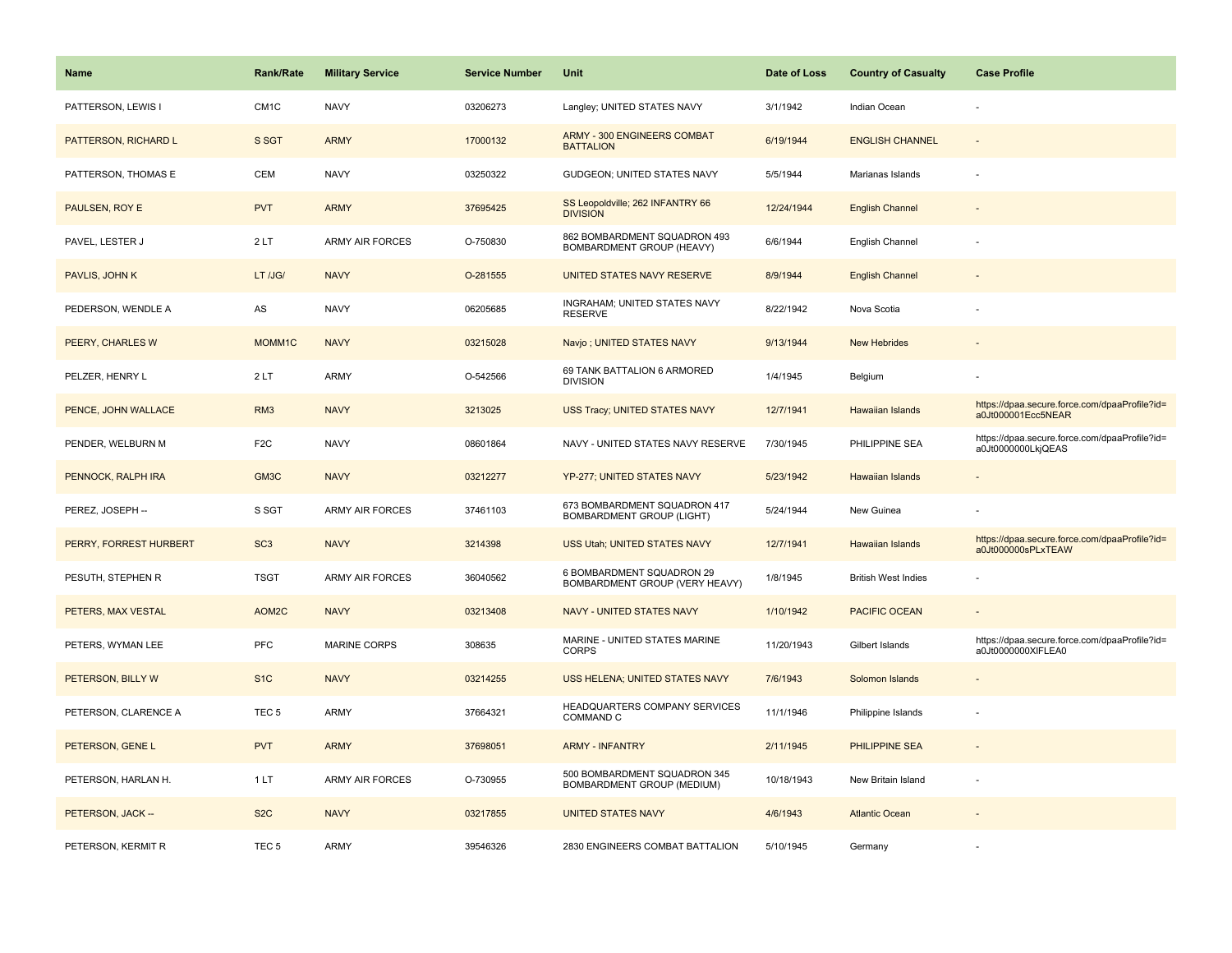| Name | Rank/Rate | Military Service | Service Number | Unit | Date of Loss | Country of Casualty | Case Profile |
|---|---|---|---|---|---|---|---|
| PATTERSON, LEWIS I | CM1C | NAVY | 03206273 | Langley; UNITED STATES NAVY | 3/1/1942 | Indian Ocean | - |
| PATTERSON, RICHARD L | S SGT | ARMY | 17000132 | ARMY - 300 ENGINEERS COMBAT BATTALION | 6/19/1944 | ENGLISH CHANNEL | - |
| PATTERSON, THOMAS E | CEM | NAVY | 03250322 | GUDGEON; UNITED STATES NAVY | 5/5/1944 | Marianas Islands | - |
| PAULSEN, ROY E | PVT | ARMY | 37695425 | SS Leopoldville; 262 INFANTRY 66 DIVISION | 12/24/1944 | English Channel | - |
| PAVEL, LESTER J | 2 LT | ARMY AIR FORCES | O-750830 | 862 BOMBARDMENT SQUADRON 493 BOMBARDMENT GROUP (HEAVY) | 6/6/1944 | English Channel | - |
| PAVLIS, JOHN K | LT /JG/ | NAVY | O-281555 | UNITED STATES NAVY RESERVE | 8/9/1944 | English Channel | - |
| PEDERSON, WENDLE A | AS | NAVY | 06205685 | INGRAHAM; UNITED STATES NAVY RESERVE | 8/22/1942 | Nova Scotia | - |
| PEERY, CHARLES W | MOMM1C | NAVY | 03215028 | Navjo ; UNITED STATES NAVY | 9/13/1944 | New Hebrides | - |
| PELZER, HENRY L | 2 LT | ARMY | O-542566 | 69 TANK BATTALION 6 ARMORED DIVISION | 1/4/1945 | Belgium | - |
| PENCE, JOHN WALLACE | RM3 | NAVY | 3213025 | USS Tracy; UNITED STATES NAVY | 12/7/1941 | Hawaiian Islands | https://dpaa.secure.force.com/dpaaProfile?id=a0Jt000001Ecc5NEAR |
| PENDER, WELBURN M | F2C | NAVY | 08601864 | NAVY - UNITED STATES NAVY RESERVE | 7/30/1945 | PHILIPPINE SEA | https://dpaa.secure.force.com/dpaaProfile?id=a0Jt0000000LkjQEAS |
| PENNOCK, RALPH IRA | GM3C | NAVY | 03212277 | YP-277; UNITED STATES NAVY | 5/23/1942 | Hawaiian Islands | - |
| PEREZ, JOSEPH -- | S SGT | ARMY AIR FORCES | 37461103 | 673 BOMBARDMENT SQUADRON 417 BOMBARDMENT GROUP (LIGHT) | 5/24/1944 | New Guinea | - |
| PERRY, FORREST HURBERT | SC3 | NAVY | 3214398 | USS Utah; UNITED STATES NAVY | 12/7/1941 | Hawaiian Islands | https://dpaa.secure.force.com/dpaaProfile?id=a0Jt000000sPLxTEAW |
| PESUTH, STEPHEN R | TSGT | ARMY AIR FORCES | 36040562 | 6 BOMBARDMENT SQUADRON 29 BOMBARDMENT GROUP (VERY HEAVY) | 1/8/1945 | British West Indies | - |
| PETERS, MAX VESTAL | AOM2C | NAVY | 03213408 | NAVY - UNITED STATES NAVY | 1/10/1942 | PACIFIC OCEAN | - |
| PETERS, WYMAN LEE | PFC | MARINE CORPS | 308635 | MARINE - UNITED STATES MARINE CORPS | 11/20/1943 | Gilbert Islands | https://dpaa.secure.force.com/dpaaProfile?id=a0Jt0000000XlFLEA0 |
| PETERSON, BILLY W | S1C | NAVY | 03214255 | USS HELENA; UNITED STATES NAVY | 7/6/1943 | Solomon Islands | - |
| PETERSON, CLARENCE A | TEC 5 | ARMY | 37664321 | HEADQUARTERS COMPANY SERVICES COMMAND C | 11/1/1946 | Philippine Islands | - |
| PETERSON, GENE L | PVT | ARMY | 37698051 | ARMY - INFANTRY | 2/11/1945 | PHILIPPINE SEA | - |
| PETERSON, HARLAN H. | 1 LT | ARMY AIR FORCES | O-730955 | 500 BOMBARDMENT SQUADRON 345 BOMBARDMENT GROUP (MEDIUM) | 10/18/1943 | New Britain Island | - |
| PETERSON, JACK -- | S2C | NAVY | 03217855 | UNITED STATES NAVY | 4/6/1943 | Atlantic Ocean | - |
| PETERSON, KERMIT R | TEC 5 | ARMY | 39546326 | 2830 ENGINEERS COMBAT BATTALION | 5/10/1945 | Germany | - |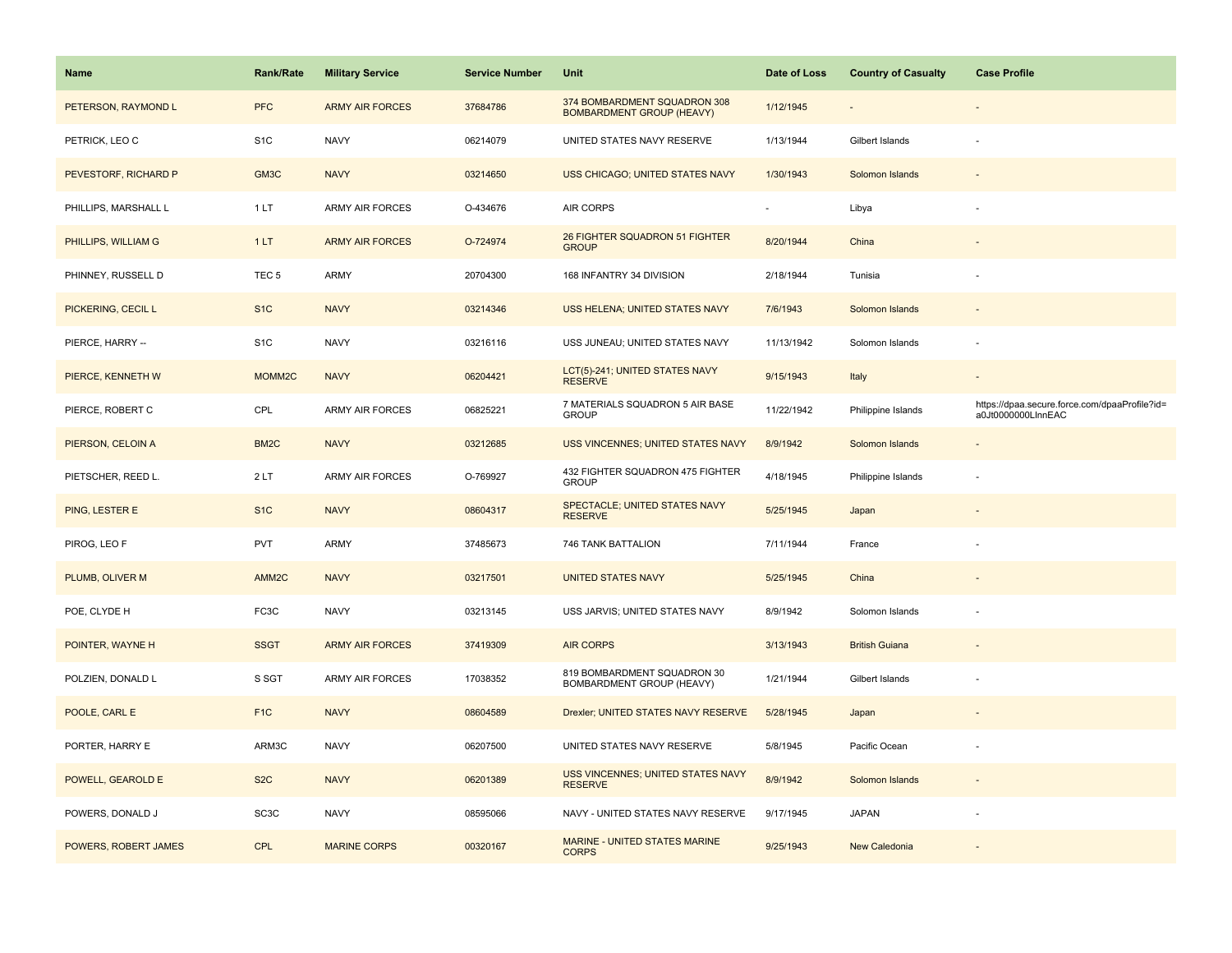| Name | Rank/Rate | Military Service | Service Number | Unit | Date of Loss | Country of Casualty | Case Profile |
|---|---|---|---|---|---|---|---|
| PETERSON, RAYMOND L | PFC | ARMY AIR FORCES | 37684786 | 374 BOMBARDMENT SQUADRON 308 BOMBARDMENT GROUP (HEAVY) | 1/12/1945 | - | - |
| PETRICK, LEO C | S1C | NAVY | 06214079 | UNITED STATES NAVY RESERVE | 1/13/1944 | Gilbert Islands | - |
| PEVESTORF, RICHARD P | GM3C | NAVY | 03214650 | USS CHICAGO; UNITED STATES NAVY | 1/30/1943 | Solomon Islands | - |
| PHILLIPS, MARSHALL L | 1 LT | ARMY AIR FORCES | O-434676 | AIR CORPS | - | Libya | - |
| PHILLIPS, WILLIAM G | 1 LT | ARMY AIR FORCES | O-724974 | 26 FIGHTER SQUADRON 51 FIGHTER GROUP | 8/20/1944 | China | - |
| PHINNEY, RUSSELL D | TEC 5 | ARMY | 20704300 | 168 INFANTRY 34 DIVISION | 2/18/1944 | Tunisia | - |
| PICKERING, CECIL L | S1C | NAVY | 03214346 | USS HELENA; UNITED STATES NAVY | 7/6/1943 | Solomon Islands | - |
| PIERCE, HARRY -- | S1C | NAVY | 03216116 | USS JUNEAU; UNITED STATES NAVY | 11/13/1942 | Solomon Islands | - |
| PIERCE, KENNETH W | MOMM2C | NAVY | 06204421 | LCT(5)-241; UNITED STATES NAVY RESERVE | 9/15/1943 | Italy | - |
| PIERCE, ROBERT C | CPL | ARMY AIR FORCES | 06825221 | 7 MATERIALS SQUADRON 5 AIR BASE GROUP | 11/22/1942 | Philippine Islands | https://dpaa.secure.force.com/dpaaProfile?id=a0Jt0000000LlnnEAC |
| PIERSON, CELOIN A | BM2C | NAVY | 03212685 | USS VINCENNES; UNITED STATES NAVY | 8/9/1942 | Solomon Islands | - |
| PIETSCHER, REED L. | 2 LT | ARMY AIR FORCES | O-769927 | 432 FIGHTER SQUADRON 475 FIGHTER GROUP | 4/18/1945 | Philippine Islands | - |
| PING, LESTER E | S1C | NAVY | 08604317 | SPECTACLE; UNITED STATES NAVY RESERVE | 5/25/1945 | Japan | - |
| PIROG, LEO F | PVT | ARMY | 37485673 | 746 TANK BATTALION | 7/11/1944 | France | - |
| PLUMB, OLIVER M | AMM2C | NAVY | 03217501 | UNITED STATES NAVY | 5/25/1945 | China | - |
| POE, CLYDE H | FC3C | NAVY | 03213145 | USS JARVIS; UNITED STATES NAVY | 8/9/1942 | Solomon Islands | - |
| POINTER, WAYNE H | SSGT | ARMY AIR FORCES | 37419309 | AIR CORPS | 3/13/1943 | British Guiana | - |
| POLZIEN, DONALD L | S SGT | ARMY AIR FORCES | 17038352 | 819 BOMBARDMENT SQUADRON 30 BOMBARDMENT GROUP (HEAVY) | 1/21/1944 | Gilbert Islands | - |
| POOLE, CARL E | F1C | NAVY | 08604589 | Drexler; UNITED STATES NAVY RESERVE | 5/28/1945 | Japan | - |
| PORTER, HARRY E | ARM3C | NAVY | 06207500 | UNITED STATES NAVY RESERVE | 5/8/1945 | Pacific Ocean | - |
| POWELL, GEAROLD E | S2C | NAVY | 06201389 | USS VINCENNES; UNITED STATES NAVY RESERVE | 8/9/1942 | Solomon Islands | - |
| POWERS, DONALD J | SC3C | NAVY | 08595066 | NAVY - UNITED STATES NAVY RESERVE | 9/17/1945 | JAPAN | - |
| POWERS, ROBERT JAMES | CPL | MARINE CORPS | 00320167 | MARINE - UNITED STATES MARINE CORPS | 9/25/1943 | New Caledonia | - |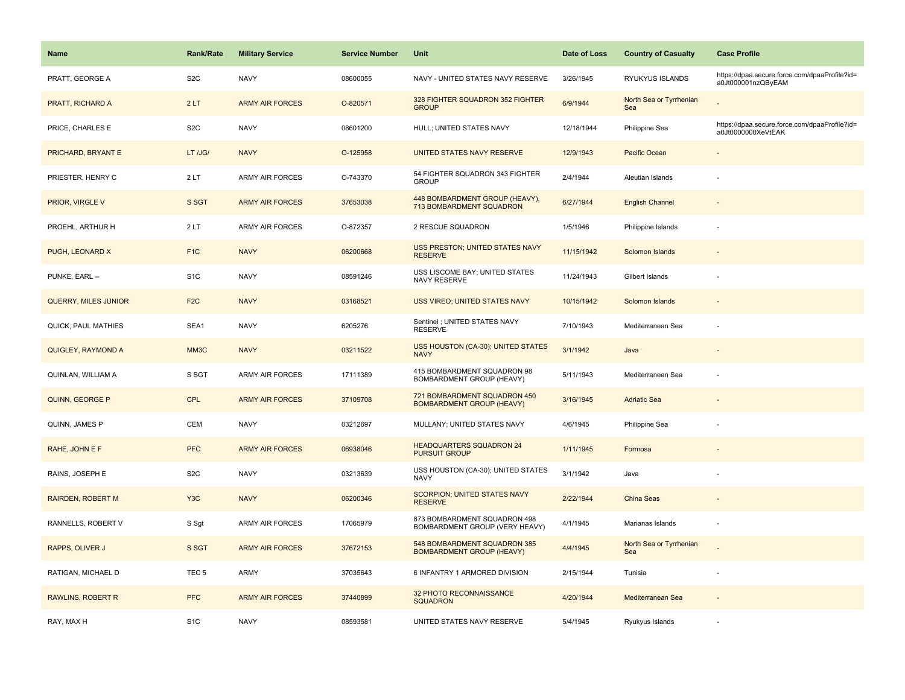| Name | Rank/Rate | Military Service | Service Number | Unit | Date of Loss | Country of Casualty | Case Profile |
| --- | --- | --- | --- | --- | --- | --- | --- |
| PRATT, GEORGE A | S2C | NAVY | 08600055 | NAVY - UNITED STATES NAVY RESERVE | 3/26/1945 | RYUKYUS ISLANDS | https://dpaa.secure.force.com/dpaaProfile?id=a0Jt000001nzQByEAM |
| PRATT, RICHARD A | 2 LT | ARMY AIR FORCES | O-820571 | 328 FIGHTER SQUADRON 352 FIGHTER GROUP | 6/9/1944 | North Sea or Tyrrhenian Sea | - |
| PRICE, CHARLES E | S2C | NAVY | 08601200 | HULL; UNITED STATES NAVY | 12/18/1944 | Philippine Sea | https://dpaa.secure.force.com/dpaaProfile?id=a0Jt0000000XeVtEAK |
| PRICHARD, BRYANT E | LT /JG/ | NAVY | O-125958 | UNITED STATES NAVY RESERVE | 12/9/1943 | Pacific Ocean | - |
| PRIESTER, HENRY C | 2 LT | ARMY AIR FORCES | O-743370 | 54 FIGHTER SQUADRON 343 FIGHTER GROUP | 2/4/1944 | Aleutian Islands | - |
| PRIOR, VIRGLE V | S SGT | ARMY AIR FORCES | 37653038 | 448 BOMBARDMENT GROUP (HEAVY), 713 BOMBARDMENT SQUADRON | 6/27/1944 | English Channel | - |
| PROEHL, ARTHUR H | 2 LT | ARMY AIR FORCES | O-872357 | 2 RESCUE SQUADRON | 1/5/1946 | Philippine Islands | - |
| PUGH, LEONARD X | F1C | NAVY | 06200668 | USS PRESTON; UNITED STATES NAVY RESERVE | 11/15/1942 | Solomon Islands | - |
| PUNKE, EARL -- | S1C | NAVY | 08591246 | USS LISCOME BAY; UNITED STATES NAVY RESERVE | 11/24/1943 | Gilbert Islands | - |
| QUERRY, MILES JUNIOR | F2C | NAVY | 03168521 | USS VIREO; UNITED STATES NAVY | 10/15/1942 | Solomon Islands | - |
| QUICK, PAUL MATHIES | SEA1 | NAVY | 6205276 | Sentinel ; UNITED STATES NAVY RESERVE | 7/10/1943 | Mediterranean Sea | - |
| QUIGLEY, RAYMOND A | MM3C | NAVY | 03211522 | USS HOUSTON (CA-30); UNITED STATES NAVY | 3/1/1942 | Java | - |
| QUINLAN, WILLIAM A | S SGT | ARMY AIR FORCES | 17111389 | 415 BOMBARDMENT SQUADRON 98 BOMBARDMENT GROUP (HEAVY) | 5/11/1943 | Mediterranean Sea | - |
| QUINN, GEORGE P | CPL | ARMY AIR FORCES | 37109708 | 721 BOMBARDMENT SQUADRON 450 BOMBARDMENT GROUP (HEAVY) | 3/16/1945 | Adriatic Sea | - |
| QUINN, JAMES P | CEM | NAVY | 03212697 | MULLANY; UNITED STATES NAVY | 4/6/1945 | Philippine Sea | - |
| RAHE, JOHN E F | PFC | ARMY AIR FORCES | 06938046 | HEADQUARTERS SQUADRON 24 PURSUIT GROUP | 1/11/1945 | Formosa | - |
| RAINS, JOSEPH E | S2C | NAVY | 03213639 | USS HOUSTON (CA-30); UNITED STATES NAVY | 3/1/1942 | Java | - |
| RAIRDEN, ROBERT M | Y3C | NAVY | 06200346 | SCORPION; UNITED STATES NAVY RESERVE | 2/22/1944 | China Seas | - |
| RANNELLS, ROBERT V | S Sgt | ARMY AIR FORCES | 17065979 | 873 BOMBARDMENT SQUADRON 498 BOMBARDMENT GROUP (VERY HEAVY) | 4/1/1945 | Marianas Islands | - |
| RAPPS, OLIVER J | S SGT | ARMY AIR FORCES | 37672153 | 548 BOMBARDMENT SQUADRON 385 BOMBARDMENT GROUP (HEAVY) | 4/4/1945 | North Sea or Tyrrhenian Sea | - |
| RATIGAN, MICHAEL D | TEC 5 | ARMY | 37035643 | 6 INFANTRY 1 ARMORED DIVISION | 2/15/1944 | Tunisia | - |
| RAWLINS, ROBERT R | PFC | ARMY AIR FORCES | 37440899 | 32 PHOTO RECONNAISSANCE SQUADRON | 4/20/1944 | Mediterranean Sea | - |
| RAY, MAX H | S1C | NAVY | 08593581 | UNITED STATES NAVY RESERVE | 5/4/1945 | Ryukyus Islands | - |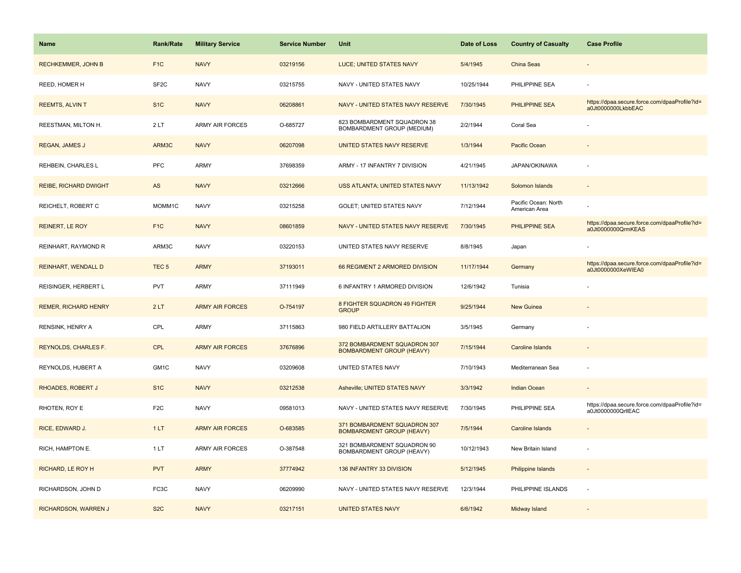| Name | Rank/Rate | Military Service | Service Number | Unit | Date of Loss | Country of Casualty | Case Profile |
| --- | --- | --- | --- | --- | --- | --- | --- |
| RECHKEMMER, JOHN B | F1C | NAVY | 03219156 | LUCE; UNITED STATES NAVY | 5/4/1945 | China Seas | - |
| REED, HOMER H | SF2C | NAVY | 03215755 | NAVY - UNITED STATES NAVY | 10/25/1944 | PHILIPPINE SEA | - |
| REEMTS, ALVIN T | S1C | NAVY | 06208861 | NAVY - UNITED STATES NAVY RESERVE | 7/30/1945 | PHILIPPINE SEA | https://dpaa.secure.force.com/dpaaProfile?id=a0Jt0000000LkbbEAC |
| REESTMAN, MILTON H. | 2 LT | ARMY AIR FORCES | O-685727 | 823 BOMBARDMENT SQUADRON 38 BOMBARDMENT GROUP (MEDIUM) | 2/2/1944 | Coral Sea | - |
| REGAN, JAMES J | ARM3C | NAVY | 06207098 | UNITED STATES NAVY RESERVE | 1/3/1944 | Pacific Ocean | - |
| REHBEIN, CHARLES L | PFC | ARMY | 37698359 | ARMY - 17 INFANTRY 7 DIVISION | 4/21/1945 | JAPAN/OKINAWA | - |
| REIBE, RICHARD DWIGHT | AS | NAVY | 03212666 | USS ATLANTA; UNITED STATES NAVY | 11/13/1942 | Solomon Islands | - |
| REICHELT, ROBERT C | MOMM1C | NAVY | 03215258 | GOLET; UNITED STATES NAVY | 7/12/1944 | Pacific Ocean: North American Area | - |
| REINERT, LE ROY | F1C | NAVY | 08601859 | NAVY - UNITED STATES NAVY RESERVE | 7/30/1945 | PHILIPPINE SEA | https://dpaa.secure.force.com/dpaaProfile?id=a0Jt0000000QrmKEAS |
| REINHART, RAYMOND R | ARM3C | NAVY | 03220153 | UNITED STATES NAVY RESERVE | 8/8/1945 | Japan | - |
| REINHART, WENDALL D | TEC 5 | ARMY | 37193011 | 66 REGIMENT 2 ARMORED DIVISION | 11/17/1944 | Germany | https://dpaa.secure.force.com/dpaaProfile?id=a0Jt0000000XeWIEA0 |
| REISINGER, HERBERT L | PVT | ARMY | 37111949 | 6 INFANTRY 1 ARMORED DIVISION | 12/6/1942 | Tunisia | - |
| REMER, RICHARD HENRY | 2 LT | ARMY AIR FORCES | O-754197 | 8 FIGHTER SQUADRON 49 FIGHTER GROUP | 9/25/1944 | New Guinea | - |
| RENSINK, HENRY A | CPL | ARMY | 37115863 | 980 FIELD ARTILLERY BATTALION | 3/5/1945 | Germany | - |
| REYNOLDS, CHARLES F. | CPL | ARMY AIR FORCES | 37676896 | 372 BOMBARDMENT SQUADRON 307 BOMBARDMENT GROUP (HEAVY) | 7/15/1944 | Caroline Islands | - |
| REYNOLDS, HUBERT A | GM1C | NAVY | 03209608 | UNITED STATES NAVY | 7/10/1943 | Mediterranean Sea | - |
| RHOADES, ROBERT J | S1C | NAVY | 03212538 | Asheville; UNITED STATES NAVY | 3/3/1942 | Indian Ocean | - |
| RHOTEN, ROY E | F2C | NAVY | 09581013 | NAVY - UNITED STATES NAVY RESERVE | 7/30/1945 | PHILIPPINE SEA | https://dpaa.secure.force.com/dpaaProfile?id=a0Jt0000000QrllEAC |
| RICE, EDWARD J. | 1 LT | ARMY AIR FORCES | O-683585 | 371 BOMBARDMENT SQUADRON 307 BOMBARDMENT GROUP (HEAVY) | 7/5/1944 | Caroline Islands | - |
| RICH, HAMPTON E. | 1 LT | ARMY AIR FORCES | O-387548 | 321 BOMBARDMENT SQUADRON 90 BOMBARDMENT GROUP (HEAVY) | 10/12/1943 | New Britain Island | - |
| RICHARD, LE ROY H | PVT | ARMY | 37774942 | 136 INFANTRY 33 DIVISION | 5/12/1945 | Philippine Islands | - |
| RICHARDSON, JOHN D | FC3C | NAVY | 06209990 | NAVY - UNITED STATES NAVY RESERVE | 12/3/1944 | PHILIPPINE ISLANDS | - |
| RICHARDSON, WARREN J | S2C | NAVY | 03217151 | UNITED STATES NAVY | 6/6/1942 | Midway Island | - |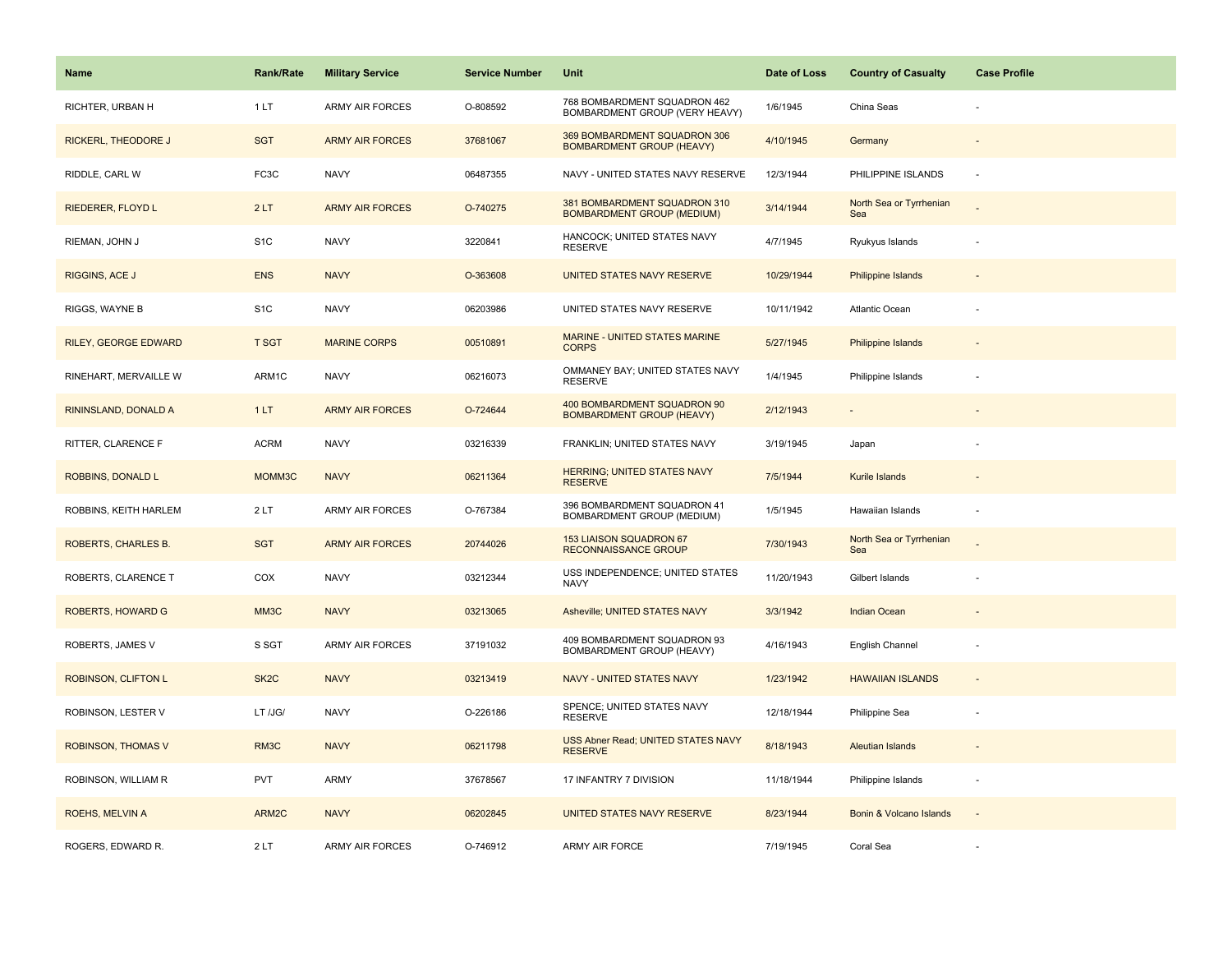| Name | Rank/Rate | Military Service | Service Number | Unit | Date of Loss | Country of Casualty | Case Profile |
| --- | --- | --- | --- | --- | --- | --- | --- |
| RICHTER, URBAN H | 1 LT | ARMY AIR FORCES | O-808592 | 768 BOMBARDMENT SQUADRON 462 BOMBARDMENT GROUP (VERY HEAVY) | 1/6/1945 | China Seas | - |
| RICKERL, THEODORE J | SGT | ARMY AIR FORCES | 37681067 | 369 BOMBARDMENT SQUADRON 306 BOMBARDMENT GROUP (HEAVY) | 4/10/1945 | Germany | - |
| RIDDLE, CARL W | FC3C | NAVY | 06487355 | NAVY - UNITED STATES NAVY RESERVE | 12/3/1944 | PHILIPPINE ISLANDS | - |
| RIEDERER, FLOYD L | 2 LT | ARMY AIR FORCES | O-740275 | 381 BOMBARDMENT SQUADRON 310 BOMBARDMENT GROUP (MEDIUM) | 3/14/1944 | North Sea or Tyrrhenian Sea | - |
| RIEMAN, JOHN J | S1C | NAVY | 3220841 | HANCOCK; UNITED STATES NAVY RESERVE | 4/7/1945 | Ryukyus Islands | - |
| RIGGINS, ACE J | ENS | NAVY | O-363608 | UNITED STATES NAVY RESERVE | 10/29/1944 | Philippine Islands | - |
| RIGGS, WAYNE B | S1C | NAVY | 06203986 | UNITED STATES NAVY RESERVE | 10/11/1942 | Atlantic Ocean | - |
| RILEY, GEORGE EDWARD | T SGT | MARINE CORPS | 00510891 | MARINE - UNITED STATES MARINE CORPS | 5/27/1945 | Philippine Islands | - |
| RINEHART, MERVAILLE W | ARM1C | NAVY | 06216073 | OMMANEY BAY; UNITED STATES NAVY RESERVE | 1/4/1945 | Philippine Islands | - |
| RININSLAND, DONALD A | 1 LT | ARMY AIR FORCES | O-724644 | 400 BOMBARDMENT SQUADRON 90 BOMBARDMENT GROUP (HEAVY) | 2/12/1943 | - | - |
| RITTER, CLARENCE F | ACRM | NAVY | 03216339 | FRANKLIN; UNITED STATES NAVY | 3/19/1945 | Japan | - |
| ROBBINS, DONALD L | MOMM3C | NAVY | 06211364 | HERRING; UNITED STATES NAVY RESERVE | 7/5/1944 | Kurile Islands | - |
| ROBBINS, KEITH HARLEM | 2 LT | ARMY AIR FORCES | O-767384 | 396 BOMBARDMENT SQUADRON 41 BOMBARDMENT GROUP (MEDIUM) | 1/5/1945 | Hawaiian Islands | - |
| ROBERTS, CHARLES B. | SGT | ARMY AIR FORCES | 20744026 | 153 LIAISON SQUADRON 67 RECONNAISSANCE GROUP | 7/30/1943 | North Sea or Tyrrhenian Sea | - |
| ROBERTS, CLARENCE T | COX | NAVY | 03212344 | USS INDEPENDENCE; UNITED STATES NAVY | 11/20/1943 | Gilbert Islands | - |
| ROBERTS, HOWARD G | MM3C | NAVY | 03213065 | Asheville; UNITED STATES NAVY | 3/3/1942 | Indian Ocean | - |
| ROBERTS, JAMES V | S SGT | ARMY AIR FORCES | 37191032 | 409 BOMBARDMENT SQUADRON 93 BOMBARDMENT GROUP (HEAVY) | 4/16/1943 | English Channel | - |
| ROBINSON, CLIFTON L | SK2C | NAVY | 03213419 | NAVY - UNITED STATES NAVY | 1/23/1942 | HAWAIIAN ISLANDS | - |
| ROBINSON, LESTER V | LT /JG/ | NAVY | O-226186 | SPENCE; UNITED STATES NAVY RESERVE | 12/18/1944 | Philippine Sea | - |
| ROBINSON, THOMAS V | RM3C | NAVY | 06211798 | USS Abner Read; UNITED STATES NAVY RESERVE | 8/18/1943 | Aleutian Islands | - |
| ROBINSON, WILLIAM R | PVT | ARMY | 37678567 | 17 INFANTRY 7 DIVISION | 11/18/1944 | Philippine Islands | - |
| ROEHS, MELVIN A | ARM2C | NAVY | 06202845 | UNITED STATES NAVY RESERVE | 8/23/1944 | Bonin & Volcano Islands | - |
| ROGERS, EDWARD R. | 2 LT | ARMY AIR FORCES | O-746912 | ARMY AIR FORCE | 7/19/1945 | Coral Sea | - |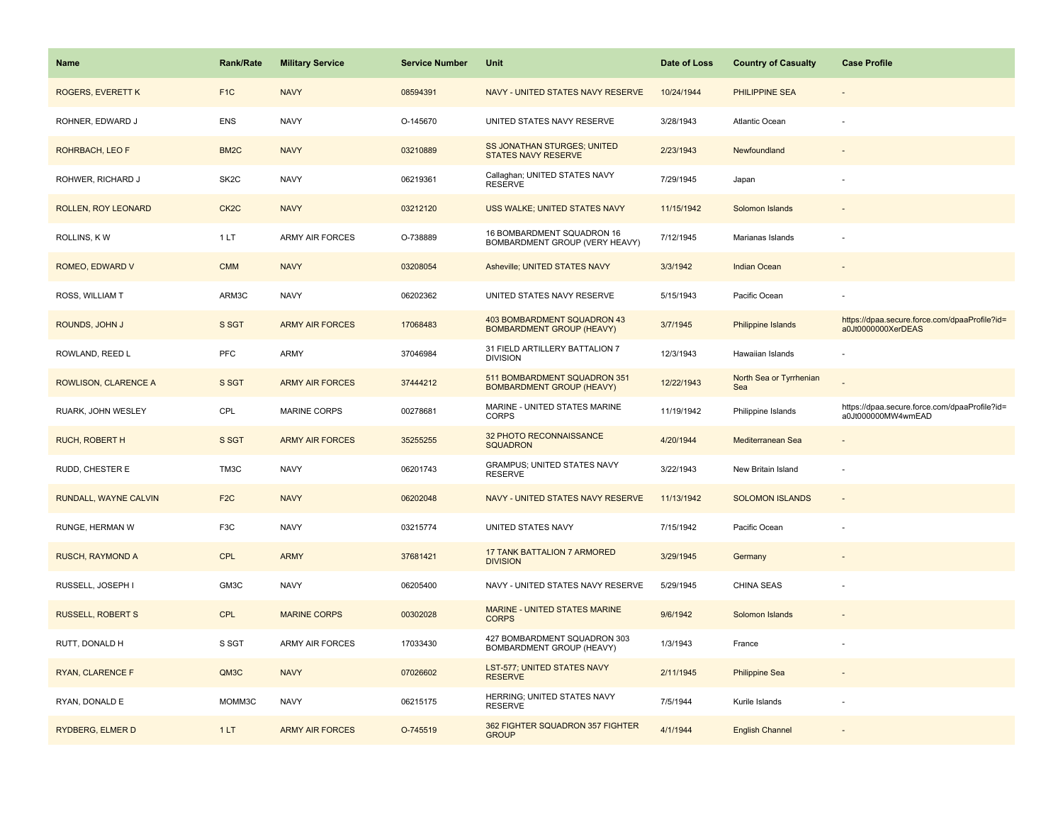| Name | Rank/Rate | Military Service | Service Number | Unit | Date of Loss | Country of Casualty | Case Profile |
| --- | --- | --- | --- | --- | --- | --- | --- |
| ROGERS, EVERETT K | F1C | NAVY | 08594391 | NAVY - UNITED STATES NAVY RESERVE | 10/24/1944 | PHILIPPINE SEA | - |
| ROHNER, EDWARD J | ENS | NAVY | O-145670 | UNITED STATES NAVY RESERVE | 3/28/1943 | Atlantic Ocean | - |
| ROHRBACH, LEO F | BM2C | NAVY | 03210889 | SS JONATHAN STURGES; UNITED STATES NAVY RESERVE | 2/23/1943 | Newfoundland | - |
| ROHWER, RICHARD J | SK2C | NAVY | 06219361 | Callaghan; UNITED STATES NAVY RESERVE | 7/29/1945 | Japan | - |
| ROLLEN, ROY LEONARD | CK2C | NAVY | 03212120 | USS WALKE; UNITED STATES NAVY | 11/15/1942 | Solomon Islands | - |
| ROLLINS, K W | 1 LT | ARMY AIR FORCES | O-738889 | 16 BOMBARDMENT SQUADRON 16 BOMBARDMENT GROUP (VERY HEAVY) | 7/12/1945 | Marianas Islands | - |
| ROMEO, EDWARD V | CMM | NAVY | 03208054 | Asheville; UNITED STATES NAVY | 3/3/1942 | Indian Ocean | - |
| ROSS, WILLIAM T | ARM3C | NAVY | 06202362 | UNITED STATES NAVY RESERVE | 5/15/1943 | Pacific Ocean | - |
| ROUNDS, JOHN J | S SGT | ARMY AIR FORCES | 17068483 | 403 BOMBARDMENT SQUADRON 43 BOMBARDMENT GROUP (HEAVY) | 3/7/1945 | Philippine Islands | https://dpaa.secure.force.com/dpaaProfile?id=a0Jt0000000XerDEAS |
| ROWLAND, REED L | PFC | ARMY | 37046984 | 31 FIELD ARTILLERY BATTALION 7 DIVISION | 12/3/1943 | Hawaiian Islands | - |
| ROWLISON, CLARENCE A | S SGT | ARMY AIR FORCES | 37444212 | 511 BOMBARDMENT SQUADRON 351 BOMBARDMENT GROUP (HEAVY) | 12/22/1943 | North Sea or Tyrrhenian Sea | - |
| RUARK, JOHN WESLEY | CPL | MARINE CORPS | 00278681 | MARINE - UNITED STATES MARINE CORPS | 11/19/1942 | Philippine Islands | https://dpaa.secure.force.com/dpaaProfile?id=a0Jt000000MW4wmEAD |
| RUCH, ROBERT H | S SGT | ARMY AIR FORCES | 35255255 | 32 PHOTO RECONNAISSANCE SQUADRON | 4/20/1944 | Mediterranean Sea | - |
| RUDD, CHESTER E | TM3C | NAVY | 06201743 | GRAMPUS; UNITED STATES NAVY RESERVE | 3/22/1943 | New Britain Island | - |
| RUNDALL, WAYNE CALVIN | F2C | NAVY | 06202048 | NAVY - UNITED STATES NAVY RESERVE | 11/13/1942 | SOLOMON ISLANDS | - |
| RUNGE, HERMAN W | F3C | NAVY | 03215774 | UNITED STATES NAVY | 7/15/1942 | Pacific Ocean | - |
| RUSCH, RAYMOND A | CPL | ARMY | 37681421 | 17 TANK BATTALION 7 ARMORED DIVISION | 3/29/1945 | Germany | - |
| RUSSELL, JOSEPH I | GM3C | NAVY | 06205400 | NAVY - UNITED STATES NAVY RESERVE | 5/29/1945 | CHINA SEAS | - |
| RUSSELL, ROBERT S | CPL | MARINE CORPS | 00302028 | MARINE - UNITED STATES MARINE CORPS | 9/6/1942 | Solomon Islands | - |
| RUTT, DONALD H | S SGT | ARMY AIR FORCES | 17033430 | 427 BOMBARDMENT SQUADRON 303 BOMBARDMENT GROUP (HEAVY) | 1/3/1943 | France | - |
| RYAN, CLARENCE F | QM3C | NAVY | 07026602 | LST-577; UNITED STATES NAVY RESERVE | 2/11/1945 | Philippine Sea | - |
| RYAN, DONALD E | MOMM3C | NAVY | 06215175 | HERRING; UNITED STATES NAVY RESERVE | 7/5/1944 | Kurile Islands | - |
| RYDBERG, ELMER D | 1 LT | ARMY AIR FORCES | O-745519 | 362 FIGHTER SQUADRON 357 FIGHTER GROUP | 4/1/1944 | English Channel | - |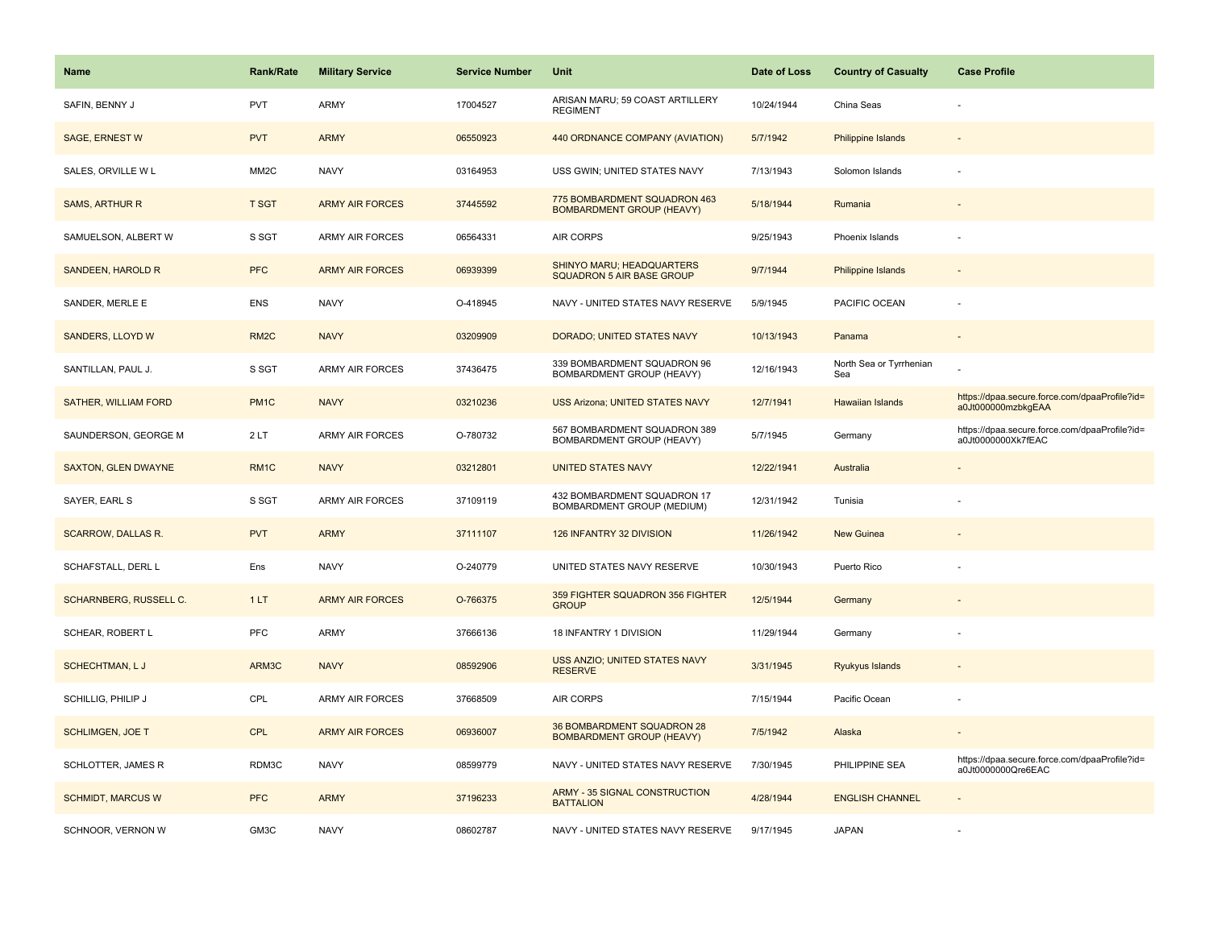| Name | Rank/Rate | Military Service | Service Number | Unit | Date of Loss | Country of Casualty | Case Profile |
|---|---|---|---|---|---|---|---|
| SAFIN, BENNY J | PVT | ARMY | 17004527 | ARISAN MARU; 59 COAST ARTILLERY REGIMENT | 10/24/1944 | China Seas | - |
| SAGE, ERNEST W | PVT | ARMY | 06550923 | 440 ORDNANCE COMPANY (AVIATION) | 5/7/1942 | Philippine Islands | - |
| SALES, ORVILLE W L | MM2C | NAVY | 03164953 | USS GWIN; UNITED STATES NAVY | 7/13/1943 | Solomon Islands | - |
| SAMS, ARTHUR R | T SGT | ARMY AIR FORCES | 37445592 | 775 BOMBARDMENT SQUADRON 463 BOMBARDMENT GROUP (HEAVY) | 5/18/1944 | Rumania | - |
| SAMUELSON, ALBERT W | S SGT | ARMY AIR FORCES | 06564331 | AIR CORPS | 9/25/1943 | Phoenix Islands | - |
| SANDEEN, HAROLD R | PFC | ARMY AIR FORCES | 06939399 | SHINYO MARU; HEADQUARTERS SQUADRON 5 AIR BASE GROUP | 9/7/1944 | Philippine Islands | - |
| SANDER, MERLE E | ENS | NAVY | O-418945 | NAVY - UNITED STATES NAVY RESERVE | 5/9/1945 | PACIFIC OCEAN | - |
| SANDERS, LLOYD W | RM2C | NAVY | 03209909 | DORADO; UNITED STATES NAVY | 10/13/1943 | Panama | - |
| SANTILLAN, PAUL J. | S SGT | ARMY AIR FORCES | 37436475 | 339 BOMBARDMENT SQUADRON 96 BOMBARDMENT GROUP (HEAVY) | 12/16/1943 | North Sea or Tyrrhenian Sea | - |
| SATHER, WILLIAM FORD | PM1C | NAVY | 03210236 | USS Arizona; UNITED STATES NAVY | 12/7/1941 | Hawaiian Islands | https://dpaa.secure.force.com/dpaaProfile?id=a0Jt000000mzbkgEAA |
| SAUNDERSON, GEORGE M | 2 LT | ARMY AIR FORCES | O-780732 | 567 BOMBARDMENT SQUADRON 389 BOMBARDMENT GROUP (HEAVY) | 5/7/1945 | Germany | https://dpaa.secure.force.com/dpaaProfile?id=a0Jt0000000Xk7fEAC |
| SAXTON, GLEN DWAYNE | RM1C | NAVY | 03212801 | UNITED STATES NAVY | 12/22/1941 | Australia | - |
| SAYER, EARL S | S SGT | ARMY AIR FORCES | 37109119 | 432 BOMBARDMENT SQUADRON 17 BOMBARDMENT GROUP (MEDIUM) | 12/31/1942 | Tunisia | - |
| SCARROW, DALLAS R. | PVT | ARMY | 37111107 | 126 INFANTRY 32 DIVISION | 11/26/1942 | New Guinea | - |
| SCHAFSTALL, DERL L | Ens | NAVY | O-240779 | UNITED STATES NAVY RESERVE | 10/30/1943 | Puerto Rico | - |
| SCHARNBERG, RUSSELL C. | 1 LT | ARMY AIR FORCES | O-766375 | 359 FIGHTER SQUADRON 356 FIGHTER GROUP | 12/5/1944 | Germany | - |
| SCHEAR, ROBERT L | PFC | ARMY | 37666136 | 18 INFANTRY 1 DIVISION | 11/29/1944 | Germany | - |
| SCHECHTMAN, L J | ARM3C | NAVY | 08592906 | USS ANZIO; UNITED STATES NAVY RESERVE | 3/31/1945 | Ryukyus Islands | - |
| SCHILLIG, PHILIP J | CPL | ARMY AIR FORCES | 37668509 | AIR CORPS | 7/15/1944 | Pacific Ocean | - |
| SCHLIMGEN, JOE T | CPL | ARMY AIR FORCES | 06936007 | 36 BOMBARDMENT SQUADRON 28 BOMBARDMENT GROUP (HEAVY) | 7/5/1942 | Alaska | - |
| SCHLOTTER, JAMES R | RDM3C | NAVY | 08599779 | NAVY - UNITED STATES NAVY RESERVE | 7/30/1945 | PHILIPPINE SEA | https://dpaa.secure.force.com/dpaaProfile?id=a0Jt0000000Qre6EAC |
| SCHMIDT, MARCUS W | PFC | ARMY | 37196233 | ARMY - 35 SIGNAL CONSTRUCTION BATTALION | 4/28/1944 | ENGLISH CHANNEL | - |
| SCHNOOR, VERNON W | GM3C | NAVY | 08602787 | NAVY - UNITED STATES NAVY RESERVE | 9/17/1945 | JAPAN | - |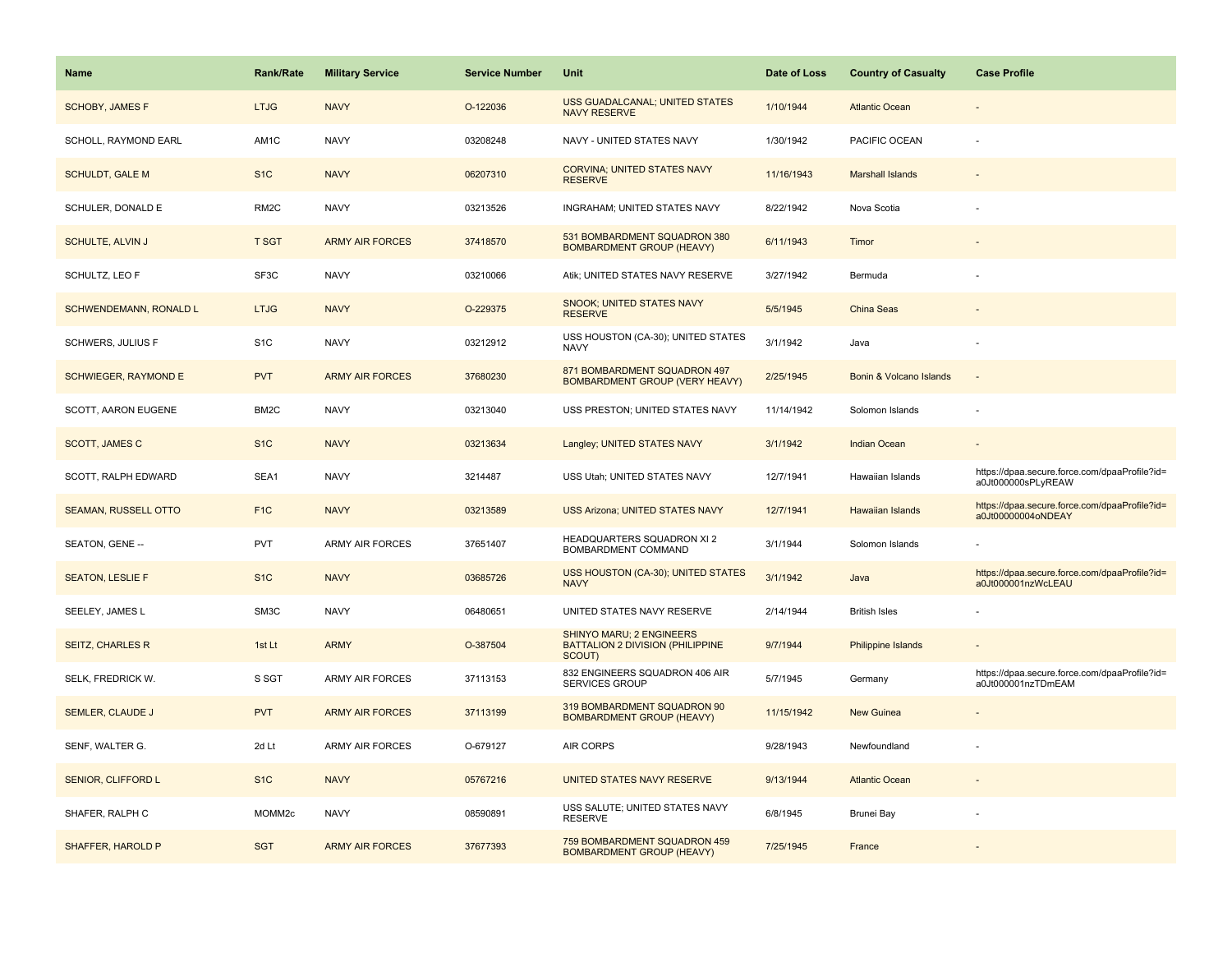| Name | Rank/Rate | Military Service | Service Number | Unit | Date of Loss | Country of Casualty | Case Profile |
|---|---|---|---|---|---|---|---|
| SCHOBY, JAMES F | LTJG | NAVY | O-122036 | USS GUADALCANAL; UNITED STATES NAVY RESERVE | 1/10/1944 | Atlantic Ocean | - |
| SCHOLL, RAYMOND EARL | AM1C | NAVY | 03208248 | NAVY - UNITED STATES NAVY | 1/30/1942 | PACIFIC OCEAN | - |
| SCHULDT, GALE M | S1C | NAVY | 06207310 | CORVINA; UNITED STATES NAVY RESERVE | 11/16/1943 | Marshall Islands | - |
| SCHULER, DONALD E | RM2C | NAVY | 03213526 | INGRAHAM; UNITED STATES NAVY | 8/22/1942 | Nova Scotia | - |
| SCHULTE, ALVIN J | T SGT | ARMY AIR FORCES | 37418570 | 531 BOMBARDMENT SQUADRON 380 BOMBARDMENT GROUP (HEAVY) | 6/11/1943 | Timor | - |
| SCHULTZ, LEO F | SF3C | NAVY | 03210066 | Atik; UNITED STATES NAVY RESERVE | 3/27/1942 | Bermuda | - |
| SCHWENDEMANN, RONALD L | LTJG | NAVY | O-229375 | SNOOK; UNITED STATES NAVY RESERVE | 5/5/1945 | China Seas | - |
| SCHWERS, JULIUS F | S1C | NAVY | 03212912 | USS HOUSTON (CA-30); UNITED STATES NAVY | 3/1/1942 | Java | - |
| SCHWIEGER, RAYMOND E | PVT | ARMY AIR FORCES | 37680230 | 871 BOMBARDMENT SQUADRON 497 BOMBARDMENT GROUP (VERY HEAVY) | 2/25/1945 | Bonin & Volcano Islands | - |
| SCOTT, AARON EUGENE | BM2C | NAVY | 03213040 | USS PRESTON; UNITED STATES NAVY | 11/14/1942 | Solomon Islands | - |
| SCOTT, JAMES C | S1C | NAVY | 03213634 | Langley; UNITED STATES NAVY | 3/1/1942 | Indian Ocean | - |
| SCOTT, RALPH EDWARD | SEA1 | NAVY | 3214487 | USS Utah; UNITED STATES NAVY | 12/7/1941 | Hawaiian Islands | https://dpaa.secure.force.com/dpaaProfile?id=a0Jt000000sPLyREAW |
| SEAMAN, RUSSELL OTTO | F1C | NAVY | 03213589 | USS Arizona; UNITED STATES NAVY | 12/7/1941 | Hawaiian Islands | https://dpaa.secure.force.com/dpaaProfile?id=a0Jt00000004oNDEAY |
| SEATON, GENE -- | PVT | ARMY AIR FORCES | 37651407 | HEADQUARTERS SQUADRON XI 2 BOMBARDMENT COMMAND | 3/1/1944 | Solomon Islands | - |
| SEATON, LESLIE F | S1C | NAVY | 03685726 | USS HOUSTON (CA-30); UNITED STATES NAVY | 3/1/1942 | Java | https://dpaa.secure.force.com/dpaaProfile?id=a0Jt000001nzWcLEAU |
| SEELEY, JAMES L | SM3C | NAVY | 06480651 | UNITED STATES NAVY RESERVE | 2/14/1944 | British Isles | - |
| SEITZ, CHARLES R | 1st Lt | ARMY | O-387504 | SHINYO MARU; 2 ENGINEERS BATTALION 2 DIVISION (PHILIPPINE SCOUT) | 9/7/1944 | Philippine Islands | - |
| SELK, FREDRICK W. | S SGT | ARMY AIR FORCES | 37113153 | 832 ENGINEERS SQUADRON 406 AIR SERVICES GROUP | 5/7/1945 | Germany | https://dpaa.secure.force.com/dpaaProfile?id=a0Jt000001nzTDmEAM |
| SEMLER, CLAUDE J | PVT | ARMY AIR FORCES | 37113199 | 319 BOMBARDMENT SQUADRON 90 BOMBARDMENT GROUP (HEAVY) | 11/15/1942 | New Guinea | - |
| SENF, WALTER G. | 2d Lt | ARMY AIR FORCES | O-679127 | AIR CORPS | 9/28/1943 | Newfoundland | - |
| SENIOR, CLIFFORD L | S1C | NAVY | 05767216 | UNITED STATES NAVY RESERVE | 9/13/1944 | Atlantic Ocean | - |
| SHAFER, RALPH C | MOMM2c | NAVY | 08590891 | USS SALUTE; UNITED STATES NAVY RESERVE | 6/8/1945 | Brunei Bay | - |
| SHAFFER, HAROLD P | SGT | ARMY AIR FORCES | 37677393 | 759 BOMBARDMENT SQUADRON 459 BOMBARDMENT GROUP (HEAVY) | 7/25/1945 | France | - |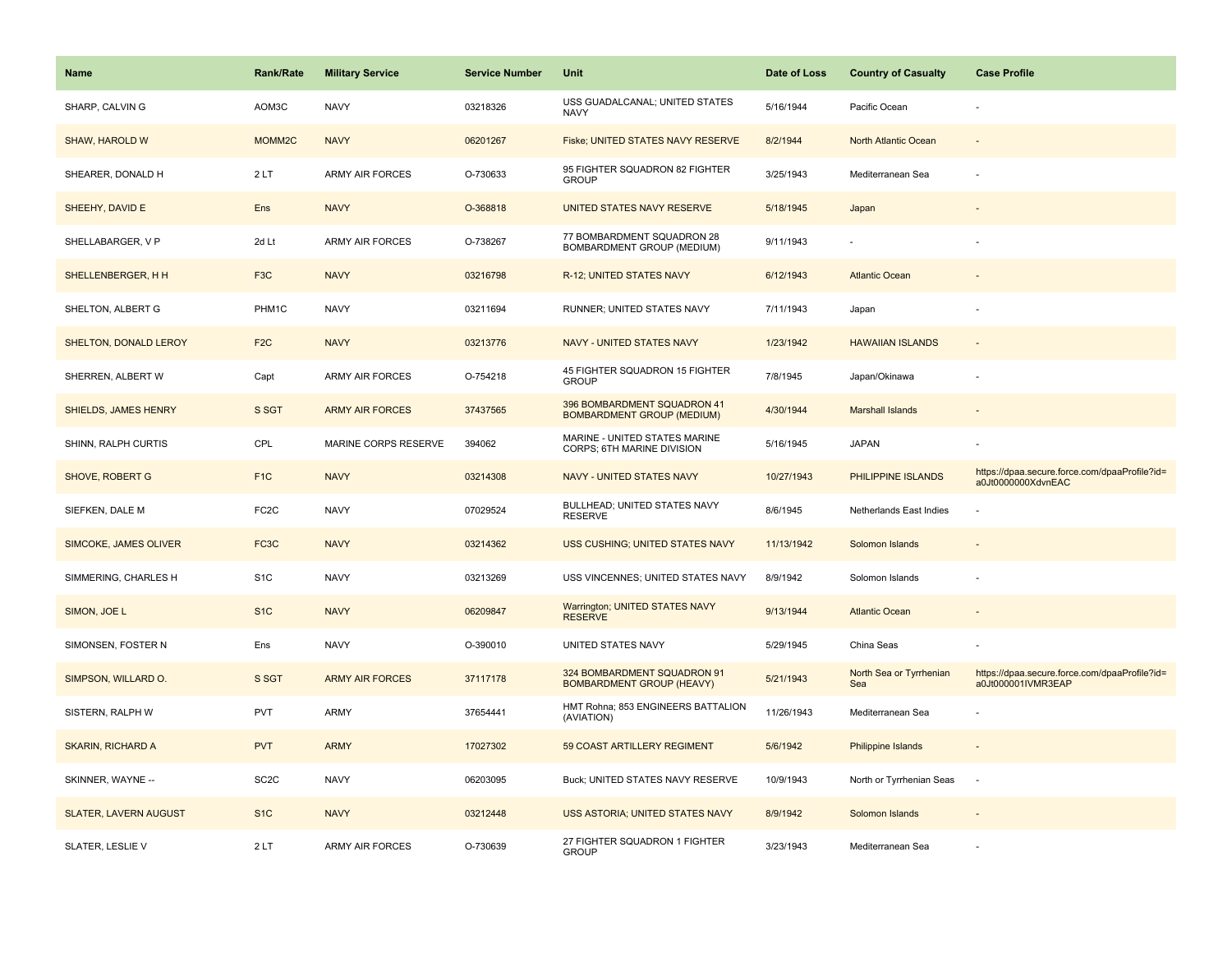| Name | Rank/Rate | Military Service | Service Number | Unit | Date of Loss | Country of Casualty | Case Profile |
|---|---|---|---|---|---|---|---|
| SHARP, CALVIN G | AOM3C | NAVY | 03218326 | USS GUADALCANAL; UNITED STATES NAVY | 5/16/1944 | Pacific Ocean | - |
| SHAW, HAROLD W | MOMM2C | NAVY | 06201267 | Fiske; UNITED STATES NAVY RESERVE | 8/2/1944 | North Atlantic Ocean | - |
| SHEARER, DONALD H | 2 LT | ARMY AIR FORCES | O-730633 | 95 FIGHTER SQUADRON 82 FIGHTER GROUP | 3/25/1943 | Mediterranean Sea | - |
| SHEEHY, DAVID E | Ens | NAVY | O-368818 | UNITED STATES NAVY RESERVE | 5/18/1945 | Japan | - |
| SHELLABARGER, V P | 2d Lt | ARMY AIR FORCES | O-738267 | 77 BOMBARDMENT SQUADRON 28 BOMBARDMENT GROUP (MEDIUM) | 9/11/1943 | - | - |
| SHELLENBERGER, H H | F3C | NAVY | 03216798 | R-12; UNITED STATES NAVY | 6/12/1943 | Atlantic Ocean | - |
| SHELTON, ALBERT G | PHM1C | NAVY | 03211694 | RUNNER; UNITED STATES NAVY | 7/11/1943 | Japan | - |
| SHELTON, DONALD LEROY | F2C | NAVY | 03213776 | NAVY - UNITED STATES NAVY | 1/23/1942 | HAWAIIAN ISLANDS | - |
| SHERREN, ALBERT W | Capt | ARMY AIR FORCES | O-754218 | 45 FIGHTER SQUADRON 15 FIGHTER GROUP | 7/8/1945 | Japan/Okinawa | - |
| SHIELDS, JAMES HENRY | S SGT | ARMY AIR FORCES | 37437565 | 396 BOMBARDMENT SQUADRON 41 BOMBARDMENT GROUP (MEDIUM) | 4/30/1944 | Marshall Islands | - |
| SHINN, RALPH CURTIS | CPL | MARINE CORPS RESERVE | 394062 | MARINE - UNITED STATES MARINE CORPS; 6TH MARINE DIVISION | 5/16/1945 | JAPAN | - |
| SHOVE, ROBERT G | F1C | NAVY | 03214308 | NAVY - UNITED STATES NAVY | 10/27/1943 | PHILIPPINE ISLANDS | https://dpaa.secure.force.com/dpaaProfile?id=a0Jt0000000XdvnEAC |
| SIEFKEN, DALE M | FC2C | NAVY | 07029524 | BULLHEAD; UNITED STATES NAVY RESERVE | 8/6/1945 | Netherlands East Indies | - |
| SIMCOKE, JAMES OLIVER | FC3C | NAVY | 03214362 | USS CUSHING; UNITED STATES NAVY | 11/13/1942 | Solomon Islands | - |
| SIMMERING, CHARLES H | S1C | NAVY | 03213269 | USS VINCENNES; UNITED STATES NAVY | 8/9/1942 | Solomon Islands | - |
| SIMON, JOE L | S1C | NAVY | 06209847 | Warrington; UNITED STATES NAVY RESERVE | 9/13/1944 | Atlantic Ocean | - |
| SIMONSEN, FOSTER N | Ens | NAVY | O-390010 | UNITED STATES NAVY | 5/29/1945 | China Seas | - |
| SIMPSON, WILLARD O. | S SGT | ARMY AIR FORCES | 37117178 | 324 BOMBARDMENT SQUADRON 91 BOMBARDMENT GROUP (HEAVY) | 5/21/1943 | North Sea or Tyrrhenian Sea | https://dpaa.secure.force.com/dpaaProfile?id=a0Jt000001IVMR3EAP |
| SISTERN, RALPH W | PVT | ARMY | 37654441 | HMT Rohna; 853 ENGINEERS BATTALION (AVIATION) | 11/26/1943 | Mediterranean Sea | - |
| SKARIN, RICHARD A | PVT | ARMY | 17027302 | 59 COAST ARTILLERY REGIMENT | 5/6/1942 | Philippine Islands | - |
| SKINNER, WAYNE -- | SC2C | NAVY | 06203095 | Buck; UNITED STATES NAVY RESERVE | 10/9/1943 | North or Tyrrhenian Seas | - |
| SLATER, LAVERN AUGUST | S1C | NAVY | 03212448 | USS ASTORIA; UNITED STATES NAVY | 8/9/1942 | Solomon Islands | - |
| SLATER, LESLIE V | 2 LT | ARMY AIR FORCES | O-730639 | 27 FIGHTER SQUADRON 1 FIGHTER GROUP | 3/23/1943 | Mediterranean Sea | - |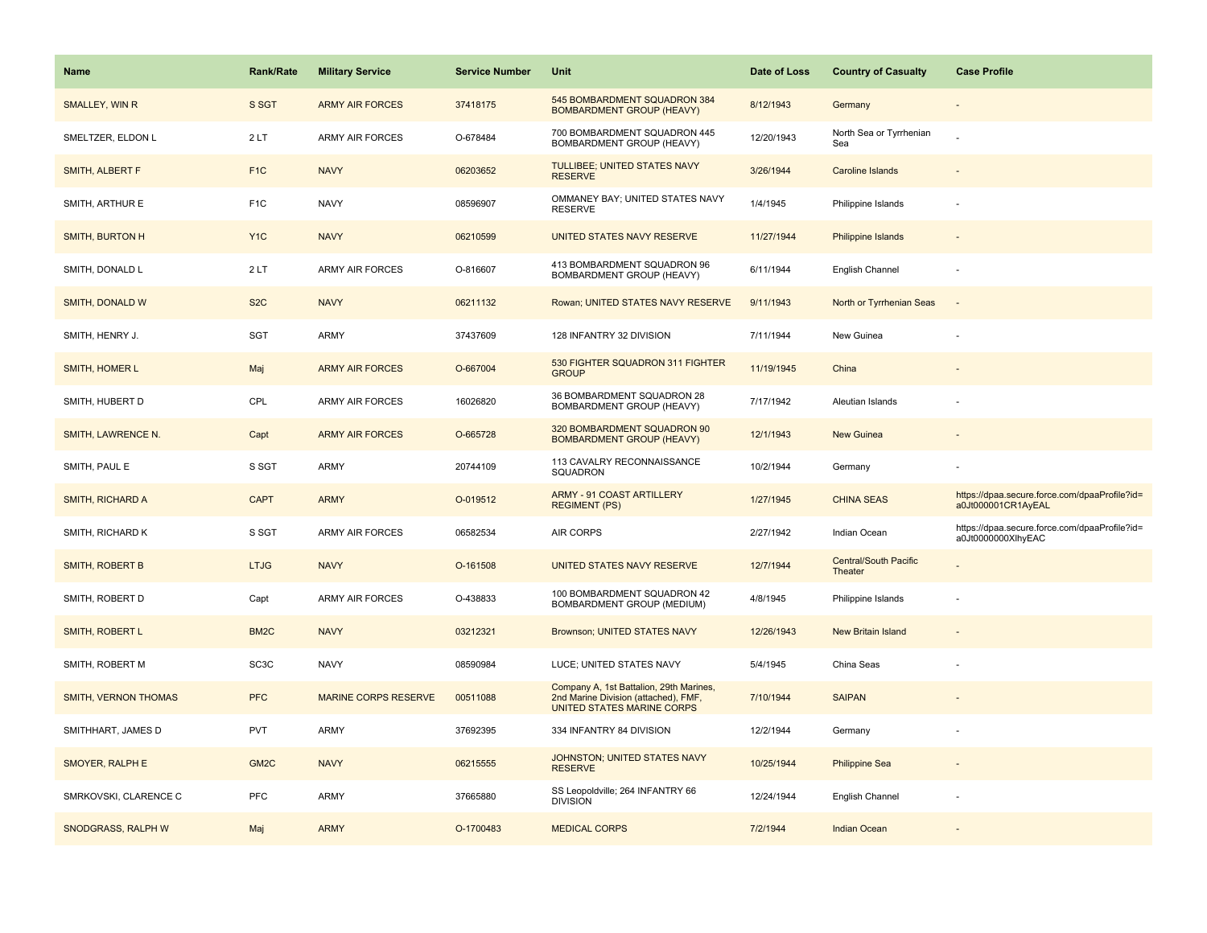| Name | Rank/Rate | Military Service | Service Number | Unit | Date of Loss | Country of Casualty | Case Profile |
| --- | --- | --- | --- | --- | --- | --- | --- |
| SMALLEY, WIN R | S SGT | ARMY AIR FORCES | 37418175 | 545 BOMBARDMENT SQUADRON 384 BOMBARDMENT GROUP (HEAVY) | 8/12/1943 | Germany | - |
| SMELTZER, ELDON L | 2 LT | ARMY AIR FORCES | O-678484 | 700 BOMBARDMENT SQUADRON 445 BOMBARDMENT GROUP (HEAVY) | 12/20/1943 | North Sea or Tyrrhenian Sea | - |
| SMITH, ALBERT F | F1C | NAVY | 06203652 | TULLIBEE; UNITED STATES NAVY RESERVE | 3/26/1944 | Caroline Islands | - |
| SMITH, ARTHUR E | F1C | NAVY | 08596907 | OMMANEY BAY; UNITED STATES NAVY RESERVE | 1/4/1945 | Philippine Islands | - |
| SMITH, BURTON H | Y1C | NAVY | 06210599 | UNITED STATES NAVY RESERVE | 11/27/1944 | Philippine Islands | - |
| SMITH, DONALD L | 2 LT | ARMY AIR FORCES | O-816607 | 413 BOMBARDMENT SQUADRON 96 BOMBARDMENT GROUP (HEAVY) | 6/11/1944 | English Channel | - |
| SMITH, DONALD W | S2C | NAVY | 06211132 | Rowan; UNITED STATES NAVY RESERVE | 9/11/1943 | North or Tyrrhenian Seas | - |
| SMITH, HENRY J. | SGT | ARMY | 37437609 | 128 INFANTRY 32 DIVISION | 7/11/1944 | New Guinea | - |
| SMITH, HOMER L | Maj | ARMY AIR FORCES | O-667004 | 530 FIGHTER SQUADRON 311 FIGHTER GROUP | 11/19/1945 | China | - |
| SMITH, HUBERT D | CPL | ARMY AIR FORCES | 16026820 | 36 BOMBARDMENT SQUADRON 28 BOMBARDMENT GROUP (HEAVY) | 7/17/1942 | Aleutian Islands | - |
| SMITH, LAWRENCE N. | Capt | ARMY AIR FORCES | O-665728 | 320 BOMBARDMENT SQUADRON 90 BOMBARDMENT GROUP (HEAVY) | 12/1/1943 | New Guinea | - |
| SMITH, PAUL E | S SGT | ARMY | 20744109 | 113 CAVALRY RECONNAISSANCE SQUADRON | 10/2/1944 | Germany | - |
| SMITH, RICHARD A | CAPT | ARMY | O-019512 | ARMY - 91 COAST ARTILLERY REGIMENT (PS) | 1/27/1945 | CHINA SEAS | https://dpaa.secure.force.com/dpaaProfile?id=a0Jt000001CR1AyEAL |
| SMITH, RICHARD K | S SGT | ARMY AIR FORCES | 06582534 | AIR CORPS | 2/27/1942 | Indian Ocean | https://dpaa.secure.force.com/dpaaProfile?id=a0Jt0000000XlhyEAC |
| SMITH, ROBERT B | LTJG | NAVY | O-161508 | UNITED STATES NAVY RESERVE | 12/7/1944 | Central/South Pacific Theater | - |
| SMITH, ROBERT D | Capt | ARMY AIR FORCES | O-438833 | 100 BOMBARDMENT SQUADRON 42 BOMBARDMENT GROUP (MEDIUM) | 4/8/1945 | Philippine Islands | - |
| SMITH, ROBERT L | BM2C | NAVY | 03212321 | Brownson; UNITED STATES NAVY | 12/26/1943 | New Britain Island | - |
| SMITH, ROBERT M | SC3C | NAVY | 08590984 | LUCE; UNITED STATES NAVY | 5/4/1945 | China Seas | - |
| SMITH, VERNON THOMAS | PFC | MARINE CORPS RESERVE | 00511088 | Company A, 1st Battalion, 29th Marines, 2nd Marine Division (attached), FMF, UNITED STATES MARINE CORPS | 7/10/1944 | SAIPAN | - |
| SMITHHART, JAMES D | PVT | ARMY | 37692395 | 334 INFANTRY 84 DIVISION | 12/2/1944 | Germany | - |
| SMOYER, RALPH E | GM2C | NAVY | 06215555 | JOHNSTON; UNITED STATES NAVY RESERVE | 10/25/1944 | Philippine Sea | - |
| SMRKOVSKI, CLARENCE C | PFC | ARMY | 37665880 | SS Leopoldville; 264 INFANTRY 66 DIVISION | 12/24/1944 | English Channel | - |
| SNODGRASS, RALPH W | Maj | ARMY | O-1700483 | MEDICAL CORPS | 7/2/1944 | Indian Ocean | - |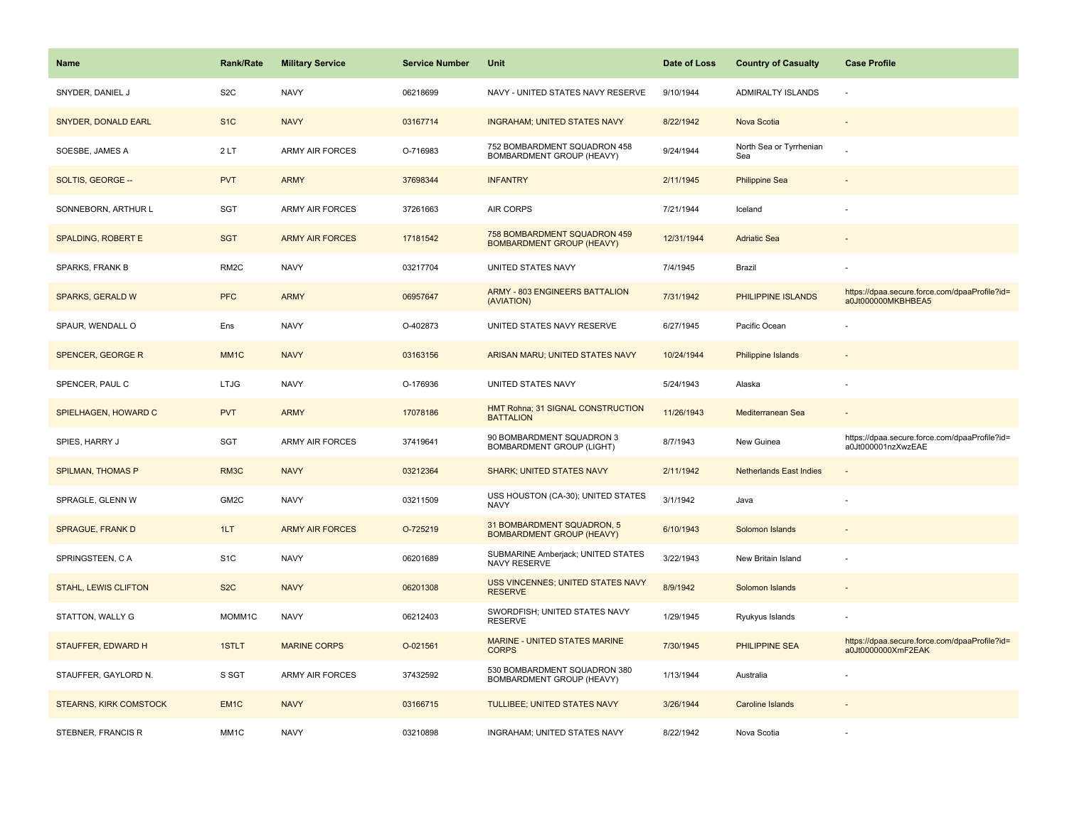| Name | Rank/Rate | Military Service | Service Number | Unit | Date of Loss | Country of Casualty | Case Profile |
|---|---|---|---|---|---|---|---|
| SNYDER, DANIEL J | S2C | NAVY | 06218699 | NAVY - UNITED STATES NAVY RESERVE | 9/10/1944 | ADMIRALTY ISLANDS | - |
| SNYDER, DONALD EARL | S1C | NAVY | 03167714 | INGRAHAM; UNITED STATES NAVY | 8/22/1942 | Nova Scotia | - |
| SOESBE, JAMES A | 2 LT | ARMY AIR FORCES | O-716983 | 752 BOMBARDMENT SQUADRON 458 BOMBARDMENT GROUP (HEAVY) | 9/24/1944 | North Sea or Tyrrhenian Sea | - |
| SOLTIS, GEORGE -- | PVT | ARMY | 37698344 | INFANTRY | 2/11/1945 | Philippine Sea | - |
| SONNEBORN, ARTHUR L | SGT | ARMY AIR FORCES | 37261663 | AIR CORPS | 7/21/1944 | Iceland | - |
| SPALDING, ROBERT E | SGT | ARMY AIR FORCES | 17181542 | 758 BOMBARDMENT SQUADRON 459 BOMBARDMENT GROUP (HEAVY) | 12/31/1944 | Adriatic Sea | - |
| SPARKS, FRANK B | RM2C | NAVY | 03217704 | UNITED STATES NAVY | 7/4/1945 | Brazil | - |
| SPARKS, GERALD W | PFC | ARMY | 06957647 | ARMY - 803 ENGINEERS BATTALION (AVIATION) | 7/31/1942 | PHILIPPINE ISLANDS | https://dpaa.secure.force.com/dpaaProfile?id=a0Jt000000MKBHBEA5 |
| SPAUR, WENDALL O | Ens | NAVY | O-402873 | UNITED STATES NAVY RESERVE | 6/27/1945 | Pacific Ocean | - |
| SPENCER, GEORGE R | MM1C | NAVY | 03163156 | ARISAN MARU; UNITED STATES NAVY | 10/24/1944 | Philippine Islands | - |
| SPENCER, PAUL C | LTJG | NAVY | O-176936 | UNITED STATES NAVY | 5/24/1943 | Alaska | - |
| SPIELHAGEN, HOWARD C | PVT | ARMY | 17078186 | HMT Rohna; 31 SIGNAL CONSTRUCTION BATTALION | 11/26/1943 | Mediterranean Sea | - |
| SPIES, HARRY J | SGT | ARMY AIR FORCES | 37419641 | 90 BOMBARDMENT SQUADRON 3 BOMBARDMENT GROUP (LIGHT) | 8/7/1943 | New Guinea | https://dpaa.secure.force.com/dpaaProfile?id=a0Jt000001nzXwzEAE |
| SPILMAN, THOMAS P | RM3C | NAVY | 03212364 | SHARK; UNITED STATES NAVY | 2/11/1942 | Netherlands East Indies | - |
| SPRAGLE, GLENN W | GM2C | NAVY | 03211509 | USS HOUSTON (CA-30); UNITED STATES NAVY | 3/1/1942 | Java | - |
| SPRAGUE, FRANK D | 1LT | ARMY AIR FORCES | O-725219 | 31 BOMBARDMENT SQUADRON, 5 BOMBARDMENT GROUP (HEAVY) | 6/10/1943 | Solomon Islands | - |
| SPRINGSTEEN, C A | S1C | NAVY | 06201689 | SUBMARINE Amberjack; UNITED STATES NAVY RESERVE | 3/22/1943 | New Britain Island | - |
| STAHL, LEWIS CLIFTON | S2C | NAVY | 06201308 | USS VINCENNES; UNITED STATES NAVY RESERVE | 8/9/1942 | Solomon Islands | - |
| STATTON, WALLY G | MOMM1C | NAVY | 06212403 | SWORDFISH; UNITED STATES NAVY RESERVE | 1/29/1945 | Ryukyus Islands | - |
| STAUFFER, EDWARD H | 1STLT | MARINE CORPS | O-021561 | MARINE - UNITED STATES MARINE CORPS | 7/30/1945 | PHILIPPINE SEA | https://dpaa.secure.force.com/dpaaProfile?id=a0Jt0000000XmF2EAK |
| STAUFFER, GAYLORD N. | S SGT | ARMY AIR FORCES | 37432592 | 530 BOMBARDMENT SQUADRON 380 BOMBARDMENT GROUP (HEAVY) | 1/13/1944 | Australia | - |
| STEARNS, KIRK COMSTOCK | EM1C | NAVY | 03166715 | TULLIBEE; UNITED STATES NAVY | 3/26/1944 | Caroline Islands | - |
| STEBNER, FRANCIS R | MM1C | NAVY | 03210898 | INGRAHAM; UNITED STATES NAVY | 8/22/1942 | Nova Scotia | - |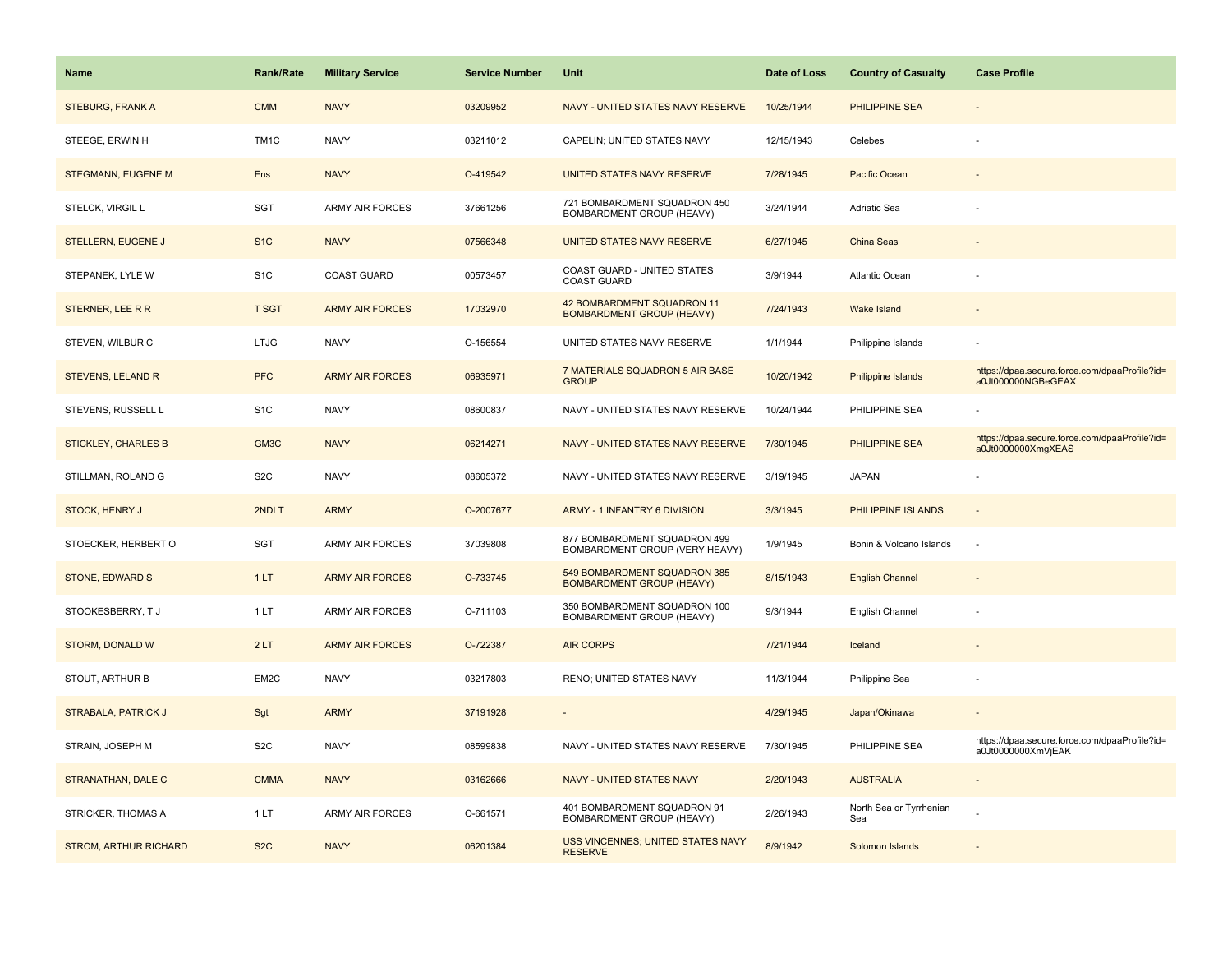| Name | Rank/Rate | Military Service | Service Number | Unit | Date of Loss | Country of Casualty | Case Profile |
|---|---|---|---|---|---|---|---|
| STEBURG, FRANK A | CMM | NAVY | 03209952 | NAVY - UNITED STATES NAVY RESERVE | 10/25/1944 | PHILIPPINE SEA | - |
| STEEGE, ERWIN H | TM1C | NAVY | 03211012 | CAPELIN; UNITED STATES NAVY | 12/15/1943 | Celebes | - |
| STEGMANN, EUGENE M | Ens | NAVY | O-419542 | UNITED STATES NAVY RESERVE | 7/28/1945 | Pacific Ocean | - |
| STELCK, VIRGIL L | SGT | ARMY AIR FORCES | 37661256 | 721 BOMBARDMENT SQUADRON 450 BOMBARDMENT GROUP (HEAVY) | 3/24/1944 | Adriatic Sea | - |
| STELLERN, EUGENE J | S1C | NAVY | 07566348 | UNITED STATES NAVY RESERVE | 6/27/1945 | China Seas | - |
| STEPANEK, LYLE W | S1C | COAST GUARD | 00573457 | COAST GUARD - UNITED STATES COAST GUARD | 3/9/1944 | Atlantic Ocean | - |
| STERNER, LEE R R | T SGT | ARMY AIR FORCES | 17032970 | 42 BOMBARDMENT SQUADRON 11 BOMBARDMENT GROUP (HEAVY) | 7/24/1943 | Wake Island | - |
| STEVEN, WILBUR C | LTJG | NAVY | O-156554 | UNITED STATES NAVY RESERVE | 1/1/1944 | Philippine Islands | - |
| STEVENS, LELAND R | PFC | ARMY AIR FORCES | 06935971 | 7 MATERIALS SQUADRON 5 AIR BASE GROUP | 10/20/1942 | Philippine Islands | https://dpaa.secure.force.com/dpaaProfile?id=a0Jt000000NGBeGEAX |
| STEVENS, RUSSELL L | S1C | NAVY | 08600837 | NAVY - UNITED STATES NAVY RESERVE | 10/24/1944 | PHILIPPINE SEA | - |
| STICKLEY, CHARLES B | GM3C | NAVY | 06214271 | NAVY - UNITED STATES NAVY RESERVE | 7/30/1945 | PHILIPPINE SEA | https://dpaa.secure.force.com/dpaaProfile?id=a0Jt0000000XmgXEAS |
| STILLMAN, ROLAND G | S2C | NAVY | 08605372 | NAVY - UNITED STATES NAVY RESERVE | 3/19/1945 | JAPAN | - |
| STOCK, HENRY J | 2NDLT | ARMY | O-2007677 | ARMY - 1 INFANTRY 6 DIVISION | 3/3/1945 | PHILIPPINE ISLANDS | - |
| STOECKER, HERBERT O | SGT | ARMY AIR FORCES | 37039808 | 877 BOMBARDMENT SQUADRON 499 BOMBARDMENT GROUP (VERY HEAVY) | 1/9/1945 | Bonin & Volcano Islands | - |
| STONE, EDWARD S | 1 LT | ARMY AIR FORCES | O-733745 | 549 BOMBARDMENT SQUADRON 385 BOMBARDMENT GROUP (HEAVY) | 8/15/1943 | English Channel | - |
| STOOKESBERRY, T J | 1 LT | ARMY AIR FORCES | O-711103 | 350 BOMBARDMENT SQUADRON 100 BOMBARDMENT GROUP (HEAVY) | 9/3/1944 | English Channel | - |
| STORM, DONALD W | 2 LT | ARMY AIR FORCES | O-722387 | AIR CORPS | 7/21/1944 | Iceland | - |
| STOUT, ARTHUR B | EM2C | NAVY | 03217803 | RENO; UNITED STATES NAVY | 11/3/1944 | Philippine Sea | - |
| STRABALA, PATRICK J | Sgt | ARMY | 37191928 | - | 4/29/1945 | Japan/Okinawa | - |
| STRAIN, JOSEPH M | S2C | NAVY | 08599838 | NAVY - UNITED STATES NAVY RESERVE | 7/30/1945 | PHILIPPINE SEA | https://dpaa.secure.force.com/dpaaProfile?id=a0Jt0000000XmVjEAK |
| STRANATHAN, DALE C | CMMA | NAVY | 03162666 | NAVY - UNITED STATES NAVY | 2/20/1943 | AUSTRALIA | - |
| STRICKER, THOMAS A | 1 LT | ARMY AIR FORCES | O-661571 | 401 BOMBARDMENT SQUADRON 91 BOMBARDMENT GROUP (HEAVY) | 2/26/1943 | North Sea or Tyrrhenian Sea | - |
| STROM, ARTHUR RICHARD | S2C | NAVY | 06201384 | USS VINCENNES; UNITED STATES NAVY RESERVE | 8/9/1942 | Solomon Islands | - |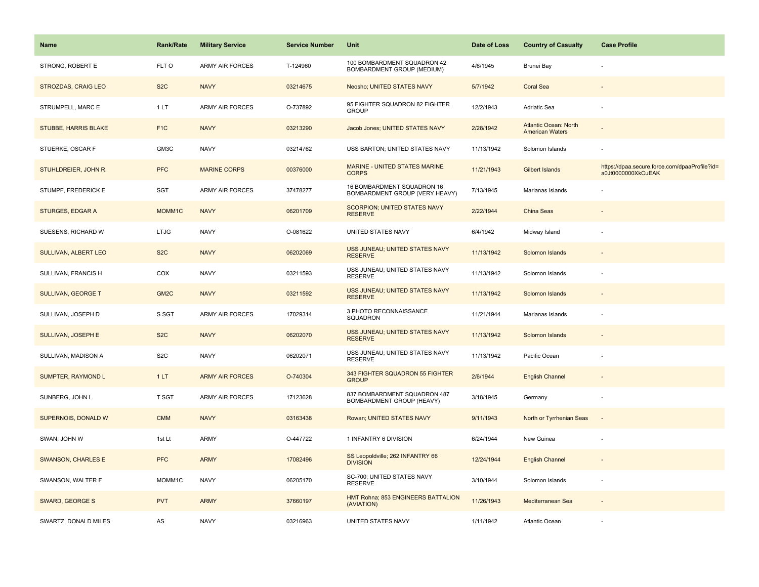| Name | Rank/Rate | Military Service | Service Number | Unit | Date of Loss | Country of Casualty | Case Profile |
|---|---|---|---|---|---|---|---|
| STRONG, ROBERT E | FLT O | ARMY AIR FORCES | T-124960 | 100 BOMBARDMENT SQUADRON 42 BOMBARDMENT GROUP (MEDIUM) | 4/6/1945 | Brunei Bay | - |
| STROZDAS, CRAIG LEO | S2C | NAVY | 03214675 | Neosho; UNITED STATES NAVY | 5/7/1942 | Coral Sea | - |
| STRUMPELL, MARC E | 1 LT | ARMY AIR FORCES | O-737892 | 95 FIGHTER SQUADRON 82 FIGHTER GROUP | 12/2/1943 | Adriatic Sea | - |
| STUBBE, HARRIS BLAKE | F1C | NAVY | 03213290 | Jacob Jones; UNITED STATES NAVY | 2/28/1942 | Atlantic Ocean: North American Waters | - |
| STUERKE, OSCAR F | GM3C | NAVY | 03214762 | USS BARTON; UNITED STATES NAVY | 11/13/1942 | Solomon Islands | - |
| STUHLDREIER, JOHN R. | PFC | MARINE CORPS | 00376000 | MARINE - UNITED STATES MARINE CORPS | 11/21/1943 | Gilbert Islands | https://dpaa.secure.force.com/dpaaProfile?id=a0Jt0000000XkCuEAK |
| STUMPF, FREDERICK E | SGT | ARMY AIR FORCES | 37478277 | 16 BOMBARDMENT SQUADRON 16 BOMBARDMENT GROUP (VERY HEAVY) | 7/13/1945 | Marianas Islands | - |
| STURGES, EDGAR A | MOMM1C | NAVY | 06201709 | SCORPION; UNITED STATES NAVY RESERVE | 2/22/1944 | China Seas | - |
| SUESENS, RICHARD W | LTJG | NAVY | O-081622 | UNITED STATES NAVY | 6/4/1942 | Midway Island | - |
| SULLIVAN, ALBERT LEO | S2C | NAVY | 06202069 | USS JUNEAU; UNITED STATES NAVY RESERVE | 11/13/1942 | Solomon Islands | - |
| SULLIVAN, FRANCIS H | COX | NAVY | 03211593 | USS JUNEAU; UNITED STATES NAVY RESERVE | 11/13/1942 | Solomon Islands | - |
| SULLIVAN, GEORGE T | GM2C | NAVY | 03211592 | USS JUNEAU; UNITED STATES NAVY RESERVE | 11/13/1942 | Solomon Islands | - |
| SULLIVAN, JOSEPH D | S SGT | ARMY AIR FORCES | 17029314 | 3 PHOTO RECONNAISSANCE SQUADRON | 11/21/1944 | Marianas Islands | - |
| SULLIVAN, JOSEPH E | S2C | NAVY | 06202070 | USS JUNEAU; UNITED STATES NAVY RESERVE | 11/13/1942 | Solomon Islands | - |
| SULLIVAN, MADISON A | S2C | NAVY | 06202071 | USS JUNEAU; UNITED STATES NAVY RESERVE | 11/13/1942 | Pacific Ocean | - |
| SUMPTER, RAYMOND L | 1 LT | ARMY AIR FORCES | O-740304 | 343 FIGHTER SQUADRON 55 FIGHTER GROUP | 2/6/1944 | English Channel | - |
| SUNBERG, JOHN L. | T SGT | ARMY AIR FORCES | 17123628 | 837 BOMBARDMENT SQUADRON 487 BOMBARDMENT GROUP (HEAVY) | 3/18/1945 | Germany | - |
| SUPERNOIS, DONALD W | CMM | NAVY | 03163438 | Rowan; UNITED STATES NAVY | 9/11/1943 | North or Tyrrhenian Seas | - |
| SWAN, JOHN W | 1st Lt | ARMY | O-447722 | 1 INFANTRY 6 DIVISION | 6/24/1944 | New Guinea | - |
| SWANSON, CHARLES E | PFC | ARMY | 17082496 | SS Leopoldville; 262 INFANTRY 66 DIVISION | 12/24/1944 | English Channel | - |
| SWANSON, WALTER F | MOMM1C | NAVY | 06205170 | SC-700; UNITED STATES NAVY RESERVE | 3/10/1944 | Solomon Islands | - |
| SWARD, GEORGE S | PVT | ARMY | 37660197 | HMT Rohna; 853 ENGINEERS BATTALION (AVIATION) | 11/26/1943 | Mediterranean Sea | - |
| SWARTZ, DONALD MILES | AS | NAVY | 03216963 | UNITED STATES NAVY | 1/11/1942 | Atlantic Ocean | - |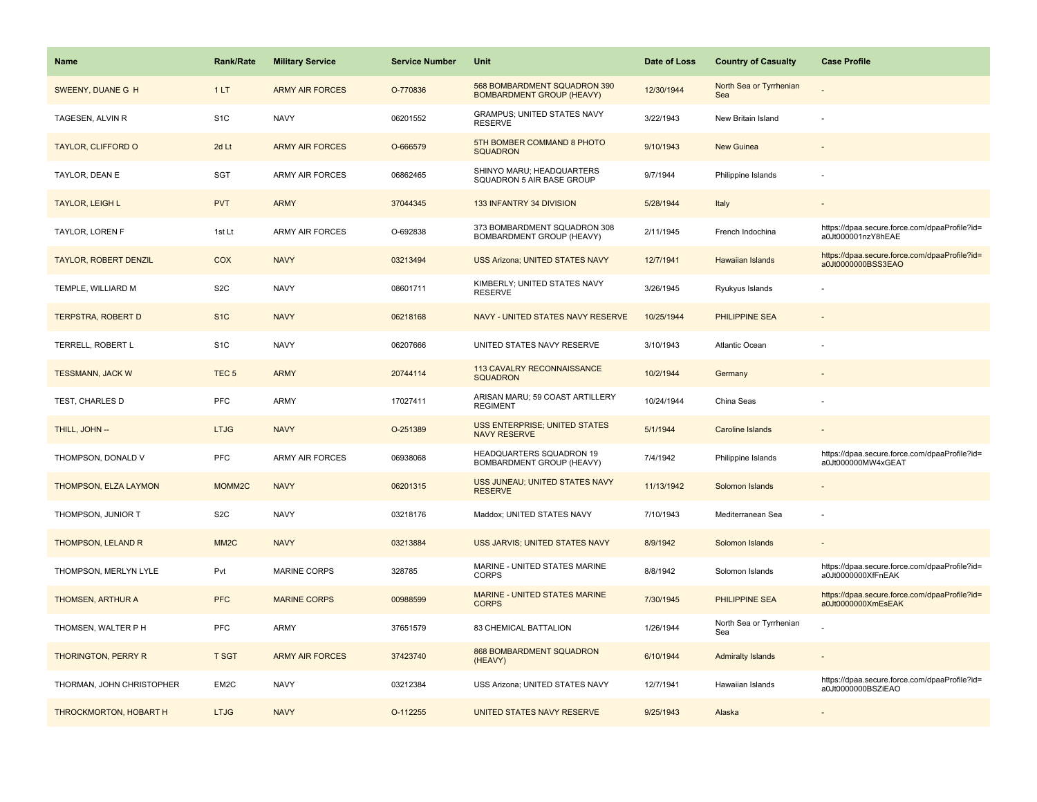| Name | Rank/Rate | Military Service | Service Number | Unit | Date of Loss | Country of Casualty | Case Profile |
| --- | --- | --- | --- | --- | --- | --- | --- |
| SWEENY, DUANE G H | 1 LT | ARMY AIR FORCES | O-770836 | 568 BOMBARDMENT SQUADRON 390 BOMBARDMENT GROUP (HEAVY) | 12/30/1944 | North Sea or Tyrrhenian Sea | - |
| TAGESEN, ALVIN R | S1C | NAVY | 06201552 | GRAMPUS; UNITED STATES NAVY RESERVE | 3/22/1943 | New Britain Island | - |
| TAYLOR, CLIFFORD O | 2d Lt | ARMY AIR FORCES | O-666579 | 5TH BOMBER COMMAND 8 PHOTO SQUADRON | 9/10/1943 | New Guinea | - |
| TAYLOR, DEAN E | SGT | ARMY AIR FORCES | 06862465 | SHINYO MARU; HEADQUARTERS SQUADRON 5 AIR BASE GROUP | 9/7/1944 | Philippine Islands | - |
| TAYLOR, LEIGH L | PVT | ARMY | 37044345 | 133 INFANTRY 34 DIVISION | 5/28/1944 | Italy | - |
| TAYLOR, LOREN F | 1st Lt | ARMY AIR FORCES | O-692838 | 373 BOMBARDMENT SQUADRON 308 BOMBARDMENT GROUP (HEAVY) | 2/11/1945 | French Indochina | https://dpaa.secure.force.com/dpaaProfile?id=a0Jt000001nzY8hEAE |
| TAYLOR, ROBERT DENZIL | COX | NAVY | 03213494 | USS Arizona; UNITED STATES NAVY | 12/7/1941 | Hawaiian Islands | https://dpaa.secure.force.com/dpaaProfile?id=a0Jt0000000BSS3EAO |
| TEMPLE, WILLIARD M | S2C | NAVY | 08601711 | KIMBERLY; UNITED STATES NAVY RESERVE | 3/26/1945 | Ryukyus Islands | - |
| TERPSTRA, ROBERT D | S1C | NAVY | 06218168 | NAVY - UNITED STATES NAVY RESERVE | 10/25/1944 | PHILIPPINE SEA | - |
| TERRELL, ROBERT L | S1C | NAVY | 06207666 | UNITED STATES NAVY RESERVE | 3/10/1943 | Atlantic Ocean | - |
| TESSMANN, JACK W | TEC 5 | ARMY | 20744114 | 113 CAVALRY RECONNAISSANCE SQUADRON | 10/2/1944 | Germany | - |
| TEST, CHARLES D | PFC | ARMY | 17027411 | ARISAN MARU; 59 COAST ARTILLERY REGIMENT | 10/24/1944 | China Seas | - |
| THILL, JOHN -- | LTJG | NAVY | O-251389 | USS ENTERPRISE; UNITED STATES NAVY RESERVE | 5/1/1944 | Caroline Islands | - |
| THOMPSON, DONALD V | PFC | ARMY AIR FORCES | 06938068 | HEADQUARTERS SQUADRON 19 BOMBARDMENT GROUP (HEAVY) | 7/4/1942 | Philippine Islands | https://dpaa.secure.force.com/dpaaProfile?id=a0Jt000000MW4xGEAT |
| THOMPSON, ELZA LAYMON | MOMM2C | NAVY | 06201315 | USS JUNEAU; UNITED STATES NAVY RESERVE | 11/13/1942 | Solomon Islands | - |
| THOMPSON, JUNIOR T | S2C | NAVY | 03218176 | Maddox; UNITED STATES NAVY | 7/10/1943 | Mediterranean Sea | - |
| THOMPSON, LELAND R | MM2C | NAVY | 03213884 | USS JARVIS; UNITED STATES NAVY | 8/9/1942 | Solomon Islands | - |
| THOMPSON, MERLYN LYLE | Pvt | MARINE CORPS | 328785 | MARINE - UNITED STATES MARINE CORPS | 8/8/1942 | Solomon Islands | https://dpaa.secure.force.com/dpaaProfile?id=a0Jt0000000XfFnEAK |
| THOMSEN, ARTHUR A | PFC | MARINE CORPS | 00988599 | MARINE - UNITED STATES MARINE CORPS | 7/30/1945 | PHILIPPINE SEA | https://dpaa.secure.force.com/dpaaProfile?id=a0Jt0000000XmEsEAK |
| THOMSEN, WALTER P H | PFC | ARMY | 37651579 | 83 CHEMICAL BATTALION | 1/26/1944 | North Sea or Tyrrhenian Sea | - |
| THORINGTON, PERRY R | T SGT | ARMY AIR FORCES | 37423740 | 868 BOMBARDMENT SQUADRON (HEAVY) | 6/10/1944 | Admiralty Islands | - |
| THORMAN, JOHN CHRISTOPHER | EM2C | NAVY | 03212384 | USS Arizona; UNITED STATES NAVY | 12/7/1941 | Hawaiian Islands | https://dpaa.secure.force.com/dpaaProfile?id=a0Jt0000000BSZiEAO |
| THROCKMORTON, HOBART H | LTJG | NAVY | O-112255 | UNITED STATES NAVY RESERVE | 9/25/1943 | Alaska | - |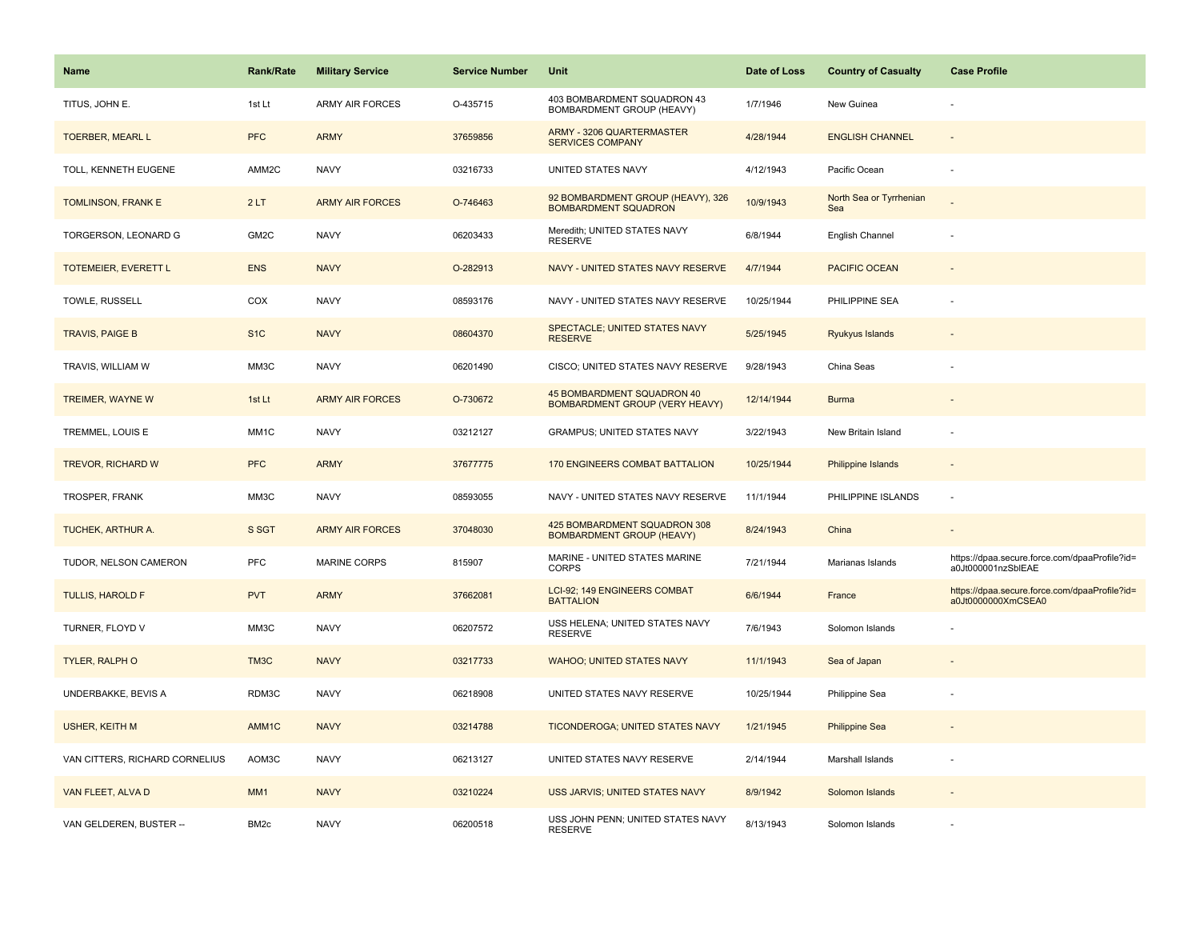| Name | Rank/Rate | Military Service | Service Number | Unit | Date of Loss | Country of Casualty | Case Profile |
|---|---|---|---|---|---|---|---|
| TITUS, JOHN E. | 1st Lt | ARMY AIR FORCES | O-435715 | 403 BOMBARDMENT SQUADRON 43 BOMBARDMENT GROUP (HEAVY) | 1/7/1946 | New Guinea | - |
| TOERBER, MEARL L | PFC | ARMY | 37659856 | ARMY - 3206 QUARTERMASTER SERVICES COMPANY | 4/28/1944 | ENGLISH CHANNEL | - |
| TOLL, KENNETH EUGENE | AMM2C | NAVY | 03216733 | UNITED STATES NAVY | 4/12/1943 | Pacific Ocean | - |
| TOMLINSON, FRANK E | 2 LT | ARMY AIR FORCES | O-746463 | 92 BOMBARDMENT GROUP (HEAVY), 326 BOMBARDMENT SQUADRON | 10/9/1943 | North Sea or Tyrrhenian Sea | - |
| TORGERSON, LEONARD G | GM2C | NAVY | 06203433 | Meredith; UNITED STATES NAVY RESERVE | 6/8/1944 | English Channel | - |
| TOTEMEIER, EVERETT L | ENS | NAVY | O-282913 | NAVY - UNITED STATES NAVY RESERVE | 4/7/1944 | PACIFIC OCEAN | - |
| TOWLE, RUSSELL | COX | NAVY | 08593176 | NAVY - UNITED STATES NAVY RESERVE | 10/25/1944 | PHILIPPINE SEA | - |
| TRAVIS, PAIGE B | S1C | NAVY | 08604370 | SPECTACLE; UNITED STATES NAVY RESERVE | 5/25/1945 | Ryukyus Islands | - |
| TRAVIS, WILLIAM W | MM3C | NAVY | 06201490 | CISCO; UNITED STATES NAVY RESERVE | 9/28/1943 | China Seas | - |
| TREIMER, WAYNE W | 1st Lt | ARMY AIR FORCES | O-730672 | 45 BOMBARDMENT SQUADRON 40 BOMBARDMENT GROUP (VERY HEAVY) | 12/14/1944 | Burma | - |
| TREMMEL, LOUIS E | MM1C | NAVY | 03212127 | GRAMPUS; UNITED STATES NAVY | 3/22/1943 | New Britain Island | - |
| TREVOR, RICHARD W | PFC | ARMY | 37677775 | 170 ENGINEERS COMBAT BATTALION | 10/25/1944 | Philippine Islands | - |
| TROSPER, FRANK | MM3C | NAVY | 08593055 | NAVY - UNITED STATES NAVY RESERVE | 11/1/1944 | PHILIPPINE ISLANDS | - |
| TUCHEK, ARTHUR A. | S SGT | ARMY AIR FORCES | 37048030 | 425 BOMBARDMENT SQUADRON 308 BOMBARDMENT GROUP (HEAVY) | 8/24/1943 | China | - |
| TUDOR, NELSON CAMERON | PFC | MARINE CORPS | 815907 | MARINE - UNITED STATES MARINE CORPS | 7/21/1944 | Marianas Islands | https://dpaa.secure.force.com/dpaaProfile?id=a0Jt000001nzSblEAE |
| TULLIS, HAROLD F | PVT | ARMY | 37662081 | LCI-92; 149 ENGINEERS COMBAT BATTALION | 6/6/1944 | France | https://dpaa.secure.force.com/dpaaProfile?id=a0Jt0000000XmCSEA0 |
| TURNER, FLOYD V | MM3C | NAVY | 06207572 | USS HELENA; UNITED STATES NAVY RESERVE | 7/6/1943 | Solomon Islands | - |
| TYLER, RALPH O | TM3C | NAVY | 03217733 | WAHOO; UNITED STATES NAVY | 11/1/1943 | Sea of Japan | - |
| UNDERBAKKE, BEVIS A | RDM3C | NAVY | 06218908 | UNITED STATES NAVY RESERVE | 10/25/1944 | Philippine Sea | - |
| USHER, KEITH M | AMM1C | NAVY | 03214788 | TICONDEROGA; UNITED STATES NAVY | 1/21/1945 | Philippine Sea | - |
| VAN CITTERS, RICHARD CORNELIUS | AOM3C | NAVY | 06213127 | UNITED STATES NAVY RESERVE | 2/14/1944 | Marshall Islands | - |
| VAN FLEET, ALVA D | MM1 | NAVY | 03210224 | USS JARVIS; UNITED STATES NAVY | 8/9/1942 | Solomon Islands | - |
| VAN GELDEREN, BUSTER -- | BM2c | NAVY | 06200518 | USS JOHN PENN; UNITED STATES NAVY RESERVE | 8/13/1943 | Solomon Islands | - |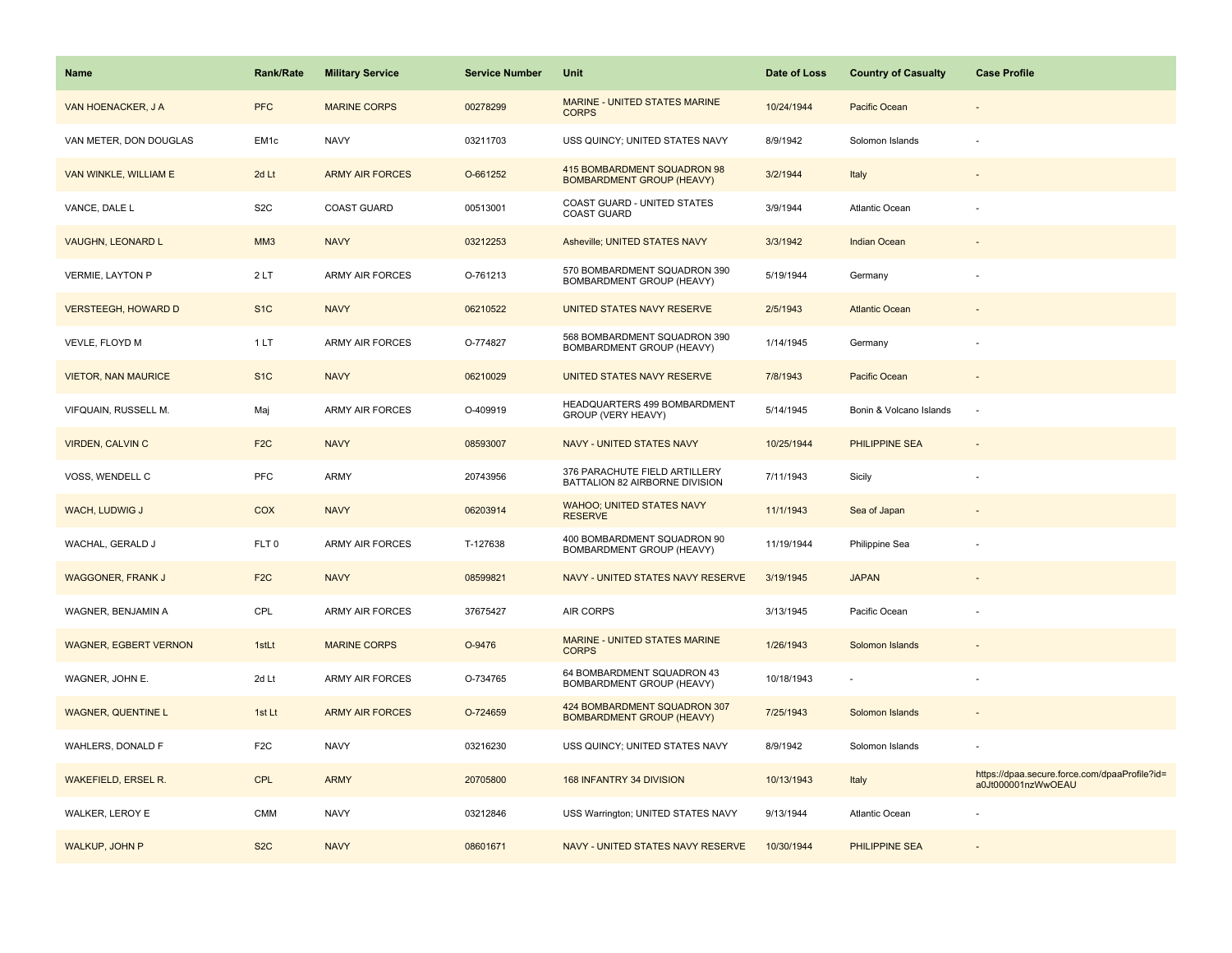| Name | Rank/Rate | Military Service | Service Number | Unit | Date of Loss | Country of Casualty | Case Profile |
|---|---|---|---|---|---|---|---|
| VAN HOENACKER, J A | PFC | MARINE CORPS | 00278299 | MARINE - UNITED STATES MARINE CORPS | 10/24/1944 | Pacific Ocean | - |
| VAN METER, DON DOUGLAS | EM1c | NAVY | 03211703 | USS QUINCY; UNITED STATES NAVY | 8/9/1942 | Solomon Islands | - |
| VAN WINKLE, WILLIAM E | 2d Lt | ARMY AIR FORCES | O-661252 | 415 BOMBARDMENT SQUADRON 98 BOMBARDMENT GROUP (HEAVY) | 3/2/1944 | Italy | - |
| VANCE, DALE L | S2C | COAST GUARD | 00513001 | COAST GUARD - UNITED STATES COAST GUARD | 3/9/1944 | Atlantic Ocean | - |
| VAUGHN, LEONARD L | MM3 | NAVY | 03212253 | Asheville; UNITED STATES NAVY | 3/3/1942 | Indian Ocean | - |
| VERMIE, LAYTON P | 2 LT | ARMY AIR FORCES | O-761213 | 570 BOMBARDMENT SQUADRON 390 BOMBARDMENT GROUP (HEAVY) | 5/19/1944 | Germany | - |
| VERSTEEGH, HOWARD D | S1C | NAVY | 06210522 | UNITED STATES NAVY RESERVE | 2/5/1943 | Atlantic Ocean | - |
| VEVLE, FLOYD M | 1 LT | ARMY AIR FORCES | O-774827 | 568 BOMBARDMENT SQUADRON 390 BOMBARDMENT GROUP (HEAVY) | 1/14/1945 | Germany | - |
| VIETOR, NAN MAURICE | S1C | NAVY | 06210029 | UNITED STATES NAVY RESERVE | 7/8/1943 | Pacific Ocean | - |
| VIFQUAIN, RUSSELL M. | Maj | ARMY AIR FORCES | O-409919 | HEADQUARTERS 499 BOMBARDMENT GROUP (VERY HEAVY) | 5/14/1945 | Bonin & Volcano Islands | - |
| VIRDEN, CALVIN C | F2C | NAVY | 08593007 | NAVY - UNITED STATES NAVY | 10/25/1944 | PHILIPPINE SEA | - |
| VOSS, WENDELL C | PFC | ARMY | 20743956 | 376 PARACHUTE FIELD ARTILLERY BATTALION 82 AIRBORNE DIVISION | 7/11/1943 | Sicily | - |
| WACH, LUDWIG J | COX | NAVY | 06203914 | WAHOO; UNITED STATES NAVY RESERVE | 11/1/1943 | Sea of Japan | - |
| WACHAL, GERALD J | FLT 0 | ARMY AIR FORCES | T-127638 | 400 BOMBARDMENT SQUADRON 90 BOMBARDMENT GROUP (HEAVY) | 11/19/1944 | Philippine Sea | - |
| WAGGONER, FRANK J | F2C | NAVY | 08599821 | NAVY - UNITED STATES NAVY RESERVE | 3/19/1945 | JAPAN | - |
| WAGNER, BENJAMIN A | CPL | ARMY AIR FORCES | 37675427 | AIR CORPS | 3/13/1945 | Pacific Ocean | - |
| WAGNER, EGBERT VERNON | 1stLt | MARINE CORPS | O-9476 | MARINE - UNITED STATES MARINE CORPS | 1/26/1943 | Solomon Islands | - |
| WAGNER, JOHN E. | 2d Lt | ARMY AIR FORCES | O-734765 | 64 BOMBARDMENT SQUADRON 43 BOMBARDMENT GROUP (HEAVY) | 10/18/1943 | - | - |
| WAGNER, QUENTINE L | 1st Lt | ARMY AIR FORCES | O-724659 | 424 BOMBARDMENT SQUADRON 307 BOMBARDMENT GROUP (HEAVY) | 7/25/1943 | Solomon Islands | - |
| WAHLERS, DONALD F | F2C | NAVY | 03216230 | USS QUINCY; UNITED STATES NAVY | 8/9/1942 | Solomon Islands | - |
| WAKEFIELD, ERSEL R. | CPL | ARMY | 20705800 | 168 INFANTRY 34 DIVISION | 10/13/1943 | Italy | https://dpaa.secure.force.com/dpaaProfile?id=a0Jt000001nzWwOEAU |
| WALKER, LEROY E | CMM | NAVY | 03212846 | USS Warrington; UNITED STATES NAVY | 9/13/1944 | Atlantic Ocean | - |
| WALKUP, JOHN P | S2C | NAVY | 08601671 | NAVY - UNITED STATES NAVY RESERVE | 10/30/1944 | PHILIPPINE SEA | - |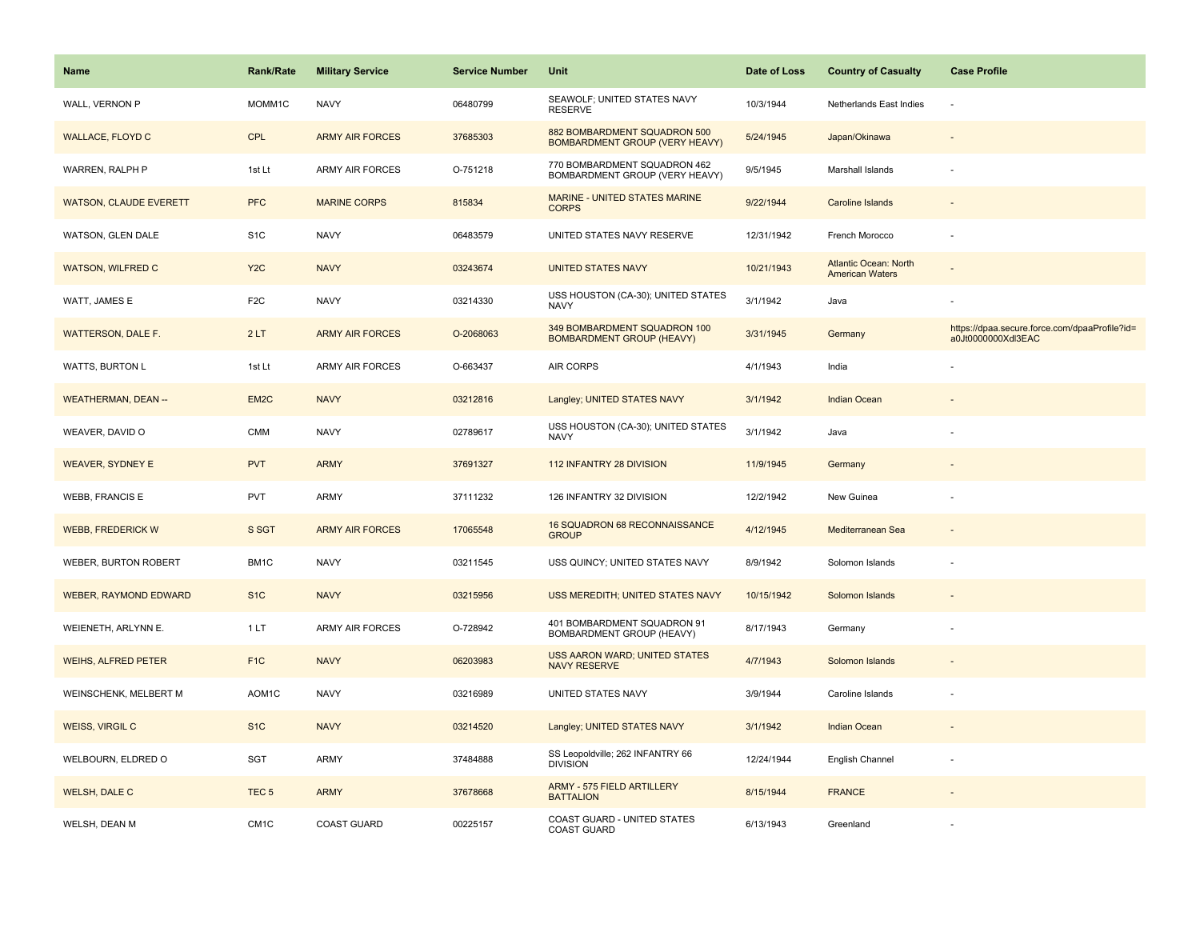| Name | Rank/Rate | Military Service | Service Number | Unit | Date of Loss | Country of Casualty | Case Profile |
|---|---|---|---|---|---|---|---|
| WALL, VERNON P | MOMM1C | NAVY | 06480799 | SEAWOLF; UNITED STATES NAVY RESERVE | 10/3/1944 | Netherlands East Indies | - |
| WALLACE, FLOYD C | CPL | ARMY AIR FORCES | 37685303 | 882 BOMBARDMENT SQUADRON 500 BOMBARDMENT GROUP (VERY HEAVY) | 5/24/1945 | Japan/Okinawa | - |
| WARREN, RALPH P | 1st Lt | ARMY AIR FORCES | O-751218 | 770 BOMBARDMENT SQUADRON 462 BOMBARDMENT GROUP (VERY HEAVY) | 9/5/1945 | Marshall Islands | - |
| WATSON, CLAUDE EVERETT | PFC | MARINE CORPS | 815834 | MARINE - UNITED STATES MARINE CORPS | 9/22/1944 | Caroline Islands | - |
| WATSON, GLEN DALE | S1C | NAVY | 06483579 | UNITED STATES NAVY RESERVE | 12/31/1942 | French Morocco | - |
| WATSON, WILFRED C | Y2C | NAVY | 03243674 | UNITED STATES NAVY | 10/21/1943 | Atlantic Ocean: North American Waters | - |
| WATT, JAMES E | F2C | NAVY | 03214330 | USS HOUSTON (CA-30); UNITED STATES NAVY | 3/1/1942 | Java | - |
| WATTERSON, DALE F. | 2 LT | ARMY AIR FORCES | O-2068063 | 349 BOMBARDMENT SQUADRON 100 BOMBARDMENT GROUP (HEAVY) | 3/31/1945 | Germany | https://dpaa.secure.force.com/dpaaProfile?id=a0Jt0000000Xdl3EAC |
| WATTS, BURTON L | 1st Lt | ARMY AIR FORCES | O-663437 | AIR CORPS | 4/1/1943 | India | - |
| WEATHERMAN, DEAN -- | EM2C | NAVY | 03212816 | Langley; UNITED STATES NAVY | 3/1/1942 | Indian Ocean | - |
| WEAVER, DAVID O | CMM | NAVY | 02789617 | USS HOUSTON (CA-30); UNITED STATES NAVY | 3/1/1942 | Java | - |
| WEAVER, SYDNEY E | PVT | ARMY | 37691327 | 112 INFANTRY 28 DIVISION | 11/9/1945 | Germany | - |
| WEBB, FRANCIS E | PVT | ARMY | 37111232 | 126 INFANTRY 32 DIVISION | 12/2/1942 | New Guinea | - |
| WEBB, FREDERICK W | S SGT | ARMY AIR FORCES | 17065548 | 16 SQUADRON 68 RECONNAISSANCE GROUP | 4/12/1945 | Mediterranean Sea | - |
| WEBER, BURTON ROBERT | BM1C | NAVY | 03211545 | USS QUINCY; UNITED STATES NAVY | 8/9/1942 | Solomon Islands | - |
| WEBER, RAYMOND EDWARD | S1C | NAVY | 03215956 | USS MEREDITH; UNITED STATES NAVY | 10/15/1942 | Solomon Islands | - |
| WEIENETH, ARLYNN E. | 1 LT | ARMY AIR FORCES | O-728942 | 401 BOMBARDMENT SQUADRON 91 BOMBARDMENT GROUP (HEAVY) | 8/17/1943 | Germany | - |
| WEIHS, ALFRED PETER | F1C | NAVY | 06203983 | USS AARON WARD; UNITED STATES NAVY RESERVE | 4/7/1943 | Solomon Islands | - |
| WEINSCHENK, MELBERT M | AOM1C | NAVY | 03216989 | UNITED STATES NAVY | 3/9/1944 | Caroline Islands | - |
| WEISS, VIRGIL C | S1C | NAVY | 03214520 | Langley; UNITED STATES NAVY | 3/1/1942 | Indian Ocean | - |
| WELBOURN, ELDRED O | SGT | ARMY | 37484888 | SS Leopoldville; 262 INFANTRY 66 DIVISION | 12/24/1944 | English Channel | - |
| WELSH, DALE C | TEC 5 | ARMY | 37678668 | ARMY - 575 FIELD ARTILLERY BATTALION | 8/15/1944 | FRANCE | - |
| WELSH, DEAN M | CM1C | COAST GUARD | 00225157 | COAST GUARD - UNITED STATES COAST GUARD | 6/13/1943 | Greenland | - |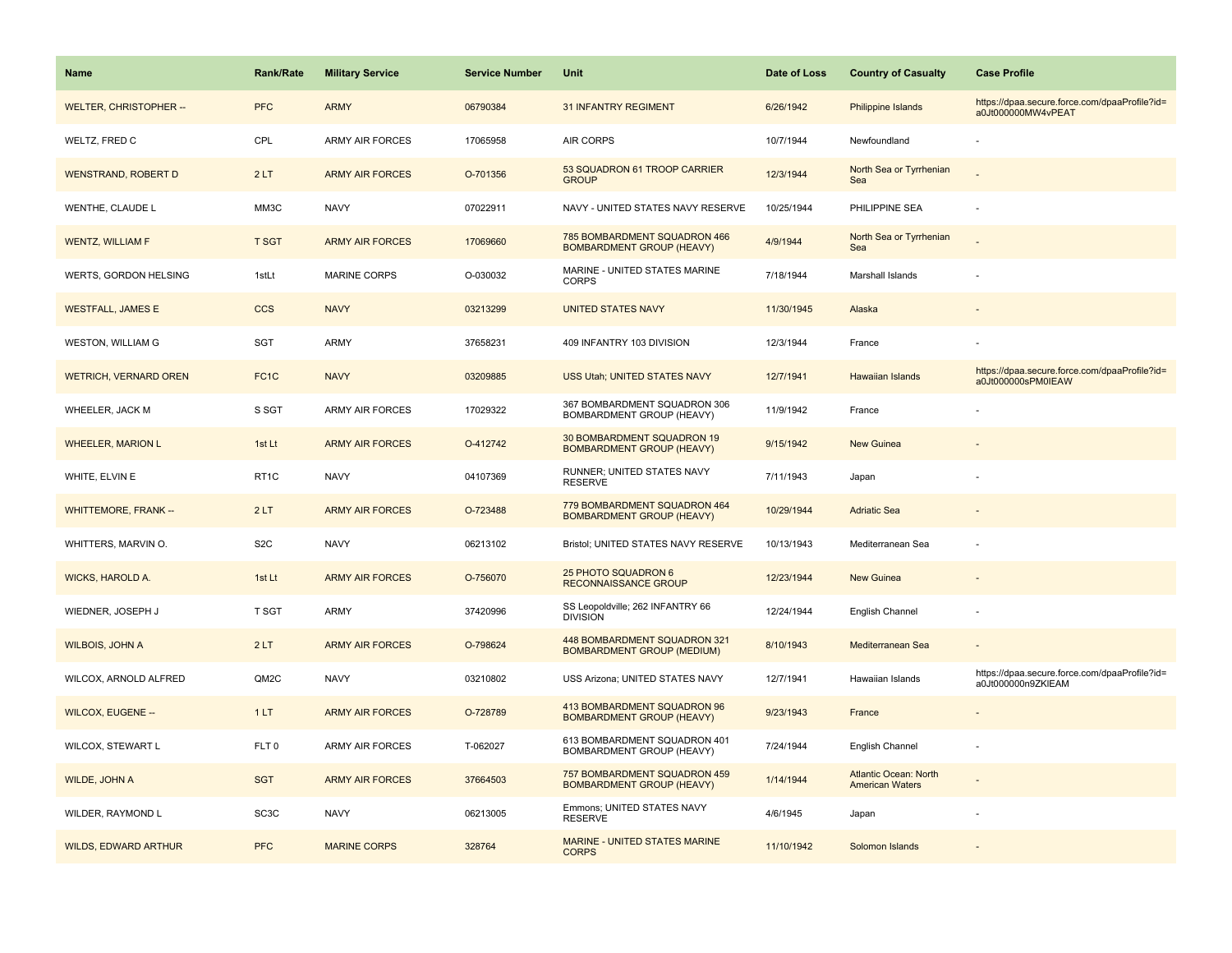| Name | Rank/Rate | Military Service | Service Number | Unit | Date of Loss | Country of Casualty | Case Profile |
| --- | --- | --- | --- | --- | --- | --- | --- |
| WELTER, CHRISTOPHER -- | PFC | ARMY | 06790384 | 31 INFANTRY REGIMENT | 6/26/1942 | Philippine Islands | https://dpaa.secure.force.com/dpaaProfile?id=a0Jt000000MW4vPEAT |
| WELTZ, FRED C | CPL | ARMY AIR FORCES | 17065958 | AIR CORPS | 10/7/1944 | Newfoundland | - |
| WENSTRAND, ROBERT D | 2 LT | ARMY AIR FORCES | O-701356 | 53 SQUADRON 61 TROOP CARRIER GROUP | 12/3/1944 | North Sea or Tyrrhenian Sea | - |
| WENTHE, CLAUDE L | MM3C | NAVY | 07022911 | NAVY - UNITED STATES NAVY RESERVE | 10/25/1944 | PHILIPPINE SEA | - |
| WENTZ, WILLIAM F | T SGT | ARMY AIR FORCES | 17069660 | 785 BOMBARDMENT SQUADRON 466 BOMBARDMENT GROUP (HEAVY) | 4/9/1944 | North Sea or Tyrrhenian Sea | - |
| WERTS, GORDON HELSING | 1stLt | MARINE CORPS | O-030032 | MARINE - UNITED STATES MARINE CORPS | 7/18/1944 | Marshall Islands | - |
| WESTFALL, JAMES E | CCS | NAVY | 03213299 | UNITED STATES NAVY | 11/30/1945 | Alaska | - |
| WESTON, WILLIAM G | SGT | ARMY | 37658231 | 409 INFANTRY 103 DIVISION | 12/3/1944 | France | - |
| WETRICH, VERNARD OREN | FC1C | NAVY | 03209885 | USS Utah; UNITED STATES NAVY | 12/7/1941 | Hawaiian Islands | https://dpaa.secure.force.com/dpaaProfile?id=a0Jt000000sPM0IEAW |
| WHEELER, JACK M | S SGT | ARMY AIR FORCES | 17029322 | 367 BOMBARDMENT SQUADRON 306 BOMBARDMENT GROUP (HEAVY) | 11/9/1942 | France | - |
| WHEELER, MARION L | 1st Lt | ARMY AIR FORCES | O-412742 | 30 BOMBARDMENT SQUADRON 19 BOMBARDMENT GROUP (HEAVY) | 9/15/1942 | New Guinea | - |
| WHITE, ELVIN E | RT1C | NAVY | 04107369 | RUNNER; UNITED STATES NAVY RESERVE | 7/11/1943 | Japan | - |
| WHITTEMORE, FRANK -- | 2 LT | ARMY AIR FORCES | O-723488 | 779 BOMBARDMENT SQUADRON 464 BOMBARDMENT GROUP (HEAVY) | 10/29/1944 | Adriatic Sea | - |
| WHITTERS, MARVIN O. | S2C | NAVY | 06213102 | Bristol; UNITED STATES NAVY RESERVE | 10/13/1943 | Mediterranean Sea | - |
| WICKS, HAROLD A. | 1st Lt | ARMY AIR FORCES | O-756070 | 25 PHOTO SQUADRON 6 RECONNAISSANCE GROUP | 12/23/1944 | New Guinea | - |
| WIEDNER, JOSEPH J | T SGT | ARMY | 37420996 | SS Leopoldville; 262 INFANTRY 66 DIVISION | 12/24/1944 | English Channel | - |
| WILBOIS, JOHN A | 2 LT | ARMY AIR FORCES | O-798624 | 448 BOMBARDMENT SQUADRON 321 BOMBARDMENT GROUP (MEDIUM) | 8/10/1943 | Mediterranean Sea | - |
| WILCOX, ARNOLD ALFRED | QM2C | NAVY | 03210802 | USS Arizona; UNITED STATES NAVY | 12/7/1941 | Hawaiian Islands | https://dpaa.secure.force.com/dpaaProfile?id=a0Jt000000n9ZKlEAM |
| WILCOX, EUGENE -- | 1 LT | ARMY AIR FORCES | O-728789 | 413 BOMBARDMENT SQUADRON 96 BOMBARDMENT GROUP (HEAVY) | 9/23/1943 | France | - |
| WILCOX, STEWART L | FLT 0 | ARMY AIR FORCES | T-062027 | 613 BOMBARDMENT SQUADRON 401 BOMBARDMENT GROUP (HEAVY) | 7/24/1944 | English Channel | - |
| WILDE, JOHN A | SGT | ARMY AIR FORCES | 37664503 | 757 BOMBARDMENT SQUADRON 459 BOMBARDMENT GROUP (HEAVY) | 1/14/1944 | Atlantic Ocean: North American Waters | - |
| WILDER, RAYMOND L | SC3C | NAVY | 06213005 | Emmons; UNITED STATES NAVY RESERVE | 4/6/1945 | Japan | - |
| WILDS, EDWARD ARTHUR | PFC | MARINE CORPS | 328764 | MARINE - UNITED STATES MARINE CORPS | 11/10/1942 | Solomon Islands | - |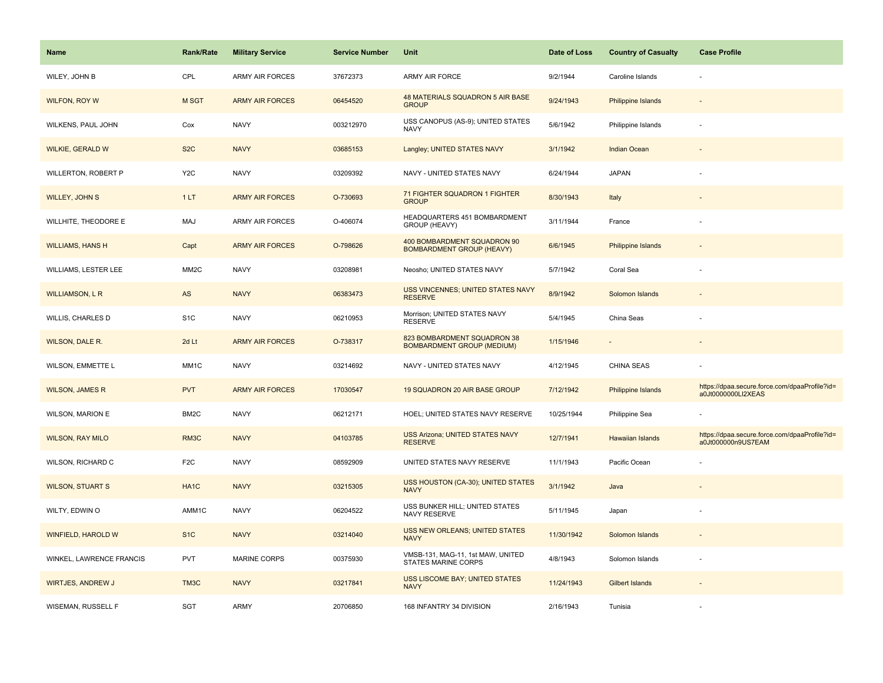| Name | Rank/Rate | Military Service | Service Number | Unit | Date of Loss | Country of Casualty | Case Profile |
| --- | --- | --- | --- | --- | --- | --- | --- |
| WILEY, JOHN B | CPL | ARMY AIR FORCES | 37672373 | ARMY AIR FORCE | 9/2/1944 | Caroline Islands | - |
| WILFON, ROY W | M SGT | ARMY AIR FORCES | 06454520 | 48 MATERIALS SQUADRON 5 AIR BASE GROUP | 9/24/1943 | Philippine Islands | - |
| WILKENS, PAUL JOHN | Cox | NAVY | 003212970 | USS CANOPUS (AS-9); UNITED STATES NAVY | 5/6/1942 | Philippine Islands | - |
| WILKIE, GERALD W | S2C | NAVY | 03685153 | Langley; UNITED STATES NAVY | 3/1/1942 | Indian Ocean | - |
| WILLERTON, ROBERT P | Y2C | NAVY | 03209392 | NAVY - UNITED STATES NAVY | 6/24/1944 | JAPAN | - |
| WILLEY, JOHN S | 1 LT | ARMY AIR FORCES | O-730693 | 71 FIGHTER SQUADRON 1 FIGHTER GROUP | 8/30/1943 | Italy | - |
| WILLHITE, THEODORE E | MAJ | ARMY AIR FORCES | O-406074 | HEADQUARTERS 451 BOMBARDMENT GROUP (HEAVY) | 3/11/1944 | France | - |
| WILLIAMS, HANS H | Capt | ARMY AIR FORCES | O-798626 | 400 BOMBARDMENT SQUADRON 90 BOMBARDMENT GROUP (HEAVY) | 6/6/1945 | Philippine Islands | - |
| WILLIAMS, LESTER LEE | MM2C | NAVY | 03208981 | Neosho; UNITED STATES NAVY | 5/7/1942 | Coral Sea | - |
| WILLIAMSON, L R | AS | NAVY | 06383473 | USS VINCENNES; UNITED STATES NAVY RESERVE | 8/9/1942 | Solomon Islands | - |
| WILLIS, CHARLES D | S1C | NAVY | 06210953 | Morrison; UNITED STATES NAVY RESERVE | 5/4/1945 | China Seas | - |
| WILSON, DALE R. | 2d Lt | ARMY AIR FORCES | O-738317 | 823 BOMBARDMENT SQUADRON 38 BOMBARDMENT GROUP (MEDIUM) | 1/15/1946 | - | - |
| WILSON, EMMETTE L | MM1C | NAVY | 03214692 | NAVY - UNITED STATES NAVY | 4/12/1945 | CHINA SEAS | - |
| WILSON, JAMES R | PVT | ARMY AIR FORCES | 17030547 | 19 SQUADRON 20 AIR BASE GROUP | 7/12/1942 | Philippine Islands | https://dpaa.secure.force.com/dpaaProfile?id=a0Jt0000000LI2XEAS |
| WILSON, MARION E | BM2C | NAVY | 06212171 | HOEL; UNITED STATES NAVY RESERVE | 10/25/1944 | Philippine Sea | - |
| WILSON, RAY MILO | RM3C | NAVY | 04103785 | USS Arizona; UNITED STATES NAVY RESERVE | 12/7/1941 | Hawaiian Islands | https://dpaa.secure.force.com/dpaaProfile?id=a0Jt000000n9US7EAM |
| WILSON, RICHARD C | F2C | NAVY | 08592909 | UNITED STATES NAVY RESERVE | 11/1/1943 | Pacific Ocean | - |
| WILSON, STUART S | HA1C | NAVY | 03215305 | USS HOUSTON (CA-30); UNITED STATES NAVY | 3/1/1942 | Java | - |
| WILTY, EDWIN O | AMM1C | NAVY | 06204522 | USS BUNKER HILL; UNITED STATES NAVY RESERVE | 5/11/1945 | Japan | - |
| WINFIELD, HAROLD W | S1C | NAVY | 03214040 | USS NEW ORLEANS; UNITED STATES NAVY | 11/30/1942 | Solomon Islands | - |
| WINKEL, LAWRENCE FRANCIS | PVT | MARINE CORPS | 00375930 | VMSB-131, MAG-11, 1st MAW, UNITED STATES MARINE CORPS | 4/8/1943 | Solomon Islands | - |
| WIRTJES, ANDREW J | TM3C | NAVY | 03217841 | USS LISCOME BAY; UNITED STATES NAVY | 11/24/1943 | Gilbert Islands | - |
| WISEMAN, RUSSELL F | SGT | ARMY | 20706850 | 168 INFANTRY 34 DIVISION | 2/16/1943 | Tunisia | - |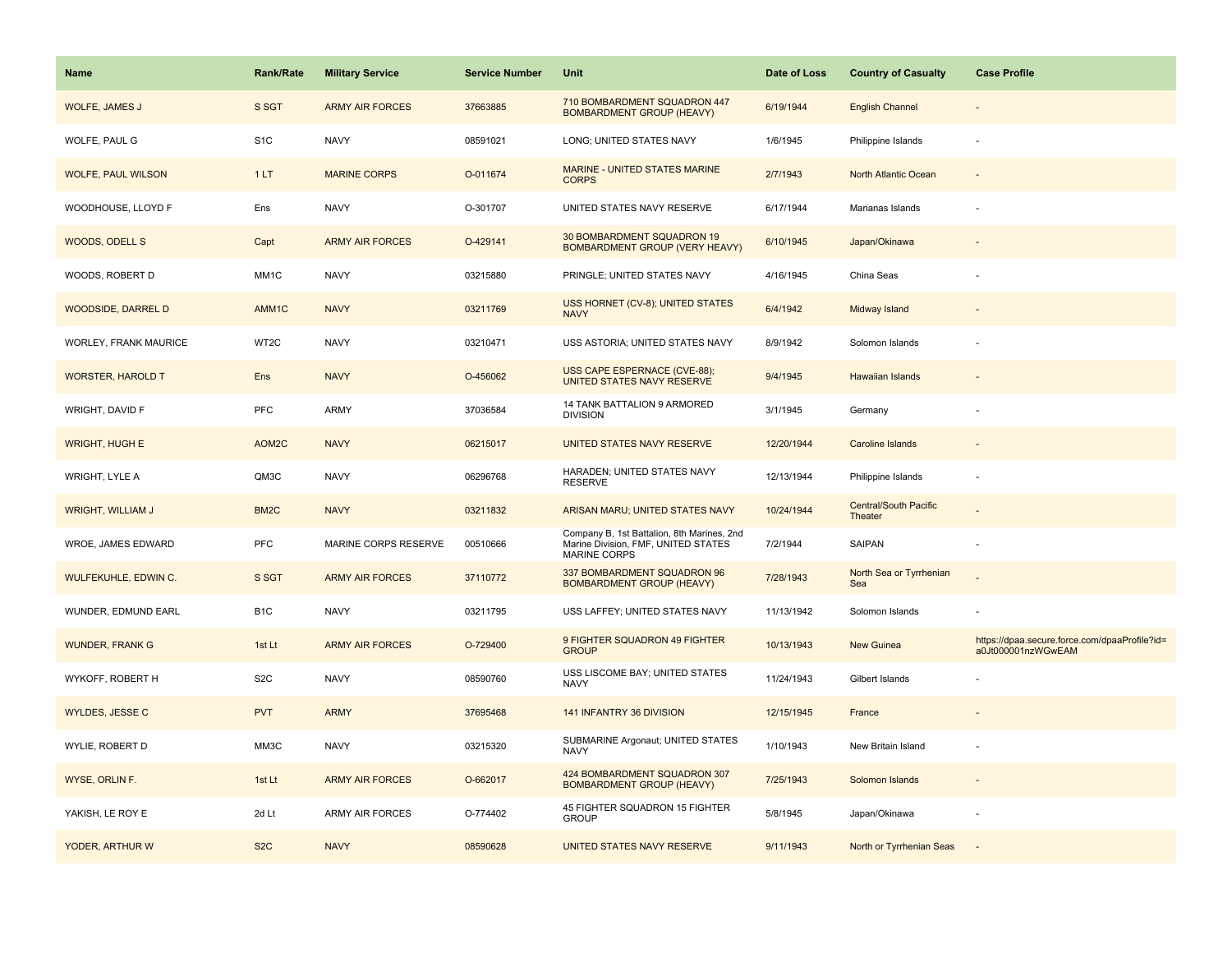| Name | Rank/Rate | Military Service | Service Number | Unit | Date of Loss | Country of Casualty | Case Profile |
| --- | --- | --- | --- | --- | --- | --- | --- |
| WOLFE, JAMES J | S SGT | ARMY AIR FORCES | 37663885 | 710 BOMBARDMENT SQUADRON 447 BOMBARDMENT GROUP (HEAVY) | 6/19/1944 | English Channel | - |
| WOLFE, PAUL G | S1C | NAVY | 08591021 | LONG; UNITED STATES NAVY | 1/6/1945 | Philippine Islands | - |
| WOLFE, PAUL WILSON | 1 LT | MARINE CORPS | O-011674 | MARINE - UNITED STATES MARINE CORPS | 2/7/1943 | North Atlantic Ocean | - |
| WOODHOUSE, LLOYD F | Ens | NAVY | O-301707 | UNITED STATES NAVY RESERVE | 6/17/1944 | Marianas Islands | - |
| WOODS, ODELL S | Capt | ARMY AIR FORCES | O-429141 | 30 BOMBARDMENT SQUADRON 19 BOMBARDMENT GROUP (VERY HEAVY) | 6/10/1945 | Japan/Okinawa | - |
| WOODS, ROBERT D | MM1C | NAVY | 03215880 | PRINGLE; UNITED STATES NAVY | 4/16/1945 | China Seas | - |
| WOODSIDE, DARREL D | AMM1C | NAVY | 03211769 | USS HORNET (CV-8); UNITED STATES NAVY | 6/4/1942 | Midway Island | - |
| WORLEY, FRANK MAURICE | WT2C | NAVY | 03210471 | USS ASTORIA; UNITED STATES NAVY | 8/9/1942 | Solomon Islands | - |
| WORSTER, HAROLD T | Ens | NAVY | O-456062 | USS CAPE ESPERNACE (CVE-88); UNITED STATES NAVY RESERVE | 9/4/1945 | Hawaiian Islands | - |
| WRIGHT, DAVID F | PFC | ARMY | 37036584 | 14 TANK BATTALION 9 ARMORED DIVISION | 3/1/1945 | Germany | - |
| WRIGHT, HUGH E | AOM2C | NAVY | 06215017 | UNITED STATES NAVY RESERVE | 12/20/1944 | Caroline Islands | - |
| WRIGHT, LYLE A | QM3C | NAVY | 06296768 | HARADEN; UNITED STATES NAVY RESERVE | 12/13/1944 | Philippine Islands | - |
| WRIGHT, WILLIAM J | BM2C | NAVY | 03211832 | ARISAN MARU; UNITED STATES NAVY | 10/24/1944 | Central/South Pacific Theater | - |
| WROE, JAMES EDWARD | PFC | MARINE CORPS RESERVE | 00510666 | Company B, 1st Battalion, 8th Marines, 2nd Marine Division, FMF, UNITED STATES MARINE CORPS | 7/2/1944 | SAIPAN | - |
| WULFEKUHLE, EDWIN C. | S SGT | ARMY AIR FORCES | 37110772 | 337 BOMBARDMENT SQUADRON 96 BOMBARDMENT GROUP (HEAVY) | 7/28/1943 | North Sea or Tyrrhenian Sea | - |
| WUNDER, EDMUND EARL | B1C | NAVY | 03211795 | USS LAFFEY; UNITED STATES NAVY | 11/13/1942 | Solomon Islands | - |
| WUNDER, FRANK G | 1st Lt | ARMY AIR FORCES | O-729400 | 9 FIGHTER SQUADRON 49 FIGHTER GROUP | 10/13/1943 | New Guinea | https://dpaa.secure.force.com/dpaaProfile?id=a0Jt000001nzWGwEAM |
| WYKOFF, ROBERT H | S2C | NAVY | 08590760 | USS LISCOME BAY; UNITED STATES NAVY | 11/24/1943 | Gilbert Islands | - |
| WYLDES, JESSE C | PVT | ARMY | 37695468 | 141 INFANTRY 36 DIVISION | 12/15/1945 | France | - |
| WYLIE, ROBERT D | MM3C | NAVY | 03215320 | SUBMARINE Argonaut; UNITED STATES NAVY | 1/10/1943 | New Britain Island | - |
| WYSE, ORLIN F. | 1st Lt | ARMY AIR FORCES | O-662017 | 424 BOMBARDMENT SQUADRON 307 BOMBARDMENT GROUP (HEAVY) | 7/25/1943 | Solomon Islands | - |
| YAKISH, LE ROY E | 2d Lt | ARMY AIR FORCES | O-774402 | 45 FIGHTER SQUADRON 15 FIGHTER GROUP | 5/8/1945 | Japan/Okinawa | - |
| YODER, ARTHUR W | S2C | NAVY | 08590628 | UNITED STATES NAVY RESERVE | 9/11/1943 | North or Tyrrhenian Seas | - |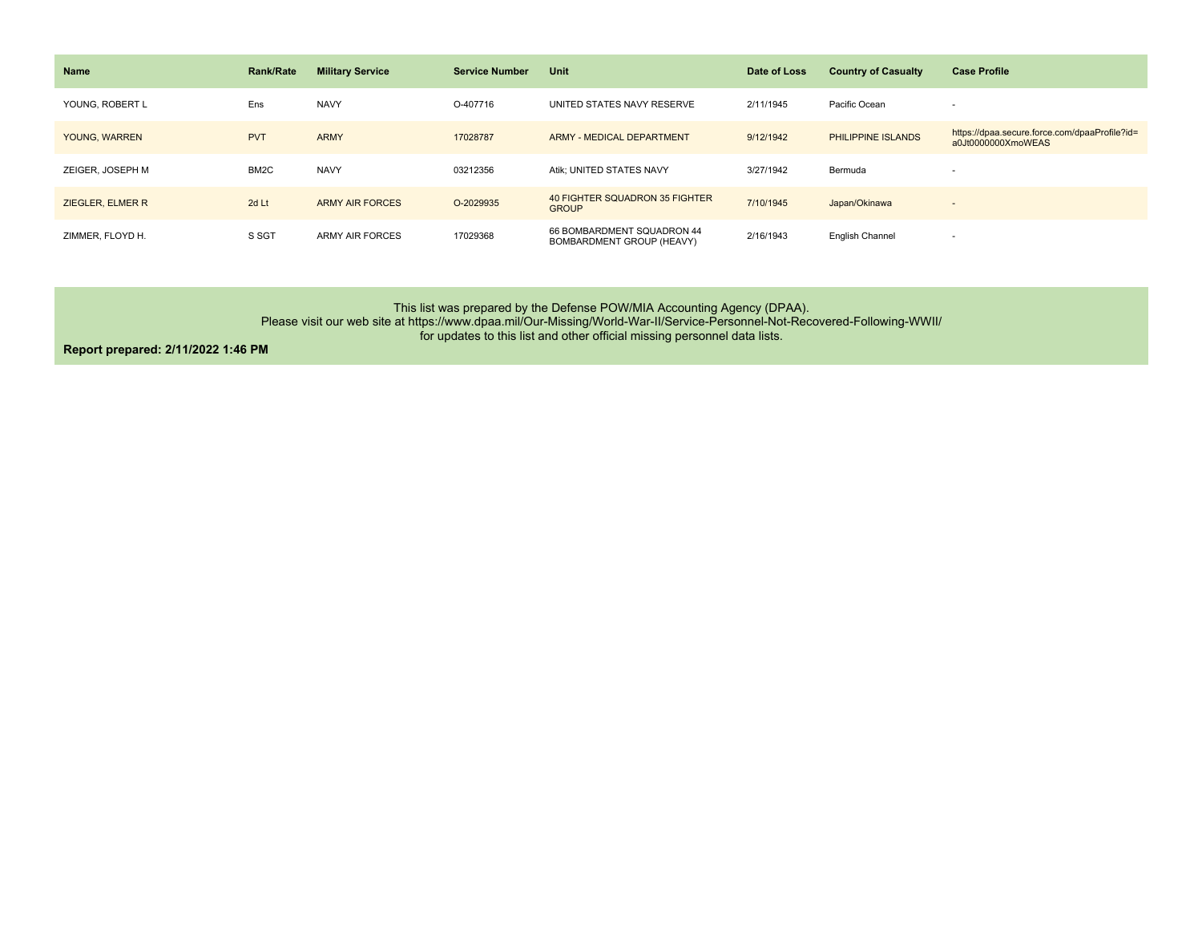| Name | Rank/Rate | Military Service | Service Number | Unit | Date of Loss | Country of Casualty | Case Profile |
|---|---|---|---|---|---|---|---|
| YOUNG, ROBERT L | Ens | NAVY | O-407716 | UNITED STATES NAVY RESERVE | 2/11/1945 | Pacific Ocean | - |
| YOUNG, WARREN | PVT | ARMY | 17028787 | ARMY - MEDICAL DEPARTMENT | 9/12/1942 | PHILIPPINE ISLANDS | https://dpaa.secure.force.com/dpaaProfile?id=a0Jt0000000XmoWEAS |
| ZEIGER, JOSEPH M | BM2C | NAVY | 03212356 | Atik; UNITED STATES NAVY | 3/27/1942 | Bermuda | - |
| ZIEGLER, ELMER R | 2d Lt | ARMY AIR FORCES | O-2029935 | 40 FIGHTER SQUADRON 35 FIGHTER GROUP | 7/10/1945 | Japan/Okinawa | - |
| ZIMMER, FLOYD H. | S SGT | ARMY AIR FORCES | 17029368 | 66 BOMBARDMENT SQUADRON 44 BOMBARDMENT GROUP (HEAVY) | 2/16/1943 | English Channel | - |

This list was prepared by the Defense POW/MIA Accounting Agency (DPAA).
Please visit our web site at https://www.dpaa.mil/Our-Missing/World-War-II/Service-Personnel-Not-Recovered-Following-WWII/
for updates to this list and other official missing personnel data lists.

**Report prepared: 2/11/2022 1:46 PM**